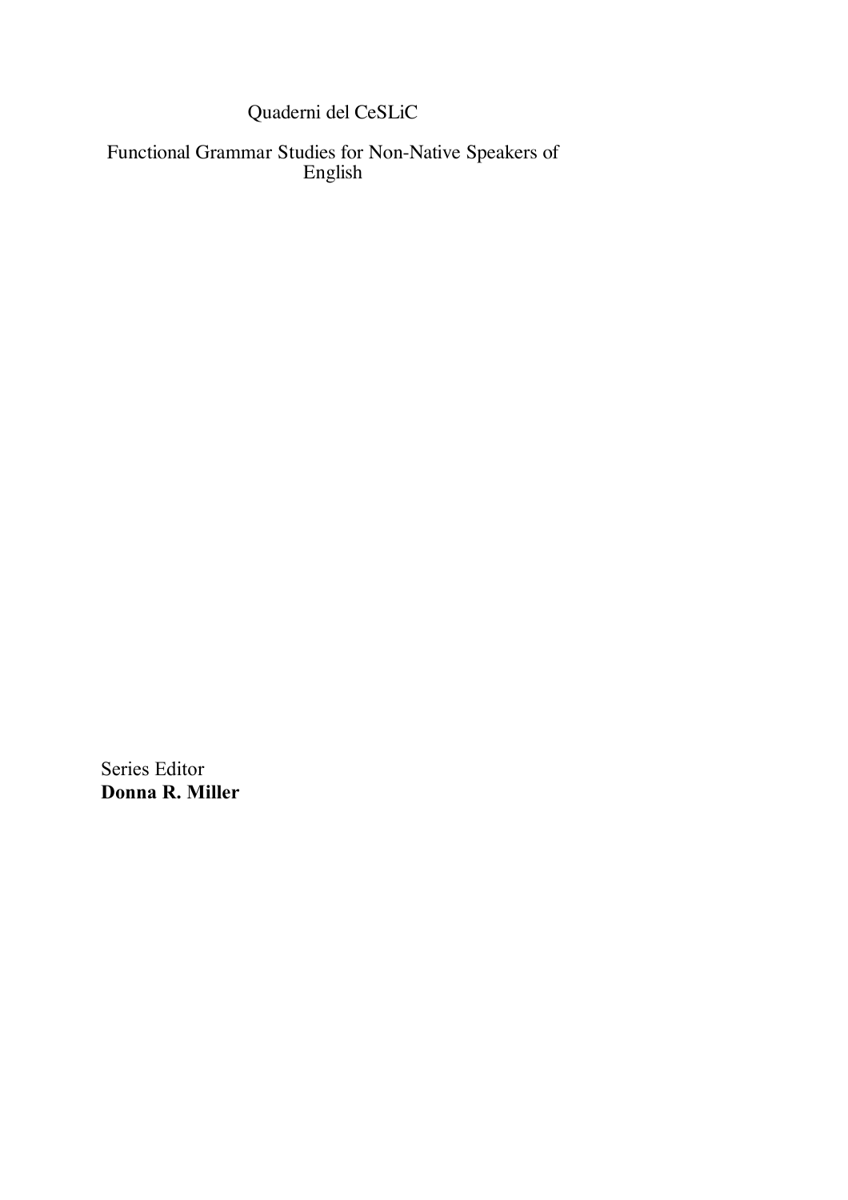Quaderni del CeSLiC

Functional Grammar Studies for Non-Native Speakers of English

Series Editor
**Donna R. Miller**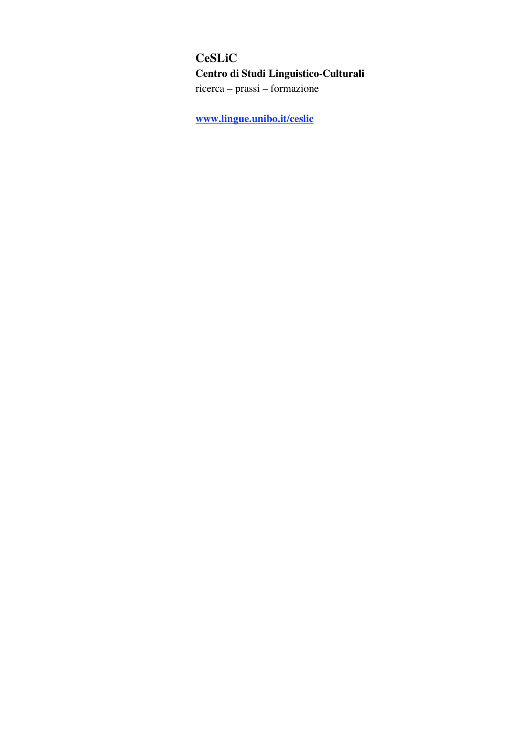**CeSLiC**

**Centro di Studi Linguistico-Culturali**

ricerca – prassi – formazione

**[www.lingue.unibo.it/ceslic](http://www.lingue.unibo.it/ceslic)**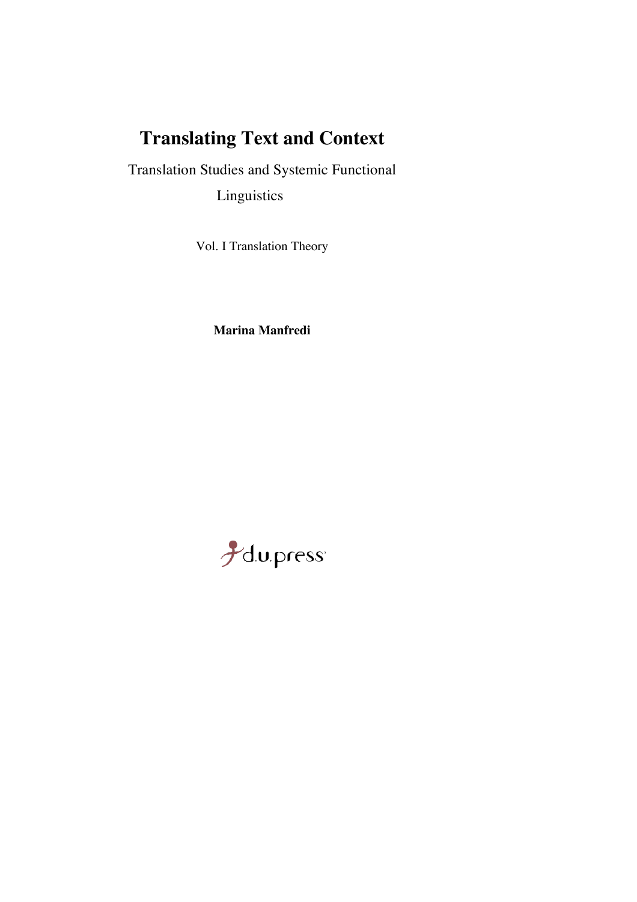# Translating Text and Context

Translation Studies and Systemic Functional Linguistics

Vol. I Translation Theory

**Marina Manfredi**

d.u.press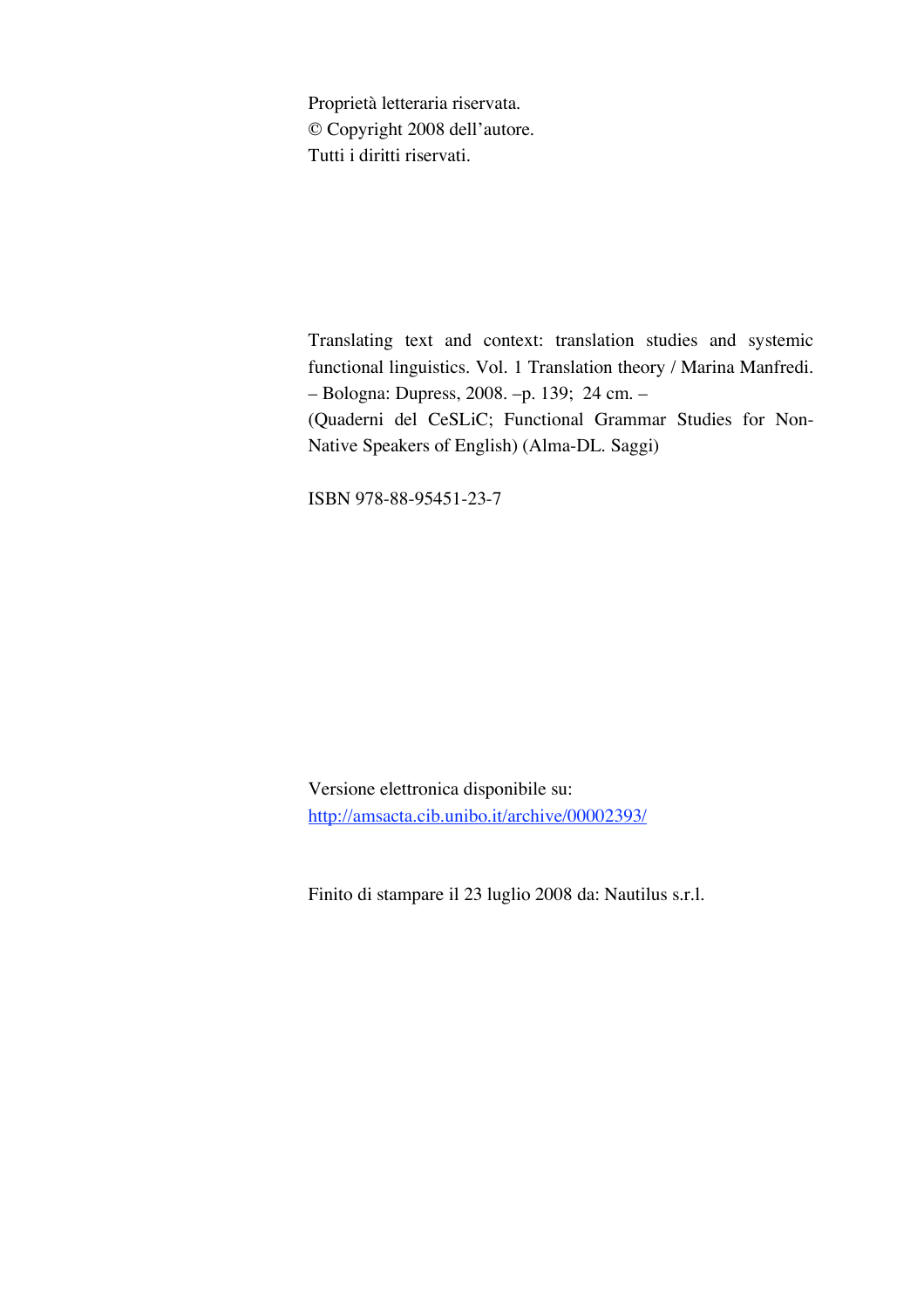Proprietà letteraria riservata.
© Copyright 2008 dell'autore.
Tutti i diritti riservati.

Translating text and context: translation studies and systemic functional linguistics. Vol. 1 Translation theory / Marina Manfredi. – Bologna: Dupress, 2008. –p. 139; 24 cm. –
(Quaderni del CeSLiC; Functional Grammar Studies for Non-Native Speakers of English) (Alma-DL. Saggi)

ISBN 978-88-95451-23-7

Versione elettronica disponibile su:
http://amsacta.cib.unibo.it/archive/00002393/

Finito di stampare il 23 luglio 2008 da: Nautilus s.r.l.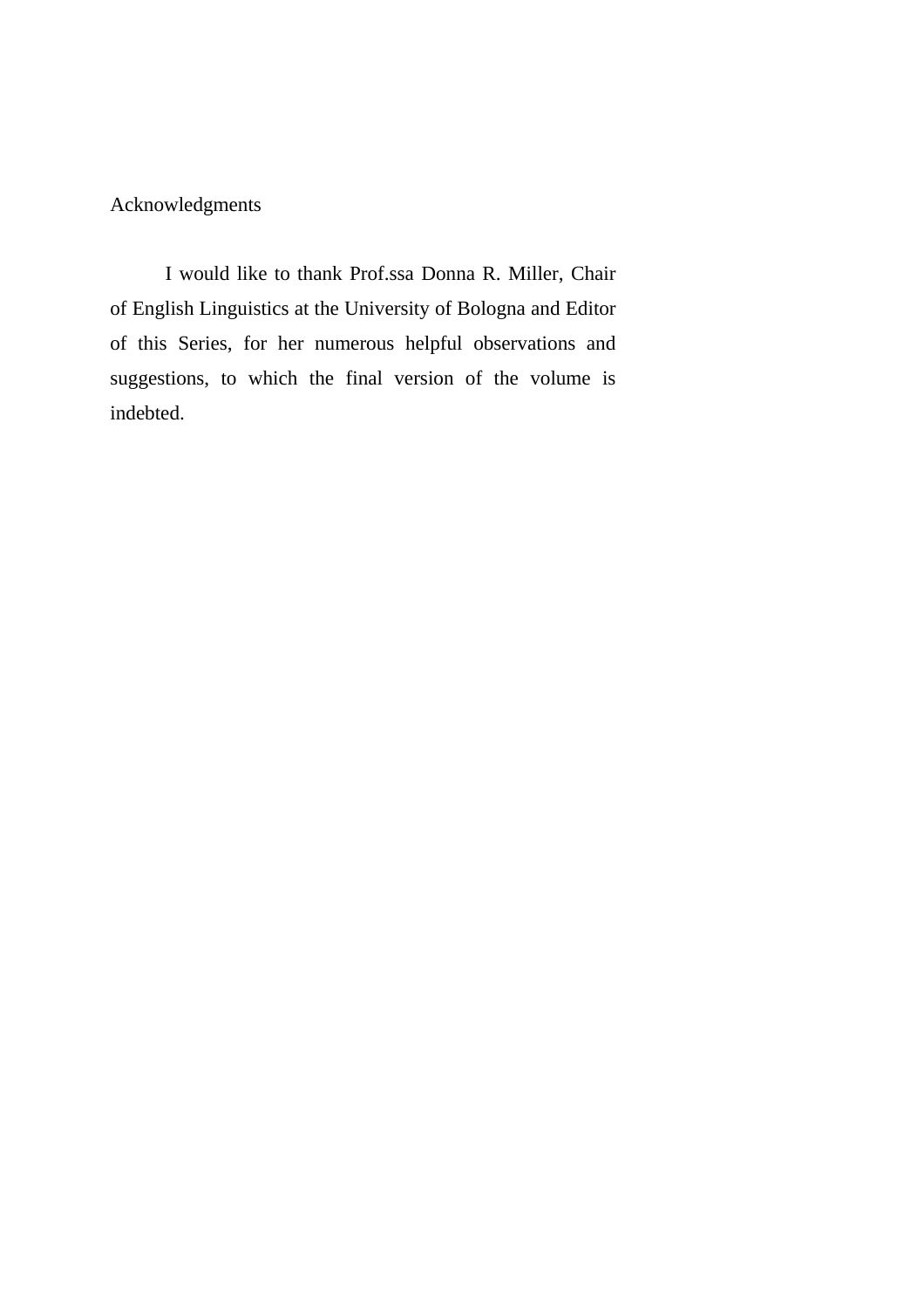## Acknowledgments

I would like to thank Prof.ssa Donna R. Miller, Chair of English Linguistics at the University of Bologna and Editor of this Series, for her numerous helpful observations and suggestions, to which the final version of the volume is indebted.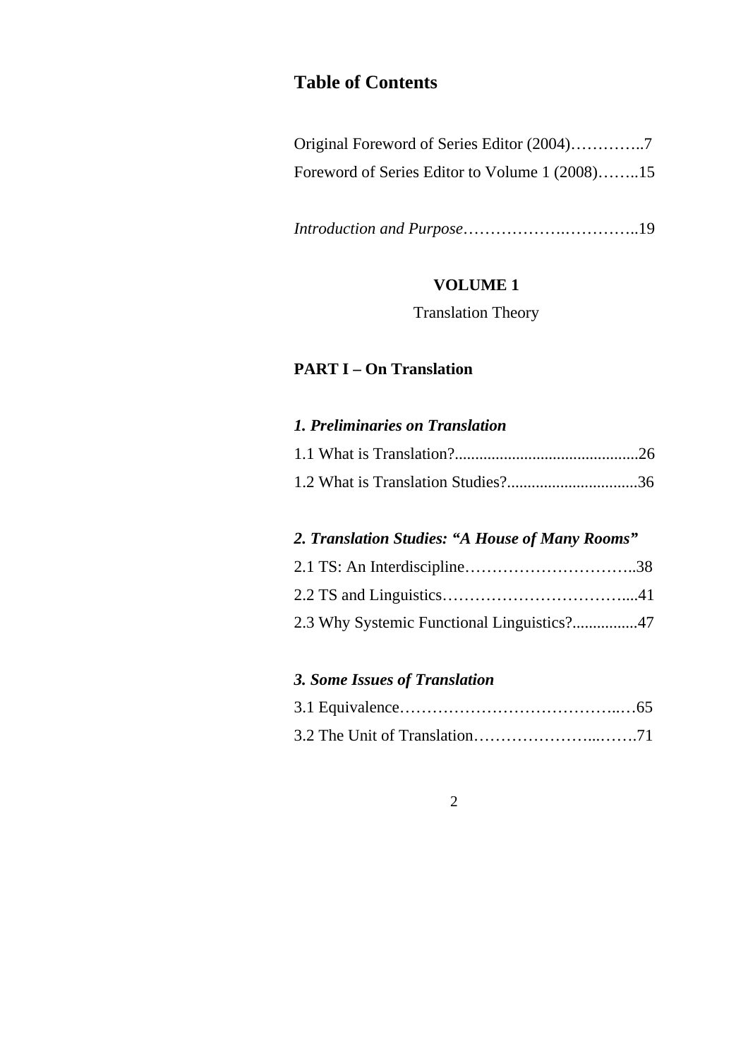# Table of Contents

Original Foreword of Series Editor (2004)…………..7
Foreword of Series Editor to Volume 1 (2008)……..15

*Introduction and Purpose*……………….…………..19

**VOLUME 1**

Translation Theory

## PART I – On Translation

### *1. Preliminaries on Translation*

1.1 What is Translation?............................................26
1.2 What is Translation Studies?...............................36

### *2. Translation Studies: "A House of Many Rooms"*

2.1 TS: An Interdiscipline…………………………..38
2.2 TS and Linguistics……………………………....41
2.3 Why Systemic Functional Linguistics?................47

### *3. Some Issues of Translation*

3.1 Equivalence……………………………………..…65
3.2 The Unit of Translation…………………...…….71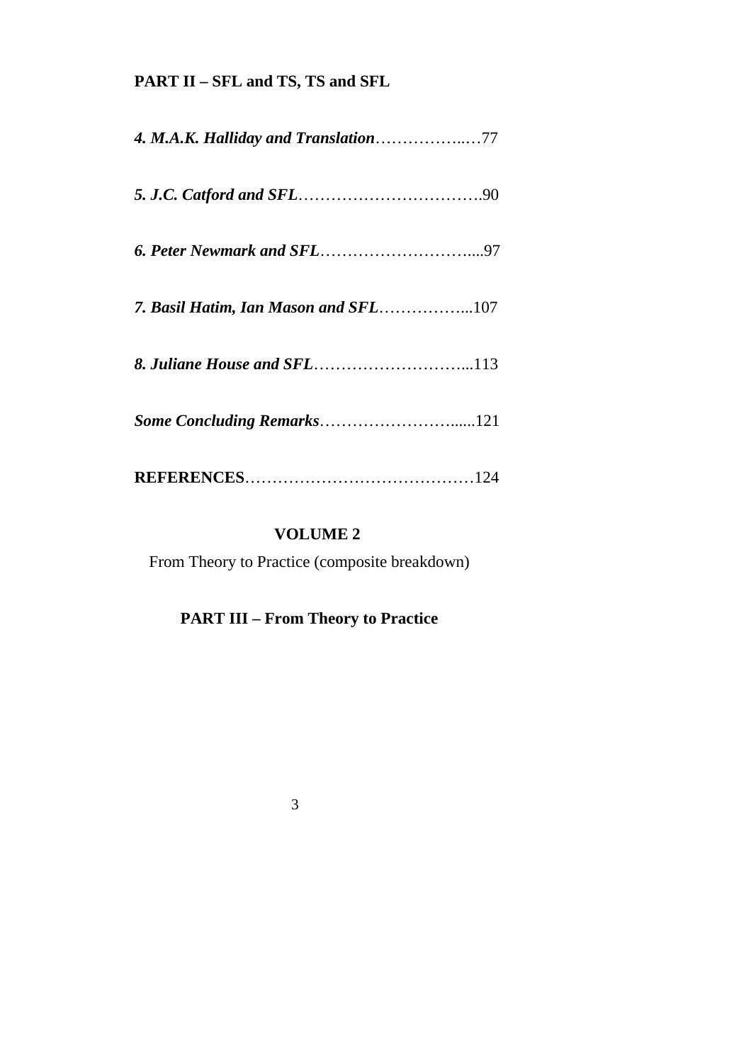**PART II – SFL and TS, TS and SFL**

***4. M.A.K. Halliday and Translation***………………..…77

***5. J.C. Catford and SFL***…………………………….90

***6. Peter Newmark and SFL***………………………....97

***7. Basil Hatim, Ian Mason and SFL***……………...107

***8. Juliane House and SFL***………………………...113

***Some Concluding Remarks***……………………......121

**REFERENCES**……………………………………124

**VOLUME 2**

From Theory to Practice (composite breakdown)

**PART III – From Theory to Practice**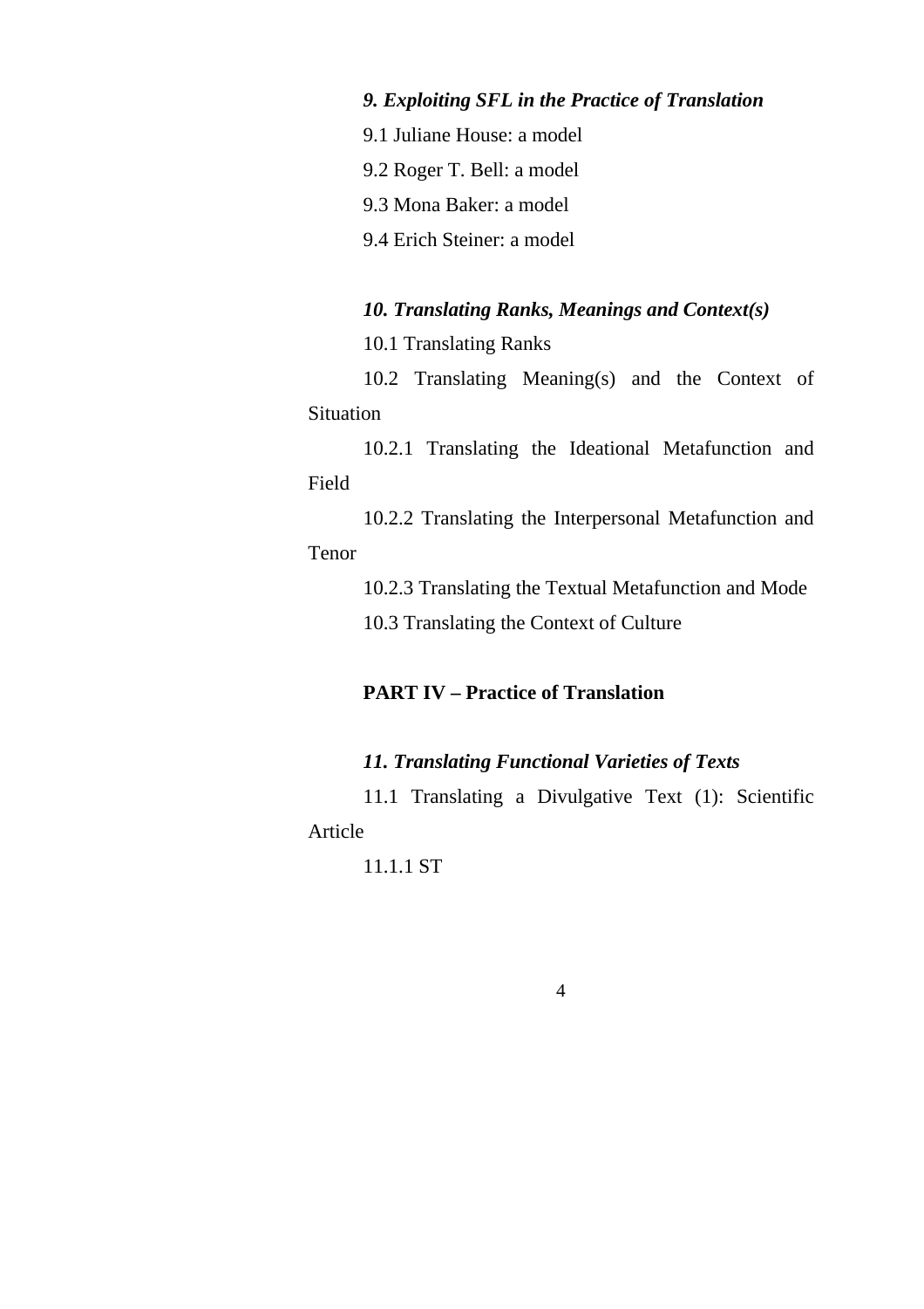***9. Exploiting SFL in the Practice of Translation***

9.1 Juliane House: a model

9.2 Roger T. Bell: a model

9.3 Mona Baker: a model

9.4 Erich Steiner: a model

***10. Translating Ranks, Meanings and Context(s)***

10.1 Translating Ranks

10.2 Translating Meaning(s) and the Context of Situation

10.2.1 Translating the Ideational Metafunction and Field

10.2.2 Translating the Interpersonal Metafunction and Tenor

10.2.3 Translating the Textual Metafunction and Mode

10.3 Translating the Context of Culture

**PART IV – Practice of Translation**

***11. Translating Functional Varieties of Texts***

11.1 Translating a Divulgative Text (1): Scientific Article

11.1.1 ST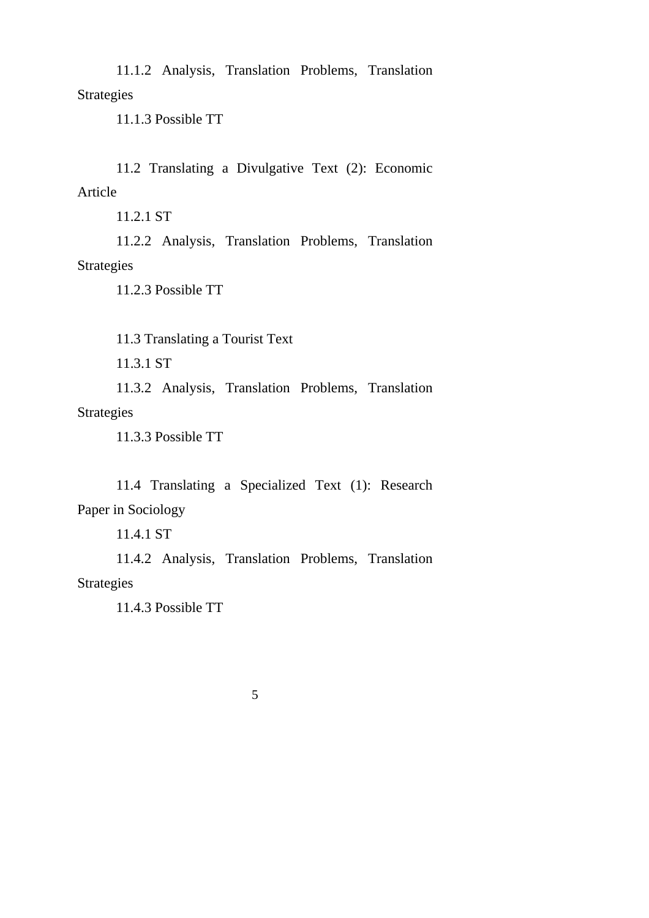11.1.2 Analysis, Translation Problems, Translation Strategies

11.1.3 Possible TT

11.2 Translating a Divulgative Text (2): Economic Article

11.2.1 ST

11.2.2 Analysis, Translation Problems, Translation Strategies

11.2.3 Possible TT

11.3 Translating a Tourist Text

11.3.1 ST

11.3.2 Analysis, Translation Problems, Translation Strategies

11.3.3 Possible TT

11.4 Translating a Specialized Text (1): Research Paper in Sociology

11.4.1 ST

11.4.2 Analysis, Translation Problems, Translation Strategies

11.4.3 Possible TT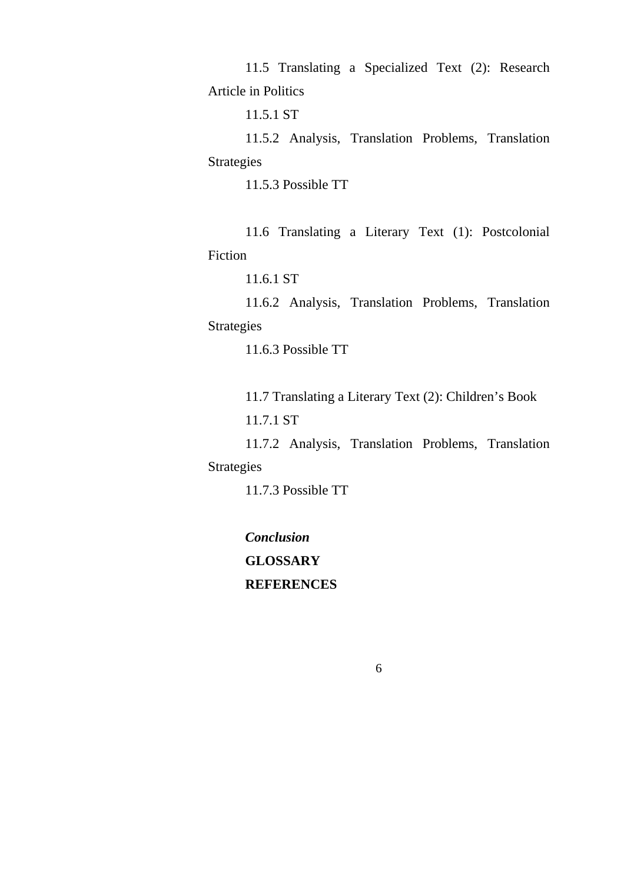11.5 Translating a Specialized Text (2): Research Article in Politics

11.5.1 ST

11.5.2 Analysis, Translation Problems, Translation Strategies

11.5.3 Possible TT

11.6 Translating a Literary Text (1): Postcolonial Fiction

11.6.1 ST

11.6.2 Analysis, Translation Problems, Translation Strategies

11.6.3 Possible TT

11.7 Translating a Literary Text (2): Children's Book

11.7.1 ST

11.7.2 Analysis, Translation Problems, Translation Strategies

11.7.3 Possible TT

***Conclusion***

**GLOSSARY**

**REFERENCES**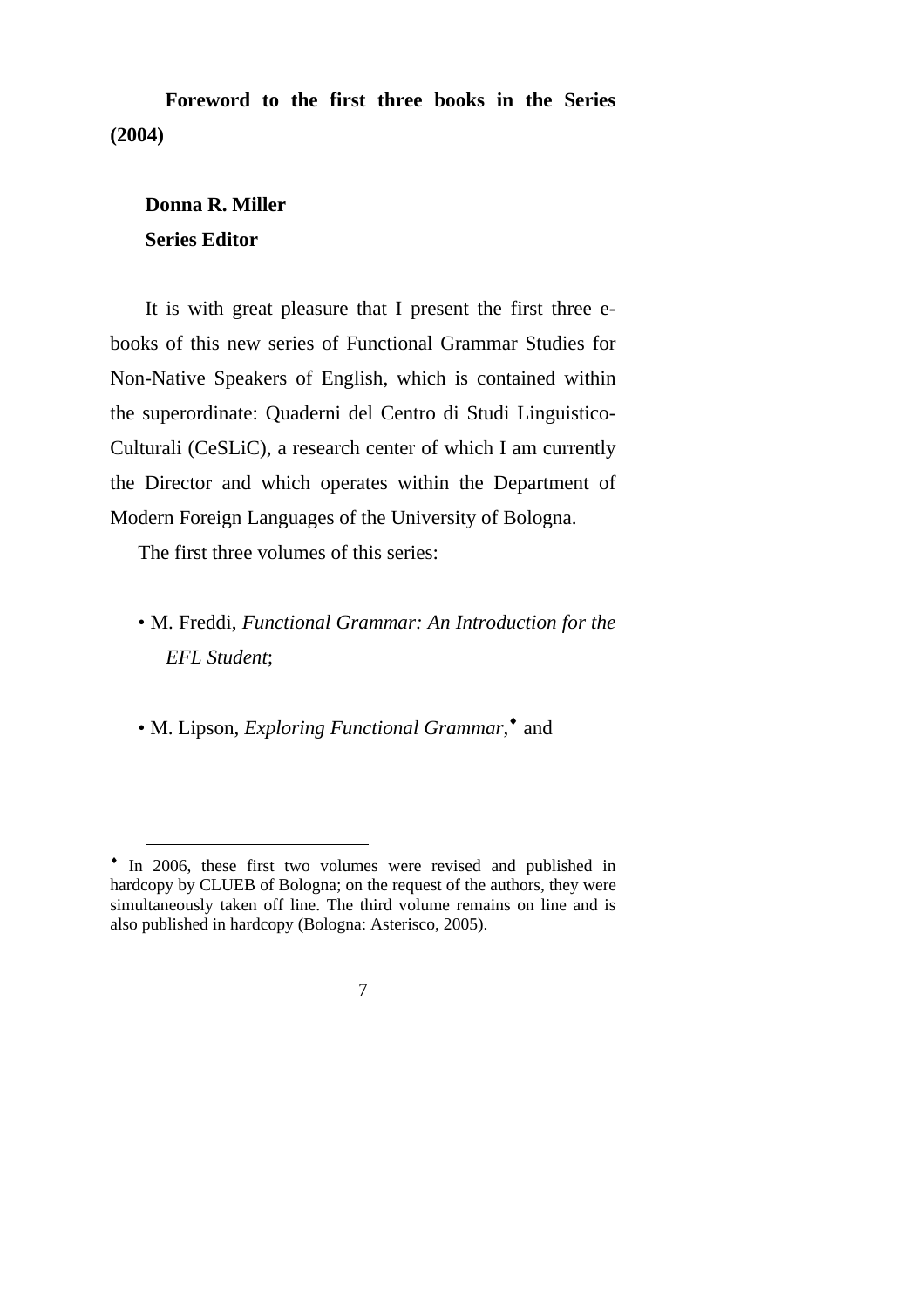**Foreword to the first three books in the Series (2004)**

**Donna R. Miller**
**Series Editor**

It is with great pleasure that I present the first three e-books of this new series of Functional Grammar Studies for Non-Native Speakers of English, which is contained within the superordinate: Quaderni del Centro di Studi Linguistico-Culturali (CeSLiC), a research center of which I am currently the Director and which operates within the Department of Modern Foreign Languages of the University of Bologna.

The first three volumes of this series:

- M. Freddi, *Functional Grammar: An Introduction for the EFL Student*;

- M. Lipson, *Exploring Functional Grammar*,[♦] and

---

[♦] In 2006, these first two volumes were revised and published in hardcopy by CLUEB of Bologna; on the request of the authors, they were simultaneously taken off line. The third volume remains on line and is also published in hardcopy (Bologna: Asterisco, 2005).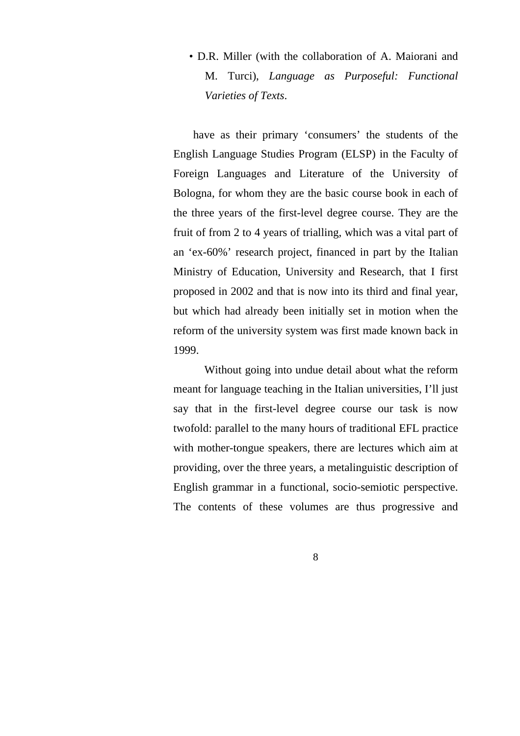- D.R. Miller (with the collaboration of A. Maiorani and M. Turci), *Language as Purposeful: Functional Varieties of Texts*.

have as their primary ‘consumers’ the students of the English Language Studies Program (ELSP) in the Faculty of Foreign Languages and Literature of the University of Bologna, for whom they are the basic course book in each of the three years of the first-level degree course. They are the fruit of from 2 to 4 years of trialling, which was a vital part of an ‘ex-60%’ research project, financed in part by the Italian Ministry of Education, University and Research, that I first proposed in 2002 and that is now into its third and final year, but which had already been initially set in motion when the reform of the university system was first made known back in 1999.

Without going into undue detail about what the reform meant for language teaching in the Italian universities, I’ll just say that in the first-level degree course our task is now twofold: parallel to the many hours of traditional EFL practice with mother-tongue speakers, there are lectures which aim at providing, over the three years, a metalinguistic description of English grammar in a functional, socio-semiotic perspective. The contents of these volumes are thus progressive and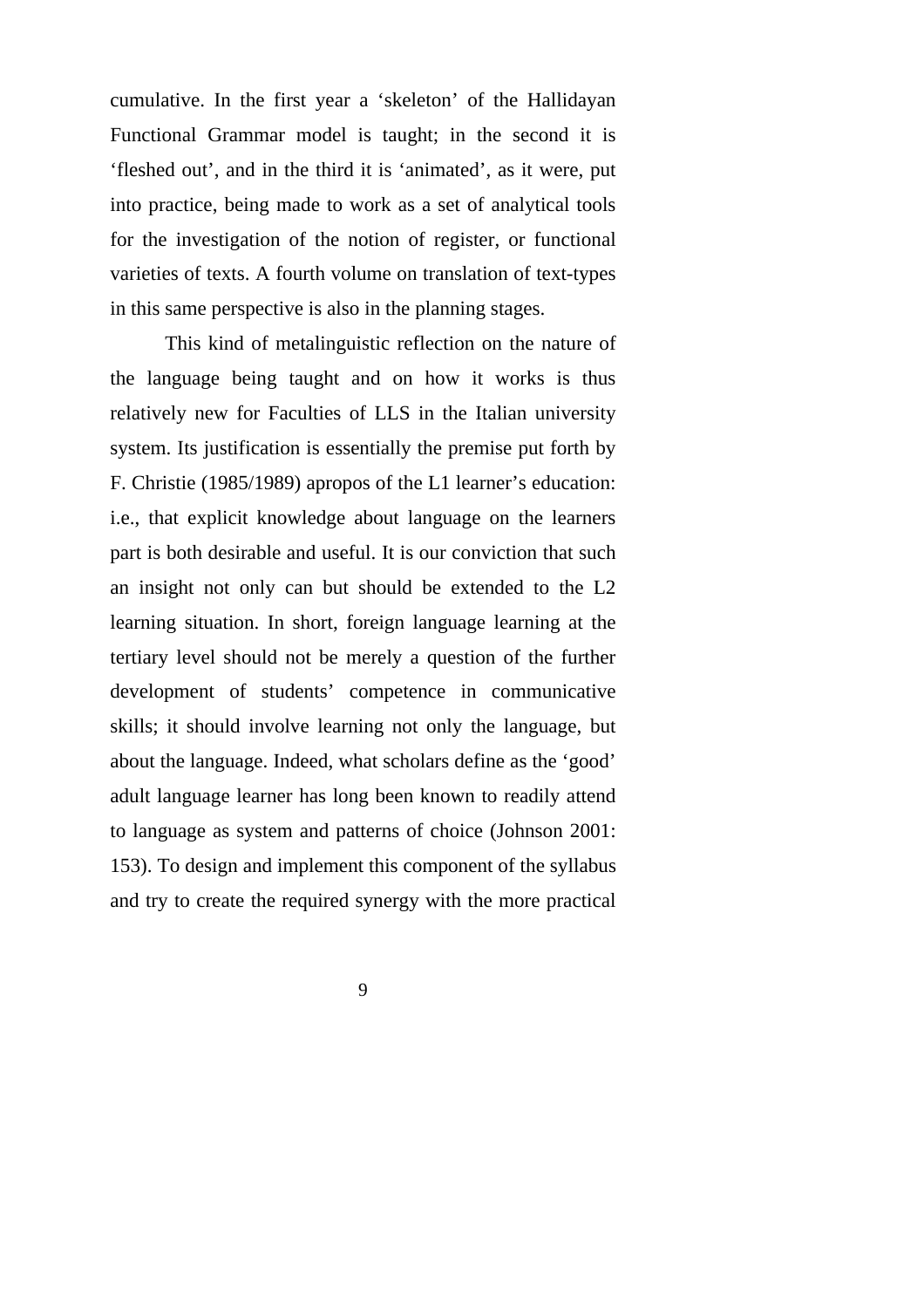cumulative. In the first year a ‘skeleton’ of the Hallidayan Functional Grammar model is taught; in the second it is ‘fleshed out’, and in the third it is ‘animated’, as it were, put into practice, being made to work as a set of analytical tools for the investigation of the notion of register, or functional varieties of texts. A fourth volume on translation of text-types in this same perspective is also in the planning stages.

This kind of metalinguistic reflection on the nature of the language being taught and on how it works is thus relatively new for Faculties of LLS in the Italian university system. Its justification is essentially the premise put forth by F. Christie (1985/1989) apropos of the L1 learner’s education: i.e., that explicit knowledge about language on the learners part is both desirable and useful. It is our conviction that such an insight not only can but should be extended to the L2 learning situation. In short, foreign language learning at the tertiary level should not be merely a question of the further development of students’ competence in communicative skills; it should involve learning not only the language, but about the language. Indeed, what scholars define as the ‘good’ adult language learner has long been known to readily attend to language as system and patterns of choice (Johnson 2001: 153). To design and implement this component of the syllabus and try to create the required synergy with the more practical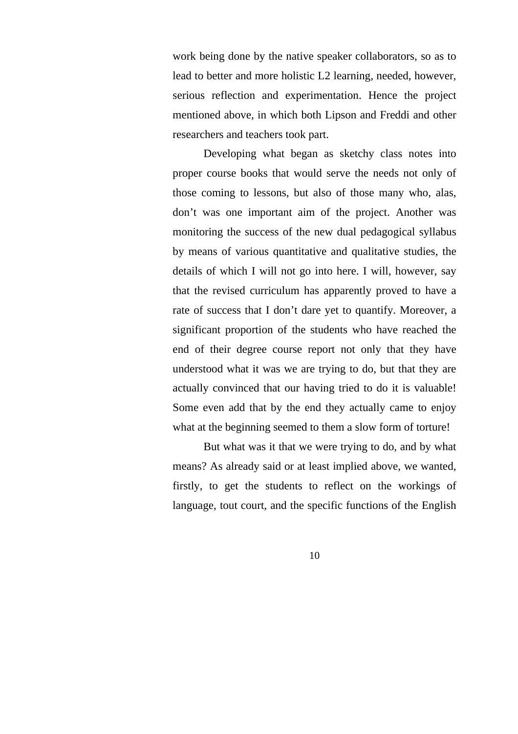work being done by the native speaker collaborators, so as to lead to better and more holistic L2 learning, needed, however, serious reflection and experimentation. Hence the project mentioned above, in which both Lipson and Freddi and other researchers and teachers took part.

Developing what began as sketchy class notes into proper course books that would serve the needs not only of those coming to lessons, but also of those many who, alas, don't was one important aim of the project. Another was monitoring the success of the new dual pedagogical syllabus by means of various quantitative and qualitative studies, the details of which I will not go into here. I will, however, say that the revised curriculum has apparently proved to have a rate of success that I don't dare yet to quantify. Moreover, a significant proportion of the students who have reached the end of their degree course report not only that they have understood what it was we are trying to do, but that they are actually convinced that our having tried to do it is valuable! Some even add that by the end they actually came to enjoy what at the beginning seemed to them a slow form of torture!

But what was it that we were trying to do, and by what means? As already said or at least implied above, we wanted, firstly, to get the students to reflect on the workings of language, tout court, and the specific functions of the English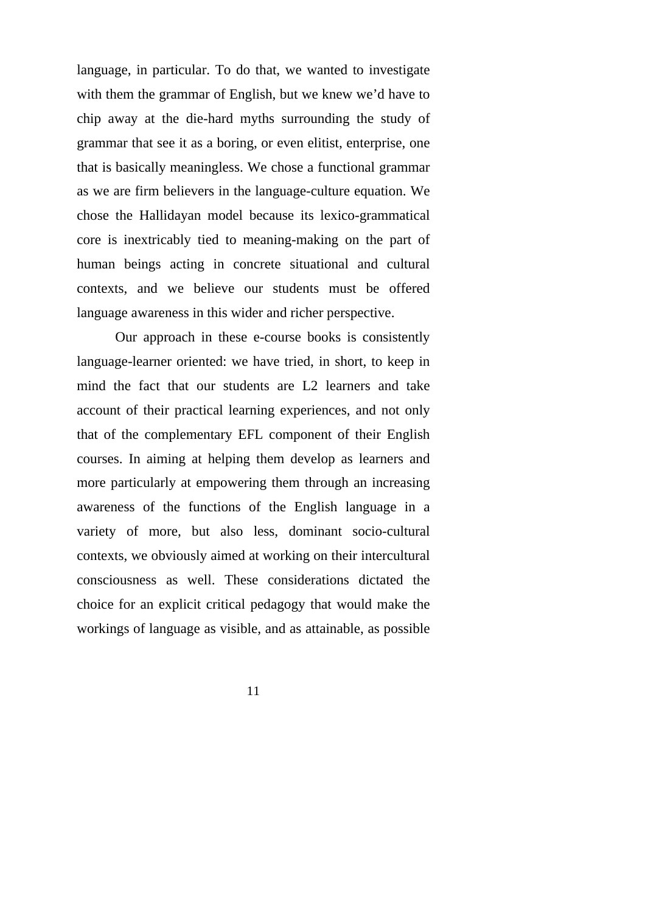language, in particular. To do that, we wanted to investigate with them the grammar of English, but we knew we'd have to chip away at the die-hard myths surrounding the study of grammar that see it as a boring, or even elitist, enterprise, one that is basically meaningless. We chose a functional grammar as we are firm believers in the language-culture equation. We chose the Hallidayan model because its lexico-grammatical core is inextricably tied to meaning-making on the part of human beings acting in concrete situational and cultural contexts, and we believe our students must be offered language awareness in this wider and richer perspective.

Our approach in these e-course books is consistently language-learner oriented: we have tried, in short, to keep in mind the fact that our students are L2 learners and take account of their practical learning experiences, and not only that of the complementary EFL component of their English courses. In aiming at helping them develop as learners and more particularly at empowering them through an increasing awareness of the functions of the English language in a variety of more, but also less, dominant socio-cultural contexts, we obviously aimed at working on their intercultural consciousness as well. These considerations dictated the choice for an explicit critical pedagogy that would make the workings of language as visible, and as attainable, as possible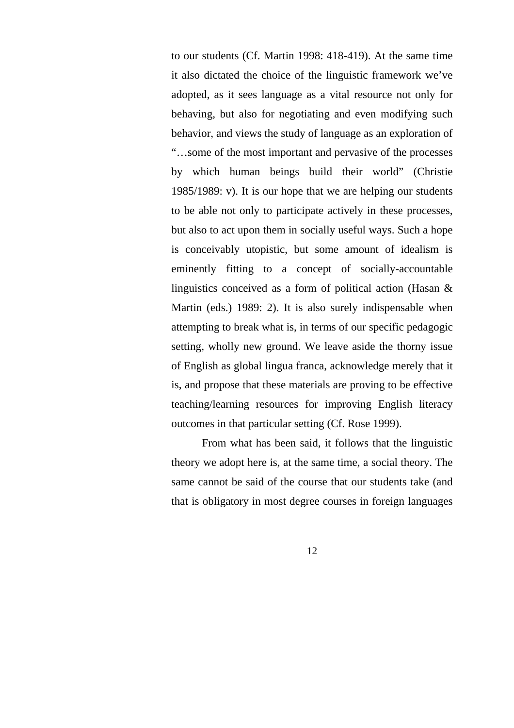to our students (Cf. Martin 1998: 418-419). At the same time it also dictated the choice of the linguistic framework we've adopted, as it sees language as a vital resource not only for behaving, but also for negotiating and even modifying such behavior, and views the study of language as an exploration of "…some of the most important and pervasive of the processes by which human beings build their world" (Christie 1985/1989: v). It is our hope that we are helping our students to be able not only to participate actively in these processes, but also to act upon them in socially useful ways. Such a hope is conceivably utopistic, but some amount of idealism is eminently fitting to a concept of socially-accountable linguistics conceived as a form of political action (Hasan & Martin (eds.) 1989: 2). It is also surely indispensable when attempting to break what is, in terms of our specific pedagogic setting, wholly new ground. We leave aside the thorny issue of English as global lingua franca, acknowledge merely that it is, and propose that these materials are proving to be effective teaching/learning resources for improving English literacy outcomes in that particular setting (Cf. Rose 1999).

From what has been said, it follows that the linguistic theory we adopt here is, at the same time, a social theory. The same cannot be said of the course that our students take (and that is obligatory in most degree courses in foreign languages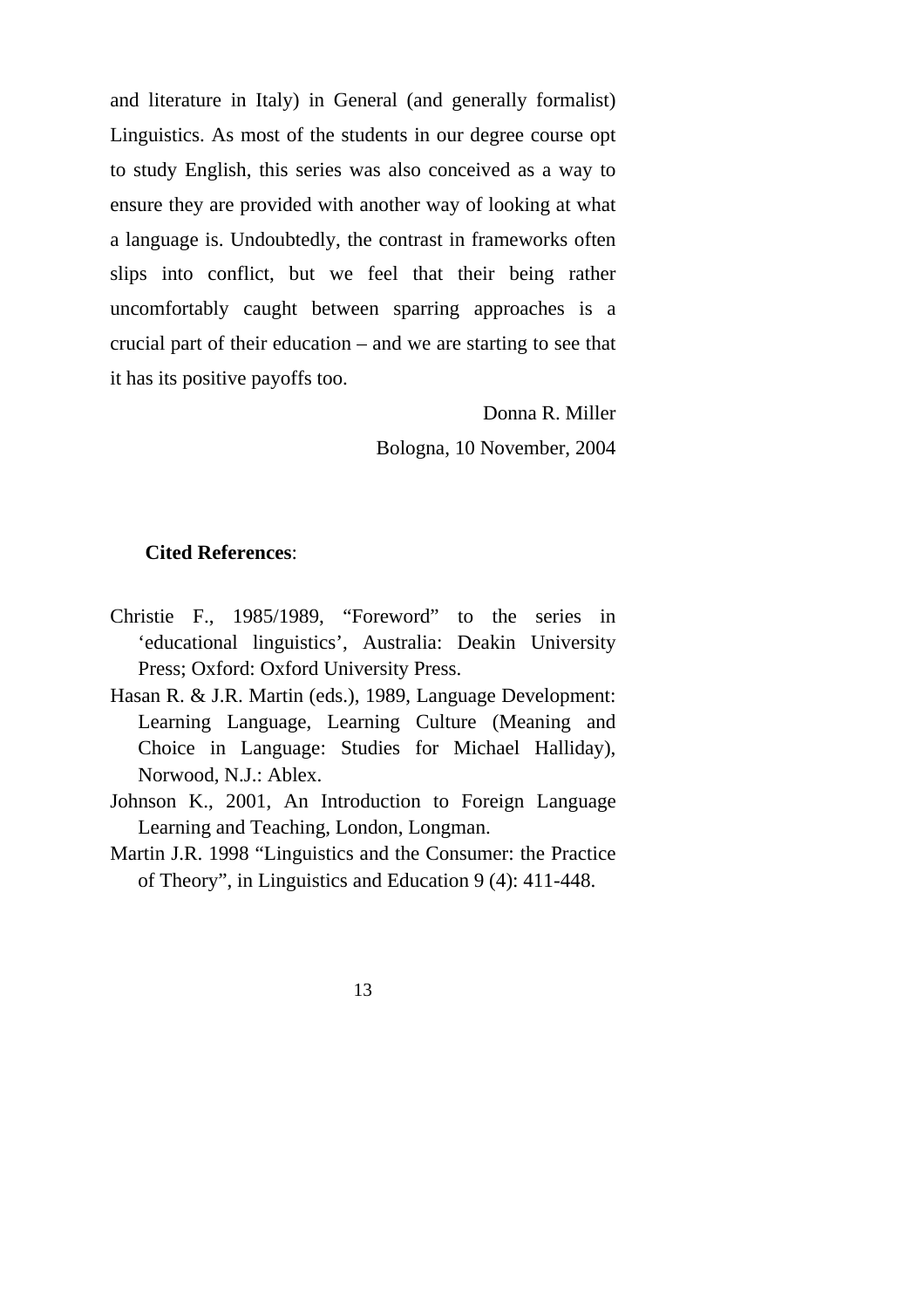and literature in Italy) in General (and generally formalist) Linguistics. As most of the students in our degree course opt to study English, this series was also conceived as a way to ensure they are provided with another way of looking at what a language is. Undoubtedly, the contrast in frameworks often slips into conflict, but we feel that their being rather uncomfortably caught between sparring approaches is a crucial part of their education – and we are starting to see that it has its positive payoffs too.

Donna R. Miller

Bologna, 10 November, 2004

**Cited References**:

Christie F., 1985/1989, “Foreword” to the series in ‘educational linguistics’, Australia: Deakin University Press; Oxford: Oxford University Press.

Hasan R. & J.R. Martin (eds.), 1989, Language Development: Learning Language, Learning Culture (Meaning and Choice in Language: Studies for Michael Halliday), Norwood, N.J.: Ablex.

Johnson K., 2001, An Introduction to Foreign Language Learning and Teaching, London, Longman.

Martin J.R. 1998 “Linguistics and the Consumer: the Practice of Theory”, in Linguistics and Education 9 (4): 411-448.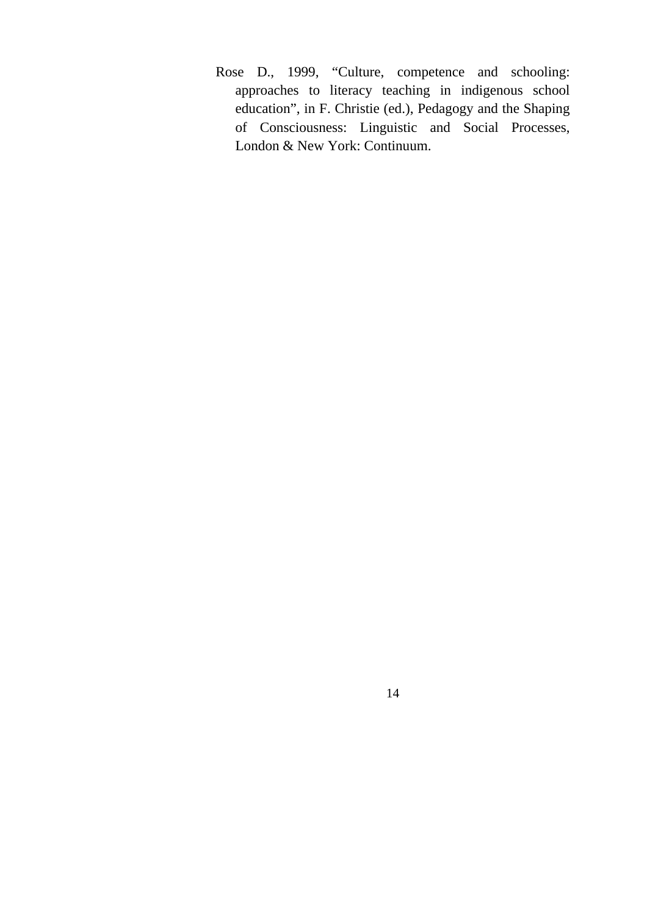Rose D., 1999, “Culture, competence and schooling: approaches to literacy teaching in indigenous school education”, in F. Christie (ed.), Pedagogy and the Shaping of Consciousness: Linguistic and Social Processes, London & New York: Continuum.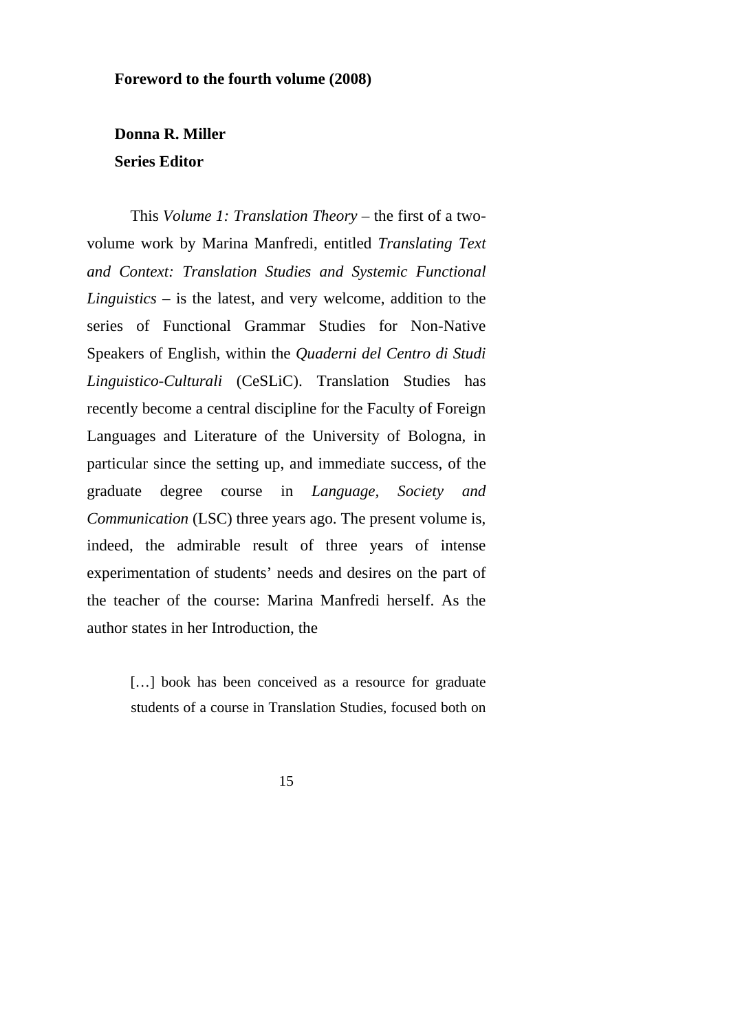## Foreword to the fourth volume (2008)

**Donna R. Miller**
**Series Editor**

This *Volume 1: Translation Theory* – the first of a two-volume work by Marina Manfredi, entitled *Translating Text and Context: Translation Studies and Systemic Functional Linguistics* – is the latest, and very welcome, addition to the series of Functional Grammar Studies for Non-Native Speakers of English, within the *Quaderni del Centro di Studi Linguistico-Culturali* (CeSLiC). Translation Studies has recently become a central discipline for the Faculty of Foreign Languages and Literature of the University of Bologna, in particular since the setting up, and immediate success, of the graduate degree course in *Language, Society and Communication* (LSC) three years ago. The present volume is, indeed, the admirable result of three years of intense experimentation of students' needs and desires on the part of the teacher of the course: Marina Manfredi herself. As the author states in her Introduction, the

> […] book has been conceived as a resource for graduate students of a course in Translation Studies, focused both on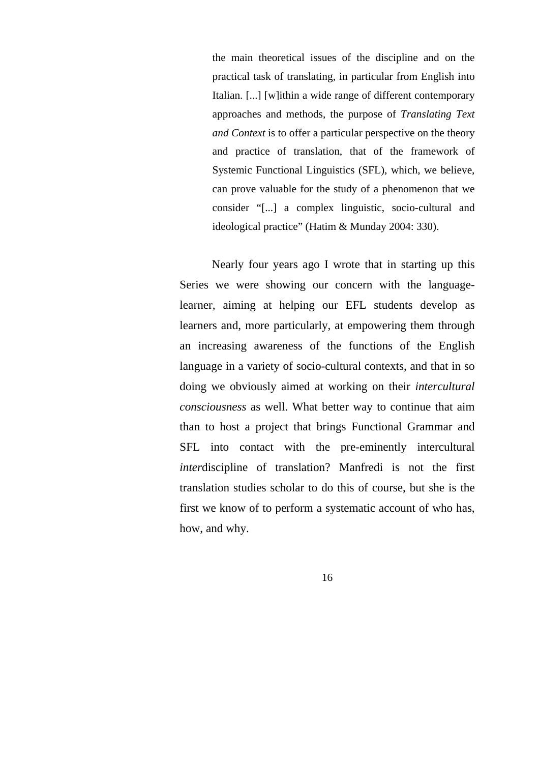> the main theoretical issues of the discipline and on the practical task of translating, in particular from English into Italian. [...] [w]ithin a wide range of different contemporary approaches and methods, the purpose of *Translating Text and Context* is to offer a particular perspective on the theory and practice of translation, that of the framework of Systemic Functional Linguistics (SFL), which, we believe, can prove valuable for the study of a phenomenon that we consider "[...] a complex linguistic, socio-cultural and ideological practice" (Hatim & Munday 2004: 330).

Nearly four years ago I wrote that in starting up this Series we were showing our concern with the language-learner, aiming at helping our EFL students develop as learners and, more particularly, at empowering them through an increasing awareness of the functions of the English language in a variety of socio-cultural contexts, and that in so doing we obviously aimed at working on their *intercultural consciousness* as well. What better way to continue that aim than to host a project that brings Functional Grammar and SFL into contact with the pre-eminently intercultural *inter*discipline of translation? Manfredi is not the first translation studies scholar to do this of course, but she is the first we know of to perform a systematic account of who has, how, and why.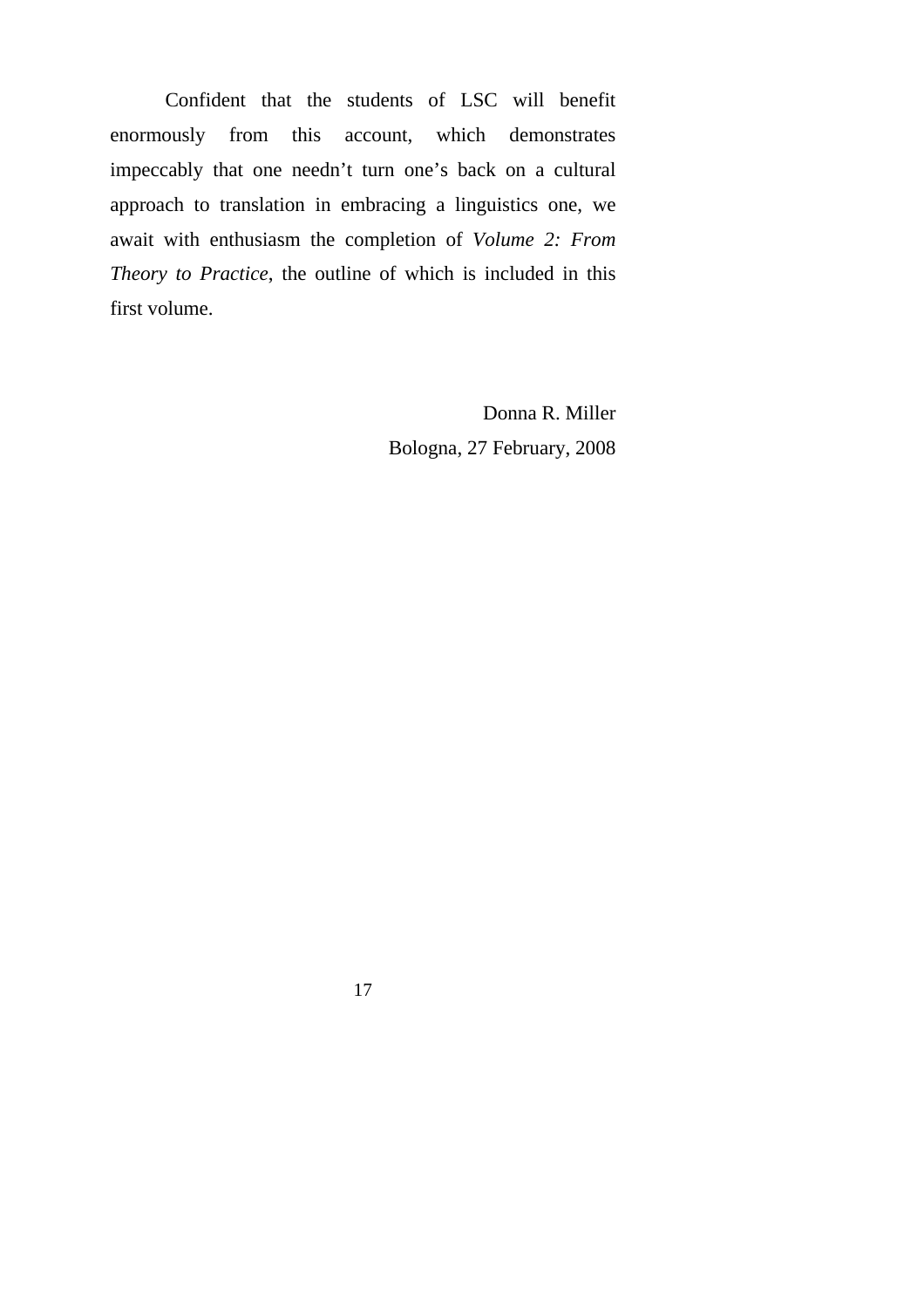Confident that the students of LSC will benefit enormously from this account, which demonstrates impeccably that one needn't turn one's back on a cultural approach to translation in embracing a linguistics one, we await with enthusiasm the completion of *Volume 2: From Theory to Practice*, the outline of which is included in this first volume.

Donna R. Miller
Bologna, 27 February, 2008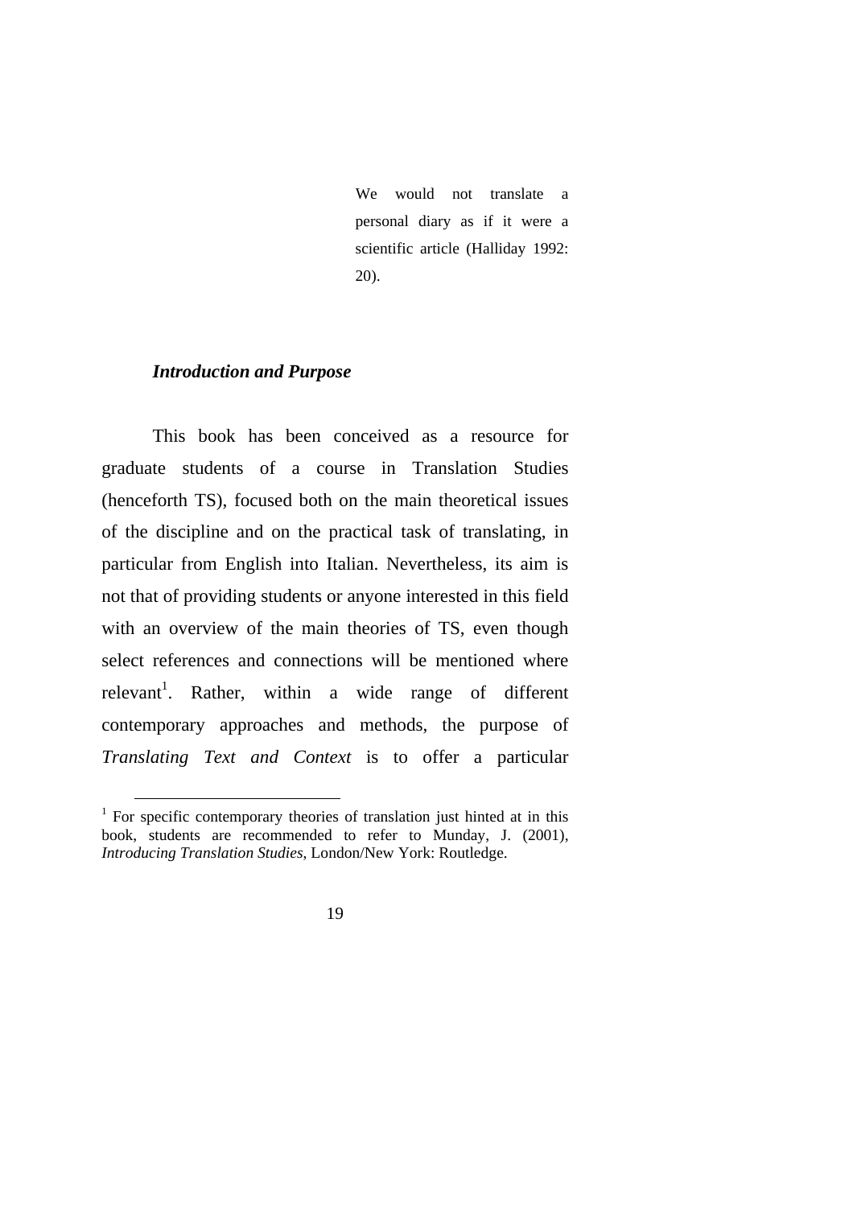> We would not translate a personal diary as if it were a scientific article (Halliday 1992: 20).

### *Introduction and Purpose*

This book has been conceived as a resource for graduate students of a course in Translation Studies (henceforth TS), focused both on the main theoretical issues of the discipline and on the practical task of translating, in particular from English into Italian. Nevertheless, its aim is not that of providing students or anyone interested in this field with an overview of the main theories of TS, even though select references and connections will be mentioned where relevant[1]. Rather, within a wide range of different contemporary approaches and methods, the purpose of *Translating Text and Context* is to offer a particular

---

[1] For specific contemporary theories of translation just hinted at in this book, students are recommended to refer to Munday, J. (2001), *Introducing Translation Studies*, London/New York: Routledge.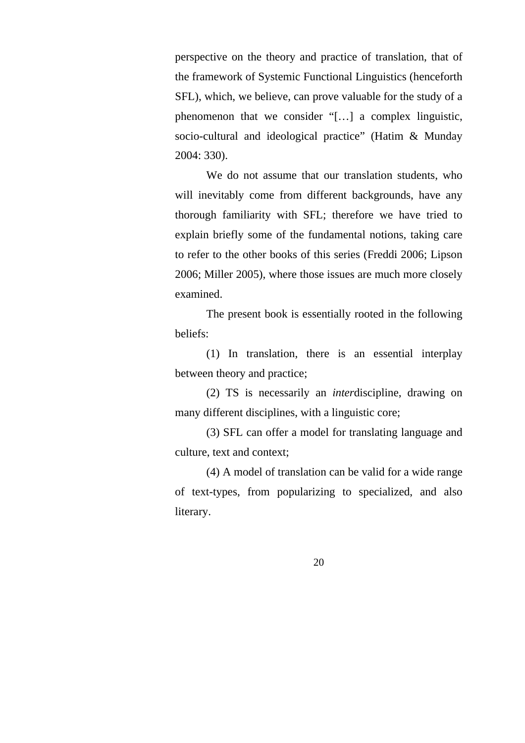perspective on the theory and practice of translation, that of the framework of Systemic Functional Linguistics (henceforth SFL), which, we believe, can prove valuable for the study of a phenomenon that we consider "[…] a complex linguistic, socio-cultural and ideological practice" (Hatim & Munday 2004: 330).

We do not assume that our translation students, who will inevitably come from different backgrounds, have any thorough familiarity with SFL; therefore we have tried to explain briefly some of the fundamental notions, taking care to refer to the other books of this series (Freddi 2006; Lipson 2006; Miller 2005), where those issues are much more closely examined.

The present book is essentially rooted in the following beliefs:

(1) In translation, there is an essential interplay between theory and practice;

(2) TS is necessarily an *inter*discipline, drawing on many different disciplines, with a linguistic core;

(3) SFL can offer a model for translating language and culture, text and context;

(4) A model of translation can be valid for a wide range of text-types, from popularizing to specialized, and also literary.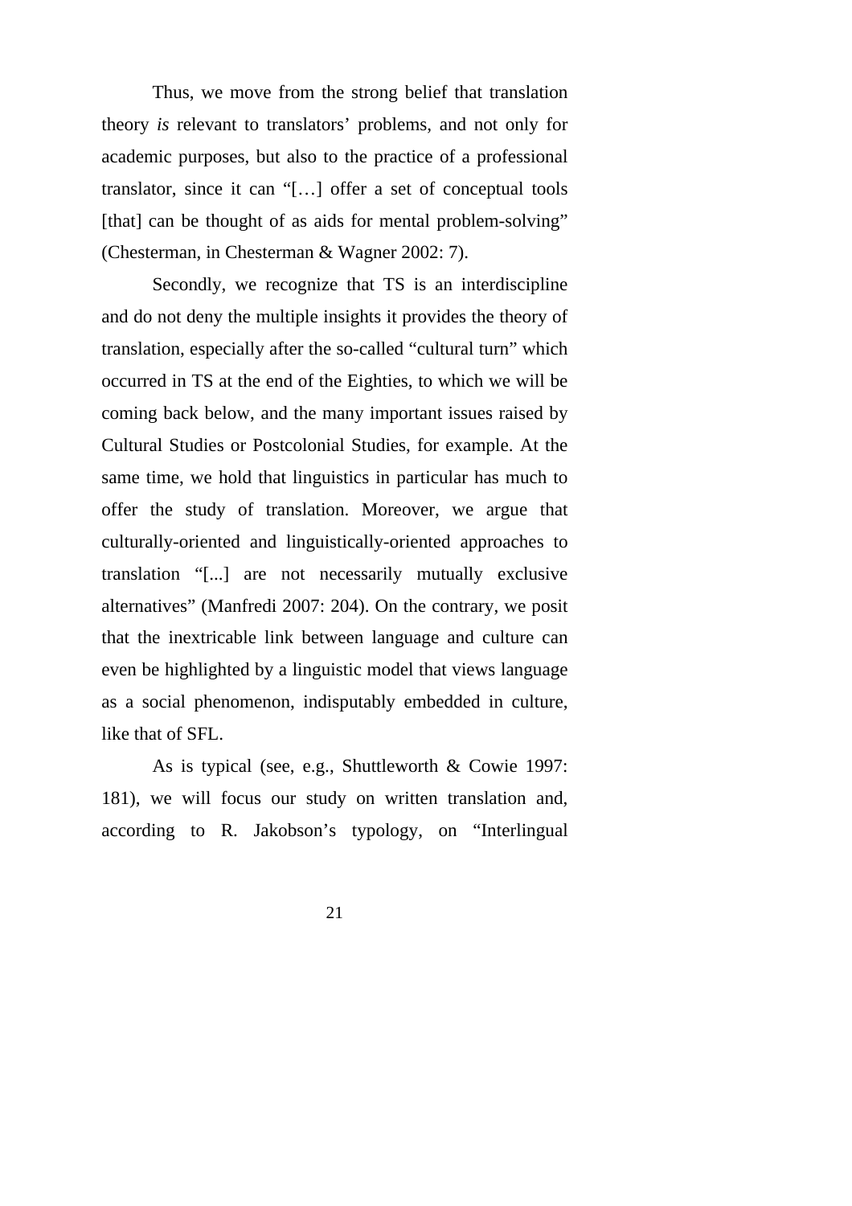Thus, we move from the strong belief that translation theory *is* relevant to translators' problems, and not only for academic purposes, but also to the practice of a professional translator, since it can "[…] offer a set of conceptual tools [that] can be thought of as aids for mental problem-solving" (Chesterman, in Chesterman & Wagner 2002: 7).

Secondly, we recognize that TS is an interdiscipline and do not deny the multiple insights it provides the theory of translation, especially after the so-called "cultural turn" which occurred in TS at the end of the Eighties, to which we will be coming back below, and the many important issues raised by Cultural Studies or Postcolonial Studies, for example. At the same time, we hold that linguistics in particular has much to offer the study of translation. Moreover, we argue that culturally-oriented and linguistically-oriented approaches to translation "[...] are not necessarily mutually exclusive alternatives" (Manfredi 2007: 204). On the contrary, we posit that the inextricable link between language and culture can even be highlighted by a linguistic model that views language as a social phenomenon, indisputably embedded in culture, like that of SFL.

As is typical (see, e.g., Shuttleworth & Cowie 1997: 181), we will focus our study on written translation and, according to R. Jakobson's typology, on "Interlingual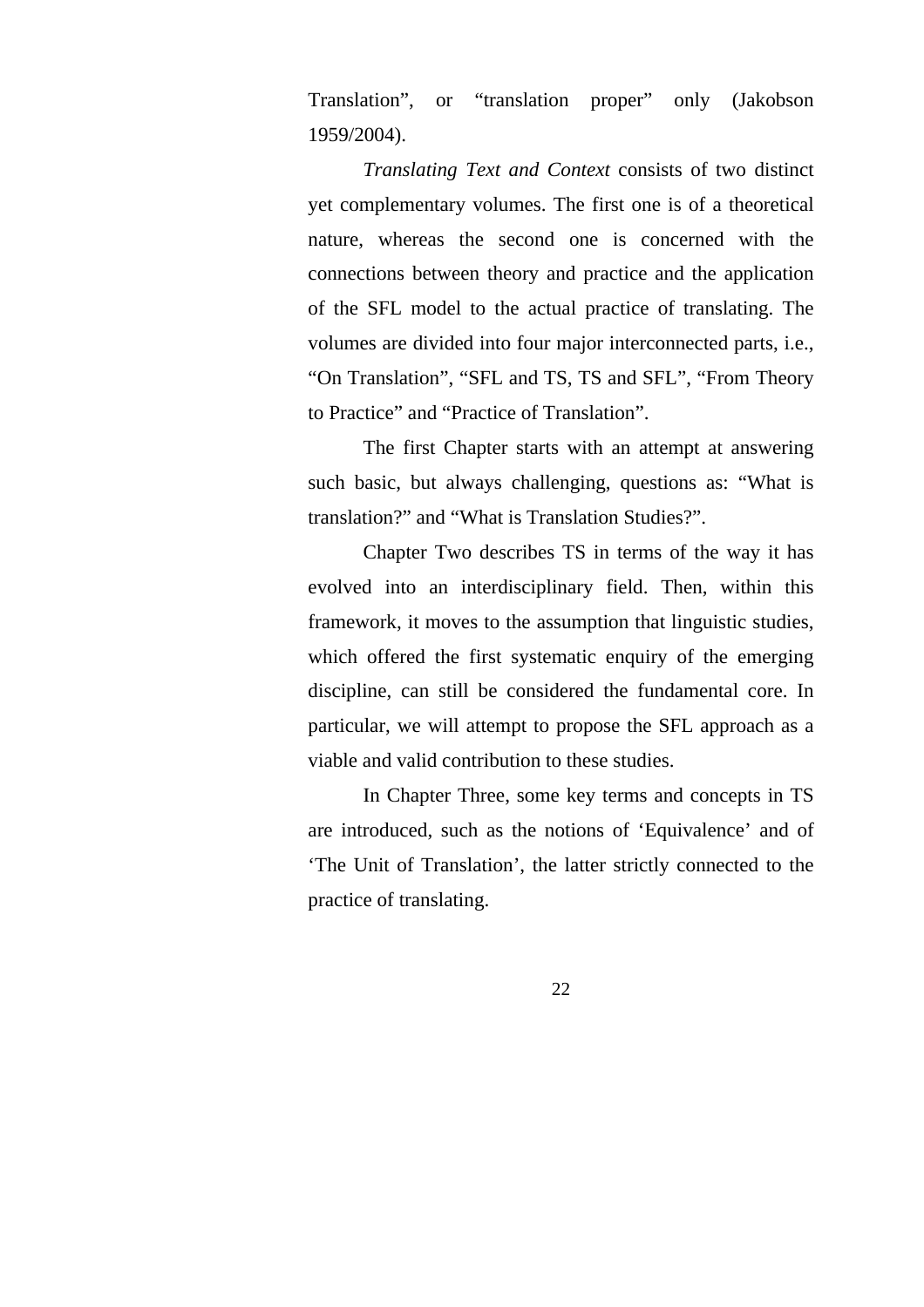Translation", or "translation proper" only (Jakobson 1959/2004).

*Translating Text and Context* consists of two distinct yet complementary volumes. The first one is of a theoretical nature, whereas the second one is concerned with the connections between theory and practice and the application of the SFL model to the actual practice of translating. The volumes are divided into four major interconnected parts, i.e., "On Translation", "SFL and TS, TS and SFL", "From Theory to Practice" and "Practice of Translation".

The first Chapter starts with an attempt at answering such basic, but always challenging, questions as: "What is translation?" and "What is Translation Studies?".

Chapter Two describes TS in terms of the way it has evolved into an interdisciplinary field. Then, within this framework, it moves to the assumption that linguistic studies, which offered the first systematic enquiry of the emerging discipline, can still be considered the fundamental core. In particular, we will attempt to propose the SFL approach as a viable and valid contribution to these studies.

In Chapter Three, some key terms and concepts in TS are introduced, such as the notions of 'Equivalence' and of 'The Unit of Translation', the latter strictly connected to the practice of translating.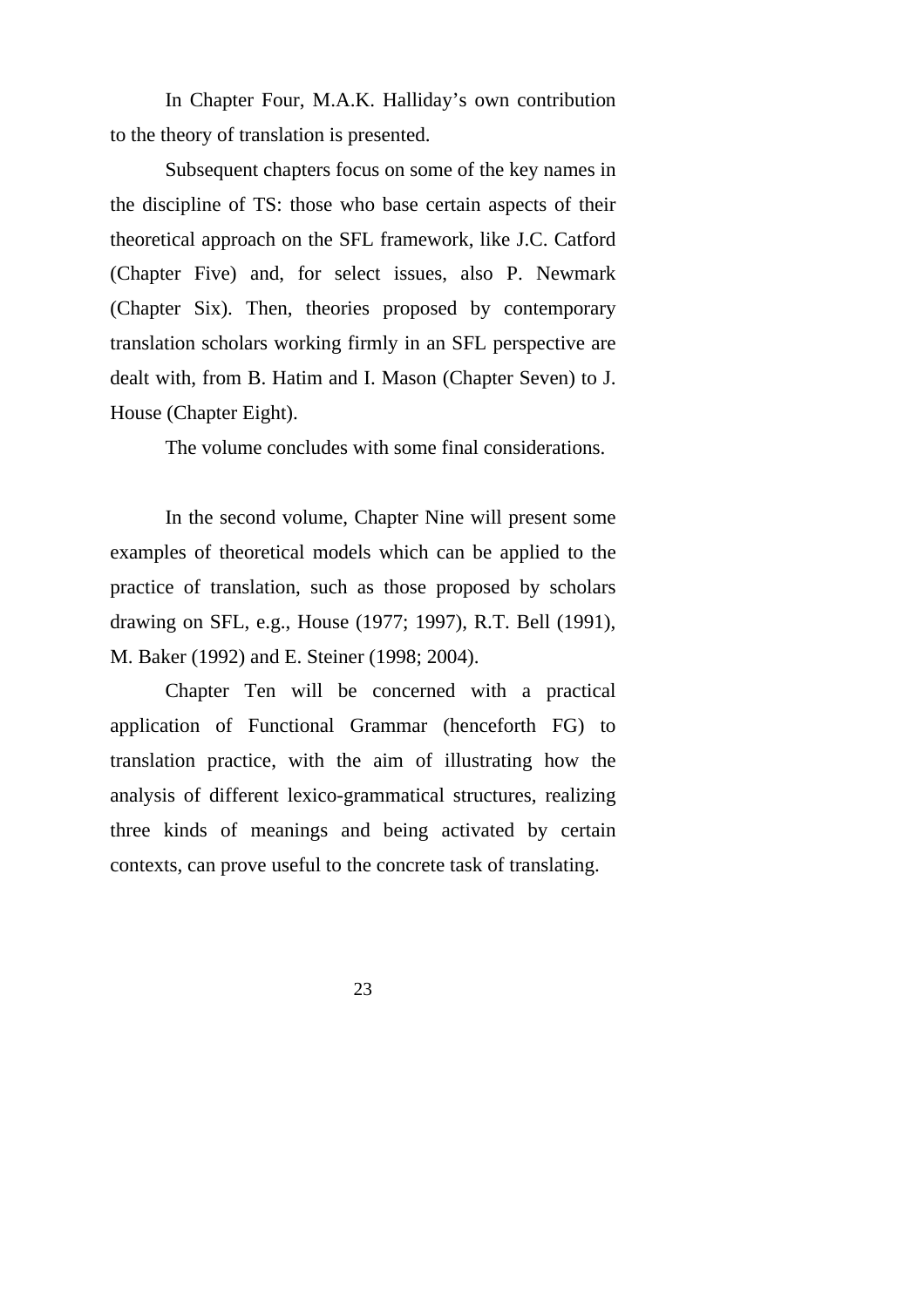In Chapter Four, M.A.K. Halliday's own contribution to the theory of translation is presented.

Subsequent chapters focus on some of the key names in the discipline of TS: those who base certain aspects of their theoretical approach on the SFL framework, like J.C. Catford (Chapter Five) and, for select issues, also P. Newmark (Chapter Six). Then, theories proposed by contemporary translation scholars working firmly in an SFL perspective are dealt with, from B. Hatim and I. Mason (Chapter Seven) to J. House (Chapter Eight).

The volume concludes with some final considerations.

In the second volume, Chapter Nine will present some examples of theoretical models which can be applied to the practice of translation, such as those proposed by scholars drawing on SFL, e.g., House (1977; 1997), R.T. Bell (1991), M. Baker (1992) and E. Steiner (1998; 2004).

Chapter Ten will be concerned with a practical application of Functional Grammar (henceforth FG) to translation practice, with the aim of illustrating how the analysis of different lexico-grammatical structures, realizing three kinds of meanings and being activated by certain contexts, can prove useful to the concrete task of translating.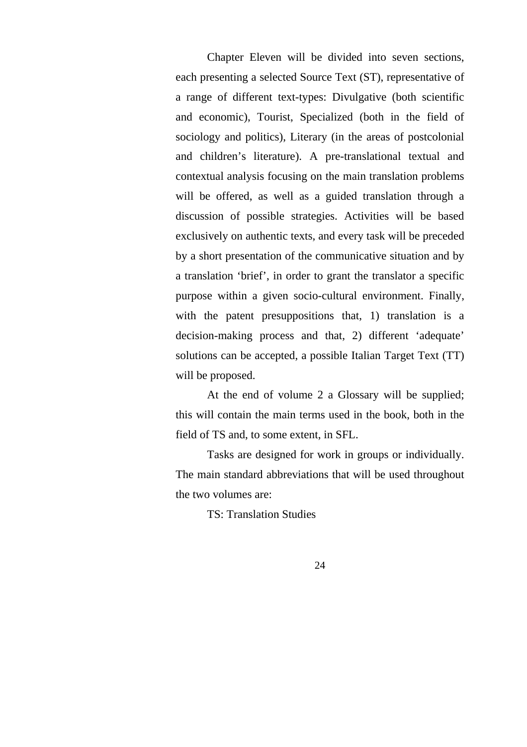Chapter Eleven will be divided into seven sections, each presenting a selected Source Text (ST), representative of a range of different text-types: Divulgative (both scientific and economic), Tourist, Specialized (both in the field of sociology and politics), Literary (in the areas of postcolonial and children's literature). A pre-translational textual and contextual analysis focusing on the main translation problems will be offered, as well as a guided translation through a discussion of possible strategies. Activities will be based exclusively on authentic texts, and every task will be preceded by a short presentation of the communicative situation and by a translation 'brief', in order to grant the translator a specific purpose within a given socio-cultural environment. Finally, with the patent presuppositions that, 1) translation is a decision-making process and that, 2) different 'adequate' solutions can be accepted, a possible Italian Target Text (TT) will be proposed.

At the end of volume 2 a Glossary will be supplied; this will contain the main terms used in the book, both in the field of TS and, to some extent, in SFL.

Tasks are designed for work in groups or individually. The main standard abbreviations that will be used throughout the two volumes are:

TS: Translation Studies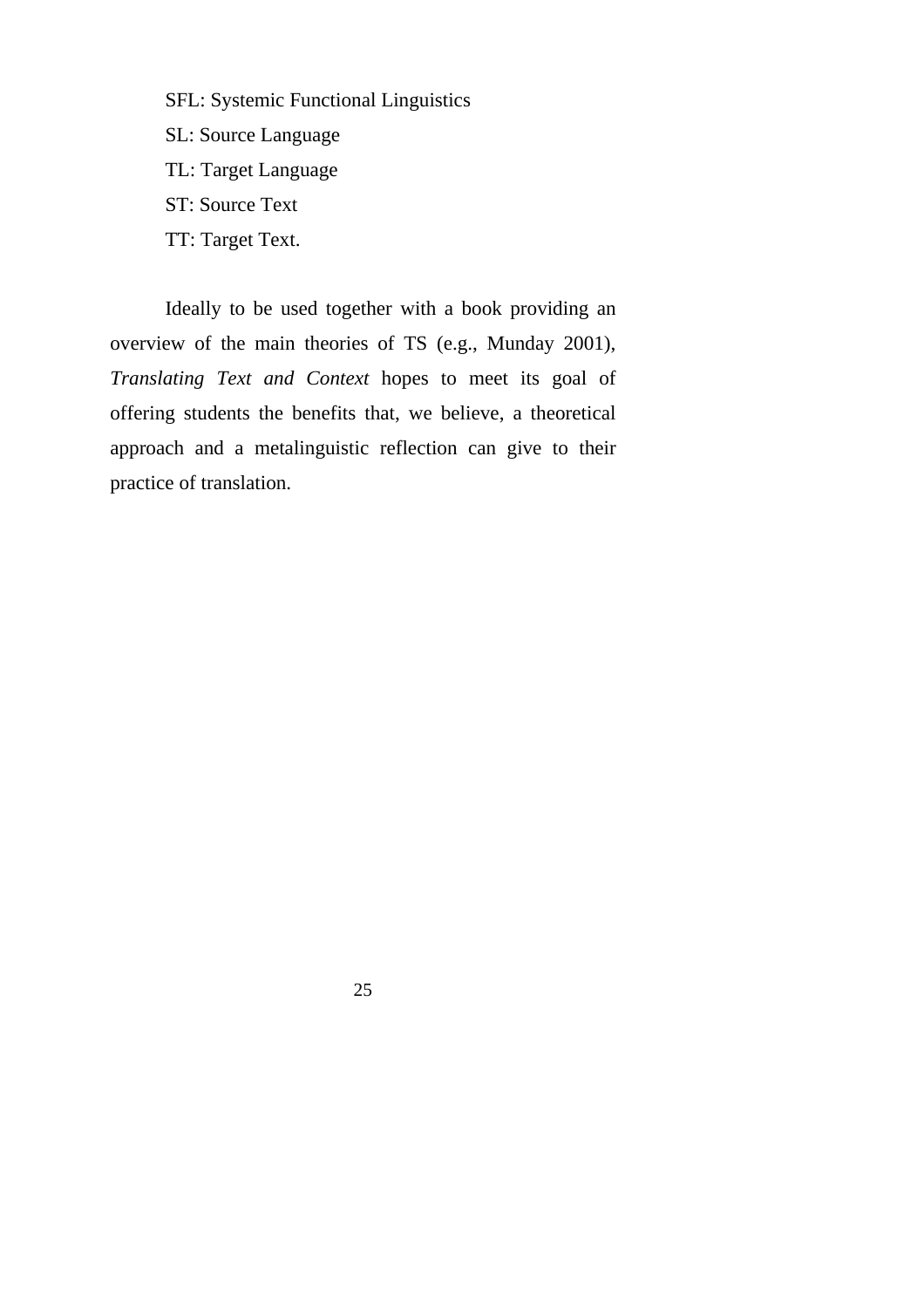SFL: Systemic Functional Linguistics
SL: Source Language
TL: Target Language
ST: Source Text
TT: Target Text.

Ideally to be used together with a book providing an overview of the main theories of TS (e.g., Munday 2001), *Translating Text and Context* hopes to meet its goal of offering students the benefits that, we believe, a theoretical approach and a metalinguistic reflection can give to their practice of translation.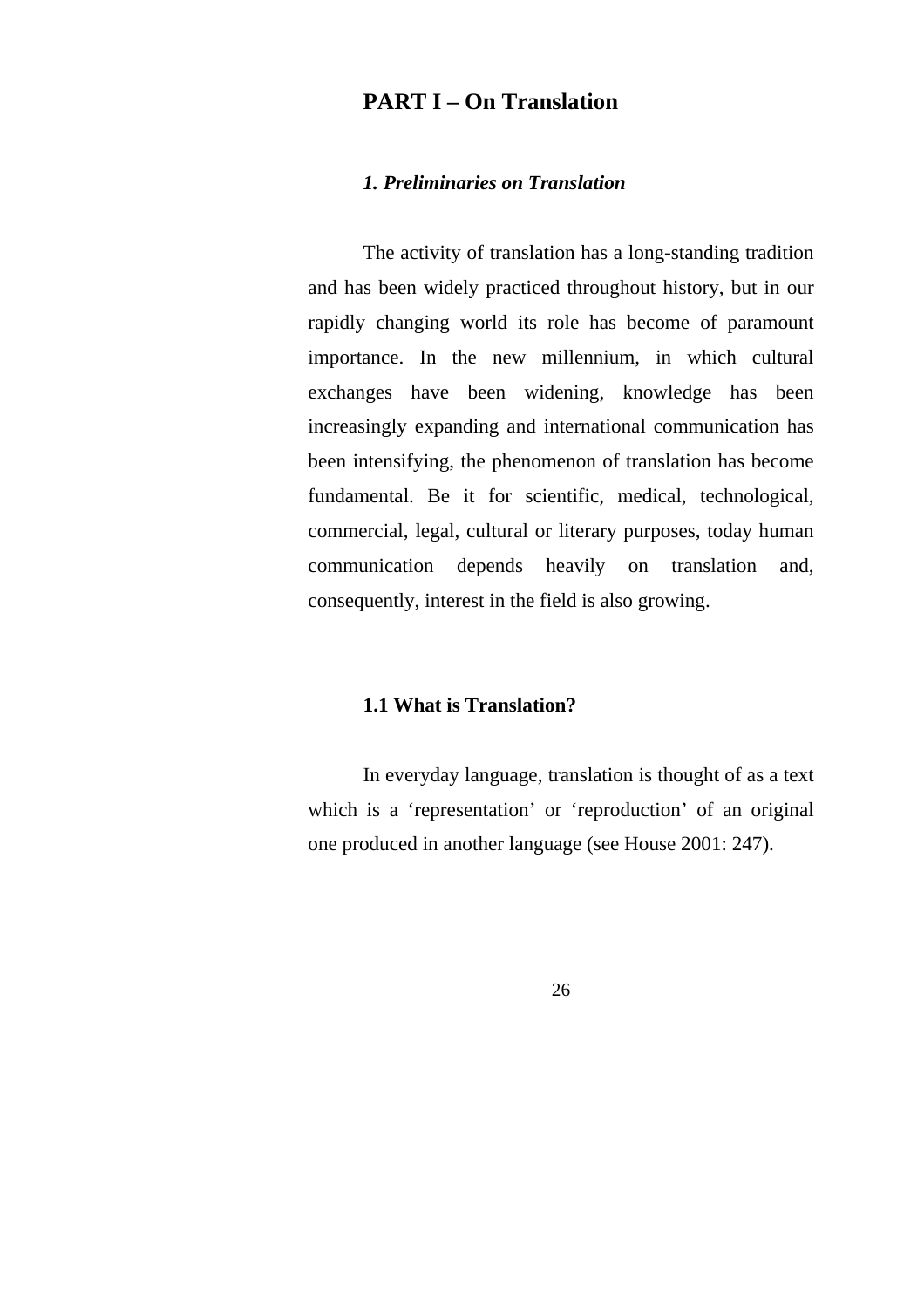# PART I – On Translation

### *1. Preliminaries on Translation*

The activity of translation has a long-standing tradition and has been widely practiced throughout history, but in our rapidly changing world its role has become of paramount importance. In the new millennium, in which cultural exchanges have been widening, knowledge has been increasingly expanding and international communication has been intensifying, the phenomenon of translation has become fundamental. Be it for scientific, medical, technological, commercial, legal, cultural or literary purposes, today human communication depends heavily on translation and, consequently, interest in the field is also growing.

### 1.1 What is Translation?

In everyday language, translation is thought of as a text which is a 'representation' or 'reproduction' of an original one produced in another language (see House 2001: 247).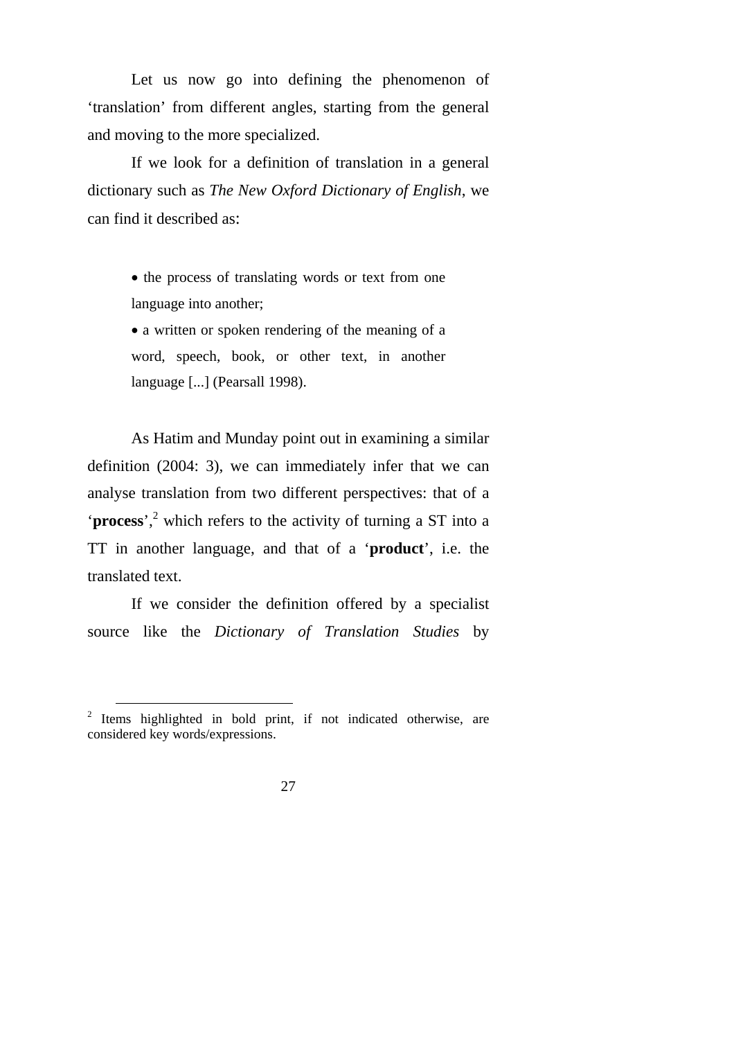Let us now go into defining the phenomenon of ‘translation’ from different angles, starting from the general and moving to the more specialized.

If we look for a definition of translation in a general dictionary such as *The New Oxford Dictionary of English*, we can find it described as:

> - the process of translating words or text from one language into another;
> - a written or spoken rendering of the meaning of a word, speech, book, or other text, in another language [...] (Pearsall 1998).

As Hatim and Munday point out in examining a similar definition (2004: 3), we can immediately infer that we can analyse translation from two different perspectives: that of a ‘**process**’,[2] which refers to the activity of turning a ST into a TT in another language, and that of a ‘**product**’, i.e. the translated text.

If we consider the definition offered by a specialist source like the *Dictionary of Translation Studies* by

---

[2] Items highlighted in bold print, if not indicated otherwise, are considered key words/expressions.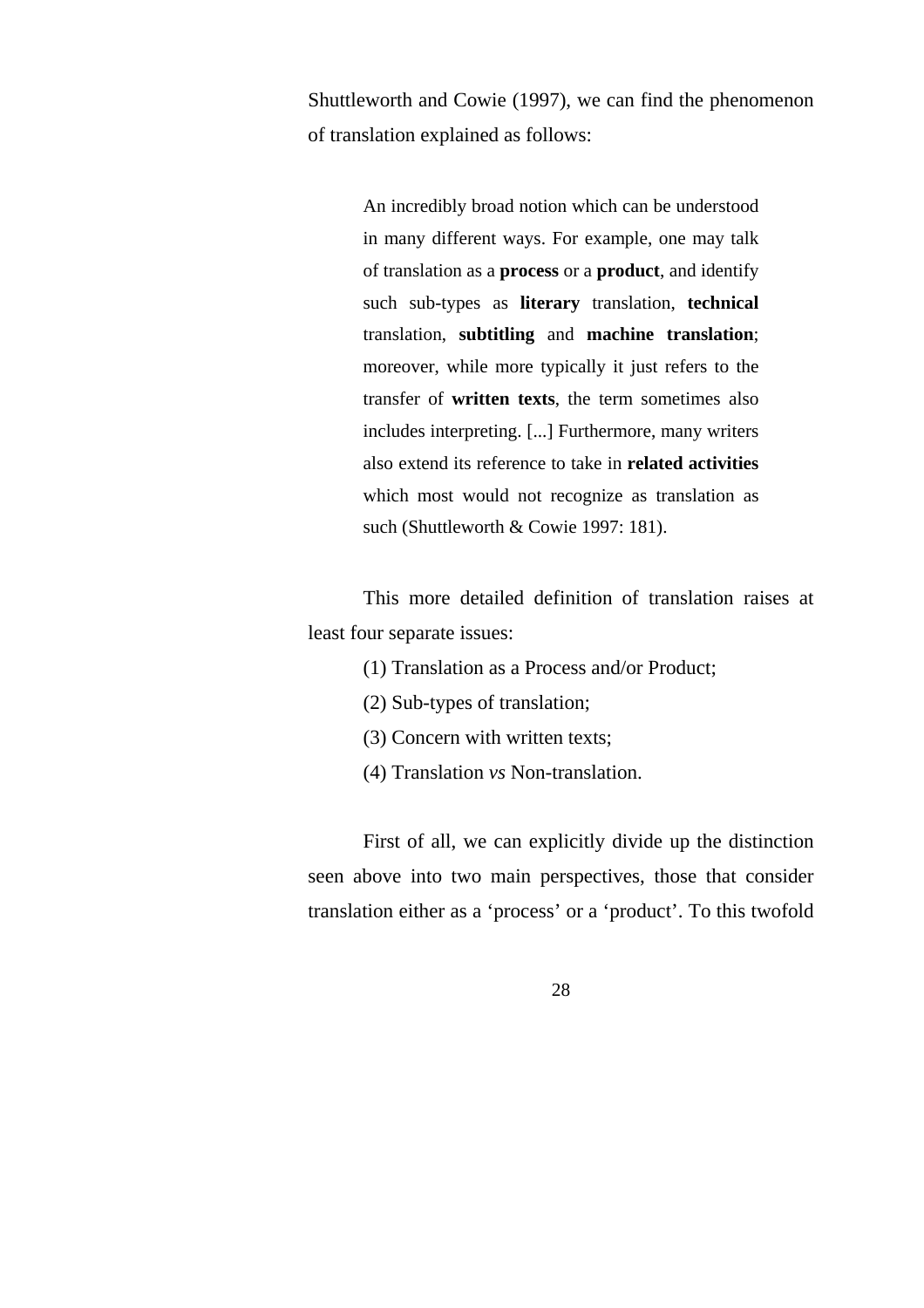Shuttleworth and Cowie (1997), we can find the phenomenon of translation explained as follows:

> An incredibly broad notion which can be understood in many different ways. For example, one may talk of translation as a **process** or a **product**, and identify such sub-types as **literary** translation, **technical** translation, **subtitling** and **machine translation**; moreover, while more typically it just refers to the transfer of **written texts**, the term sometimes also includes interpreting. [...] Furthermore, many writers also extend its reference to take in **related activities** which most would not recognize as translation as such (Shuttleworth & Cowie 1997: 181).

This more detailed definition of translation raises at least four separate issues:

(1) Translation as a Process and/or Product;

(2) Sub-types of translation;

(3) Concern with written texts;

(4) Translation *vs* Non-translation.

First of all, we can explicitly divide up the distinction seen above into two main perspectives, those that consider translation either as a 'process' or a 'product'. To this twofold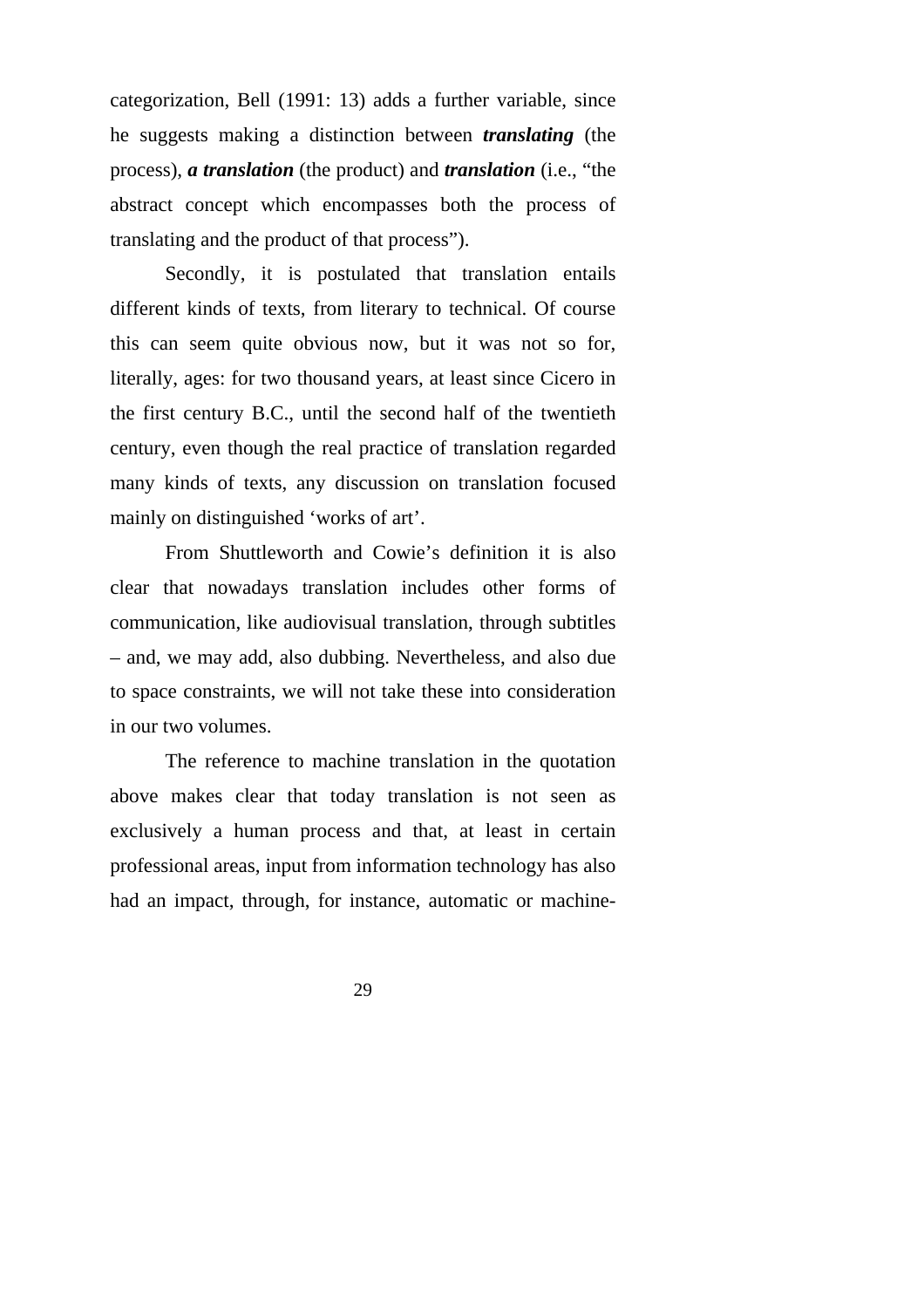categorization, Bell (1991: 13) adds a further variable, since he suggests making a distinction between ***translating*** (the process), ***a translation*** (the product) and ***translation*** (i.e., "the abstract concept which encompasses both the process of translating and the product of that process").

Secondly, it is postulated that translation entails different kinds of texts, from literary to technical. Of course this can seem quite obvious now, but it was not so for, literally, ages: for two thousand years, at least since Cicero in the first century B.C., until the second half of the twentieth century, even though the real practice of translation regarded many kinds of texts, any discussion on translation focused mainly on distinguished 'works of art'.

From Shuttleworth and Cowie's definition it is also clear that nowadays translation includes other forms of communication, like audiovisual translation, through subtitles – and, we may add, also dubbing. Nevertheless, and also due to space constraints, we will not take these into consideration in our two volumes.

The reference to machine translation in the quotation above makes clear that today translation is not seen as exclusively a human process and that, at least in certain professional areas, input from information technology has also had an impact, through, for instance, automatic or machine-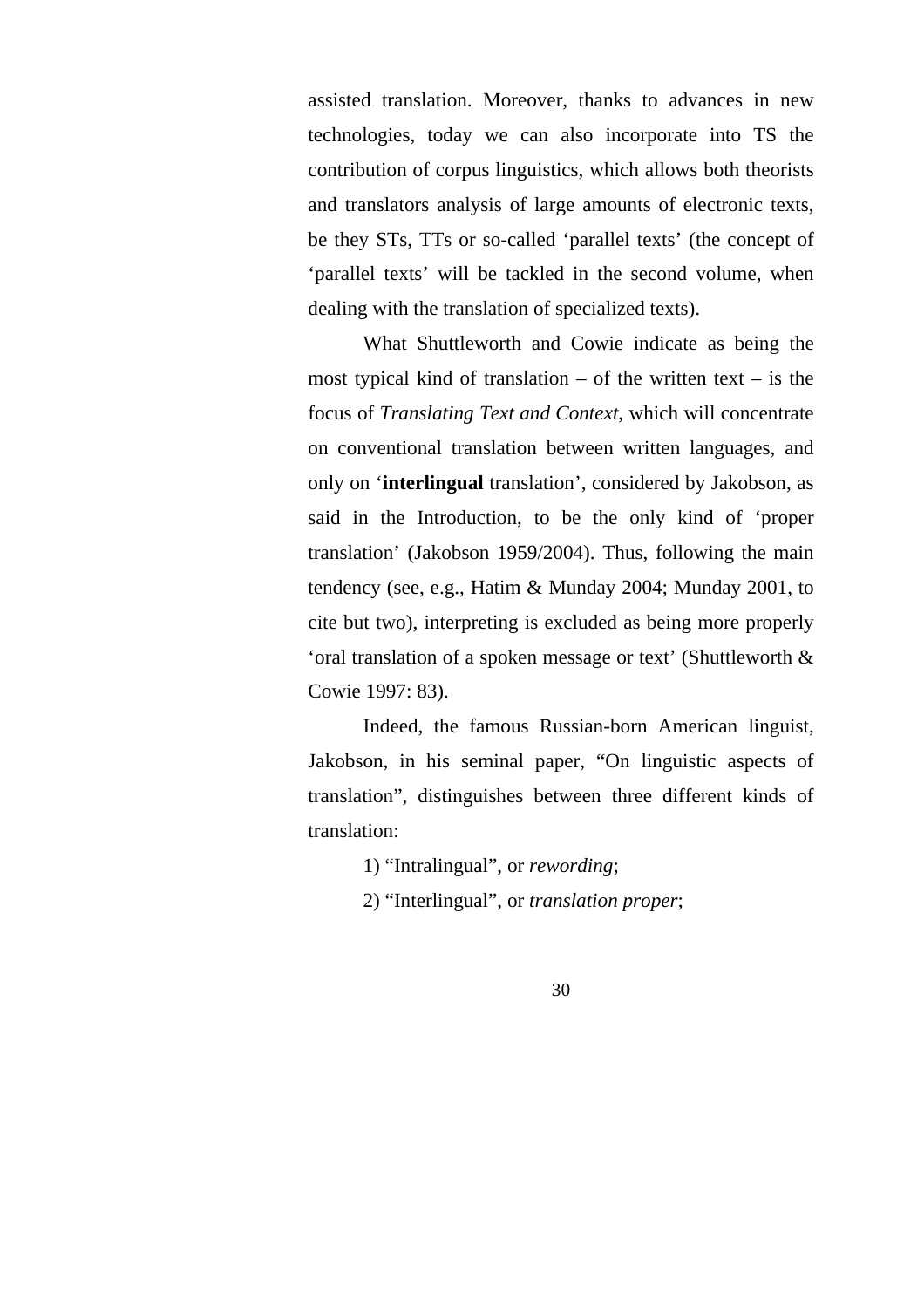assisted translation. Moreover, thanks to advances in new technologies, today we can also incorporate into TS the contribution of corpus linguistics, which allows both theorists and translators analysis of large amounts of electronic texts, be they STs, TTs or so-called 'parallel texts' (the concept of 'parallel texts' will be tackled in the second volume, when dealing with the translation of specialized texts).

What Shuttleworth and Cowie indicate as being the most typical kind of translation – of the written text – is the focus of *Translating Text and Context*, which will concentrate on conventional translation between written languages, and only on '**interlingual** translation', considered by Jakobson, as said in the Introduction, to be the only kind of 'proper translation' (Jakobson 1959/2004). Thus, following the main tendency (see, e.g., Hatim & Munday 2004; Munday 2001, to cite but two), interpreting is excluded as being more properly 'oral translation of a spoken message or text' (Shuttleworth & Cowie 1997: 83).

Indeed, the famous Russian-born American linguist, Jakobson, in his seminal paper, "On linguistic aspects of translation", distinguishes between three different kinds of translation:

1) "Intralingual", or *rewording*;

2) "Interlingual", or *translation proper*;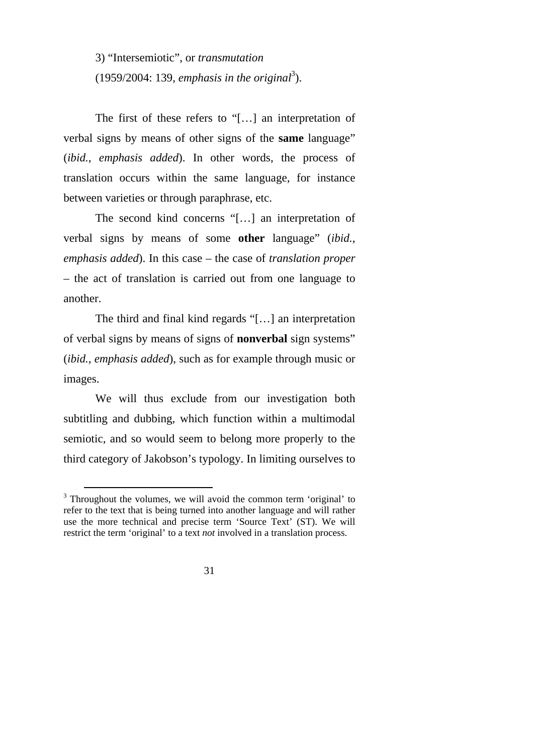3) “Intersemiotic”, or *transmutation*

(1959/2004: 139, *emphasis in the original*[3]).

The first of these refers to “[…] an interpretation of verbal signs by means of other signs of the **same** language” (*ibid.*, *emphasis added*). In other words, the process of translation occurs within the same language, for instance between varieties or through paraphrase, etc.

The second kind concerns “[…] an interpretation of verbal signs by means of some **other** language” (*ibid.*, *emphasis added*). In this case – the case of *translation proper* – the act of translation is carried out from one language to another.

The third and final kind regards “[…] an interpretation of verbal signs by means of signs of **nonverbal** sign systems” (*ibid.*, *emphasis added*), such as for example through music or images.

We will thus exclude from our investigation both subtitling and dubbing, which function within a multimodal semiotic, and so would seem to belong more properly to the third category of Jakobson’s typology. In limiting ourselves to

---

[3] Throughout the volumes, we will avoid the common term ‘original’ to refer to the text that is being turned into another language and will rather use the more technical and precise term ‘Source Text’ (ST). We will restrict the term ‘original’ to a text *not* involved in a translation process.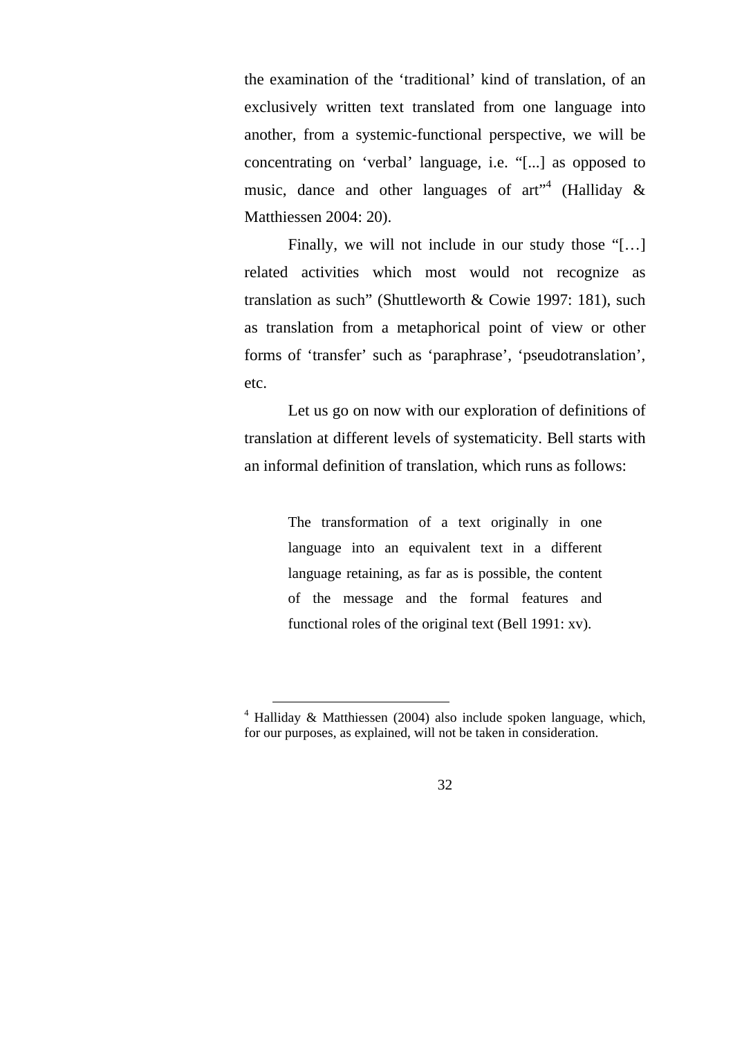the examination of the 'traditional' kind of translation, of an exclusively written text translated from one language into another, from a systemic-functional perspective, we will be concentrating on 'verbal' language, i.e. "[...] as opposed to music, dance and other languages of art"[4] (Halliday & Matthiessen 2004: 20).

Finally, we will not include in our study those "[…] related activities which most would not recognize as translation as such" (Shuttleworth & Cowie 1997: 181), such as translation from a metaphorical point of view or other forms of 'transfer' such as 'paraphrase', 'pseudotranslation', etc.

Let us go on now with our exploration of definitions of translation at different levels of systematicity. Bell starts with an informal definition of translation, which runs as follows:

> The transformation of a text originally in one language into an equivalent text in a different language retaining, as far as is possible, the content of the message and the formal features and functional roles of the original text (Bell 1991: xv).

---

[4] Halliday & Matthiessen (2004) also include spoken language, which, for our purposes, as explained, will not be taken in consideration.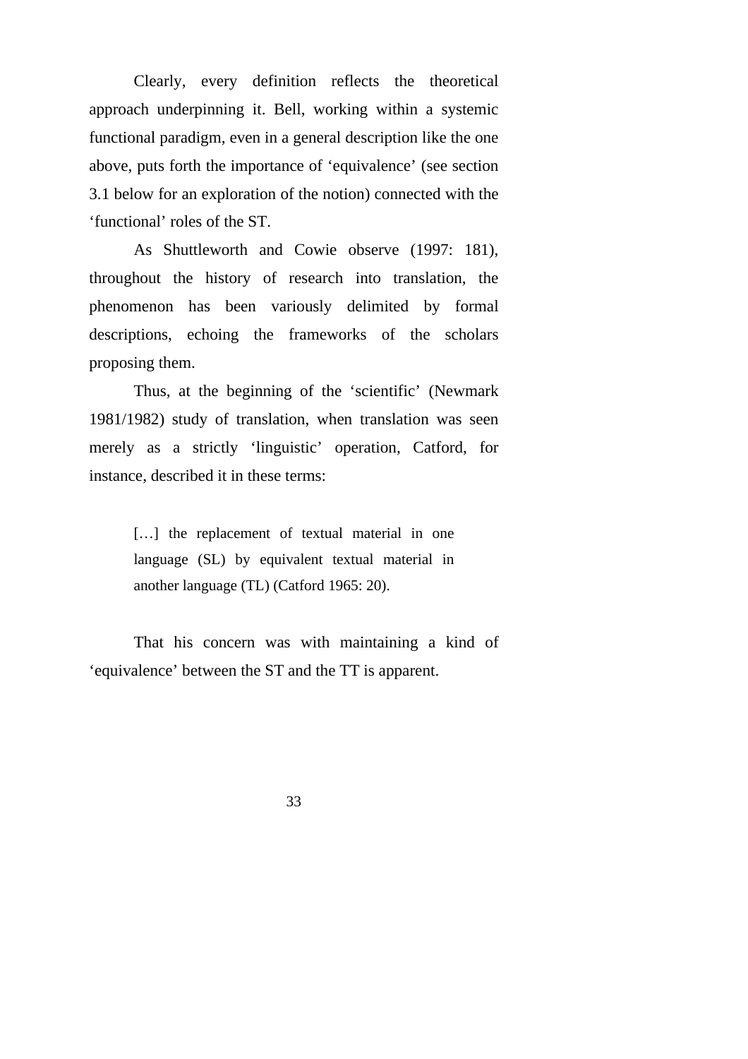Clearly, every definition reflects the theoretical approach underpinning it. Bell, working within a systemic functional paradigm, even in a general description like the one above, puts forth the importance of ‘equivalence’ (see section 3.1 below for an exploration of the notion) connected with the ‘functional’ roles of the ST.

As Shuttleworth and Cowie observe (1997: 181), throughout the history of research into translation, the phenomenon has been variously delimited by formal descriptions, echoing the frameworks of the scholars proposing them.

Thus, at the beginning of the ‘scientific’ (Newmark 1981/1982) study of translation, when translation was seen merely as a strictly ‘linguistic’ operation, Catford, for instance, described it in these terms:

> […] the replacement of textual material in one language (SL) by equivalent textual material in another language (TL) (Catford 1965: 20).

That his concern was with maintaining a kind of ‘equivalence’ between the ST and the TT is apparent.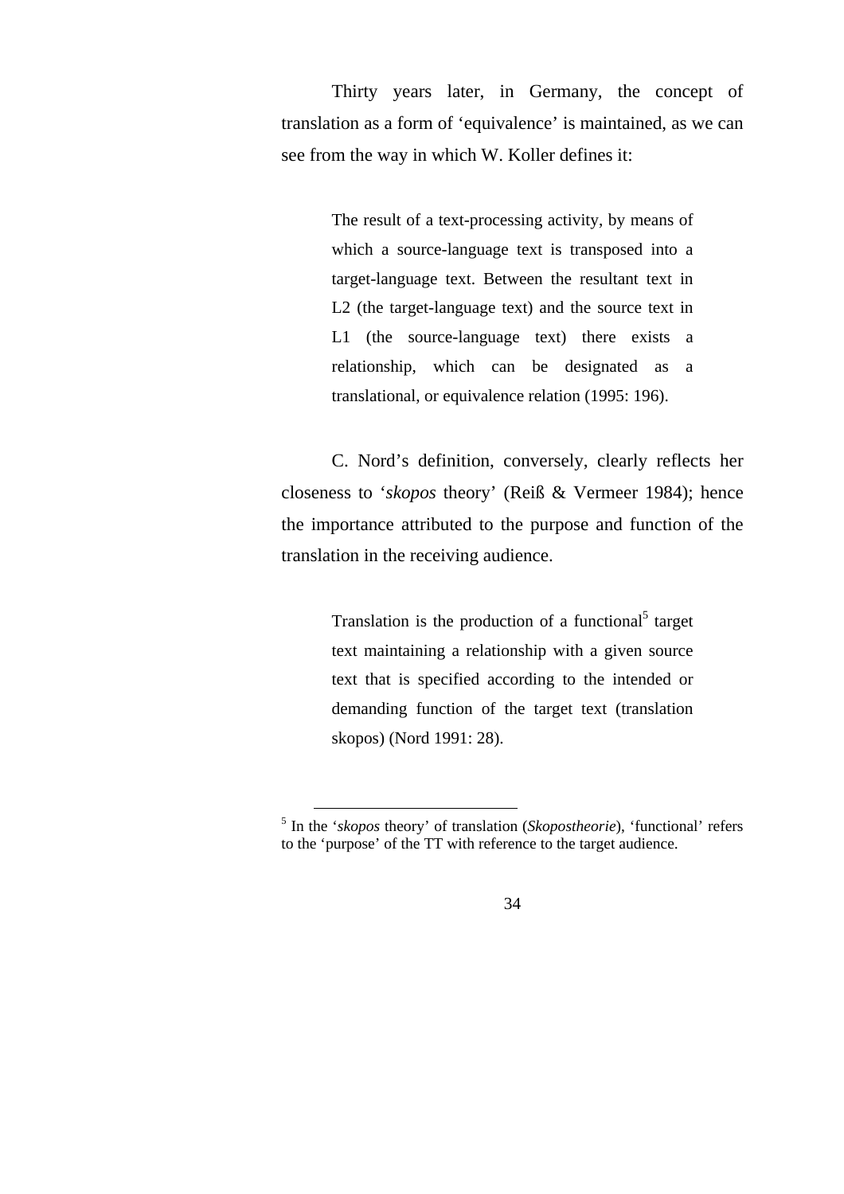Thirty years later, in Germany, the concept of translation as a form of 'equivalence' is maintained, as we can see from the way in which W. Koller defines it:

> The result of a text-processing activity, by means of which a source-language text is transposed into a target-language text. Between the resultant text in L2 (the target-language text) and the source text in L1 (the source-language text) there exists a relationship, which can be designated as a translational, or equivalence relation (1995: 196).

C. Nord's definition, conversely, clearly reflects her closeness to '*skopos* theory' (Reiß & Vermeer 1984); hence the importance attributed to the purpose and function of the translation in the receiving audience.

> Translation is the production of a functional[5] target text maintaining a relationship with a given source text that is specified according to the intended or demanding function of the target text (translation skopos) (Nord 1991: 28).

---

[5] In the '*skopos* theory' of translation (*Skopostheorie*), 'functional' refers to the 'purpose' of the TT with reference to the target audience.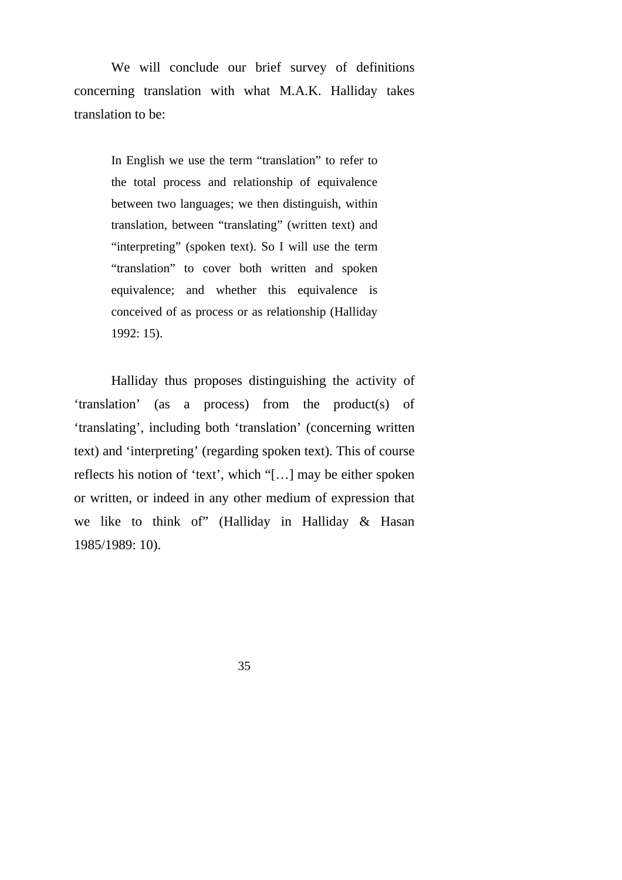We will conclude our brief survey of definitions concerning translation with what M.A.K. Halliday takes translation to be:

> In English we use the term “translation” to refer to the total process and relationship of equivalence between two languages; we then distinguish, within translation, between “translating” (written text) and “interpreting” (spoken text). So I will use the term “translation” to cover both written and spoken equivalence; and whether this equivalence is conceived of as process or as relationship (Halliday 1992: 15).

Halliday thus proposes distinguishing the activity of ‘translation’ (as a process) from the product(s) of ‘translating’, including both ‘translation’ (concerning written text) and ‘interpreting’ (regarding spoken text). This of course reflects his notion of ‘text’, which “[…] may be either spoken or written, or indeed in any other medium of expression that we like to think of” (Halliday in Halliday & Hasan 1985/1989: 10).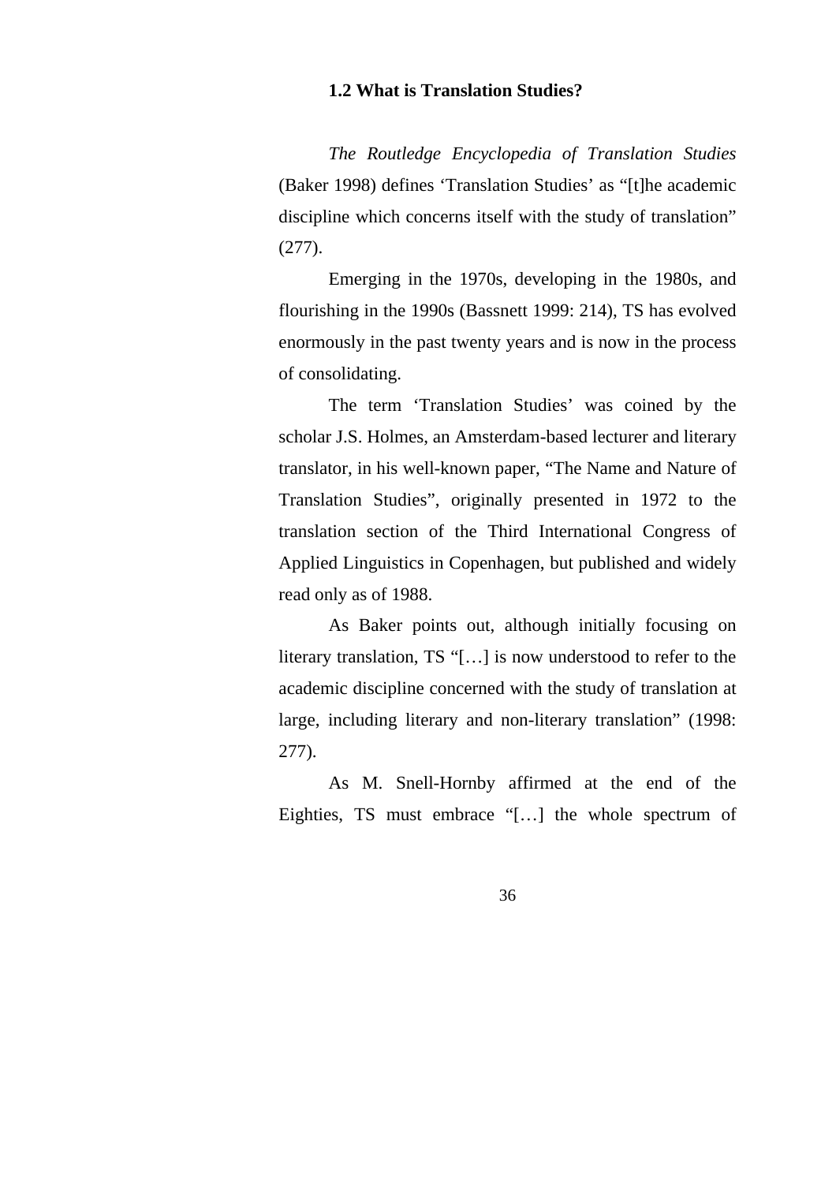## 1.2 What is Translation Studies?

*The Routledge Encyclopedia of Translation Studies* (Baker 1998) defines 'Translation Studies' as "[t]he academic discipline which concerns itself with the study of translation" (277).

Emerging in the 1970s, developing in the 1980s, and flourishing in the 1990s (Bassnett 1999: 214), TS has evolved enormously in the past twenty years and is now in the process of consolidating.

The term 'Translation Studies' was coined by the scholar J.S. Holmes, an Amsterdam-based lecturer and literary translator, in his well-known paper, "The Name and Nature of Translation Studies", originally presented in 1972 to the translation section of the Third International Congress of Applied Linguistics in Copenhagen, but published and widely read only as of 1988.

As Baker points out, although initially focusing on literary translation, TS "[…] is now understood to refer to the academic discipline concerned with the study of translation at large, including literary and non-literary translation" (1998: 277).

As M. Snell-Hornby affirmed at the end of the Eighties, TS must embrace "[…] the whole spectrum of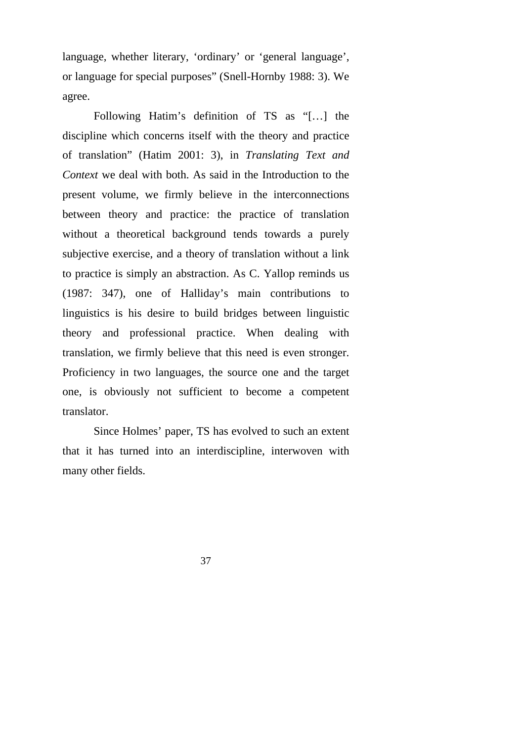language, whether literary, ‘ordinary’ or ‘general language’, or language for special purposes” (Snell-Hornby 1988: 3). We agree.

Following Hatim’s definition of TS as “[…] the discipline which concerns itself with the theory and practice of translation” (Hatim 2001: 3), in *Translating Text and Context* we deal with both. As said in the Introduction to the present volume, we firmly believe in the interconnections between theory and practice: the practice of translation without a theoretical background tends towards a purely subjective exercise, and a theory of translation without a link to practice is simply an abstraction. As C. Yallop reminds us (1987: 347), one of Halliday’s main contributions to linguistics is his desire to build bridges between linguistic theory and professional practice. When dealing with translation, we firmly believe that this need is even stronger. Proficiency in two languages, the source one and the target one, is obviously not sufficient to become a competent translator.

Since Holmes’ paper, TS has evolved to such an extent that it has turned into an interdiscipline, interwoven with many other fields.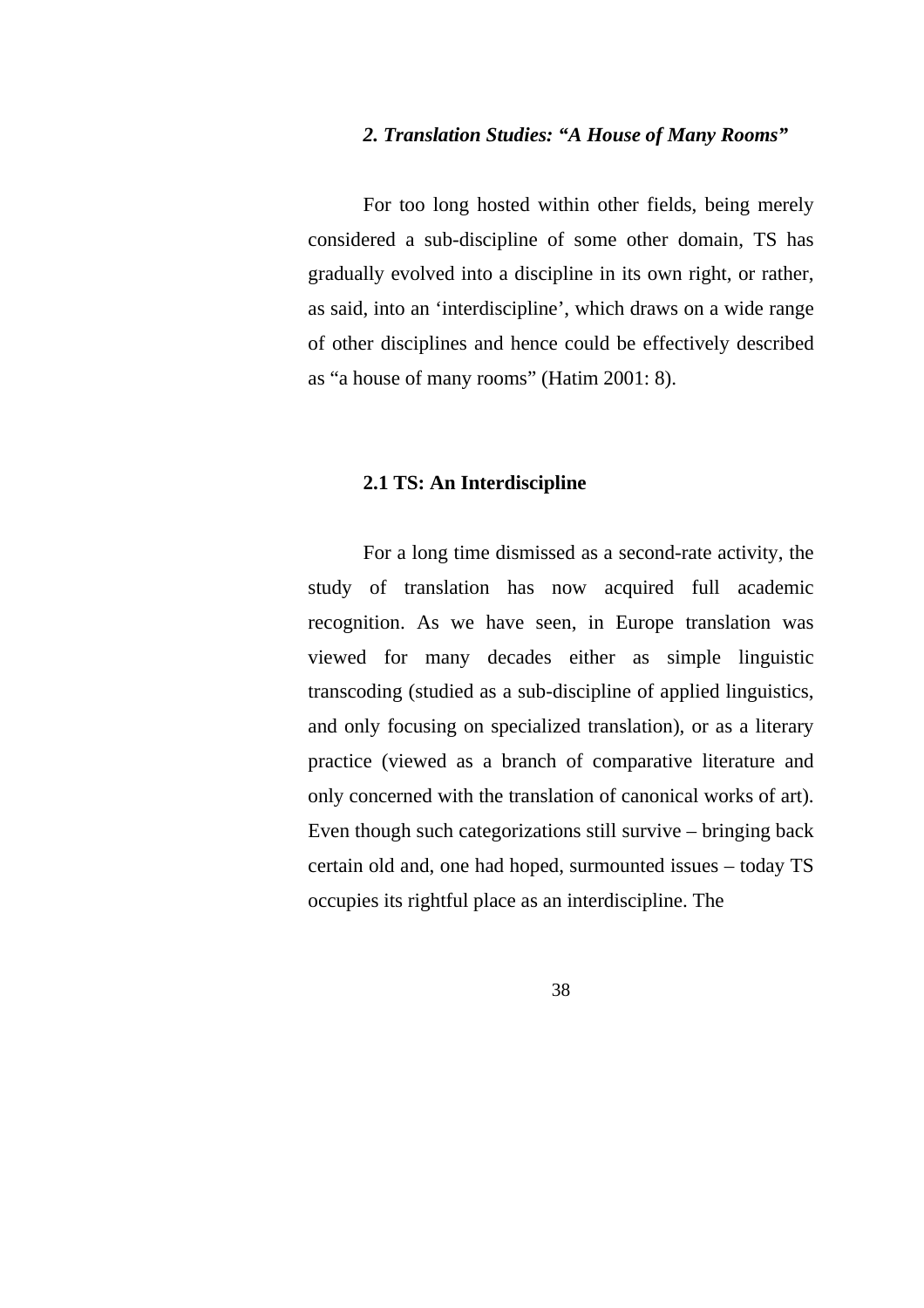## *2. Translation Studies: “A House of Many Rooms”*

For too long hosted within other fields, being merely considered a sub-discipline of some other domain, TS has gradually evolved into a discipline in its own right, or rather, as said, into an ‘interdiscipline’, which draws on a wide range of other disciplines and hence could be effectively described as “a house of many rooms” (Hatim 2001: 8).

### 2.1 TS: An Interdiscipline

For a long time dismissed as a second-rate activity, the study of translation has now acquired full academic recognition. As we have seen, in Europe translation was viewed for many decades either as simple linguistic transcoding (studied as a sub-discipline of applied linguistics, and only focusing on specialized translation), or as a literary practice (viewed as a branch of comparative literature and only concerned with the translation of canonical works of art). Even though such categorizations still survive – bringing back certain old and, one had hoped, surmounted issues – today TS occupies its rightful place as an interdiscipline. The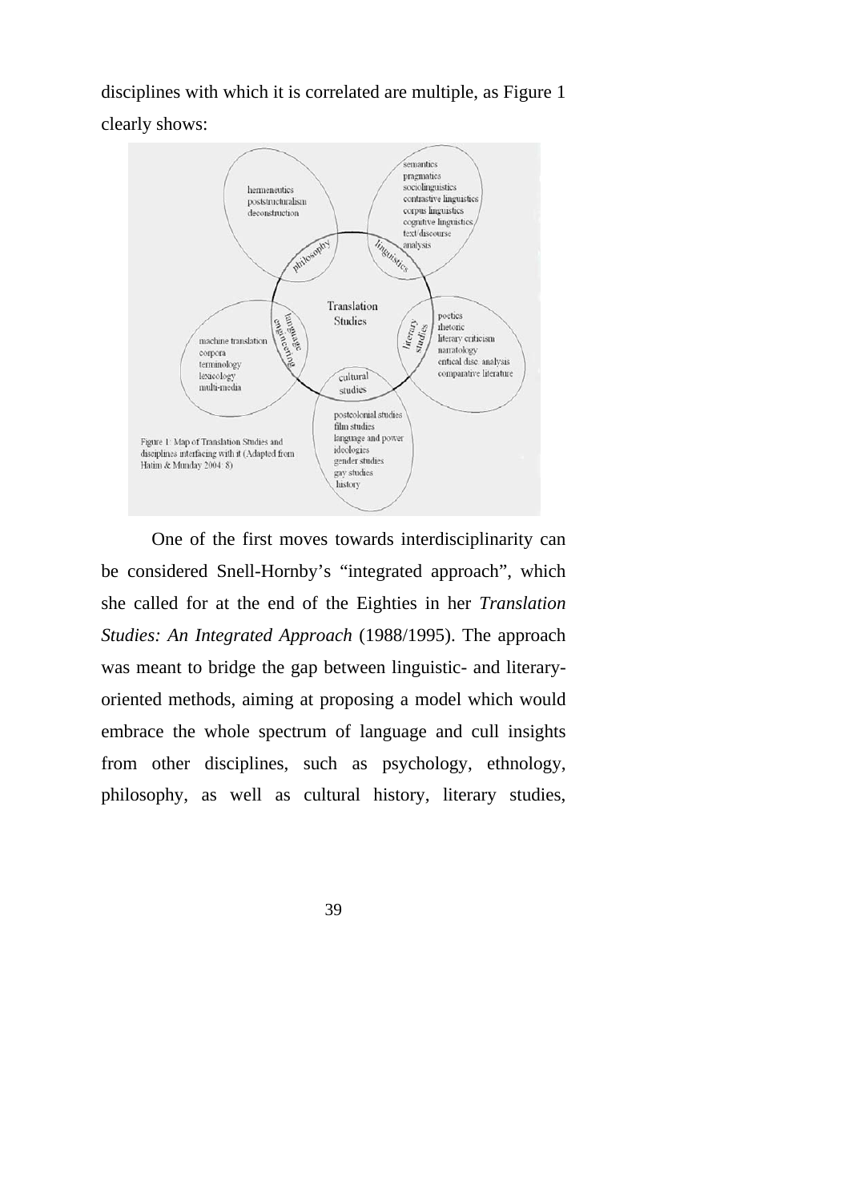disciplines with which it is correlated are multiple, as Figure 1 clearly shows:

Figure 1: Map of Translation Studies and disciplines interfacing with it (Adapted from Hatim & Munday 2004: 8)

One of the first moves towards interdisciplinarity can be considered Snell-Hornby's "integrated approach", which she called for at the end of the Eighties in her *Translation Studies: An Integrated Approach* (1988/1995). The approach was meant to bridge the gap between linguistic- and literary-oriented methods, aiming at proposing a model which would embrace the whole spectrum of language and cull insights from other disciplines, such as psychology, ethnology, philosophy, as well as cultural history, literary studies,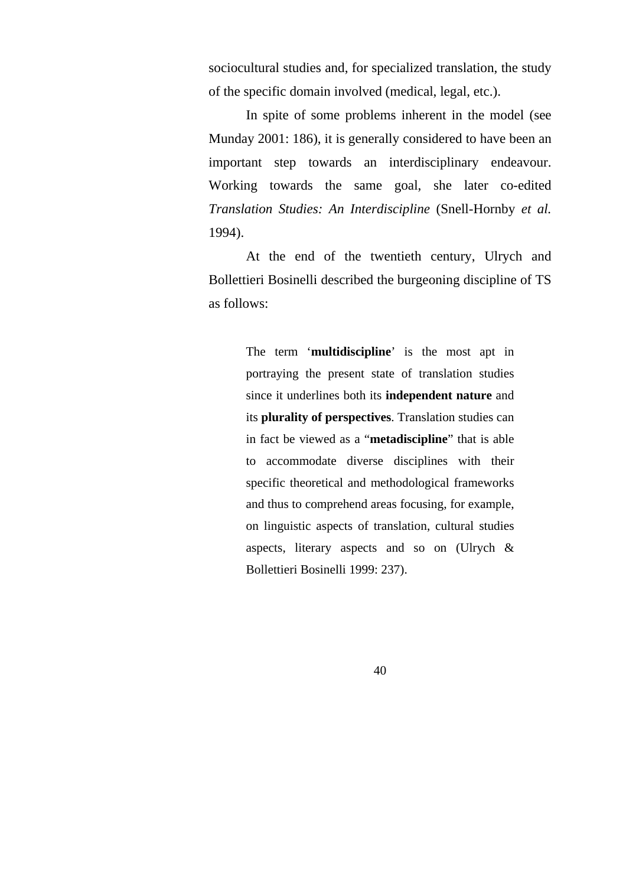sociocultural studies and, for specialized translation, the study of the specific domain involved (medical, legal, etc.).

In spite of some problems inherent in the model (see Munday 2001: 186), it is generally considered to have been an important step towards an interdisciplinary endeavour. Working towards the same goal, she later co-edited *Translation Studies: An Interdiscipline* (Snell-Hornby *et al.* 1994).

At the end of the twentieth century, Ulrych and Bollettieri Bosinelli described the burgeoning discipline of TS as follows:

> The term '**multidiscipline**' is the most apt in portraying the present state of translation studies since it underlines both its **independent nature** and its **plurality of perspectives**. Translation studies can in fact be viewed as a "**metadiscipline**" that is able to accommodate diverse disciplines with their specific theoretical and methodological frameworks and thus to comprehend areas focusing, for example, on linguistic aspects of translation, cultural studies aspects, literary aspects and so on (Ulrych & Bollettieri Bosinelli 1999: 237).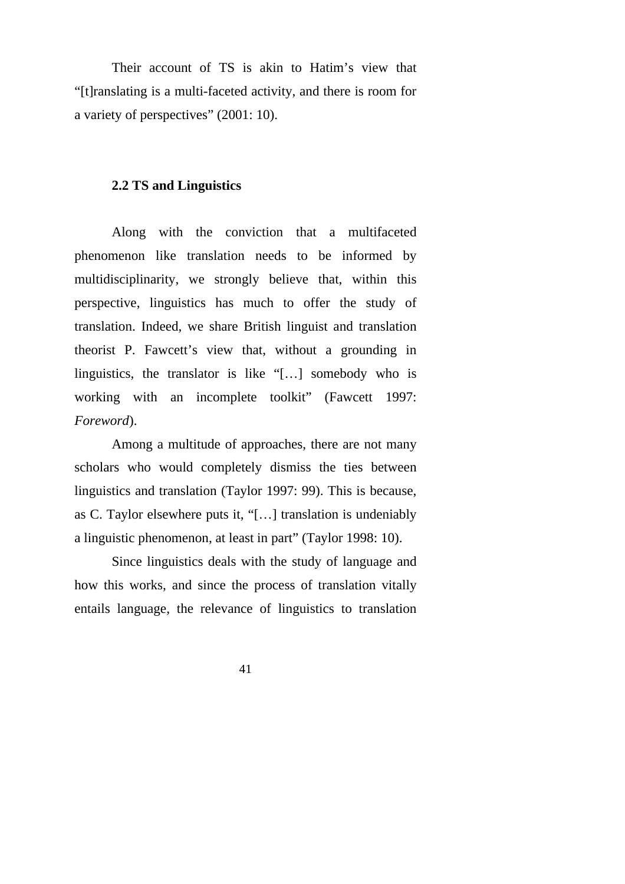Their account of TS is akin to Hatim's view that "[t]ranslating is a multi-faceted activity, and there is room for a variety of perspectives" (2001: 10).

## 2.2 TS and Linguistics

Along with the conviction that a multifaceted phenomenon like translation needs to be informed by multidisciplinarity, we strongly believe that, within this perspective, linguistics has much to offer the study of translation. Indeed, we share British linguist and translation theorist P. Fawcett's view that, without a grounding in linguistics, the translator is like "[…] somebody who is working with an incomplete toolkit" (Fawcett 1997: *Foreword*).

Among a multitude of approaches, there are not many scholars who would completely dismiss the ties between linguistics and translation (Taylor 1997: 99). This is because, as C. Taylor elsewhere puts it, "[…] translation is undeniably a linguistic phenomenon, at least in part" (Taylor 1998: 10).

Since linguistics deals with the study of language and how this works, and since the process of translation vitally entails language, the relevance of linguistics to translation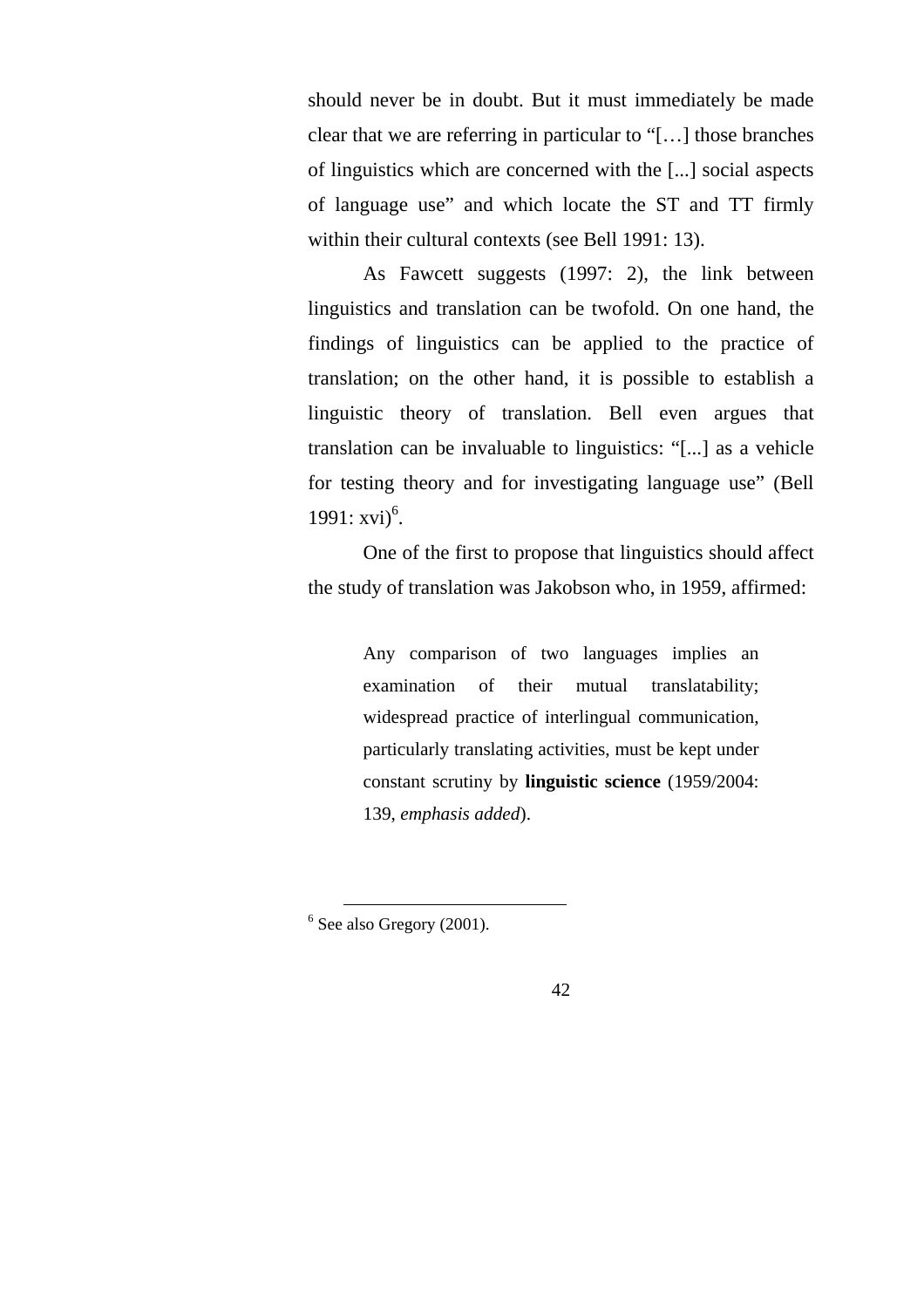should never be in doubt. But it must immediately be made clear that we are referring in particular to "[…] those branches of linguistics which are concerned with the [...] social aspects of language use" and which locate the ST and TT firmly within their cultural contexts (see Bell 1991: 13).

As Fawcett suggests (1997: 2), the link between linguistics and translation can be twofold. On one hand, the findings of linguistics can be applied to the practice of translation; on the other hand, it is possible to establish a linguistic theory of translation. Bell even argues that translation can be invaluable to linguistics: "[...] as a vehicle for testing theory and for investigating language use" (Bell 1991: xvi)[6].

One of the first to propose that linguistics should affect the study of translation was Jakobson who, in 1959, affirmed:

> Any comparison of two languages implies an examination of their mutual translatability; widespread practice of interlingual communication, particularly translating activities, must be kept under constant scrutiny by **linguistic science** (1959/2004: 139, *emphasis added*).

[6] See also Gregory (2001).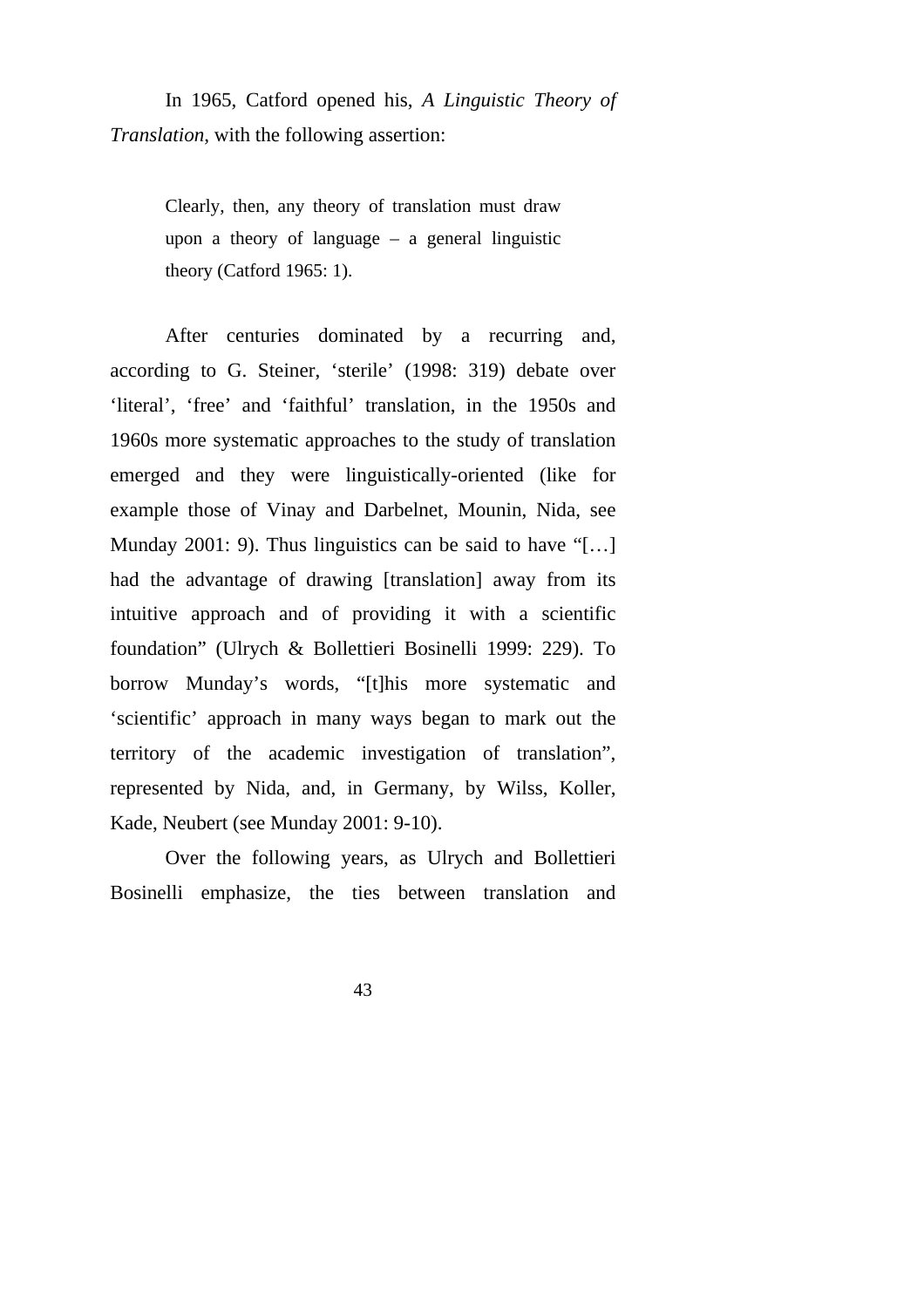In 1965, Catford opened his, *A Linguistic Theory of Translation*, with the following assertion:

> Clearly, then, any theory of translation must draw upon a theory of language – a general linguistic theory (Catford 1965: 1).

After centuries dominated by a recurring and, according to G. Steiner, 'sterile' (1998: 319) debate over 'literal', 'free' and 'faithful' translation, in the 1950s and 1960s more systematic approaches to the study of translation emerged and they were linguistically-oriented (like for example those of Vinay and Darbelnet, Mounin, Nida, see Munday 2001: 9). Thus linguistics can be said to have "[…] had the advantage of drawing [translation] away from its intuitive approach and of providing it with a scientific foundation" (Ulrych & Bollettieri Bosinelli 1999: 229). To borrow Munday's words, "[t]his more systematic and 'scientific' approach in many ways began to mark out the territory of the academic investigation of translation", represented by Nida, and, in Germany, by Wilss, Koller, Kade, Neubert (see Munday 2001: 9-10).

Over the following years, as Ulrych and Bollettieri Bosinelli emphasize, the ties between translation and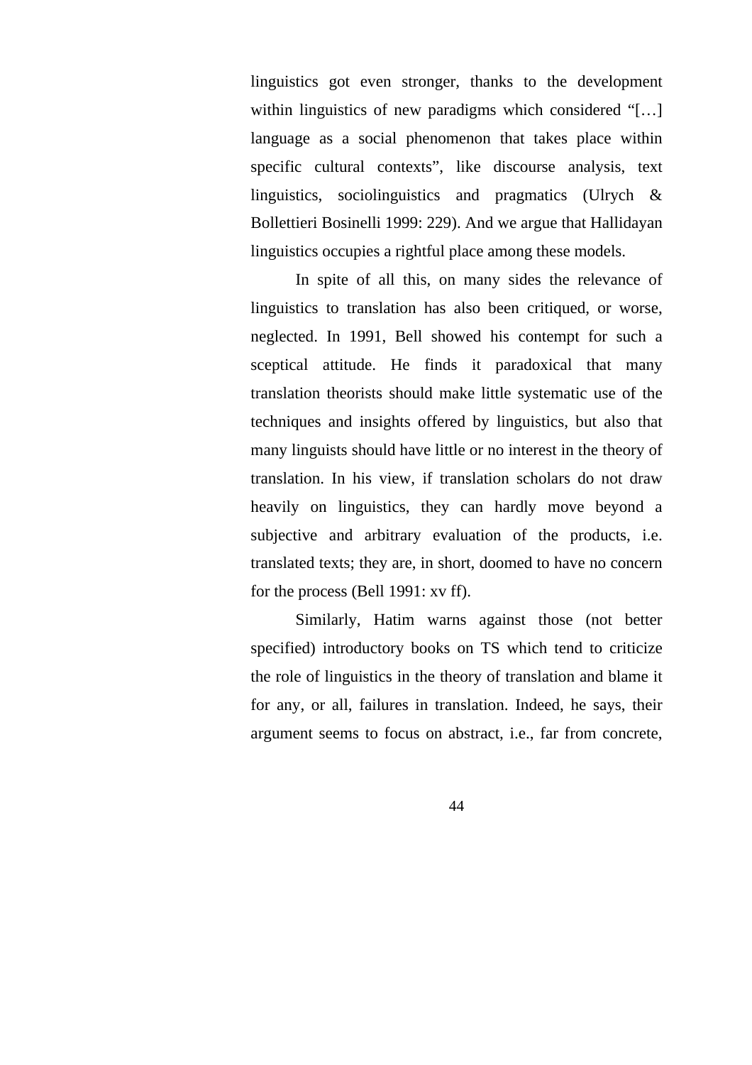linguistics got even stronger, thanks to the development within linguistics of new paradigms which considered "[…] language as a social phenomenon that takes place within specific cultural contexts", like discourse analysis, text linguistics, sociolinguistics and pragmatics (Ulrych & Bollettieri Bosinelli 1999: 229). And we argue that Hallidayan linguistics occupies a rightful place among these models.

In spite of all this, on many sides the relevance of linguistics to translation has also been critiqued, or worse, neglected. In 1991, Bell showed his contempt for such a sceptical attitude. He finds it paradoxical that many translation theorists should make little systematic use of the techniques and insights offered by linguistics, but also that many linguists should have little or no interest in the theory of translation. In his view, if translation scholars do not draw heavily on linguistics, they can hardly move beyond a subjective and arbitrary evaluation of the products, i.e. translated texts; they are, in short, doomed to have no concern for the process (Bell 1991: xv ff).

Similarly, Hatim warns against those (not better specified) introductory books on TS which tend to criticize the role of linguistics in the theory of translation and blame it for any, or all, failures in translation. Indeed, he says, their argument seems to focus on abstract, i.e., far from concrete,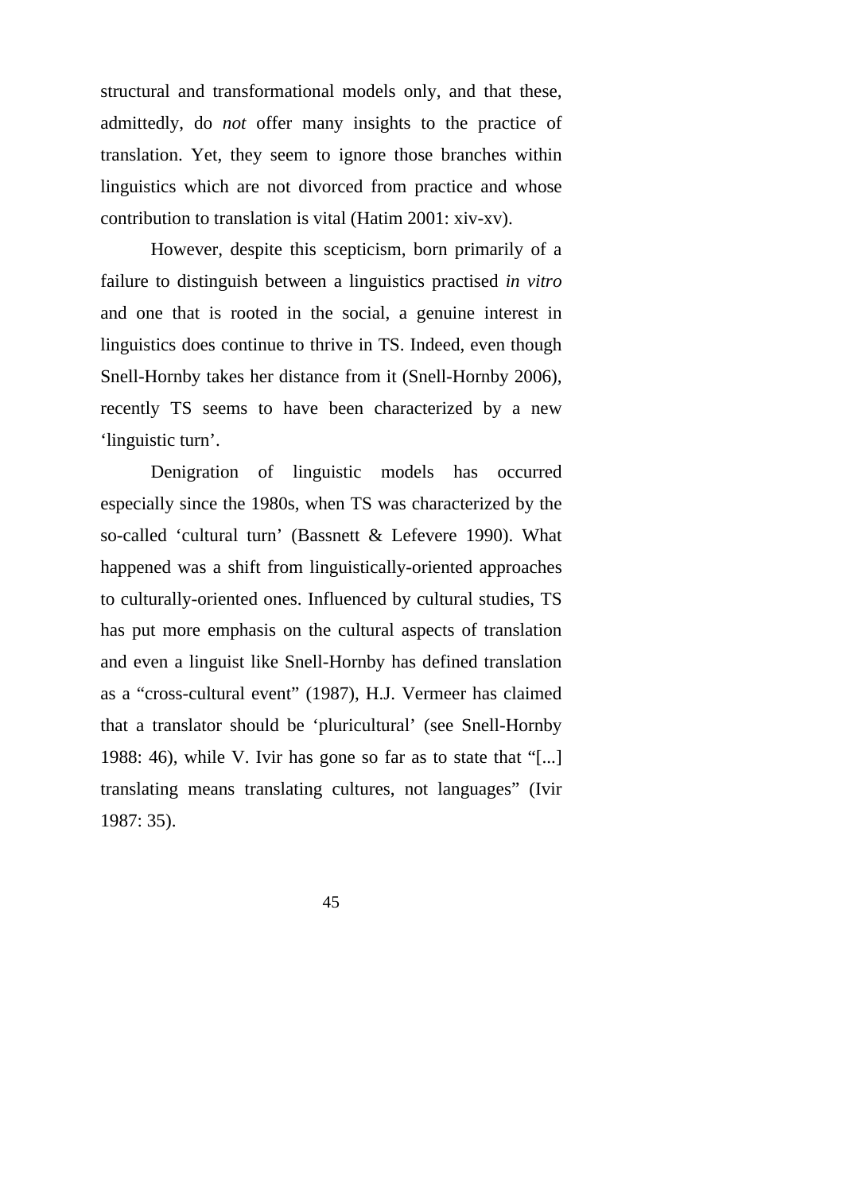structural and transformational models only, and that these, admittedly, do *not* offer many insights to the practice of translation. Yet, they seem to ignore those branches within linguistics which are not divorced from practice and whose contribution to translation is vital (Hatim 2001: xiv-xv).

However, despite this scepticism, born primarily of a failure to distinguish between a linguistics practised *in vitro* and one that is rooted in the social, a genuine interest in linguistics does continue to thrive in TS. Indeed, even though Snell-Hornby takes her distance from it (Snell-Hornby 2006), recently TS seems to have been characterized by a new 'linguistic turn'.

Denigration of linguistic models has occurred especially since the 1980s, when TS was characterized by the so-called 'cultural turn' (Bassnett & Lefevere 1990). What happened was a shift from linguistically-oriented approaches to culturally-oriented ones. Influenced by cultural studies, TS has put more emphasis on the cultural aspects of translation and even a linguist like Snell-Hornby has defined translation as a "cross-cultural event" (1987), H.J. Vermeer has claimed that a translator should be 'pluricultural' (see Snell-Hornby 1988: 46), while V. Ivir has gone so far as to state that "[...] translating means translating cultures, not languages" (Ivir 1987: 35).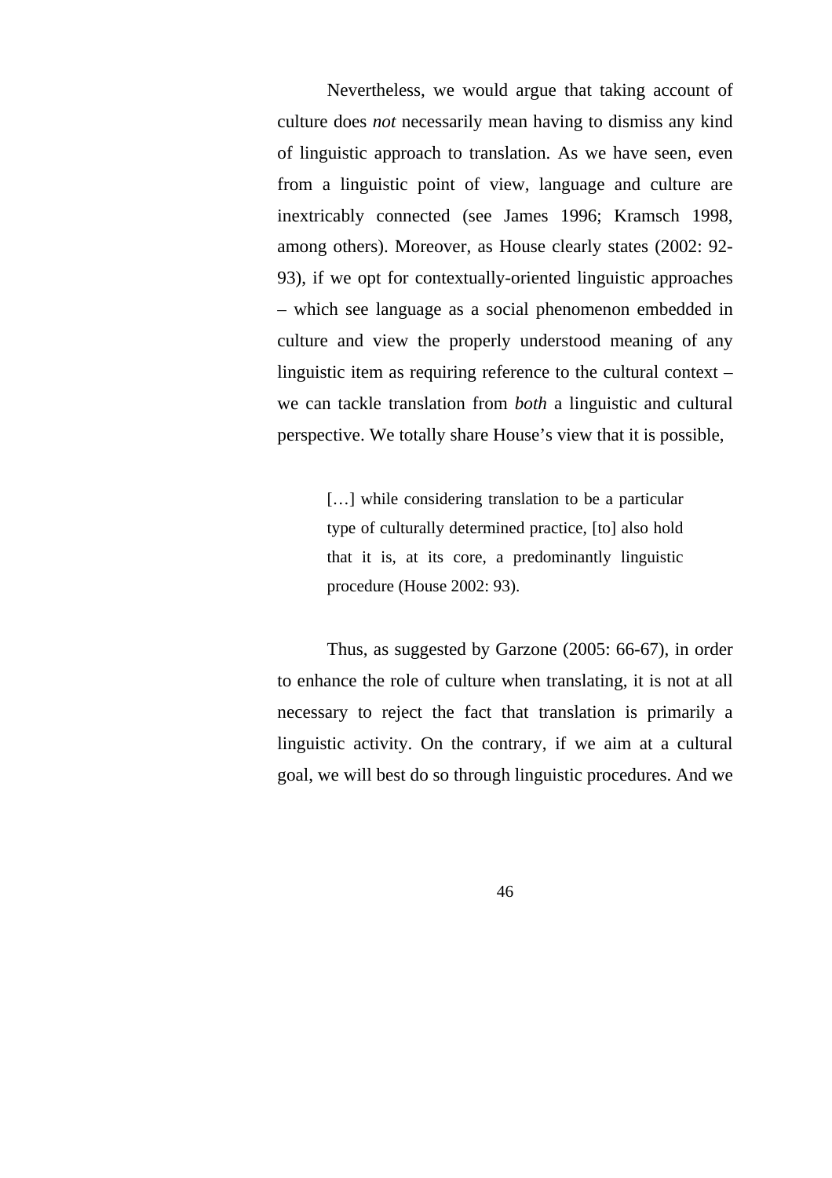Nevertheless, we would argue that taking account of culture does *not* necessarily mean having to dismiss any kind of linguistic approach to translation. As we have seen, even from a linguistic point of view, language and culture are inextricably connected (see James 1996; Kramsch 1998, among others). Moreover, as House clearly states (2002: 92-93), if we opt for contextually-oriented linguistic approaches – which see language as a social phenomenon embedded in culture and view the properly understood meaning of any linguistic item as requiring reference to the cultural context – we can tackle translation from *both* a linguistic and cultural perspective. We totally share House's view that it is possible,

> […] while considering translation to be a particular type of culturally determined practice, [to] also hold that it is, at its core, a predominantly linguistic procedure (House 2002: 93).

Thus, as suggested by Garzone (2005: 66-67), in order to enhance the role of culture when translating, it is not at all necessary to reject the fact that translation is primarily a linguistic activity. On the contrary, if we aim at a cultural goal, we will best do so through linguistic procedures. And we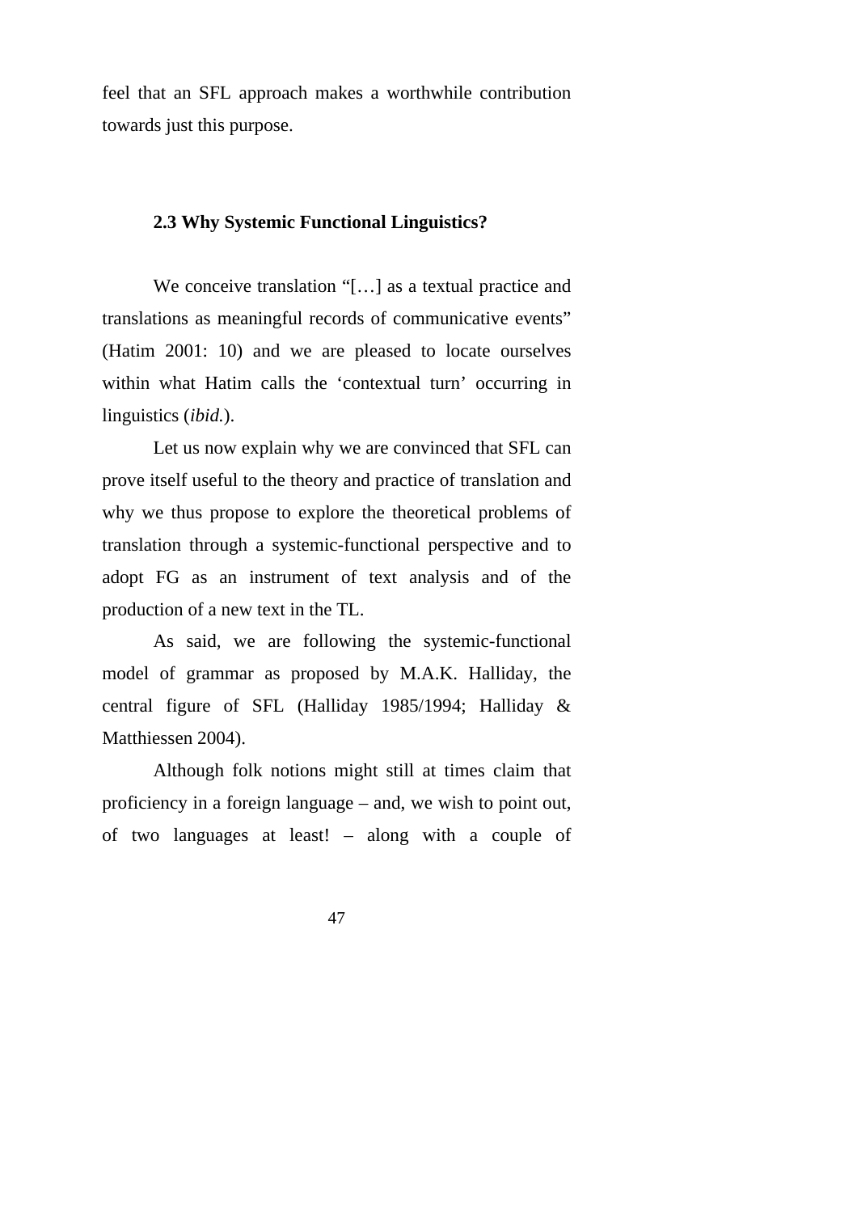feel that an SFL approach makes a worthwhile contribution towards just this purpose.

### 2.3 Why Systemic Functional Linguistics?

We conceive translation "[…] as a textual practice and translations as meaningful records of communicative events" (Hatim 2001: 10) and we are pleased to locate ourselves within what Hatim calls the 'contextual turn' occurring in linguistics (*ibid.*).

Let us now explain why we are convinced that SFL can prove itself useful to the theory and practice of translation and why we thus propose to explore the theoretical problems of translation through a systemic-functional perspective and to adopt FG as an instrument of text analysis and of the production of a new text in the TL.

As said, we are following the systemic-functional model of grammar as proposed by M.A.K. Halliday, the central figure of SFL (Halliday 1985/1994; Halliday & Matthiessen 2004).

Although folk notions might still at times claim that proficiency in a foreign language – and, we wish to point out, of two languages at least! – along with a couple of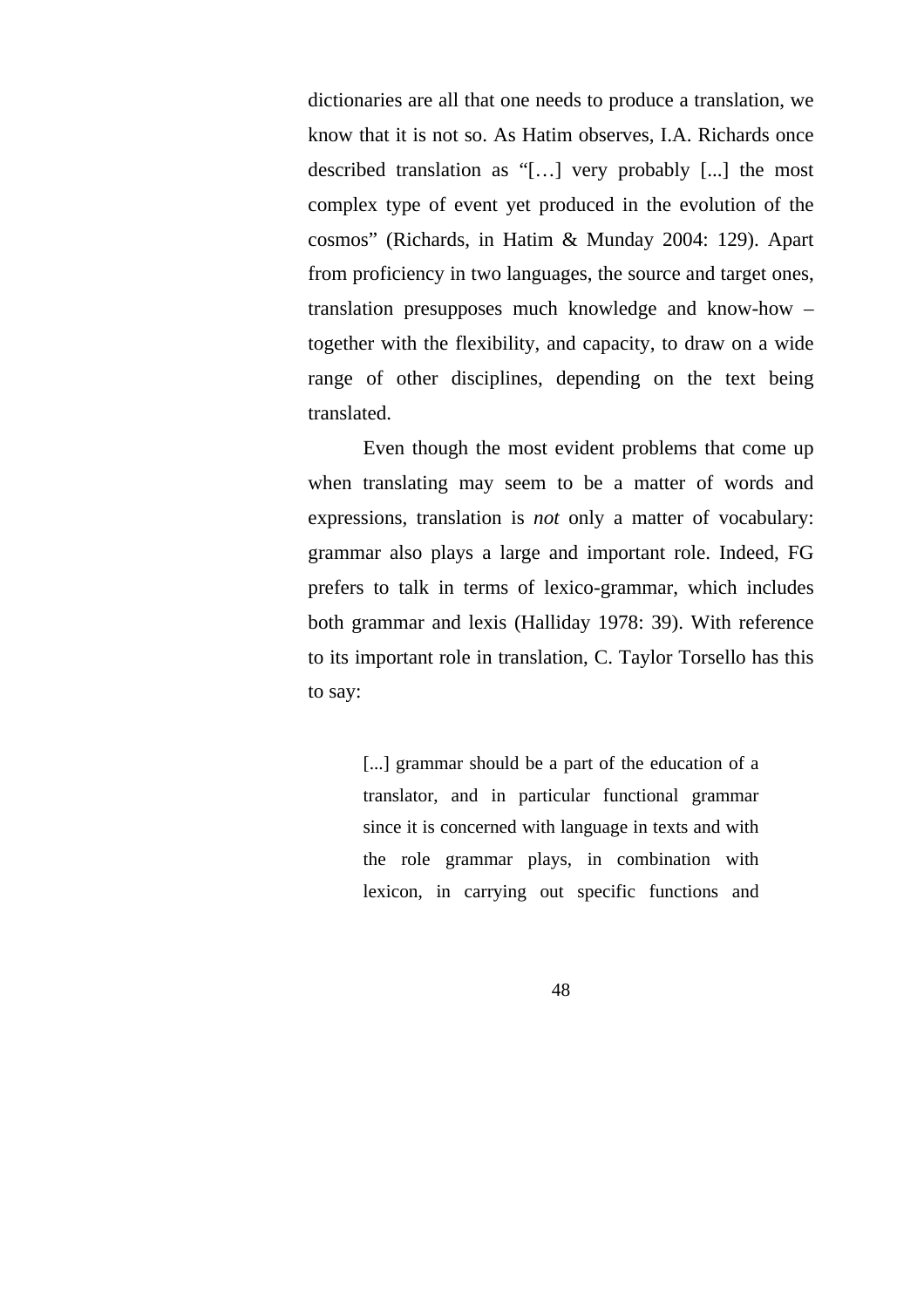dictionaries are all that one needs to produce a translation, we know that it is not so. As Hatim observes, I.A. Richards once described translation as "[…] very probably [...] the most complex type of event yet produced in the evolution of the cosmos" (Richards, in Hatim & Munday 2004: 129). Apart from proficiency in two languages, the source and target ones, translation presupposes much knowledge and know-how – together with the flexibility, and capacity, to draw on a wide range of other disciplines, depending on the text being translated.

Even though the most evident problems that come up when translating may seem to be a matter of words and expressions, translation is *not* only a matter of vocabulary: grammar also plays a large and important role. Indeed, FG prefers to talk in terms of lexico-grammar, which includes both grammar and lexis (Halliday 1978: 39). With reference to its important role in translation, C. Taylor Torsello has this to say:

> [...] grammar should be a part of the education of a translator, and in particular functional grammar since it is concerned with language in texts and with the role grammar plays, in combination with lexicon, in carrying out specific functions and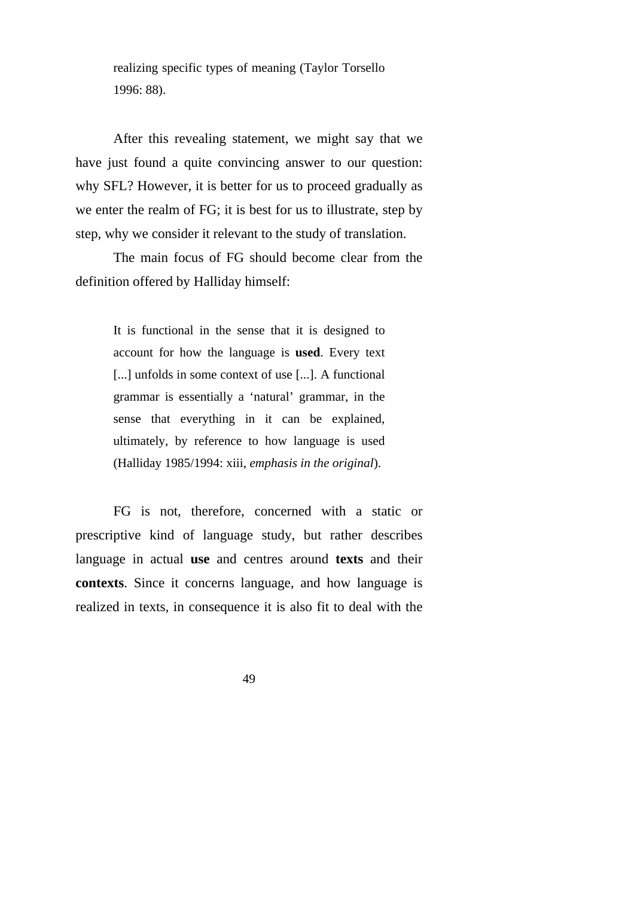> realizing specific types of meaning (Taylor Torsello 1996: 88).

After this revealing statement, we might say that we have just found a quite convincing answer to our question: why SFL? However, it is better for us to proceed gradually as we enter the realm of FG; it is best for us to illustrate, step by step, why we consider it relevant to the study of translation.

The main focus of FG should become clear from the definition offered by Halliday himself:

> It is functional in the sense that it is designed to account for how the language is **used**. Every text [...] unfolds in some context of use [...]. A functional grammar is essentially a 'natural' grammar, in the sense that everything in it can be explained, ultimately, by reference to how language is used (Halliday 1985/1994: xiii, *emphasis in the original*).

FG is not, therefore, concerned with a static or prescriptive kind of language study, but rather describes language in actual **use** and centres around **texts** and their **contexts**. Since it concerns language, and how language is realized in texts, in consequence it is also fit to deal with the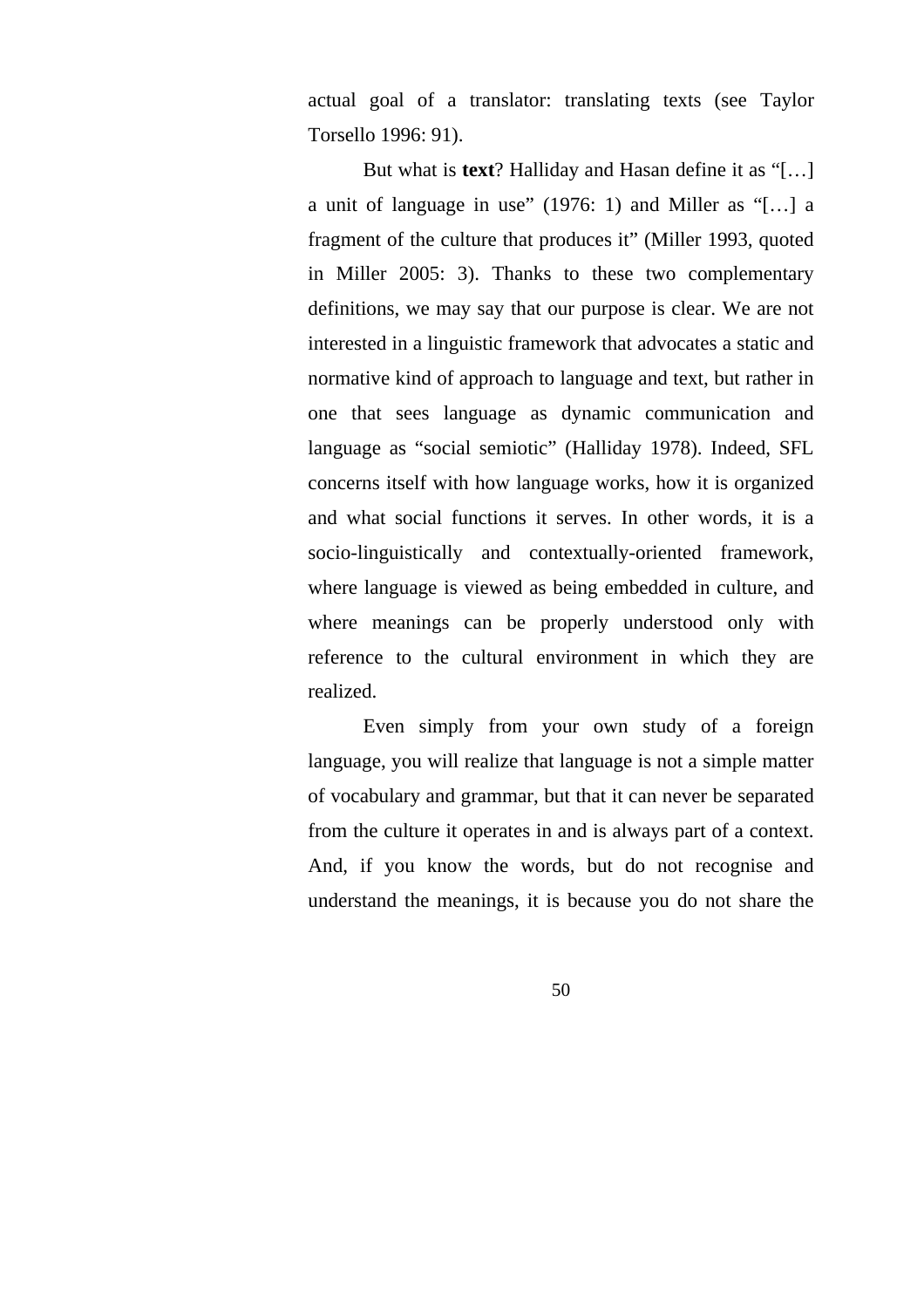actual goal of a translator: translating texts (see Taylor Torsello 1996: 91).

But what is **text**? Halliday and Hasan define it as "[…] a unit of language in use" (1976: 1) and Miller as "[…] a fragment of the culture that produces it" (Miller 1993, quoted in Miller 2005: 3). Thanks to these two complementary definitions, we may say that our purpose is clear. We are not interested in a linguistic framework that advocates a static and normative kind of approach to language and text, but rather in one that sees language as dynamic communication and language as "social semiotic" (Halliday 1978). Indeed, SFL concerns itself with how language works, how it is organized and what social functions it serves. In other words, it is a socio-linguistically and contextually-oriented framework, where language is viewed as being embedded in culture, and where meanings can be properly understood only with reference to the cultural environment in which they are realized.

Even simply from your own study of a foreign language, you will realize that language is not a simple matter of vocabulary and grammar, but that it can never be separated from the culture it operates in and is always part of a context. And, if you know the words, but do not recognise and understand the meanings, it is because you do not share the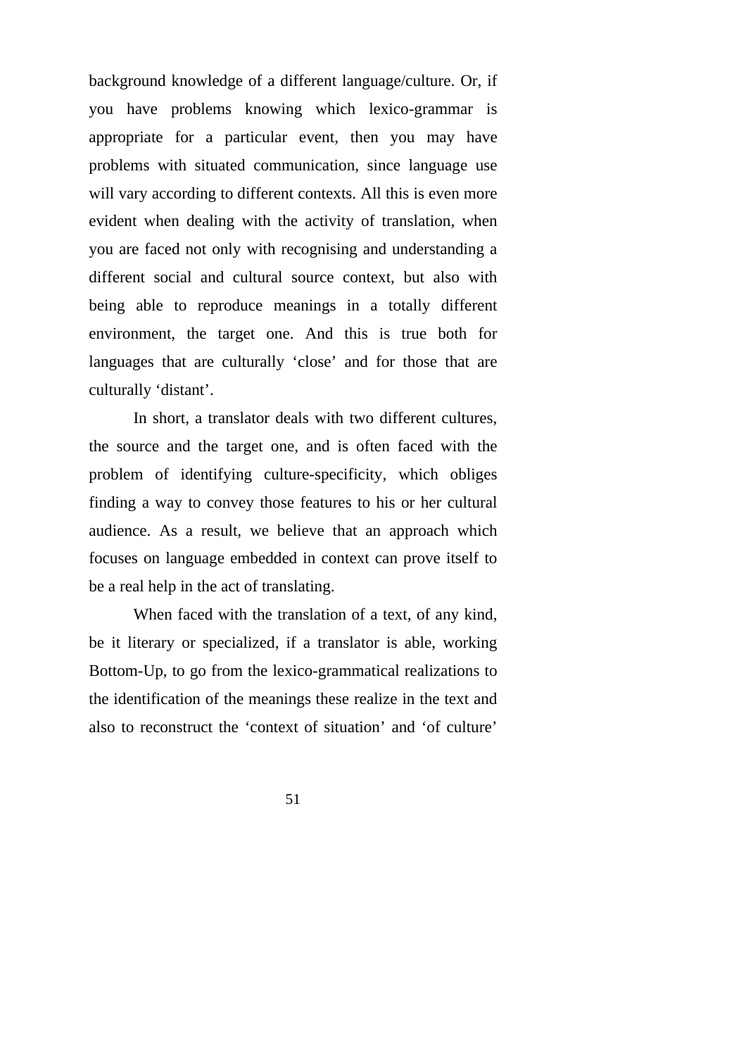background knowledge of a different language/culture. Or, if you have problems knowing which lexico-grammar is appropriate for a particular event, then you may have problems with situated communication, since language use will vary according to different contexts. All this is even more evident when dealing with the activity of translation, when you are faced not only with recognising and understanding a different social and cultural source context, but also with being able to reproduce meanings in a totally different environment, the target one. And this is true both for languages that are culturally 'close' and for those that are culturally 'distant'.

In short, a translator deals with two different cultures, the source and the target one, and is often faced with the problem of identifying culture-specificity, which obliges finding a way to convey those features to his or her cultural audience. As a result, we believe that an approach which focuses on language embedded in context can prove itself to be a real help in the act of translating.

When faced with the translation of a text, of any kind, be it literary or specialized, if a translator is able, working Bottom-Up, to go from the lexico-grammatical realizations to the identification of the meanings these realize in the text and also to reconstruct the 'context of situation' and 'of culture'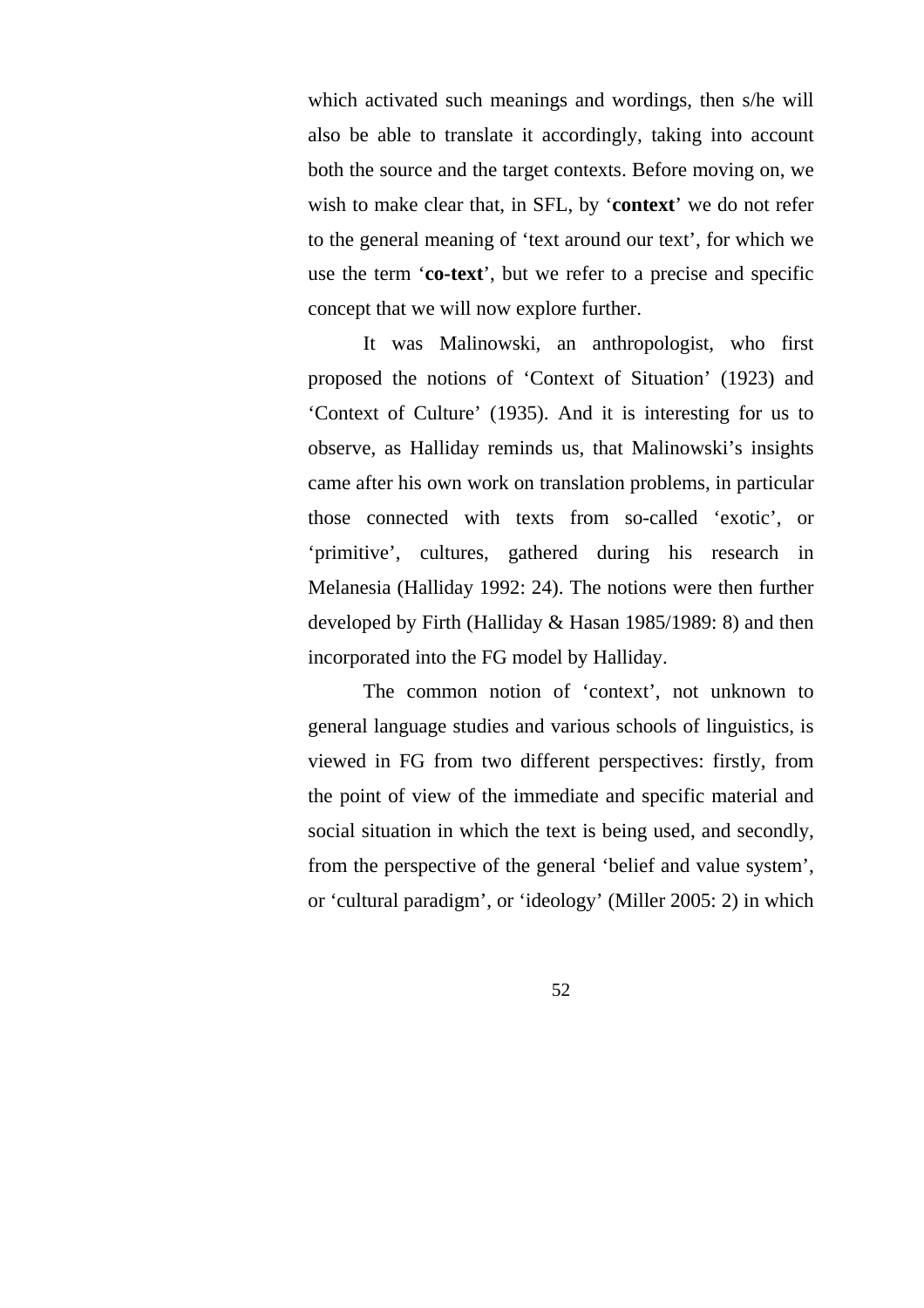which activated such meanings and wordings, then s/he will also be able to translate it accordingly, taking into account both the source and the target contexts. Before moving on, we wish to make clear that, in SFL, by ‘**context**’ we do not refer to the general meaning of ‘text around our text’, for which we use the term ‘**co-text**’, but we refer to a precise and specific concept that we will now explore further.

It was Malinowski, an anthropologist, who first proposed the notions of ‘Context of Situation’ (1923) and ‘Context of Culture’ (1935). And it is interesting for us to observe, as Halliday reminds us, that Malinowski’s insights came after his own work on translation problems, in particular those connected with texts from so-called ‘exotic’, or ‘primitive’, cultures, gathered during his research in Melanesia (Halliday 1992: 24). The notions were then further developed by Firth (Halliday & Hasan 1985/1989: 8) and then incorporated into the FG model by Halliday.

The common notion of ‘context’, not unknown to general language studies and various schools of linguistics, is viewed in FG from two different perspectives: firstly, from the point of view of the immediate and specific material and social situation in which the text is being used, and secondly, from the perspective of the general ‘belief and value system’, or ‘cultural paradigm’, or ‘ideology’ (Miller 2005: 2) in which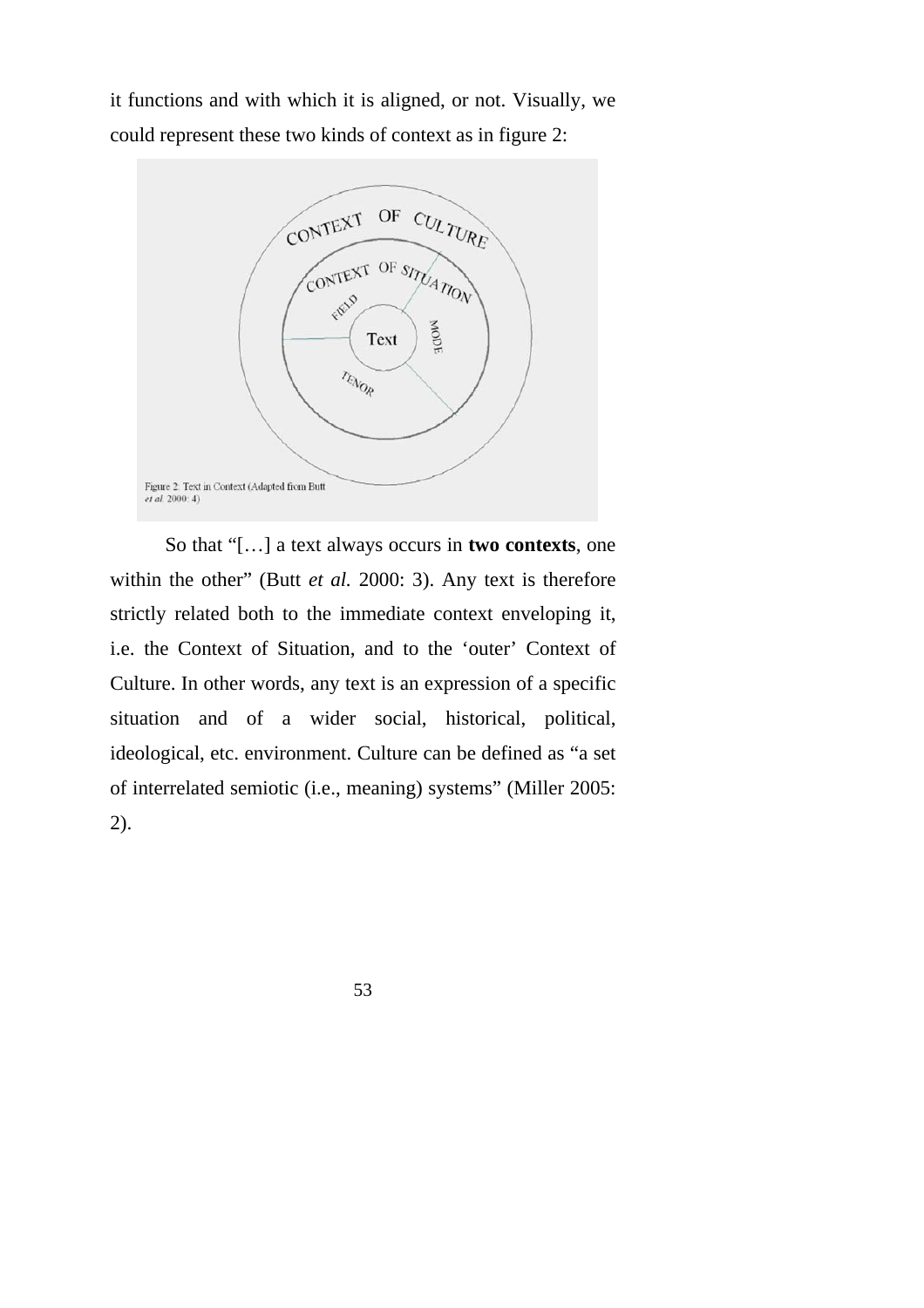it functions and with which it is aligned, or not. Visually, we could represent these two kinds of context as in figure 2:

Figure 2: Text in Context (Adapted from Butt *et al.* 2000: 4)

So that "[…] a text always occurs in **two contexts**, one within the other" (Butt *et al.* 2000: 3). Any text is therefore strictly related both to the immediate context enveloping it, i.e. the Context of Situation, and to the 'outer' Context of Culture. In other words, any text is an expression of a specific situation and of a wider social, historical, political, ideological, etc. environment. Culture can be defined as "a set of interrelated semiotic (i.e., meaning) systems" (Miller 2005: 2).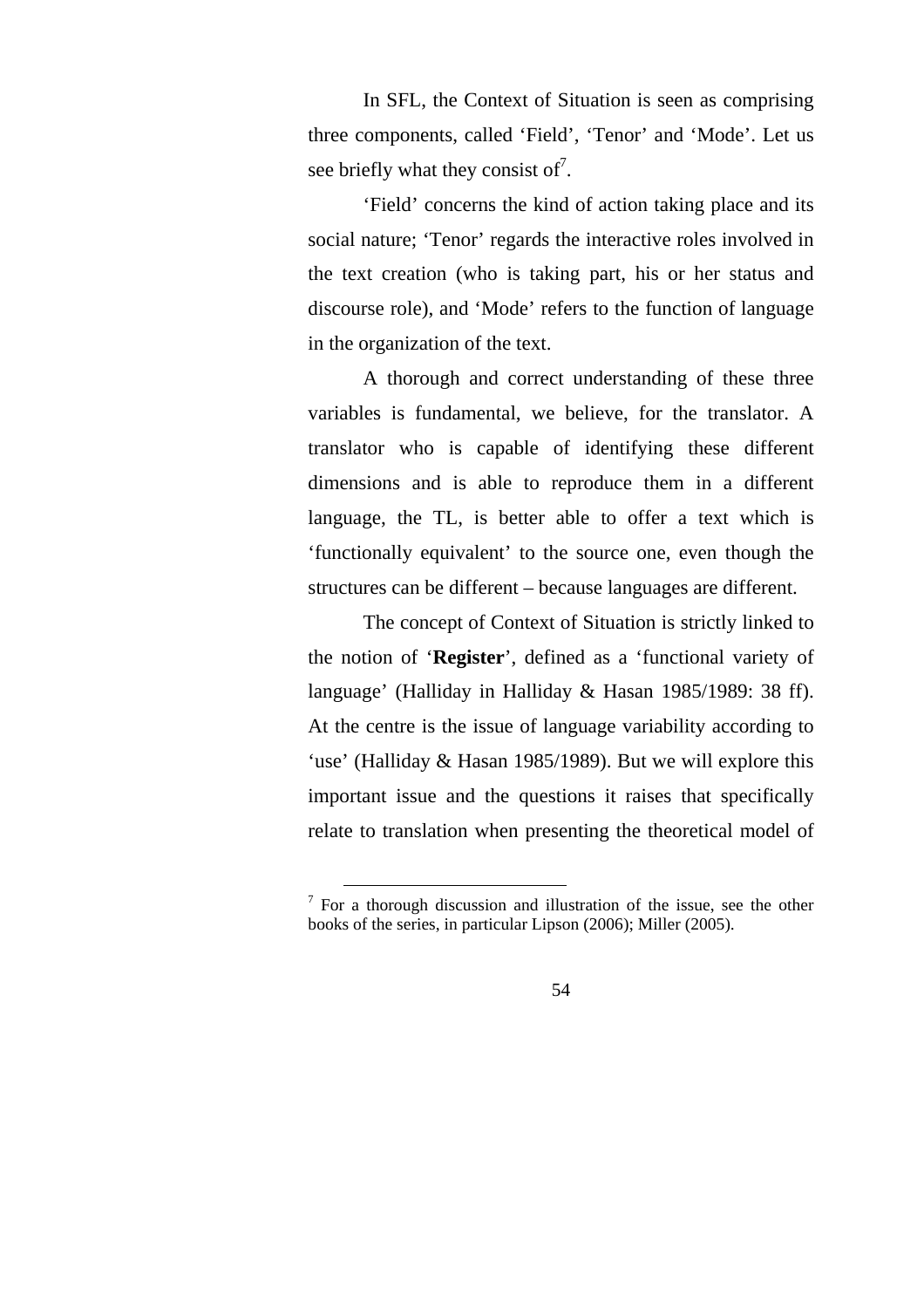In SFL, the Context of Situation is seen as comprising three components, called 'Field', 'Tenor' and 'Mode'. Let us see briefly what they consist of[7].

'Field' concerns the kind of action taking place and its social nature; 'Tenor' regards the interactive roles involved in the text creation (who is taking part, his or her status and discourse role), and 'Mode' refers to the function of language in the organization of the text.

A thorough and correct understanding of these three variables is fundamental, we believe, for the translator. A translator who is capable of identifying these different dimensions and is able to reproduce them in a different language, the TL, is better able to offer a text which is 'functionally equivalent' to the source one, even though the structures can be different – because languages are different.

The concept of Context of Situation is strictly linked to the notion of '**Register**', defined as a 'functional variety of language' (Halliday in Halliday & Hasan 1985/1989: 38 ff). At the centre is the issue of language variability according to 'use' (Halliday & Hasan 1985/1989). But we will explore this important issue and the questions it raises that specifically relate to translation when presenting the theoretical model of

---

[7] For a thorough discussion and illustration of the issue, see the other books of the series, in particular Lipson (2006); Miller (2005).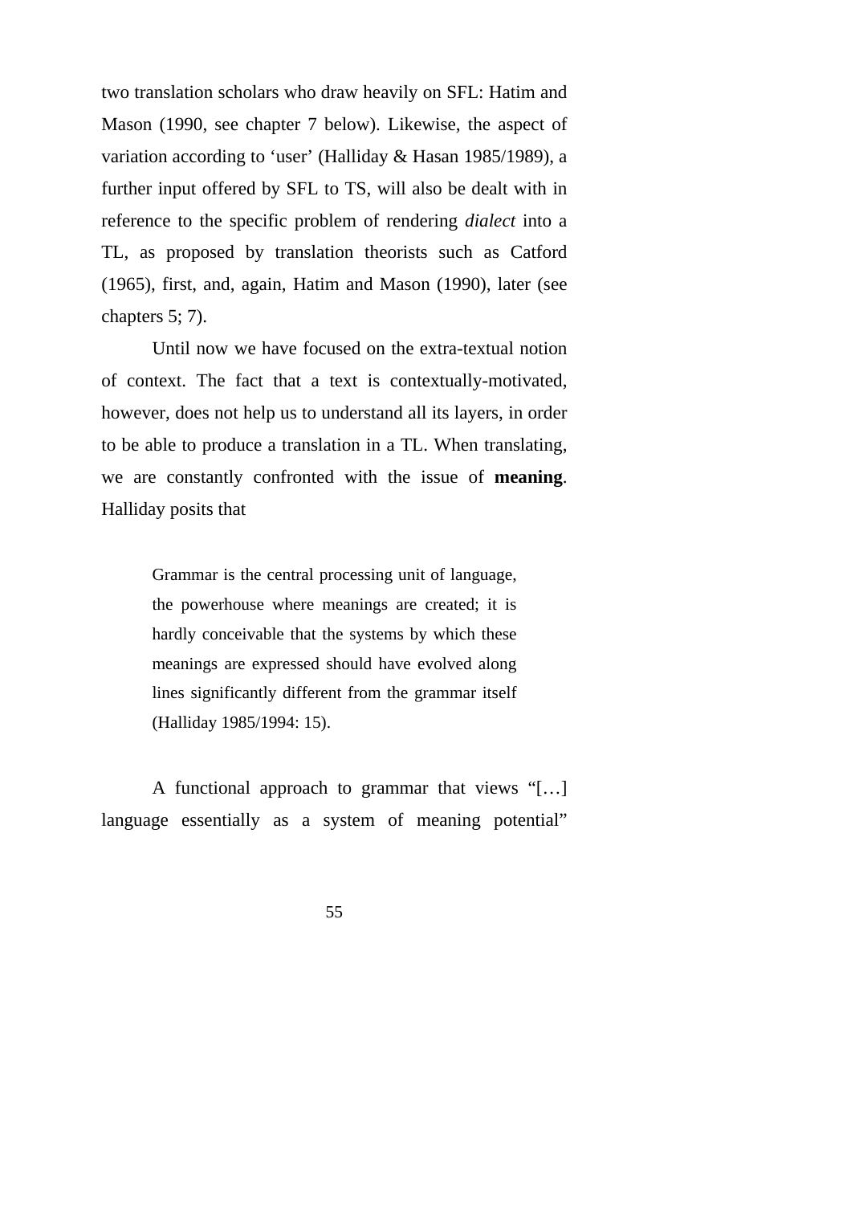two translation scholars who draw heavily on SFL: Hatim and Mason (1990, see chapter 7 below). Likewise, the aspect of variation according to 'user' (Halliday & Hasan 1985/1989), a further input offered by SFL to TS, will also be dealt with in reference to the specific problem of rendering *dialect* into a TL, as proposed by translation theorists such as Catford (1965), first, and, again, Hatim and Mason (1990), later (see chapters 5; 7).

Until now we have focused on the extra-textual notion of context. The fact that a text is contextually-motivated, however, does not help us to understand all its layers, in order to be able to produce a translation in a TL. When translating, we are constantly confronted with the issue of **meaning**. Halliday posits that

> Grammar is the central processing unit of language, the powerhouse where meanings are created; it is hardly conceivable that the systems by which these meanings are expressed should have evolved along lines significantly different from the grammar itself (Halliday 1985/1994: 15).

A functional approach to grammar that views "[…] language essentially as a system of meaning potential"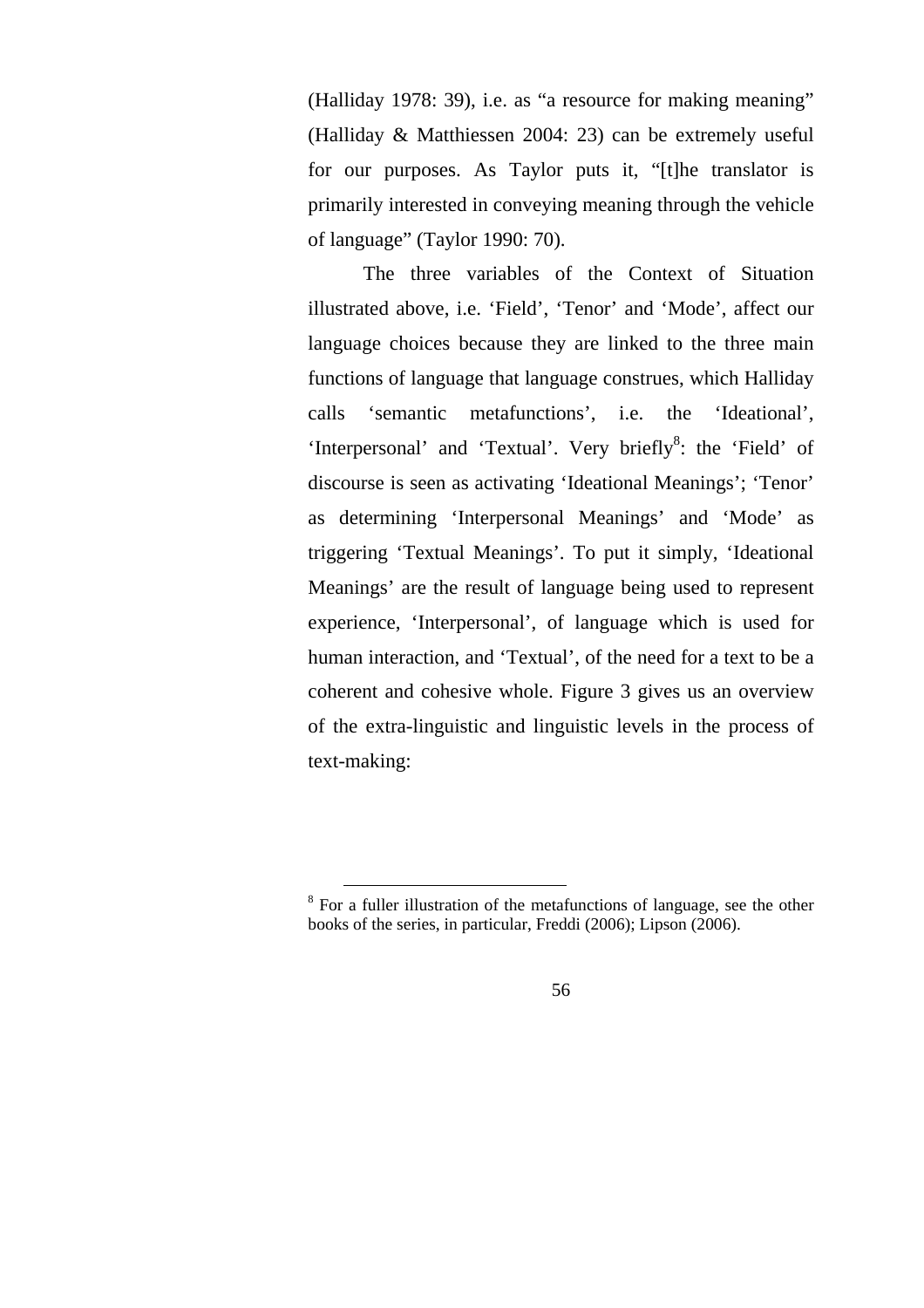(Halliday 1978: 39), i.e. as “a resource for making meaning” (Halliday & Matthiessen 2004: 23) can be extremely useful for our purposes. As Taylor puts it, “[t]he translator is primarily interested in conveying meaning through the vehicle of language” (Taylor 1990: 70).

The three variables of the Context of Situation illustrated above, i.e. ‘Field’, ‘Tenor’ and ‘Mode’, affect our language choices because they are linked to the three main functions of language that language construes, which Halliday calls ‘semantic metafunctions’, i.e. the ‘Ideational’, ‘Interpersonal’ and ‘Textual’. Very briefly[8]: the ‘Field’ of discourse is seen as activating ‘Ideational Meanings’; ‘Tenor’ as determining ‘Interpersonal Meanings’ and ‘Mode’ as triggering ‘Textual Meanings’. To put it simply, ‘Ideational Meanings’ are the result of language being used to represent experience, ‘Interpersonal’, of language which is used for human interaction, and ‘Textual’, of the need for a text to be a coherent and cohesive whole. Figure 3 gives us an overview of the extra-linguistic and linguistic levels in the process of text-making:

---

[8] For a fuller illustration of the metafunctions of language, see the other books of the series, in particular, Freddi (2006); Lipson (2006).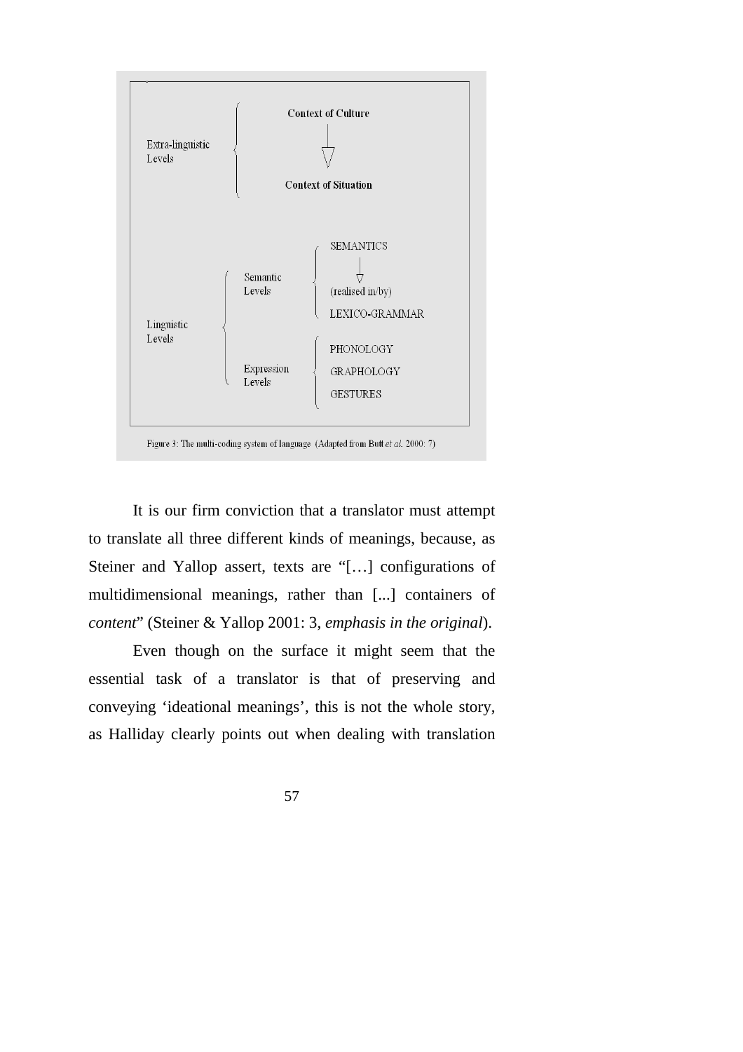| | | |
|---|---|---|
| Extra-linguistic Levels | | **Context of Culture** ↓ **Context of Situation** |
| Linguistic Levels | Semantic Levels | SEMANTICS ↓ (realised in/by) LEXICO-GRAMMAR |
| | Expression Levels | PHONOLOGY GRAPHOLOGY GESTURES |

Figure 3: The multi-coding system of language (Adapted from Butt *et al.* 2000: 7)

It is our firm conviction that a translator must attempt to translate all three different kinds of meanings, because, as Steiner and Yallop assert, texts are "[…] configurations of multidimensional meanings, rather than [...] containers of *content*" (Steiner & Yallop 2001: 3, *emphasis in the original*).

Even though on the surface it might seem that the essential task of a translator is that of preserving and conveying 'ideational meanings', this is not the whole story, as Halliday clearly points out when dealing with translation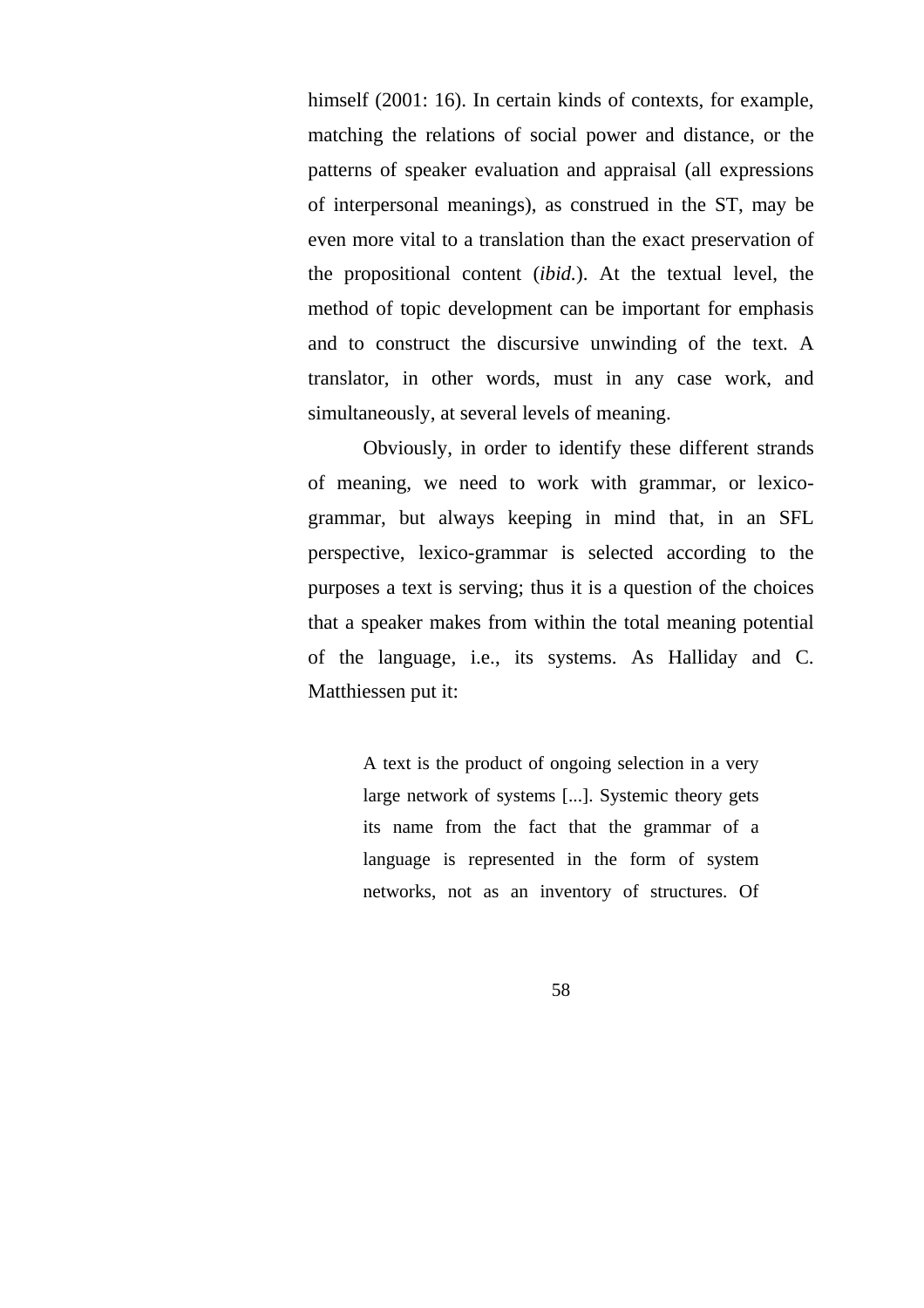himself (2001: 16). In certain kinds of contexts, for example, matching the relations of social power and distance, or the patterns of speaker evaluation and appraisal (all expressions of interpersonal meanings), as construed in the ST, may be even more vital to a translation than the exact preservation of the propositional content (*ibid.*). At the textual level, the method of topic development can be important for emphasis and to construct the discursive unwinding of the text. A translator, in other words, must in any case work, and simultaneously, at several levels of meaning.

Obviously, in order to identify these different strands of meaning, we need to work with grammar, or lexico-grammar, but always keeping in mind that, in an SFL perspective, lexico-grammar is selected according to the purposes a text is serving; thus it is a question of the choices that a speaker makes from within the total meaning potential of the language, i.e., its systems. As Halliday and C. Matthiessen put it:

> A text is the product of ongoing selection in a very large network of systems [...]. Systemic theory gets its name from the fact that the grammar of a language is represented in the form of system networks, not as an inventory of structures. Of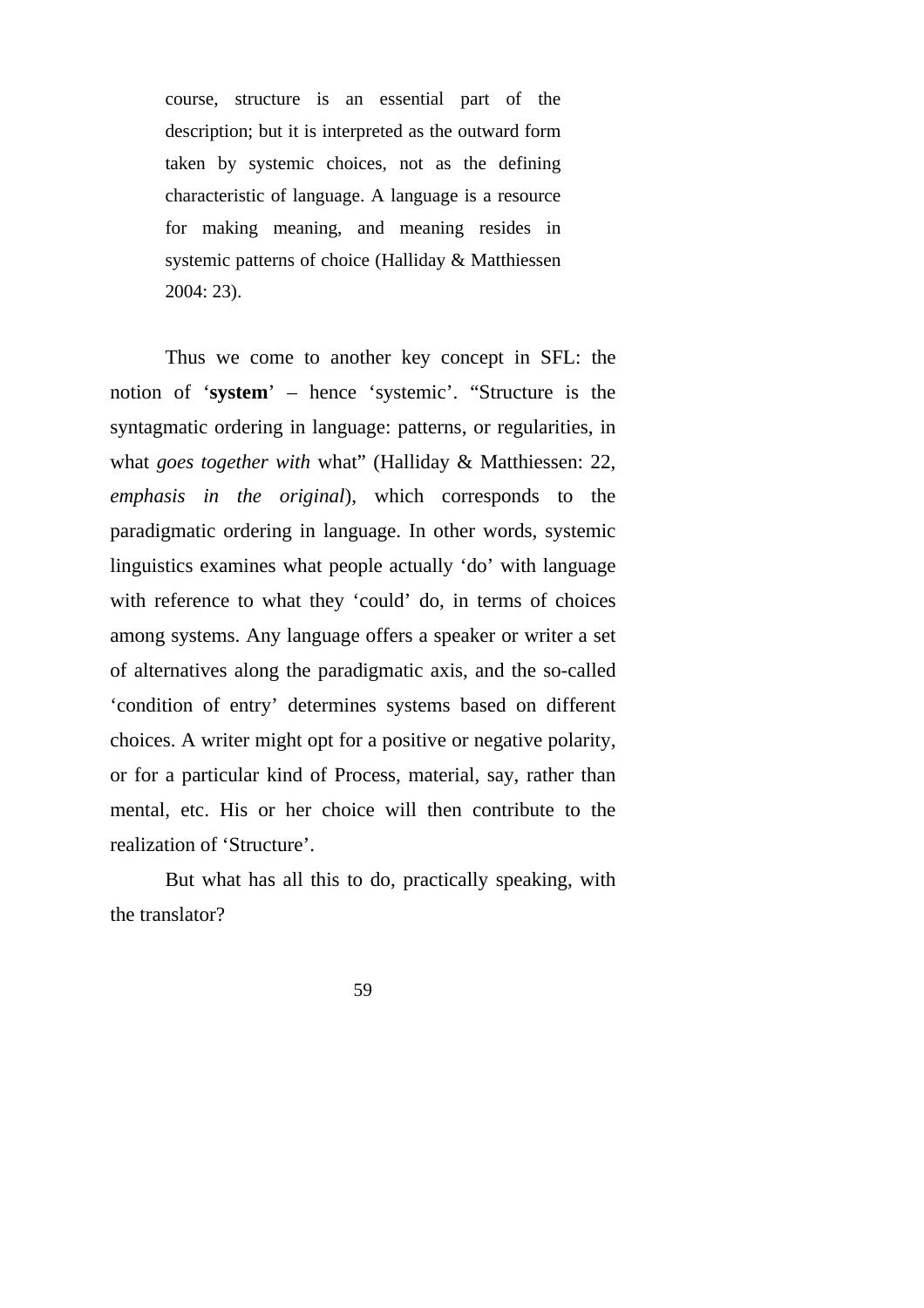> course, structure is an essential part of the description; but it is interpreted as the outward form taken by systemic choices, not as the defining characteristic of language. A language is a resource for making meaning, and meaning resides in systemic patterns of choice (Halliday & Matthiessen 2004: 23).

Thus we come to another key concept in SFL: the notion of '**system**' – hence 'systemic'. "Structure is the syntagmatic ordering in language: patterns, or regularities, in what *goes together with* what" (Halliday & Matthiessen: 22, *emphasis in the original*), which corresponds to the paradigmatic ordering in language. In other words, systemic linguistics examines what people actually 'do' with language with reference to what they 'could' do, in terms of choices among systems. Any language offers a speaker or writer a set of alternatives along the paradigmatic axis, and the so-called 'condition of entry' determines systems based on different choices. A writer might opt for a positive or negative polarity, or for a particular kind of Process, material, say, rather than mental, etc. His or her choice will then contribute to the realization of 'Structure'.

But what has all this to do, practically speaking, with the translator?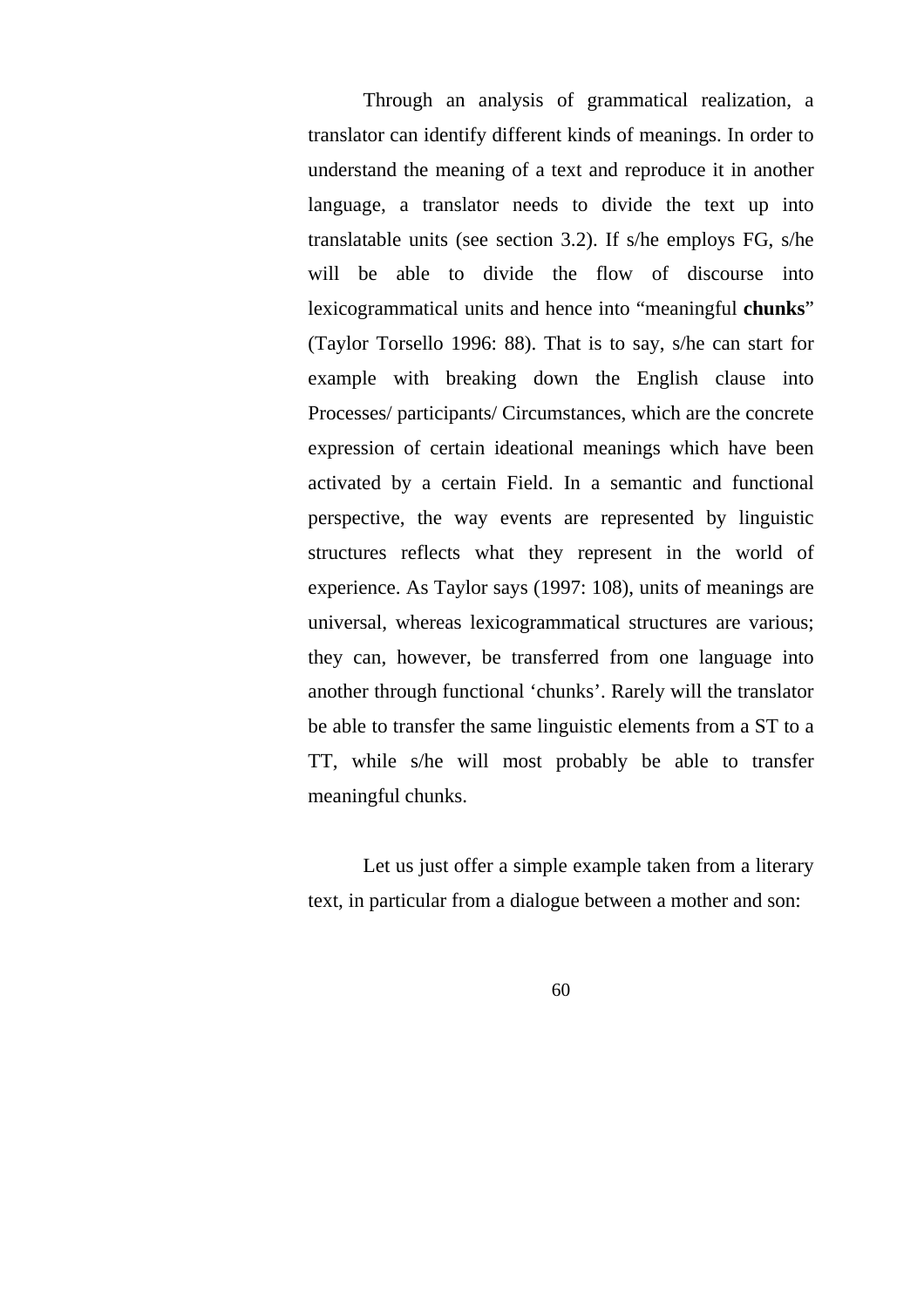Through an analysis of grammatical realization, a translator can identify different kinds of meanings. In order to understand the meaning of a text and reproduce it in another language, a translator needs to divide the text up into translatable units (see section 3.2). If s/he employs FG, s/he will be able to divide the flow of discourse into lexicogrammatical units and hence into "meaningful **chunks**" (Taylor Torsello 1996: 88). That is to say, s/he can start for example with breaking down the English clause into Processes/ participants/ Circumstances, which are the concrete expression of certain ideational meanings which have been activated by a certain Field. In a semantic and functional perspective, the way events are represented by linguistic structures reflects what they represent in the world of experience. As Taylor says (1997: 108), units of meanings are universal, whereas lexicogrammatical structures are various; they can, however, be transferred from one language into another through functional 'chunks'. Rarely will the translator be able to transfer the same linguistic elements from a ST to a TT, while s/he will most probably be able to transfer meaningful chunks.

Let us just offer a simple example taken from a literary text, in particular from a dialogue between a mother and son: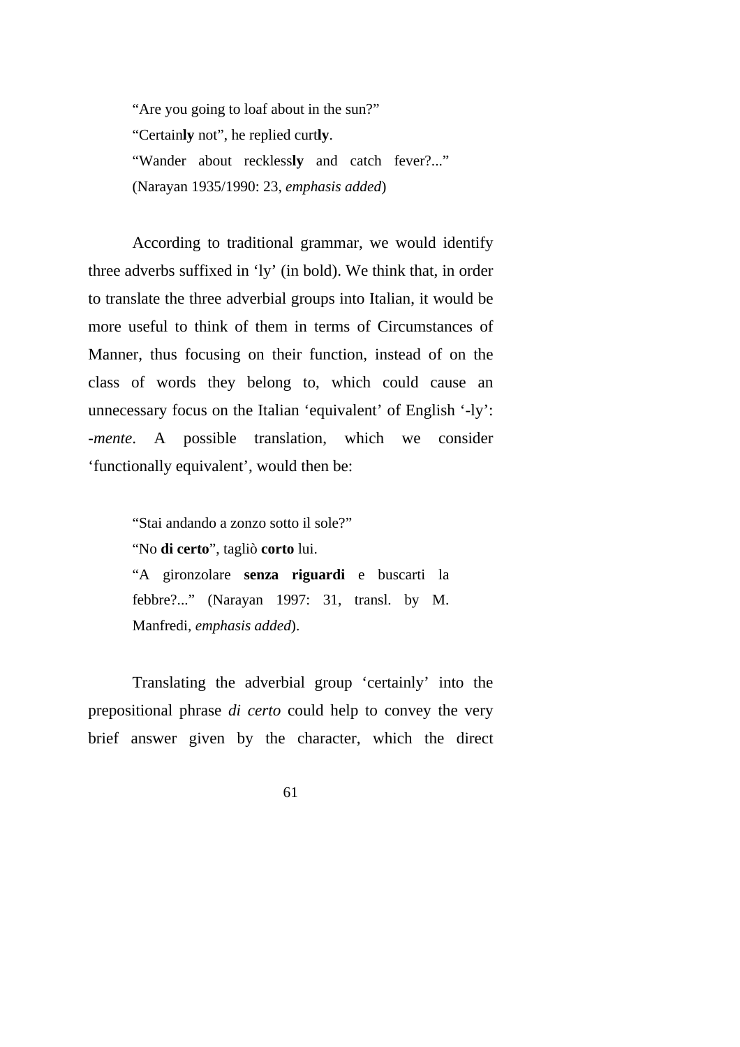> “Are you going to loaf about in the sun?”
> “Certain**ly** not”, he replied curt**ly**.
> “Wander about reckless**ly** and catch fever?...” (Narayan 1935/1990: 23, *emphasis added*)

According to traditional grammar, we would identify three adverbs suffixed in ‘ly’ (in bold). We think that, in order to translate the three adverbial groups into Italian, it would be more useful to think of them in terms of Circumstances of Manner, thus focusing on their function, instead of on the class of words they belong to, which could cause an unnecessary focus on the Italian ‘equivalent’ of English ‘-ly’: -*mente*. A possible translation, which we consider ‘functionally equivalent’, would then be:

> “Stai andando a zonzo sotto il sole?”
> “No **di certo**”, tagliò **corto** lui.
> “A gironzolare **senza riguardi** e buscarti la febbre?...” (Narayan 1997: 31, transl. by M. Manfredi, *emphasis added*).

Translating the adverbial group ‘certainly’ into the prepositional phrase *di certo* could help to convey the very brief answer given by the character, which the direct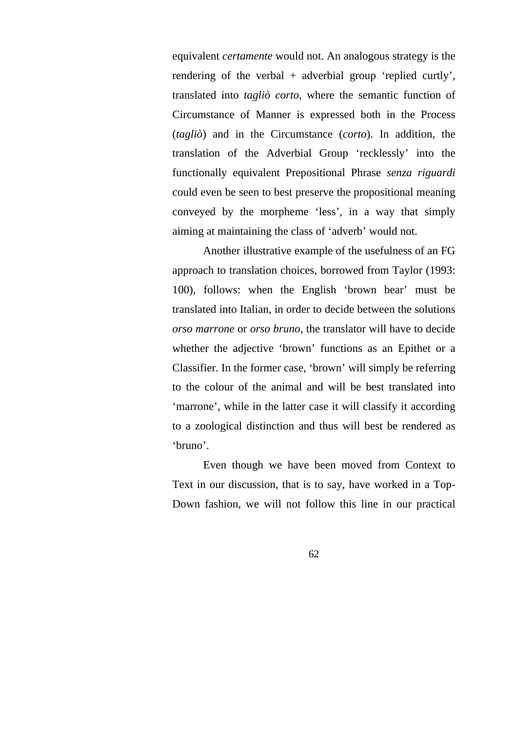equivalent *certamente* would not. An analogous strategy is the rendering of the verbal + adverbial group 'replied curtly', translated into *tagliò corto*, where the semantic function of Circumstance of Manner is expressed both in the Process (*tagliò*) and in the Circumstance (*corto*). In addition, the translation of the Adverbial Group 'recklessly' into the functionally equivalent Prepositional Phrase *senza riguardi* could even be seen to best preserve the propositional meaning conveyed by the morpheme 'less', in a way that simply aiming at maintaining the class of 'adverb' would not.

Another illustrative example of the usefulness of an FG approach to translation choices, borrowed from Taylor (1993: 100), follows: when the English 'brown bear' must be translated into Italian, in order to decide between the solutions *orso marrone* or *orso bruno*, the translator will have to decide whether the adjective 'brown' functions as an Epithet or a Classifier. In the former case, 'brown' will simply be referring to the colour of the animal and will be best translated into 'marrone', while in the latter case it will classify it according to a zoological distinction and thus will best be rendered as 'bruno'.

Even though we have been moved from Context to Text in our discussion, that is to say, have worked in a Top-Down fashion, we will not follow this line in our practical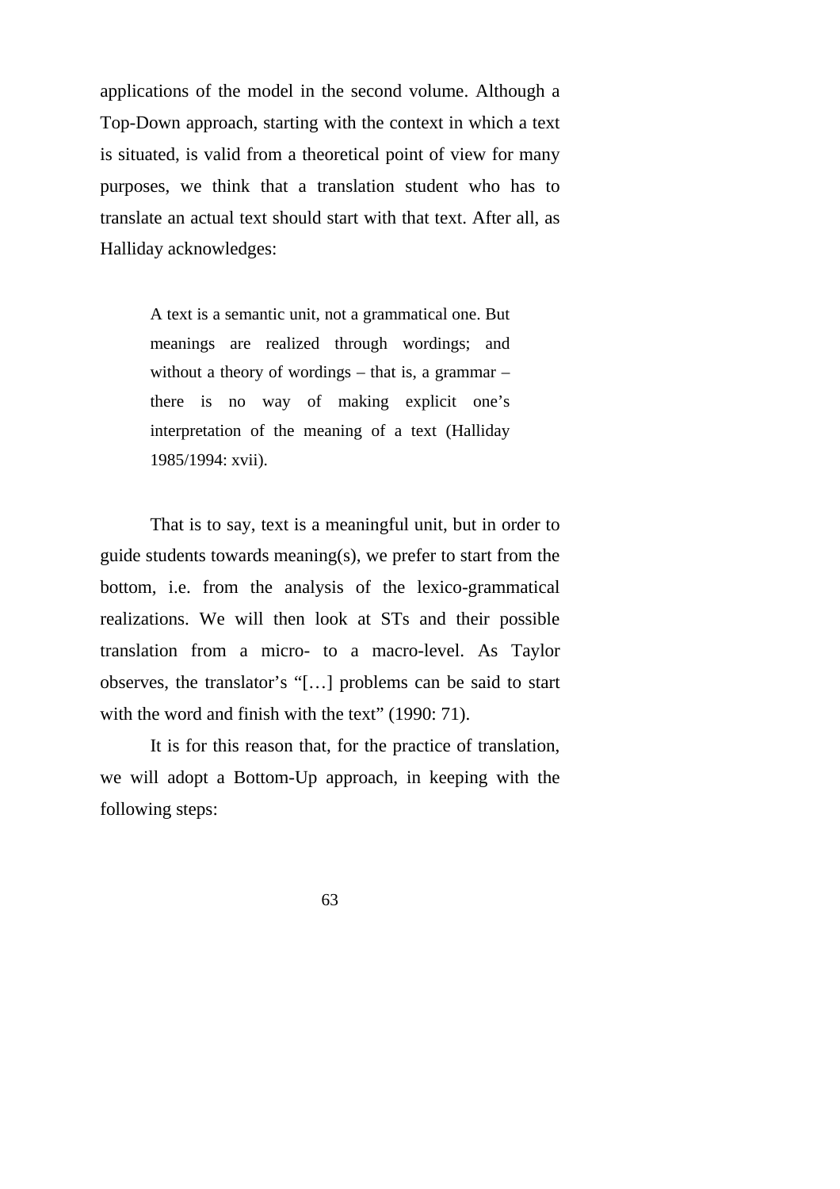applications of the model in the second volume. Although a Top-Down approach, starting with the context in which a text is situated, is valid from a theoretical point of view for many purposes, we think that a translation student who has to translate an actual text should start with that text. After all, as Halliday acknowledges:

> A text is a semantic unit, not a grammatical one. But meanings are realized through wordings; and without a theory of wordings – that is, a grammar – there is no way of making explicit one's interpretation of the meaning of a text (Halliday 1985/1994: xvii).

That is to say, text is a meaningful unit, but in order to guide students towards meaning(s), we prefer to start from the bottom, i.e. from the analysis of the lexico-grammatical realizations. We will then look at STs and their possible translation from a micro- to a macro-level. As Taylor observes, the translator's "[…] problems can be said to start with the word and finish with the text" (1990: 71).

It is for this reason that, for the practice of translation, we will adopt a Bottom-Up approach, in keeping with the following steps: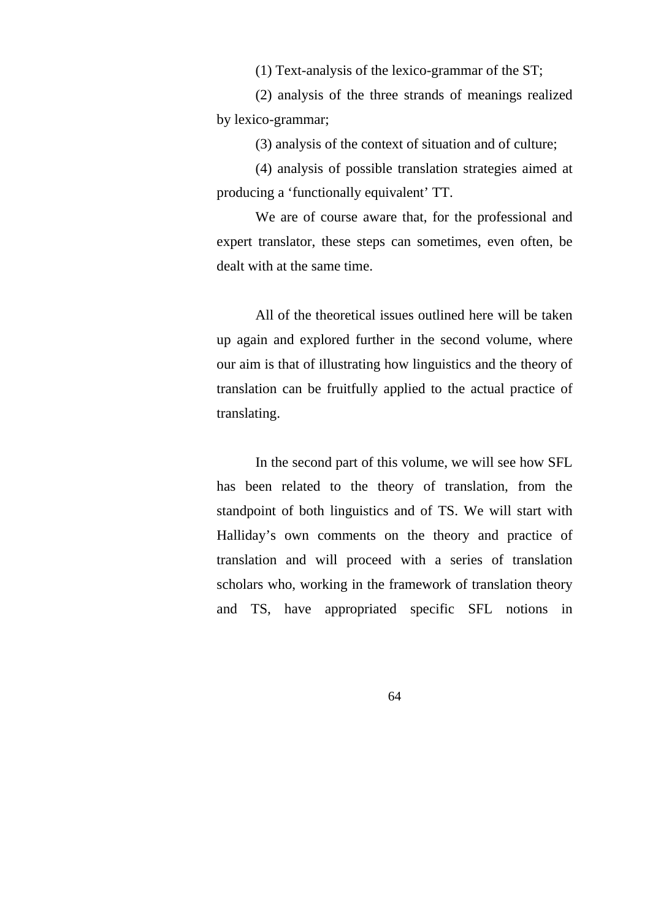(1) Text-analysis of the lexico-grammar of the ST;

(2) analysis of the three strands of meanings realized by lexico-grammar;

(3) analysis of the context of situation and of culture;

(4) analysis of possible translation strategies aimed at producing a ‘functionally equivalent’ TT.

We are of course aware that, for the professional and expert translator, these steps can sometimes, even often, be dealt with at the same time.

All of the theoretical issues outlined here will be taken up again and explored further in the second volume, where our aim is that of illustrating how linguistics and the theory of translation can be fruitfully applied to the actual practice of translating.

In the second part of this volume, we will see how SFL has been related to the theory of translation, from the standpoint of both linguistics and of TS. We will start with Halliday’s own comments on the theory and practice of translation and will proceed with a series of translation scholars who, working in the framework of translation theory and TS, have appropriated specific SFL notions in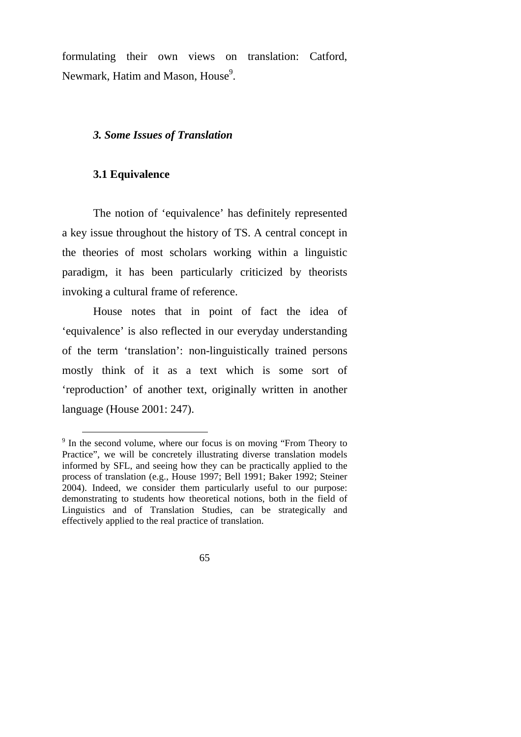formulating their own views on translation: Catford, Newmark, Hatim and Mason, House[9].

## *3. Some Issues of Translation*

### 3.1 Equivalence

The notion of 'equivalence' has definitely represented a key issue throughout the history of TS. A central concept in the theories of most scholars working within a linguistic paradigm, it has been particularly criticized by theorists invoking a cultural frame of reference.

House notes that in point of fact the idea of 'equivalence' is also reflected in our everyday understanding of the term 'translation': non-linguistically trained persons mostly think of it as a text which is some sort of 'reproduction' of another text, originally written in another language (House 2001: 247).

---

[9] In the second volume, where our focus is on moving "From Theory to Practice", we will be concretely illustrating diverse translation models informed by SFL, and seeing how they can be practically applied to the process of translation (e.g., House 1997; Bell 1991; Baker 1992; Steiner 2004). Indeed, we consider them particularly useful to our purpose: demonstrating to students how theoretical notions, both in the field of Linguistics and of Translation Studies, can be strategically and effectively applied to the real practice of translation.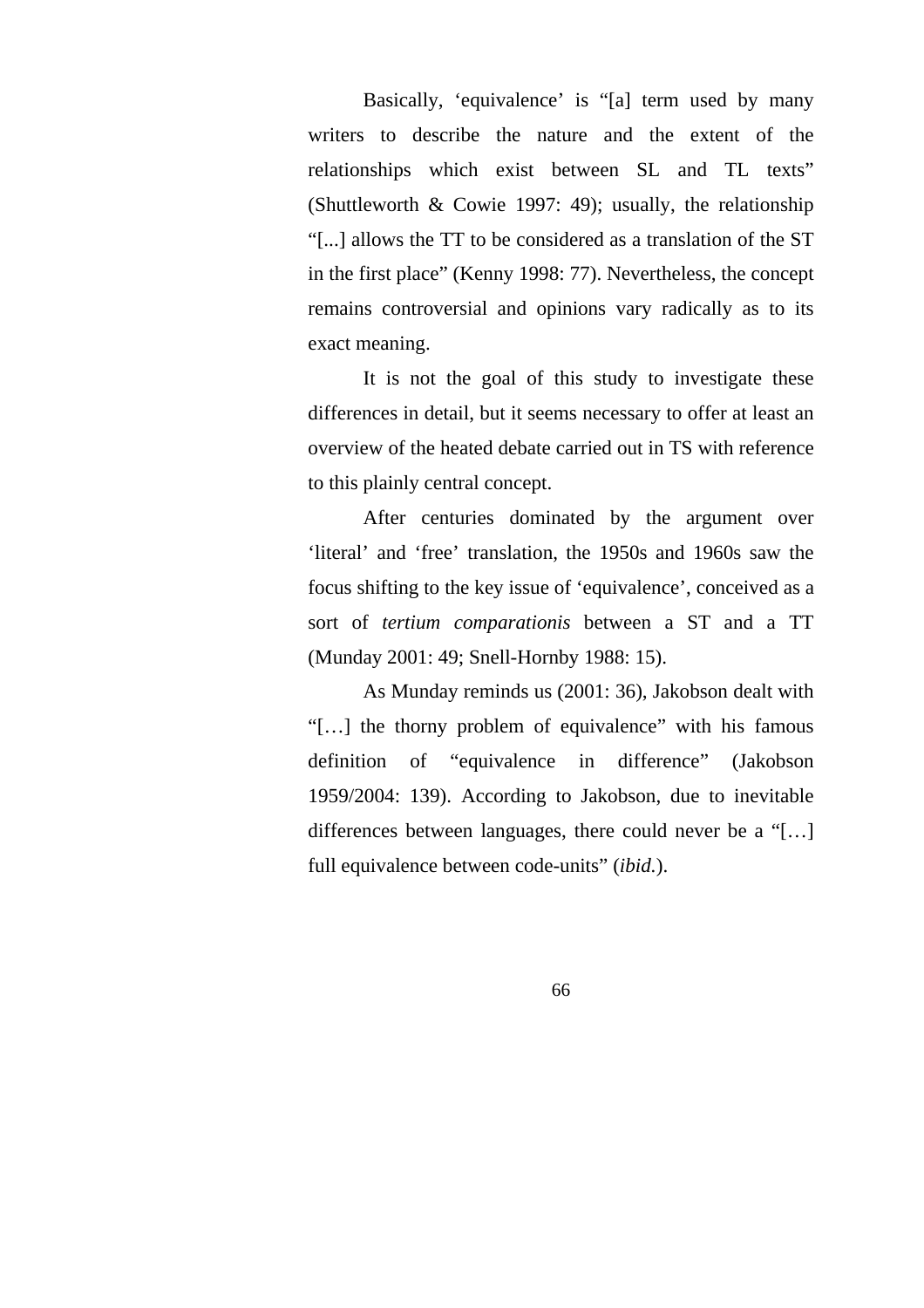Basically, ‘equivalence’ is “[a] term used by many writers to describe the nature and the extent of the relationships which exist between SL and TL texts” (Shuttleworth & Cowie 1997: 49); usually, the relationship “[...] allows the TT to be considered as a translation of the ST in the first place” (Kenny 1998: 77). Nevertheless, the concept remains controversial and opinions vary radically as to its exact meaning.

It is not the goal of this study to investigate these differences in detail, but it seems necessary to offer at least an overview of the heated debate carried out in TS with reference to this plainly central concept.

After centuries dominated by the argument over ‘literal’ and ‘free’ translation, the 1950s and 1960s saw the focus shifting to the key issue of ‘equivalence’, conceived as a sort of *tertium comparationis* between a ST and a TT (Munday 2001: 49; Snell-Hornby 1988: 15).

As Munday reminds us (2001: 36), Jakobson dealt with “[…] the thorny problem of equivalence” with his famous definition of “equivalence in difference” (Jakobson 1959/2004: 139). According to Jakobson, due to inevitable differences between languages, there could never be a “[…] full equivalence between code-units” (*ibid.*).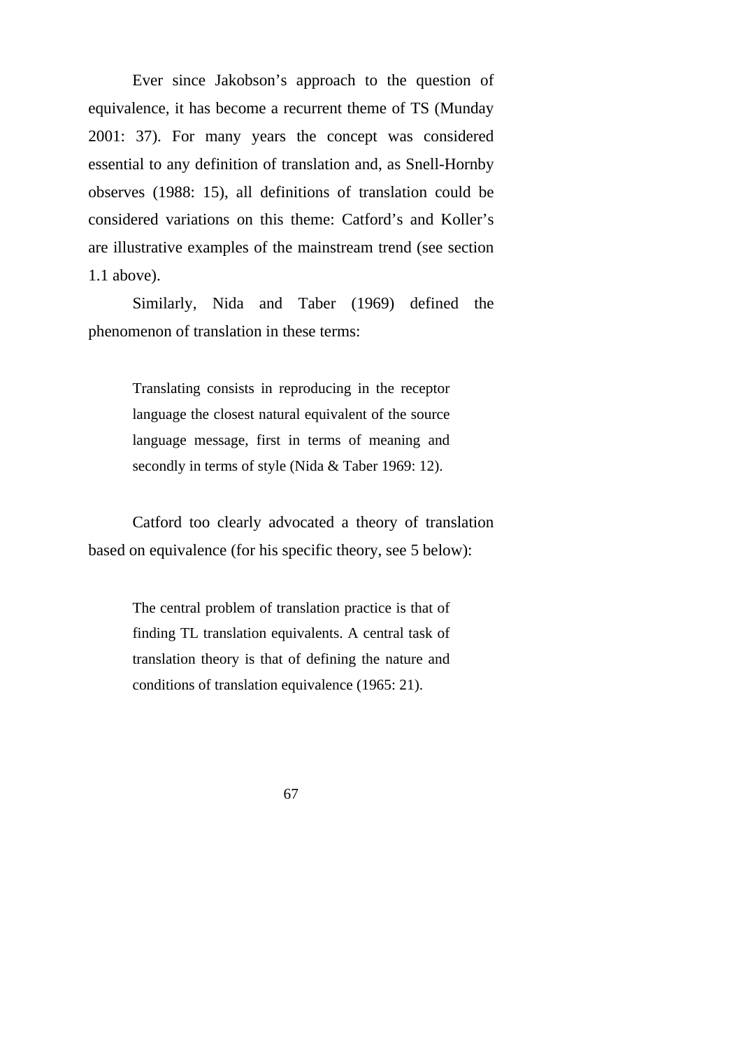Ever since Jakobson's approach to the question of equivalence, it has become a recurrent theme of TS (Munday 2001: 37). For many years the concept was considered essential to any definition of translation and, as Snell-Hornby observes (1988: 15), all definitions of translation could be considered variations on this theme: Catford's and Koller's are illustrative examples of the mainstream trend (see section 1.1 above).

Similarly, Nida and Taber (1969) defined the phenomenon of translation in these terms:

> Translating consists in reproducing in the receptor language the closest natural equivalent of the source language message, first in terms of meaning and secondly in terms of style (Nida & Taber 1969: 12).

Catford too clearly advocated a theory of translation based on equivalence (for his specific theory, see 5 below):

> The central problem of translation practice is that of finding TL translation equivalents. A central task of translation theory is that of defining the nature and conditions of translation equivalence (1965: 21).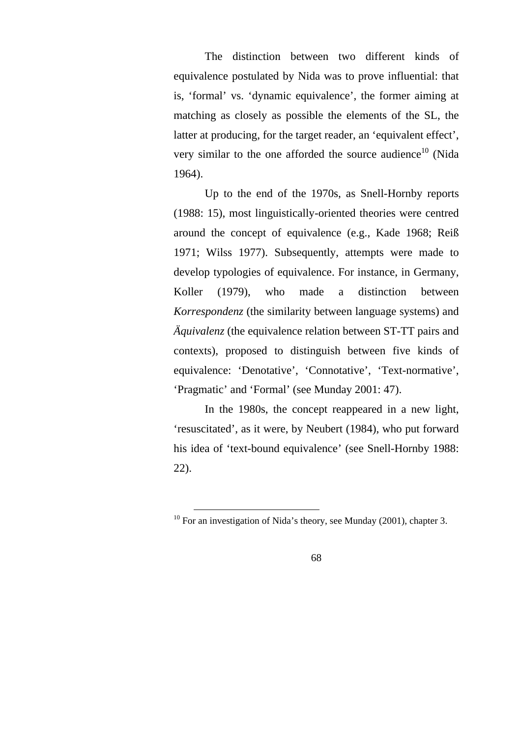The distinction between two different kinds of equivalence postulated by Nida was to prove influential: that is, ‘formal’ vs. ‘dynamic equivalence’, the former aiming at matching as closely as possible the elements of the SL, the latter at producing, for the target reader, an ‘equivalent effect’, very similar to the one afforded the source audience[10] (Nida 1964).

Up to the end of the 1970s, as Snell-Hornby reports (1988: 15), most linguistically-oriented theories were centred around the concept of equivalence (e.g., Kade 1968; Reiß 1971; Wilss 1977). Subsequently, attempts were made to develop typologies of equivalence. For instance, in Germany, Koller (1979), who made a distinction between *Korrespondenz* (the similarity between language systems) and *Äquivalenz* (the equivalence relation between ST-TT pairs and contexts), proposed to distinguish between five kinds of equivalence: ‘Denotative’, ‘Connotative’, ‘Text-normative’, ‘Pragmatic’ and ‘Formal’ (see Munday 2001: 47).

In the 1980s, the concept reappeared in a new light, ‘resuscitated’, as it were, by Neubert (1984), who put forward his idea of ‘text-bound equivalence’ (see Snell-Hornby 1988: 22).

---

[10] For an investigation of Nida’s theory, see Munday (2001), chapter 3.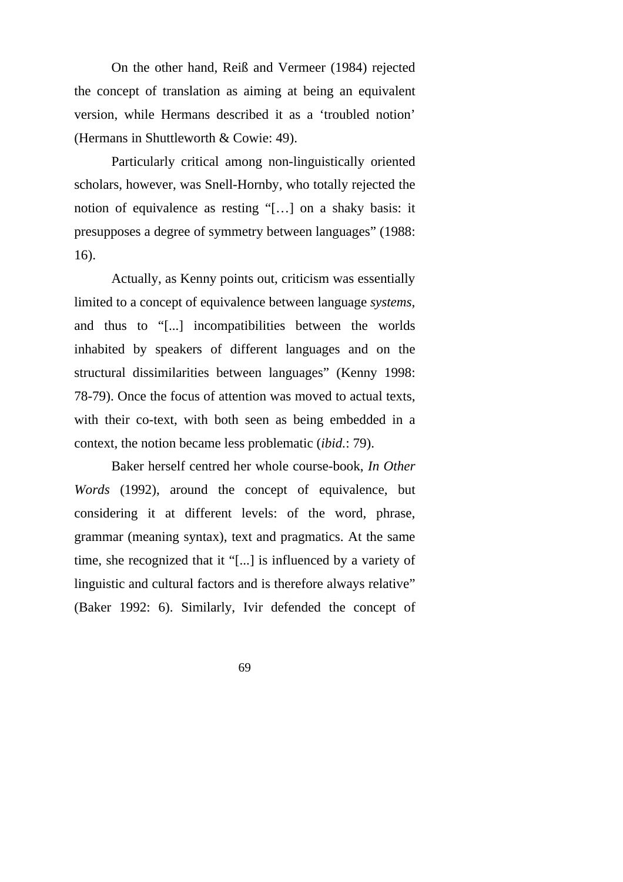On the other hand, Reiß and Vermeer (1984) rejected the concept of translation as aiming at being an equivalent version, while Hermans described it as a ‘troubled notion’ (Hermans in Shuttleworth & Cowie: 49).

Particularly critical among non-linguistically oriented scholars, however, was Snell-Hornby, who totally rejected the notion of equivalence as resting “[…] on a shaky basis: it presupposes a degree of symmetry between languages” (1988: 16).

Actually, as Kenny points out, criticism was essentially limited to a concept of equivalence between language *systems*, and thus to “[...] incompatibilities between the worlds inhabited by speakers of different languages and on the structural dissimilarities between languages” (Kenny 1998: 78-79). Once the focus of attention was moved to actual texts, with their co-text, with both seen as being embedded in a context, the notion became less problematic (*ibid.*: 79).

Baker herself centred her whole course-book, *In Other Words* (1992), around the concept of equivalence, but considering it at different levels: of the word, phrase, grammar (meaning syntax), text and pragmatics. At the same time, she recognized that it “[...] is influenced by a variety of linguistic and cultural factors and is therefore always relative” (Baker 1992: 6). Similarly, Ivir defended the concept of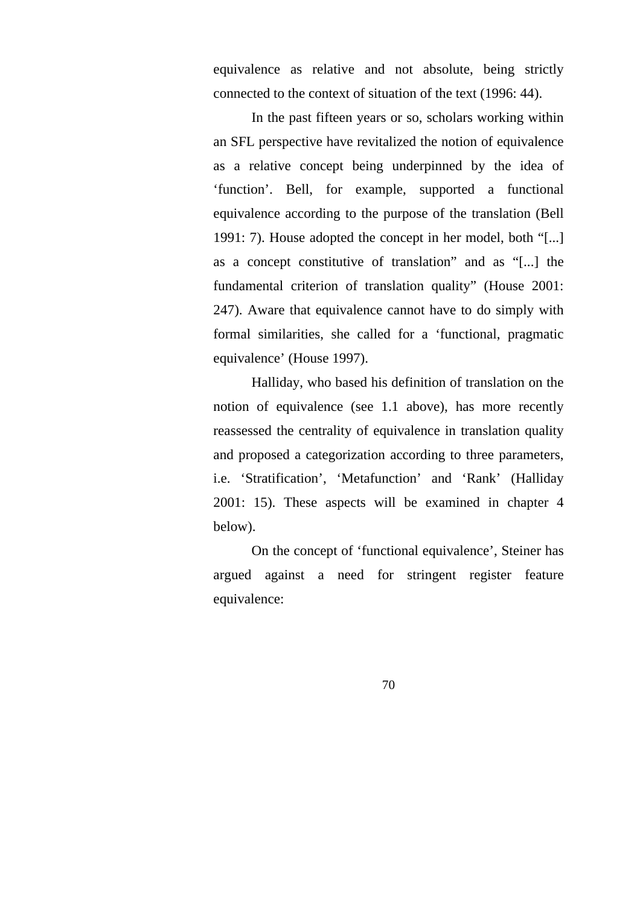equivalence as relative and not absolute, being strictly connected to the context of situation of the text (1996: 44).

In the past fifteen years or so, scholars working within an SFL perspective have revitalized the notion of equivalence as a relative concept being underpinned by the idea of ‘function’. Bell, for example, supported a functional equivalence according to the purpose of the translation (Bell 1991: 7). House adopted the concept in her model, both “[...] as a concept constitutive of translation” and as “[...] the fundamental criterion of translation quality” (House 2001: 247). Aware that equivalence cannot have to do simply with formal similarities, she called for a ‘functional, pragmatic equivalence’ (House 1997).

Halliday, who based his definition of translation on the notion of equivalence (see 1.1 above), has more recently reassessed the centrality of equivalence in translation quality and proposed a categorization according to three parameters, i.e. ‘Stratification’, ‘Metafunction’ and ‘Rank’ (Halliday 2001: 15). These aspects will be examined in chapter 4 below).

On the concept of ‘functional equivalence’, Steiner has argued against a need for stringent register feature equivalence: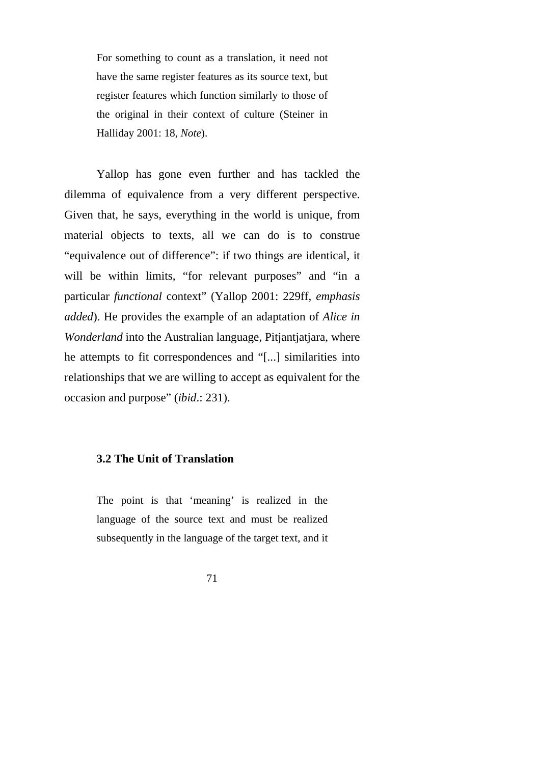> For something to count as a translation, it need not have the same register features as its source text, but register features which function similarly to those of the original in their context of culture (Steiner in Halliday 2001: 18, *Note*).

Yallop has gone even further and has tackled the dilemma of equivalence from a very different perspective. Given that, he says, everything in the world is unique, from material objects to texts, all we can do is to construe "equivalence out of difference": if two things are identical, it will be within limits, "for relevant purposes" and "in a particular *functional* context" (Yallop 2001: 229ff, *emphasis added*). He provides the example of an adaptation of *Alice in Wonderland* into the Australian language, Pitjantjatjara, where he attempts to fit correspondences and "[...] similarities into relationships that we are willing to accept as equivalent for the occasion and purpose" (*ibid*.: 231).

### 3.2 The Unit of Translation

> The point is that 'meaning' is realized in the language of the source text and must be realized subsequently in the language of the target text, and it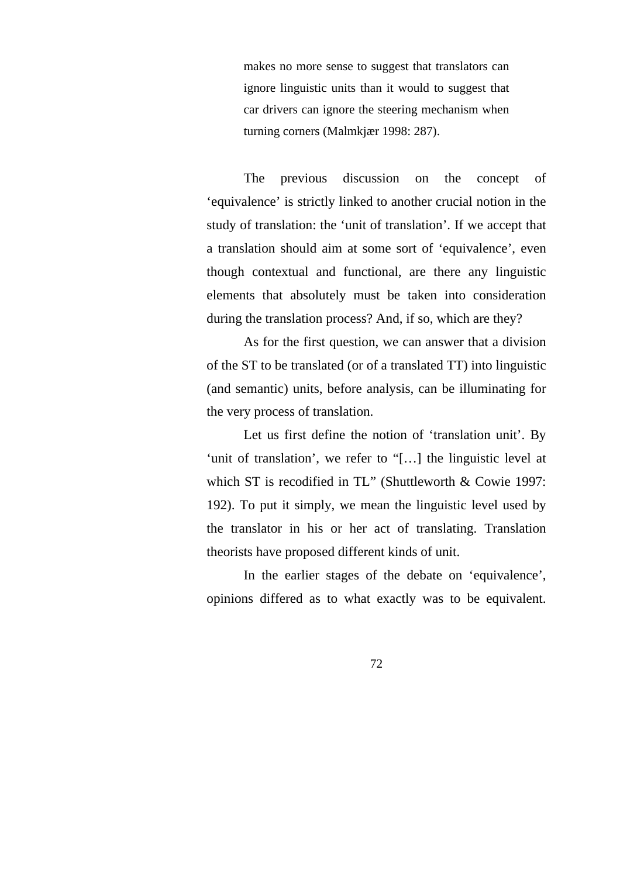> makes no more sense to suggest that translators can ignore linguistic units than it would to suggest that car drivers can ignore the steering mechanism when turning corners (Malmkjær 1998: 287).

The previous discussion on the concept of ‘equivalence’ is strictly linked to another crucial notion in the study of translation: the ‘unit of translation’. If we accept that a translation should aim at some sort of ‘equivalence’, even though contextual and functional, are there any linguistic elements that absolutely must be taken into consideration during the translation process? And, if so, which are they?

As for the first question, we can answer that a division of the ST to be translated (or of a translated TT) into linguistic (and semantic) units, before analysis, can be illuminating for the very process of translation.

Let us first define the notion of ‘translation unit’. By ‘unit of translation’, we refer to “[…] the linguistic level at which ST is recodified in TL” (Shuttleworth & Cowie 1997: 192). To put it simply, we mean the linguistic level used by the translator in his or her act of translating. Translation theorists have proposed different kinds of unit.

In the earlier stages of the debate on ‘equivalence’, opinions differed as to what exactly was to be equivalent.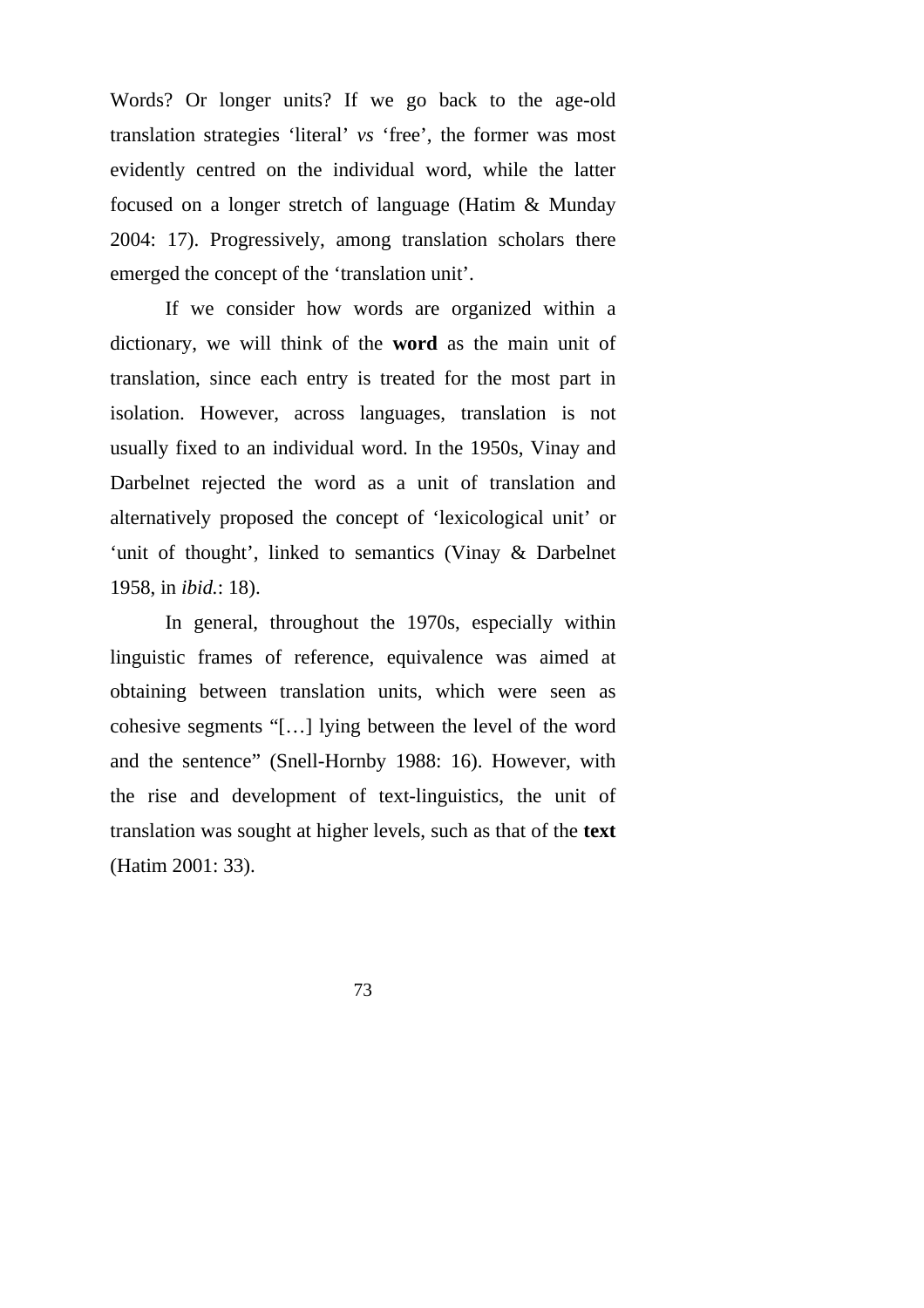Words? Or longer units? If we go back to the age-old translation strategies 'literal' *vs* 'free', the former was most evidently centred on the individual word, while the latter focused on a longer stretch of language (Hatim & Munday 2004: 17). Progressively, among translation scholars there emerged the concept of the 'translation unit'.

If we consider how words are organized within a dictionary, we will think of the **word** as the main unit of translation, since each entry is treated for the most part in isolation. However, across languages, translation is not usually fixed to an individual word. In the 1950s, Vinay and Darbelnet rejected the word as a unit of translation and alternatively proposed the concept of 'lexicological unit' or 'unit of thought', linked to semantics (Vinay & Darbelnet 1958, in *ibid.*: 18).

In general, throughout the 1970s, especially within linguistic frames of reference, equivalence was aimed at obtaining between translation units, which were seen as cohesive segments "[…] lying between the level of the word and the sentence" (Snell-Hornby 1988: 16). However, with the rise and development of text-linguistics, the unit of translation was sought at higher levels, such as that of the **text** (Hatim 2001: 33).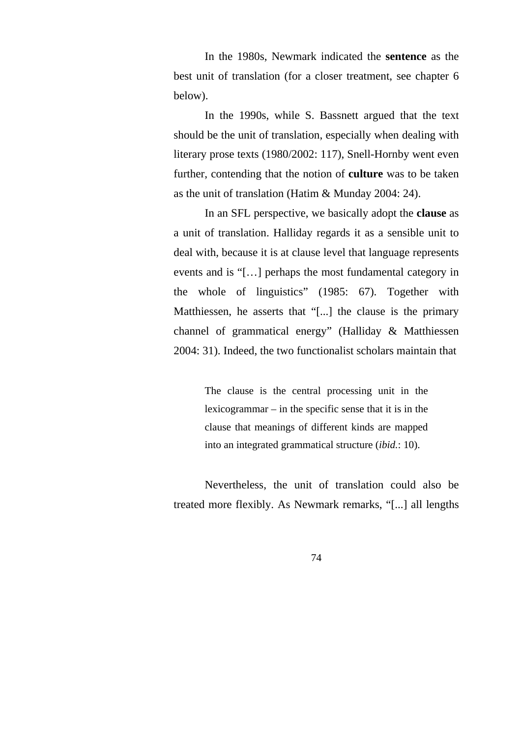In the 1980s, Newmark indicated the **sentence** as the best unit of translation (for a closer treatment, see chapter 6 below).

In the 1990s, while S. Bassnett argued that the text should be the unit of translation, especially when dealing with literary prose texts (1980/2002: 117), Snell-Hornby went even further, contending that the notion of **culture** was to be taken as the unit of translation (Hatim & Munday 2004: 24).

In an SFL perspective, we basically adopt the **clause** as a unit of translation. Halliday regards it as a sensible unit to deal with, because it is at clause level that language represents events and is "[…] perhaps the most fundamental category in the whole of linguistics" (1985: 67). Together with Matthiessen, he asserts that "[...] the clause is the primary channel of grammatical energy" (Halliday & Matthiessen 2004: 31). Indeed, the two functionalist scholars maintain that

> The clause is the central processing unit in the lexicogrammar – in the specific sense that it is in the clause that meanings of different kinds are mapped into an integrated grammatical structure (*ibid.*: 10).

Nevertheless, the unit of translation could also be treated more flexibly. As Newmark remarks, "[...] all lengths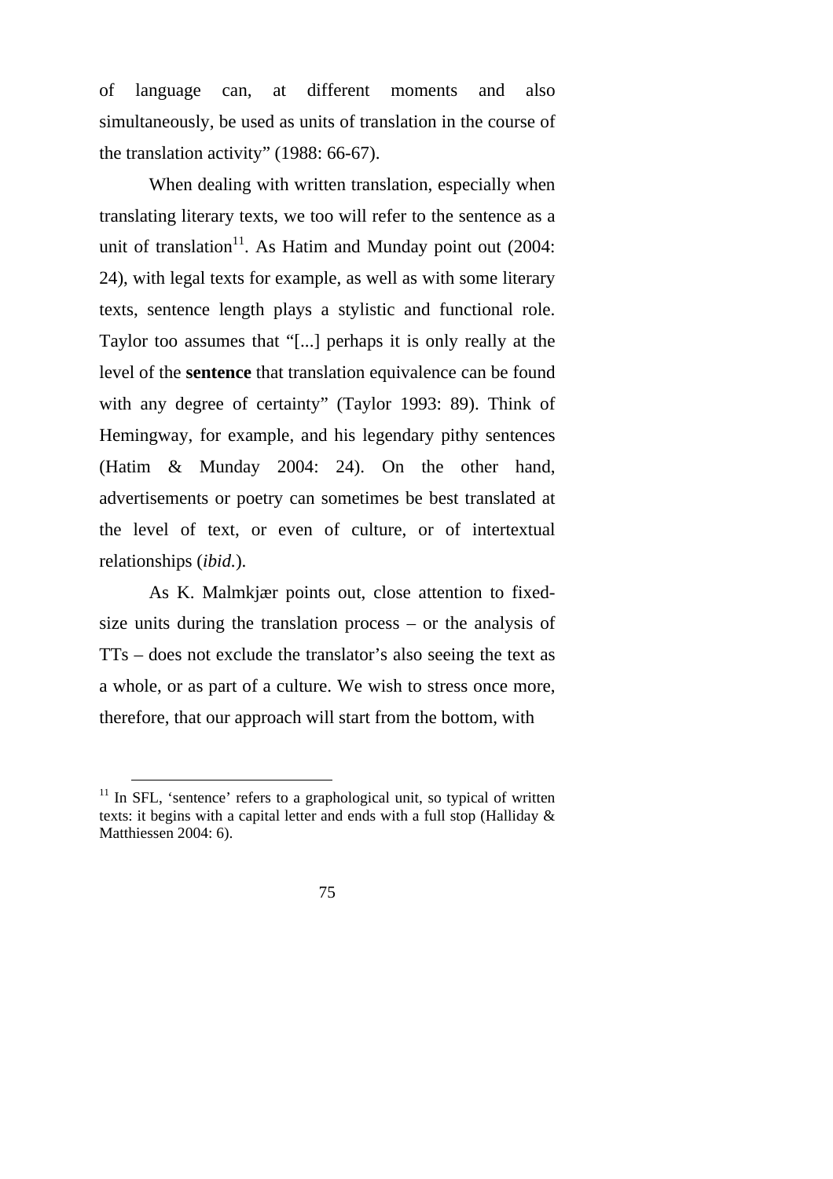of language can, at different moments and also simultaneously, be used as units of translation in the course of the translation activity" (1988: 66-67).

When dealing with written translation, especially when translating literary texts, we too will refer to the sentence as a unit of translation[11]. As Hatim and Munday point out (2004: 24), with legal texts for example, as well as with some literary texts, sentence length plays a stylistic and functional role. Taylor too assumes that "[...] perhaps it is only really at the level of the **sentence** that translation equivalence can be found with any degree of certainty" (Taylor 1993: 89). Think of Hemingway, for example, and his legendary pithy sentences (Hatim & Munday 2004: 24). On the other hand, advertisements or poetry can sometimes be best translated at the level of text, or even of culture, or of intertextual relationships (*ibid.*).

As K. Malmkjær points out, close attention to fixed-size units during the translation process – or the analysis of TTs – does not exclude the translator's also seeing the text as a whole, or as part of a culture. We wish to stress once more, therefore, that our approach will start from the bottom, with

[11] In SFL, 'sentence' refers to a graphological unit, so typical of written texts: it begins with a capital letter and ends with a full stop (Halliday & Matthiessen 2004: 6).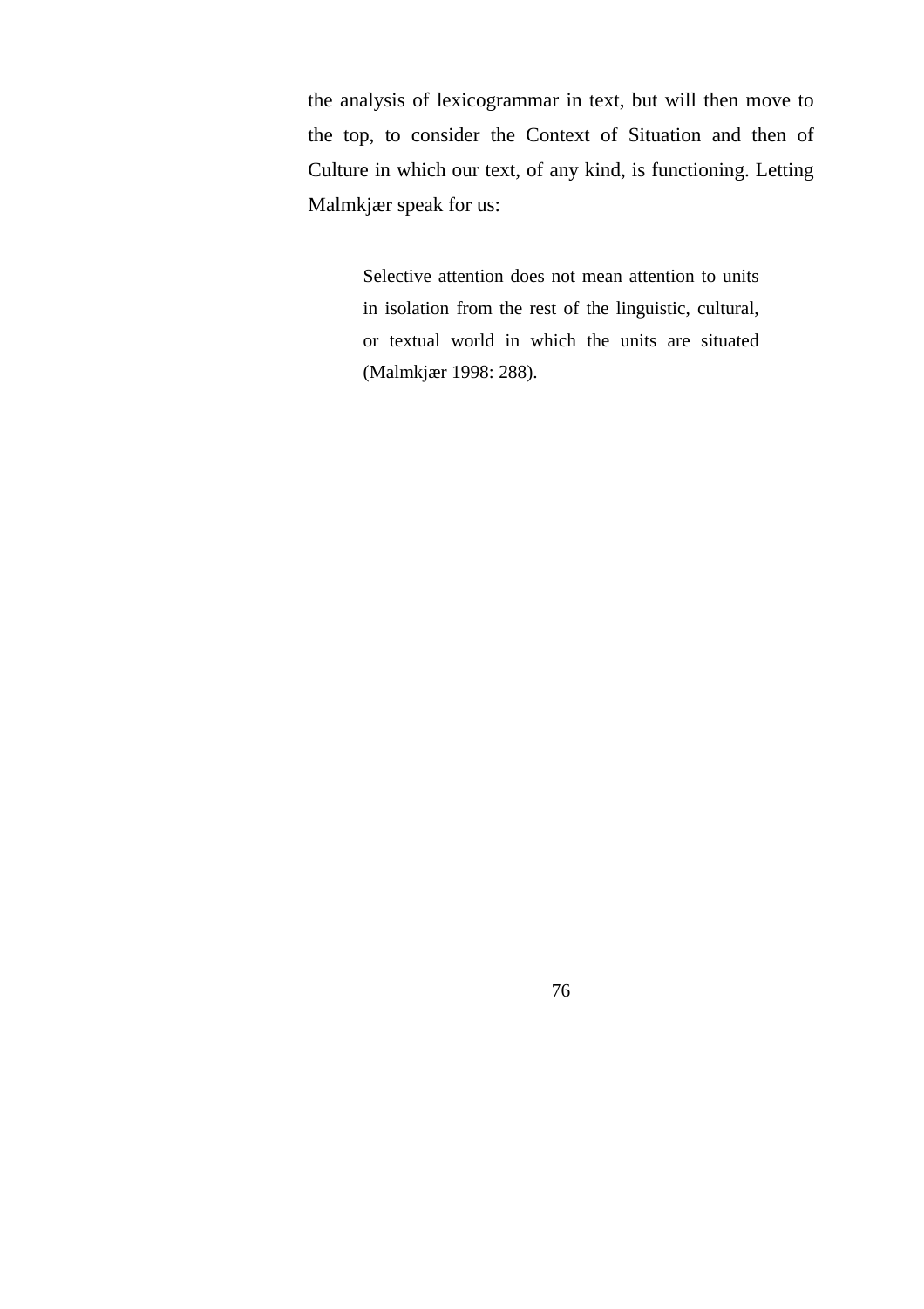the analysis of lexicogrammar in text, but will then move to the top, to consider the Context of Situation and then of Culture in which our text, of any kind, is functioning. Letting Malmkjær speak for us:

> Selective attention does not mean attention to units in isolation from the rest of the linguistic, cultural, or textual world in which the units are situated (Malmkjær 1998: 288).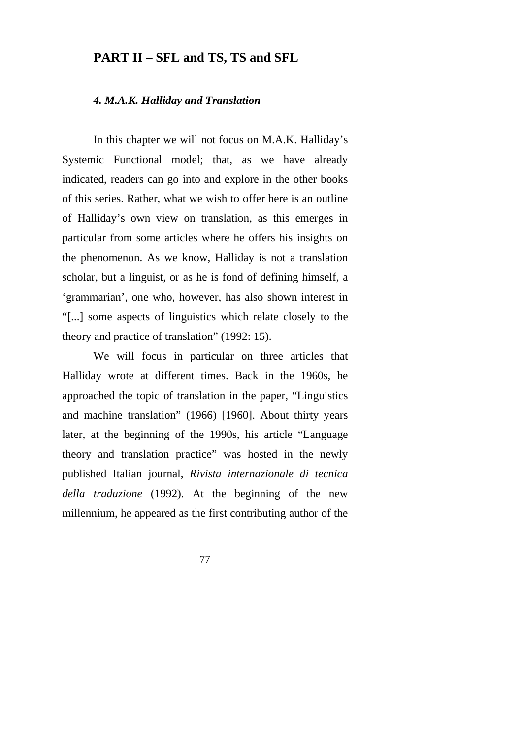# PART II – SFL and TS, TS and SFL

## *4. M.A.K. Halliday and Translation*

In this chapter we will not focus on M.A.K. Halliday's Systemic Functional model; that, as we have already indicated, readers can go into and explore in the other books of this series. Rather, what we wish to offer here is an outline of Halliday's own view on translation, as this emerges in particular from some articles where he offers his insights on the phenomenon. As we know, Halliday is not a translation scholar, but a linguist, or as he is fond of defining himself, a 'grammarian', one who, however, has also shown interest in "[...] some aspects of linguistics which relate closely to the theory and practice of translation" (1992: 15).

We will focus in particular on three articles that Halliday wrote at different times. Back in the 1960s, he approached the topic of translation in the paper, "Linguistics and machine translation" (1966) [1960]. About thirty years later, at the beginning of the 1990s, his article "Language theory and translation practice" was hosted in the newly published Italian journal, *Rivista internazionale di tecnica della traduzione* (1992). At the beginning of the new millennium, he appeared as the first contributing author of the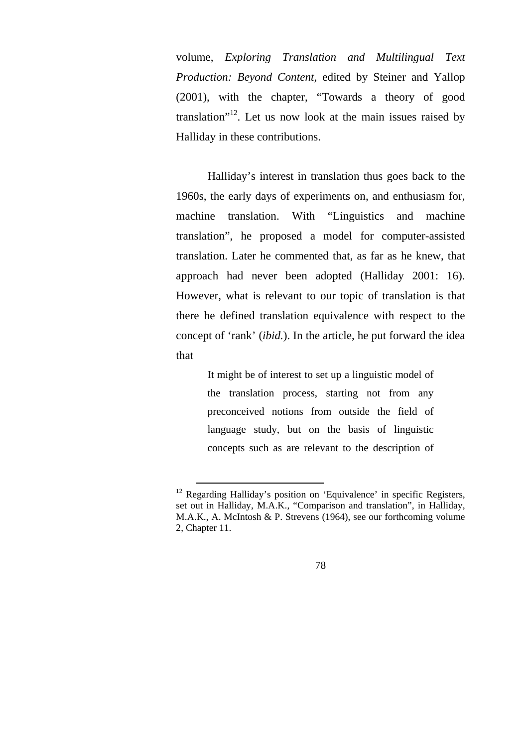volume, *Exploring Translation and Multilingual Text Production: Beyond Content*, edited by Steiner and Yallop (2001), with the chapter, "Towards a theory of good translation"[12]. Let us now look at the main issues raised by Halliday in these contributions.

Halliday's interest in translation thus goes back to the 1960s, the early days of experiments on, and enthusiasm for, machine translation. With "Linguistics and machine translation", he proposed a model for computer-assisted translation. Later he commented that, as far as he knew, that approach had never been adopted (Halliday 2001: 16). However, what is relevant to our topic of translation is that there he defined translation equivalence with respect to the concept of 'rank' (*ibid.*). In the article, he put forward the idea that

> It might be of interest to set up a linguistic model of the translation process, starting not from any preconceived notions from outside the field of language study, but on the basis of linguistic concepts such as are relevant to the description of

---

[12] Regarding Halliday's position on 'Equivalence' in specific Registers, set out in Halliday, M.A.K., "Comparison and translation", in Halliday, M.A.K., A. McIntosh & P. Strevens (1964), see our forthcoming volume 2, Chapter 11.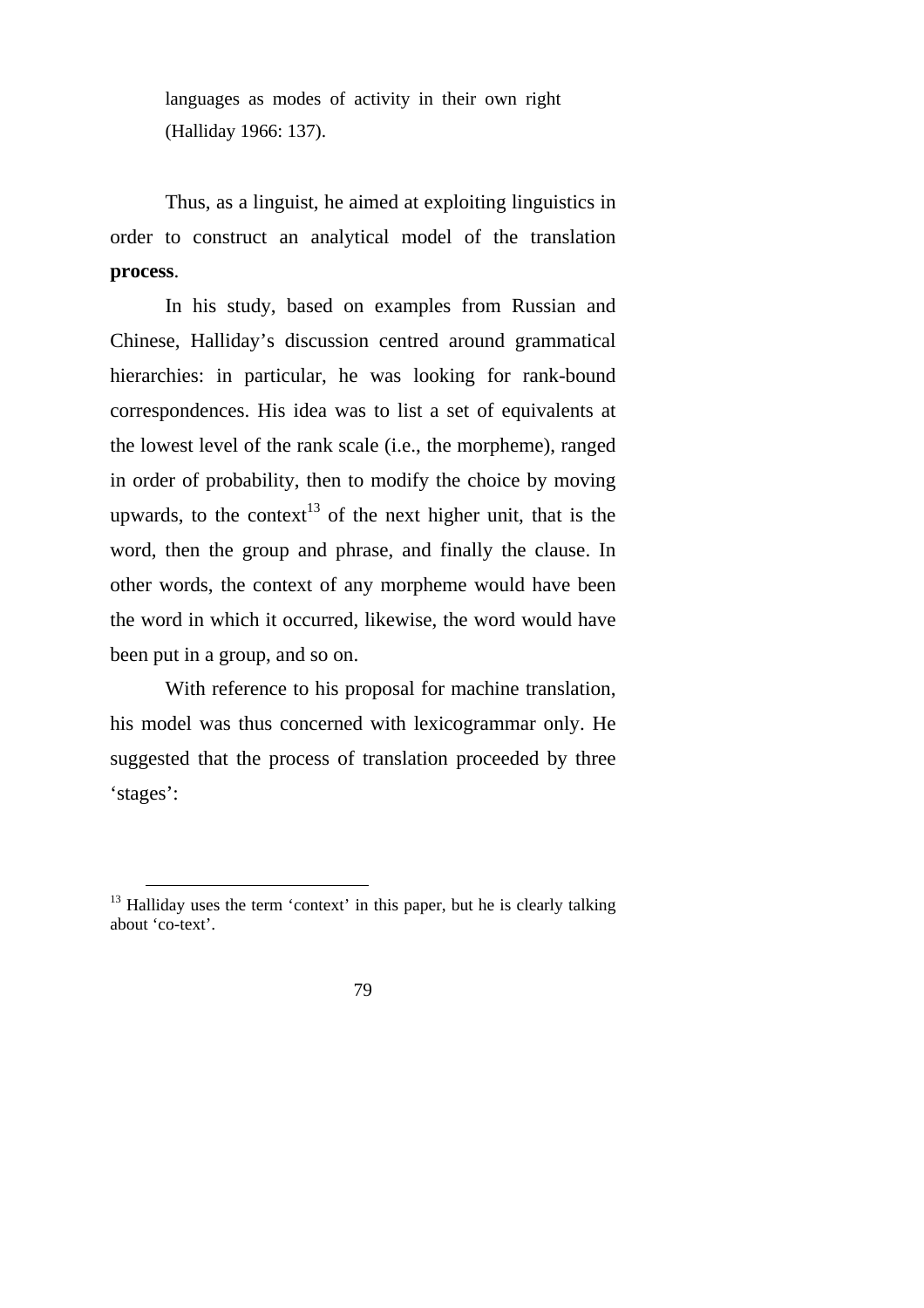languages as modes of activity in their own right (Halliday 1966: 137).

Thus, as a linguist, he aimed at exploiting linguistics in order to construct an analytical model of the translation **process**.

In his study, based on examples from Russian and Chinese, Halliday's discussion centred around grammatical hierarchies: in particular, he was looking for rank-bound correspondences. His idea was to list a set of equivalents at the lowest level of the rank scale (i.e., the morpheme), ranged in order of probability, then to modify the choice by moving upwards, to the context[13] of the next higher unit, that is the word, then the group and phrase, and finally the clause. In other words, the context of any morpheme would have been the word in which it occurred, likewise, the word would have been put in a group, and so on.

With reference to his proposal for machine translation, his model was thus concerned with lexicogrammar only. He suggested that the process of translation proceeded by three 'stages':

[13] Halliday uses the term 'context' in this paper, but he is clearly talking about 'co-text'.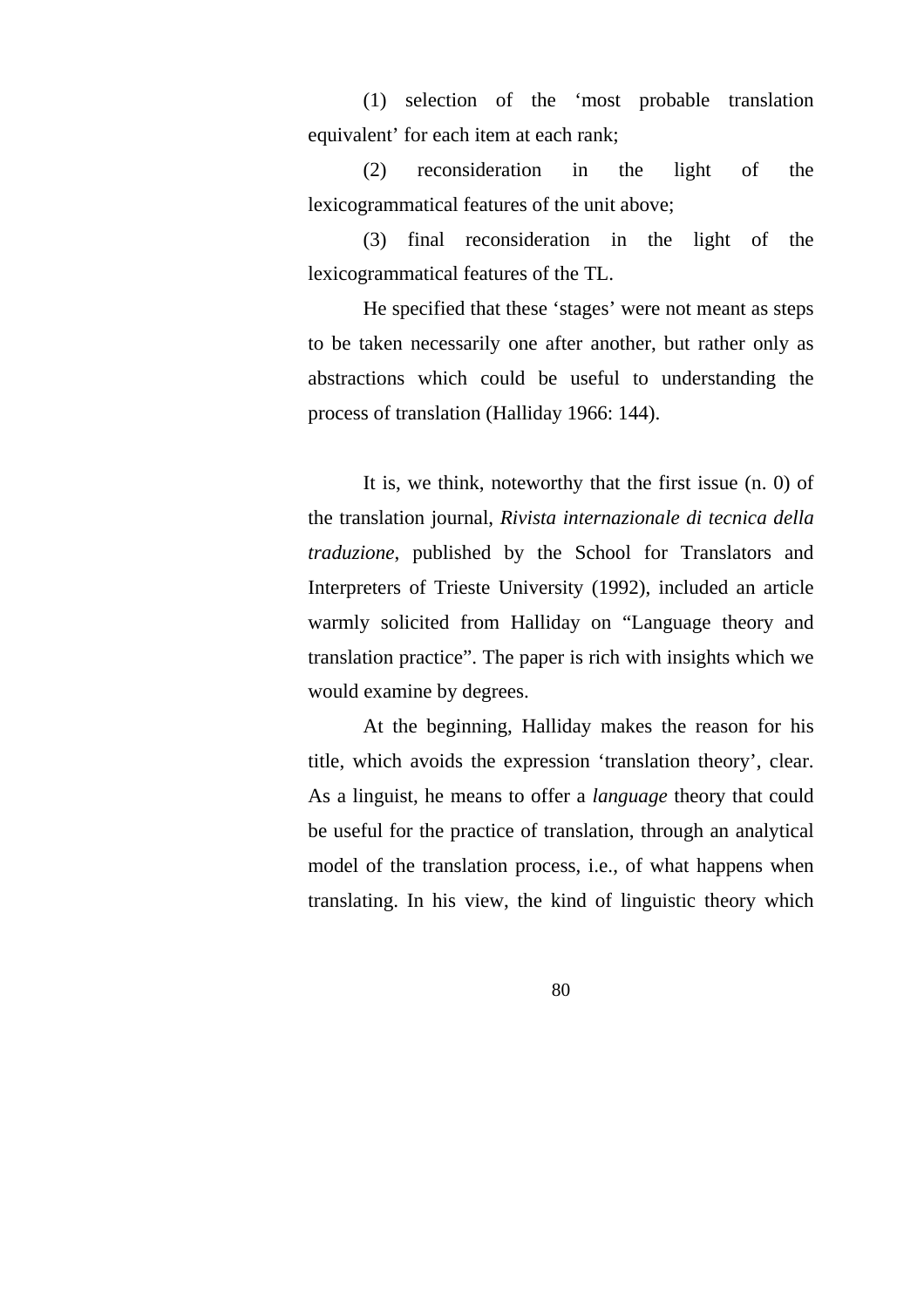(1) selection of the ‘most probable translation equivalent’ for each item at each rank;

(2) reconsideration in the light of the lexicogrammatical features of the unit above;

(3) final reconsideration in the light of the lexicogrammatical features of the TL.

He specified that these ‘stages’ were not meant as steps to be taken necessarily one after another, but rather only as abstractions which could be useful to understanding the process of translation (Halliday 1966: 144).

It is, we think, noteworthy that the first issue (n. 0) of the translation journal, *Rivista internazionale di tecnica della traduzione*, published by the School for Translators and Interpreters of Trieste University (1992), included an article warmly solicited from Halliday on “Language theory and translation practice”. The paper is rich with insights which we would examine by degrees.

At the beginning, Halliday makes the reason for his title, which avoids the expression ‘translation theory’, clear. As a linguist, he means to offer a *language* theory that could be useful for the practice of translation, through an analytical model of the translation process, i.e., of what happens when translating. In his view, the kind of linguistic theory which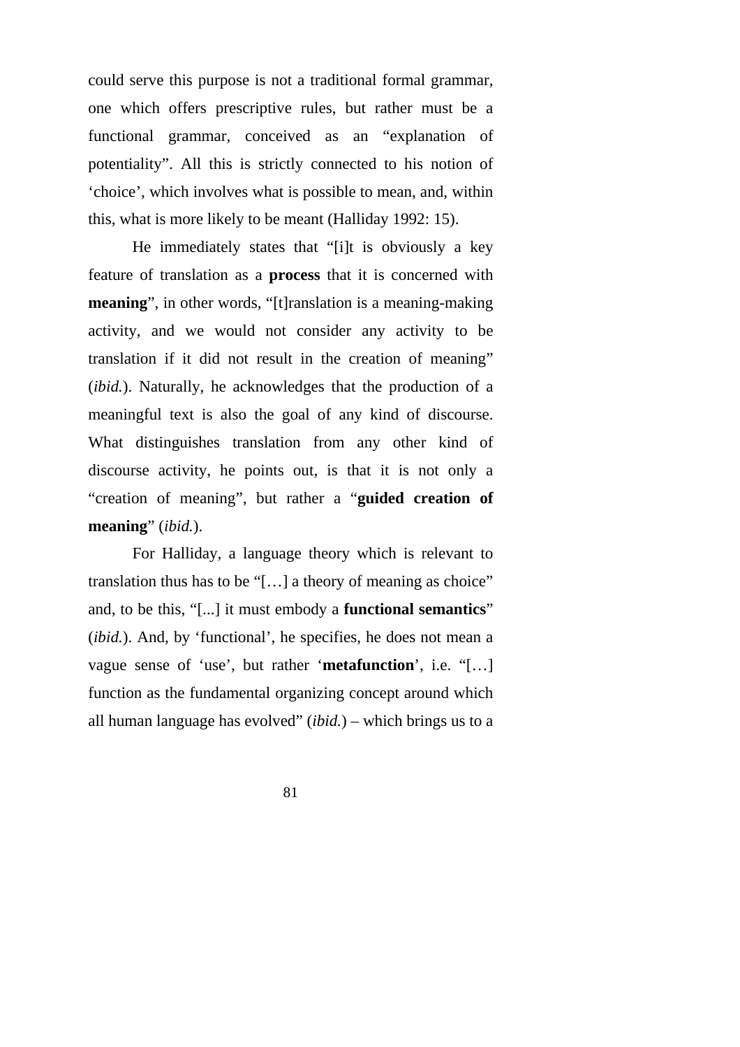could serve this purpose is not a traditional formal grammar, one which offers prescriptive rules, but rather must be a functional grammar, conceived as an "explanation of potentiality". All this is strictly connected to his notion of 'choice', which involves what is possible to mean, and, within this, what is more likely to be meant (Halliday 1992: 15).

He immediately states that "[i]t is obviously a key feature of translation as a **process** that it is concerned with **meaning**", in other words, "[t]ranslation is a meaning-making activity, and we would not consider any activity to be translation if it did not result in the creation of meaning" (*ibid.*). Naturally, he acknowledges that the production of a meaningful text is also the goal of any kind of discourse. What distinguishes translation from any other kind of discourse activity, he points out, is that it is not only a "creation of meaning", but rather a "**guided creation of meaning**" (*ibid.*).

For Halliday, a language theory which is relevant to translation thus has to be "[…] a theory of meaning as choice" and, to be this, "[...] it must embody a **functional semantics**" (*ibid.*). And, by 'functional', he specifies, he does not mean a vague sense of 'use', but rather '**metafunction**', i.e. "[…] function as the fundamental organizing concept around which all human language has evolved" (*ibid.*) – which brings us to a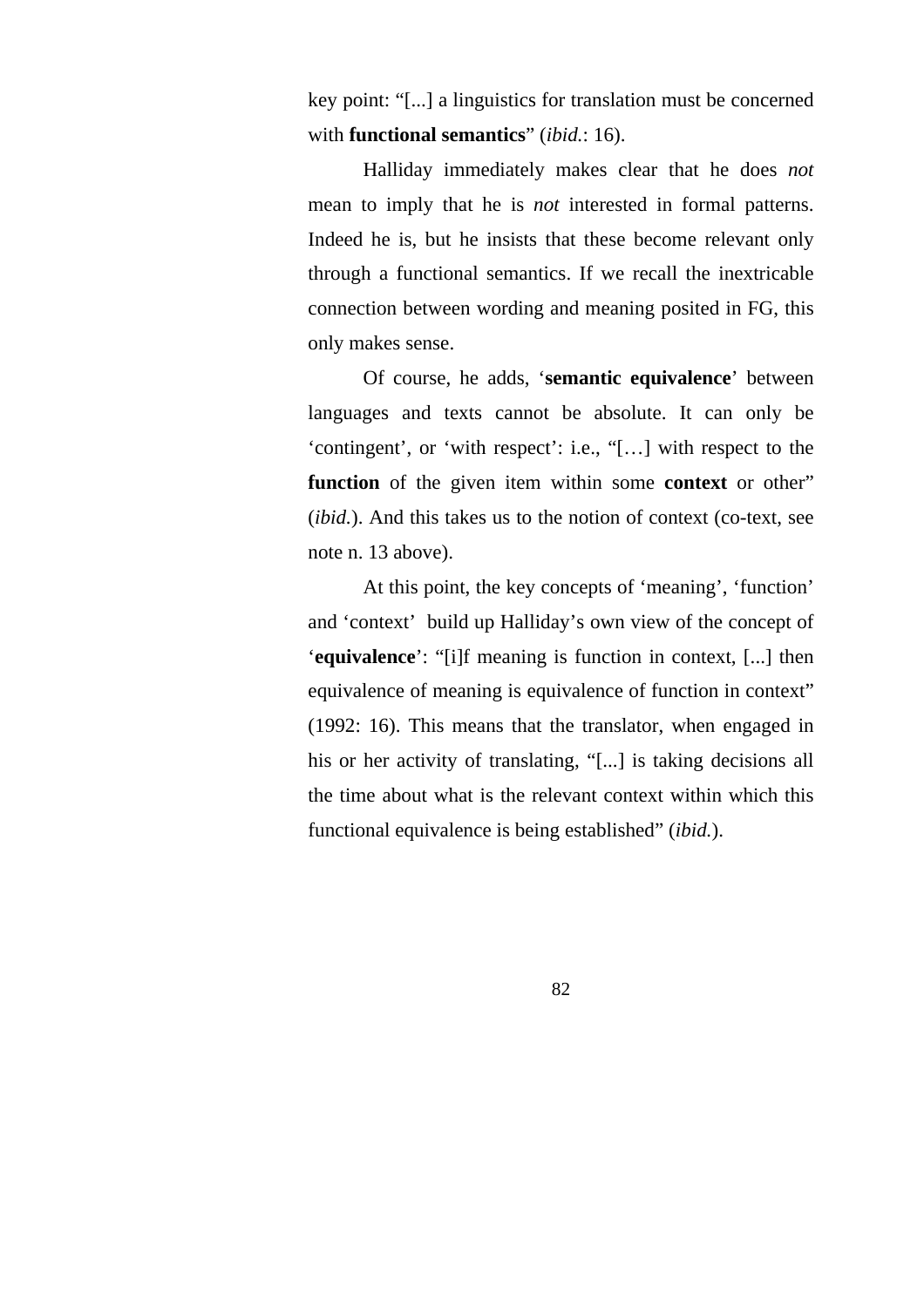key point: “[...] a linguistics for translation must be concerned with **functional semantics**” (*ibid.*: 16).

Halliday immediately makes clear that he does *not* mean to imply that he is *not* interested in formal patterns. Indeed he is, but he insists that these become relevant only through a functional semantics. If we recall the inextricable connection between wording and meaning posited in FG, this only makes sense.

Of course, he adds, ‘**semantic equivalence**’ between languages and texts cannot be absolute. It can only be ‘contingent’, or ‘with respect’: i.e., “[…] with respect to the **function** of the given item within some **context** or other” (*ibid.*). And this takes us to the notion of context (co-text, see note n. 13 above).

At this point, the key concepts of ‘meaning’, ‘function’ and ‘context’ build up Halliday’s own view of the concept of ‘**equivalence**’: “[i]f meaning is function in context, [...] then equivalence of meaning is equivalence of function in context” (1992: 16). This means that the translator, when engaged in his or her activity of translating, “[...] is taking decisions all the time about what is the relevant context within which this functional equivalence is being established” (*ibid.*).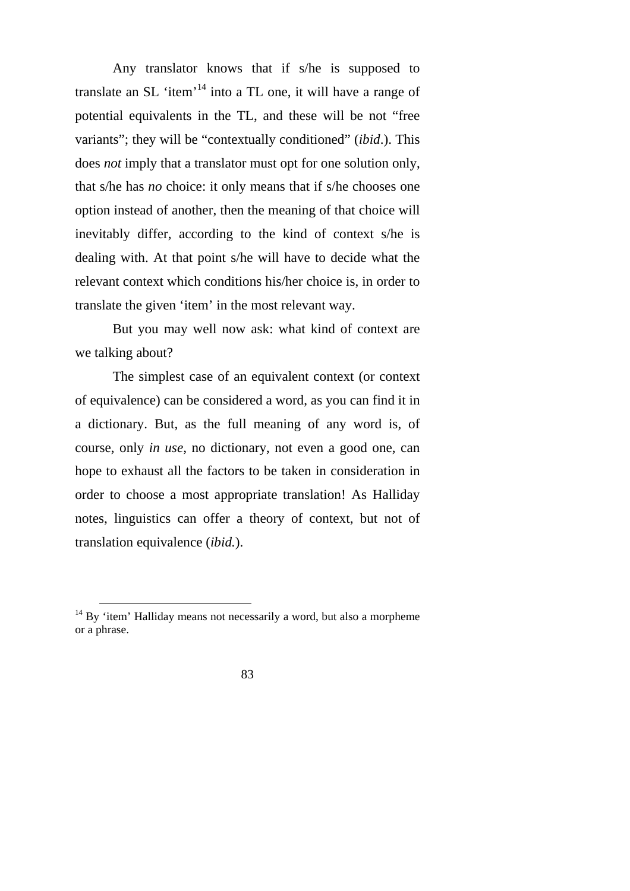Any translator knows that if s/he is supposed to translate an SL ‘item’[14] into a TL one, it will have a range of potential equivalents in the TL, and these will be not “free variants”; they will be “contextually conditioned” (*ibid*.). This does *not* imply that a translator must opt for one solution only, that s/he has *no* choice: it only means that if s/he chooses one option instead of another, then the meaning of that choice will inevitably differ, according to the kind of context s/he is dealing with. At that point s/he will have to decide what the relevant context which conditions his/her choice is, in order to translate the given ‘item’ in the most relevant way.

But you may well now ask: what kind of context are we talking about?

The simplest case of an equivalent context (or context of equivalence) can be considered a word, as you can find it in a dictionary. But, as the full meaning of any word is, of course, only *in use*, no dictionary, not even a good one, can hope to exhaust all the factors to be taken in consideration in order to choose a most appropriate translation! As Halliday notes, linguistics can offer a theory of context, but not of translation equivalence (*ibid.*).

---

[14] By ‘item’ Halliday means not necessarily a word, but also a morpheme or a phrase.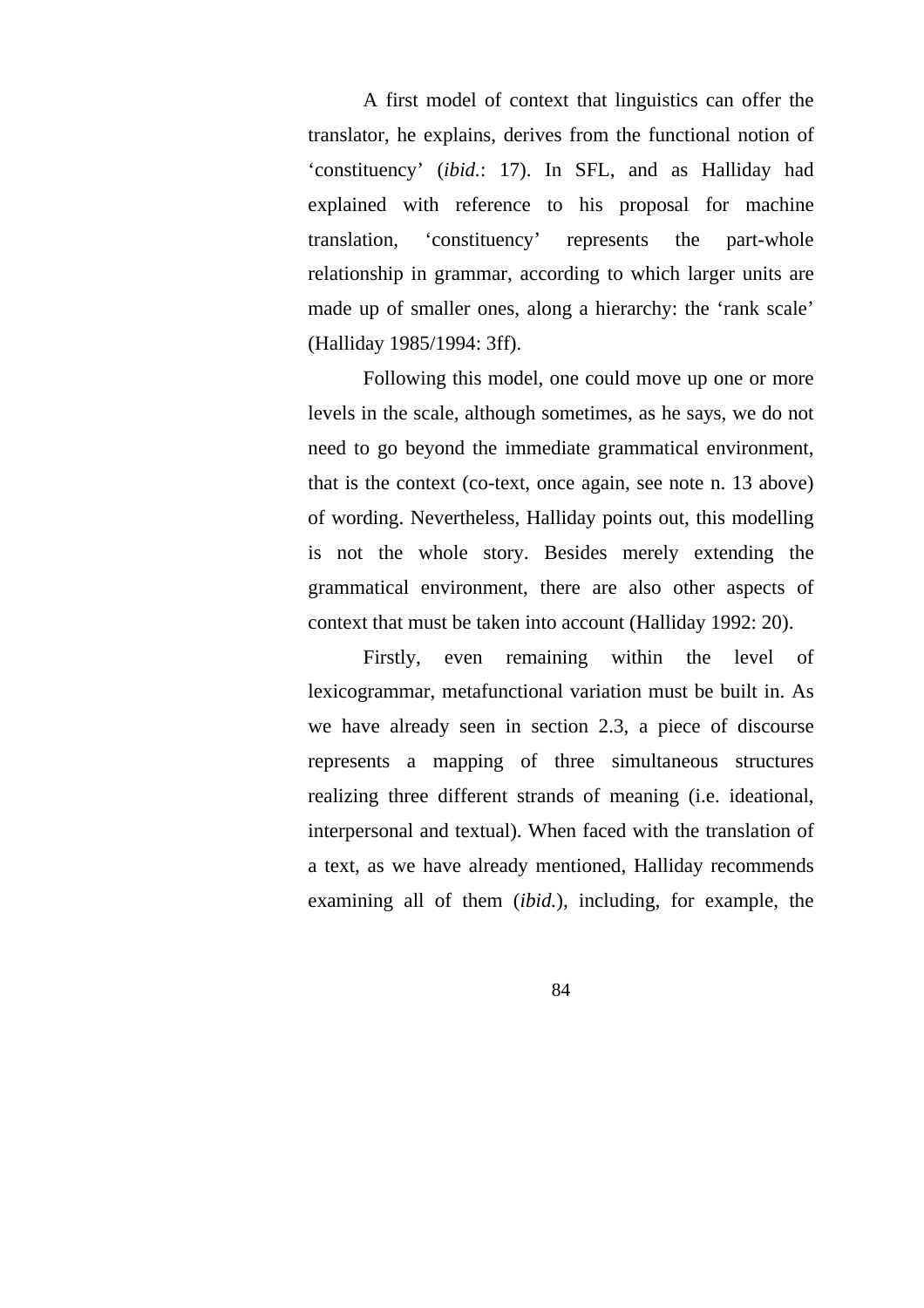A first model of context that linguistics can offer the translator, he explains, derives from the functional notion of ‘constituency’ (*ibid.*: 17). In SFL, and as Halliday had explained with reference to his proposal for machine translation, ‘constituency’ represents the part-whole relationship in grammar, according to which larger units are made up of smaller ones, along a hierarchy: the ‘rank scale’ (Halliday 1985/1994: 3ff).

Following this model, one could move up one or more levels in the scale, although sometimes, as he says, we do not need to go beyond the immediate grammatical environment, that is the context (co-text, once again, see note n. 13 above) of wording. Nevertheless, Halliday points out, this modelling is not the whole story. Besides merely extending the grammatical environment, there are also other aspects of context that must be taken into account (Halliday 1992: 20).

Firstly, even remaining within the level of lexicogrammar, metafunctional variation must be built in. As we have already seen in section 2.3, a piece of discourse represents a mapping of three simultaneous structures realizing three different strands of meaning (i.e. ideational, interpersonal and textual). When faced with the translation of a text, as we have already mentioned, Halliday recommends examining all of them (*ibid.*), including, for example, the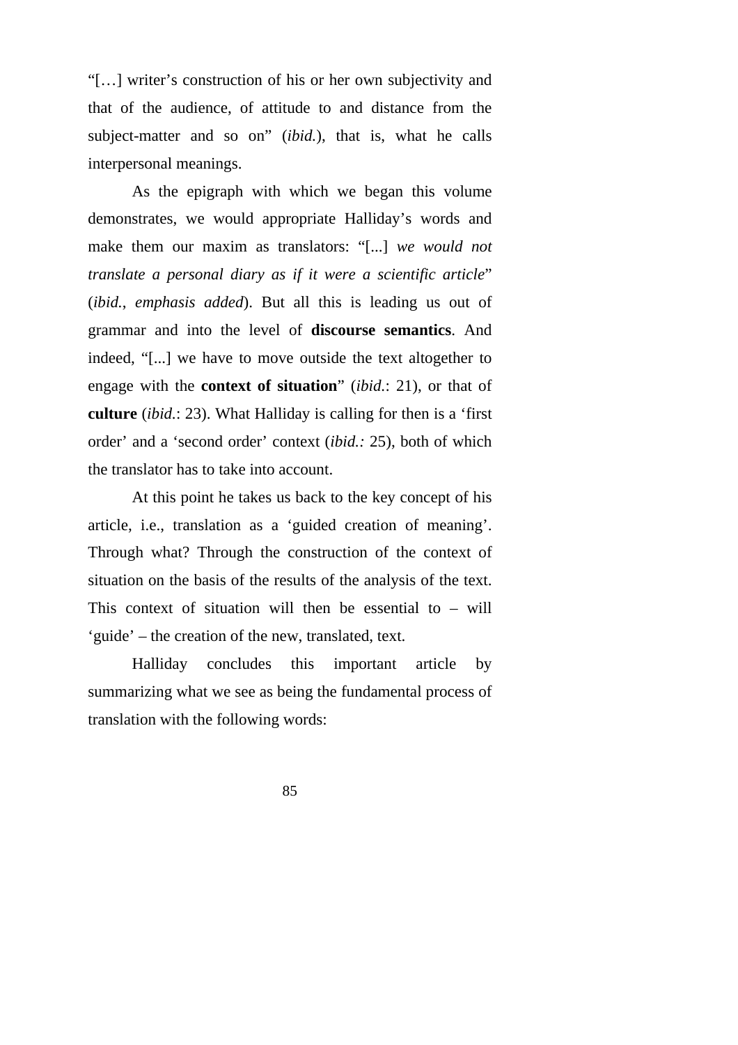"[…] writer's construction of his or her own subjectivity and that of the audience, of attitude to and distance from the subject-matter and so on" (*ibid.*), that is, what he calls interpersonal meanings.

As the epigraph with which we began this volume demonstrates, we would appropriate Halliday's words and make them our maxim as translators: "[...] *we would not translate a personal diary as if it were a scientific article*" (*ibid.*, *emphasis added*). But all this is leading us out of grammar and into the level of **discourse semantics**. And indeed, "[...] we have to move outside the text altogether to engage with the **context of situation**" (*ibid.*: 21), or that of **culture** (*ibid.*: 23). What Halliday is calling for then is a 'first order' and a 'second order' context (*ibid.:* 25), both of which the translator has to take into account.

At this point he takes us back to the key concept of his article, i.e., translation as a 'guided creation of meaning'. Through what? Through the construction of the context of situation on the basis of the results of the analysis of the text. This context of situation will then be essential to – will 'guide' – the creation of the new, translated, text.

Halliday concludes this important article by summarizing what we see as being the fundamental process of translation with the following words: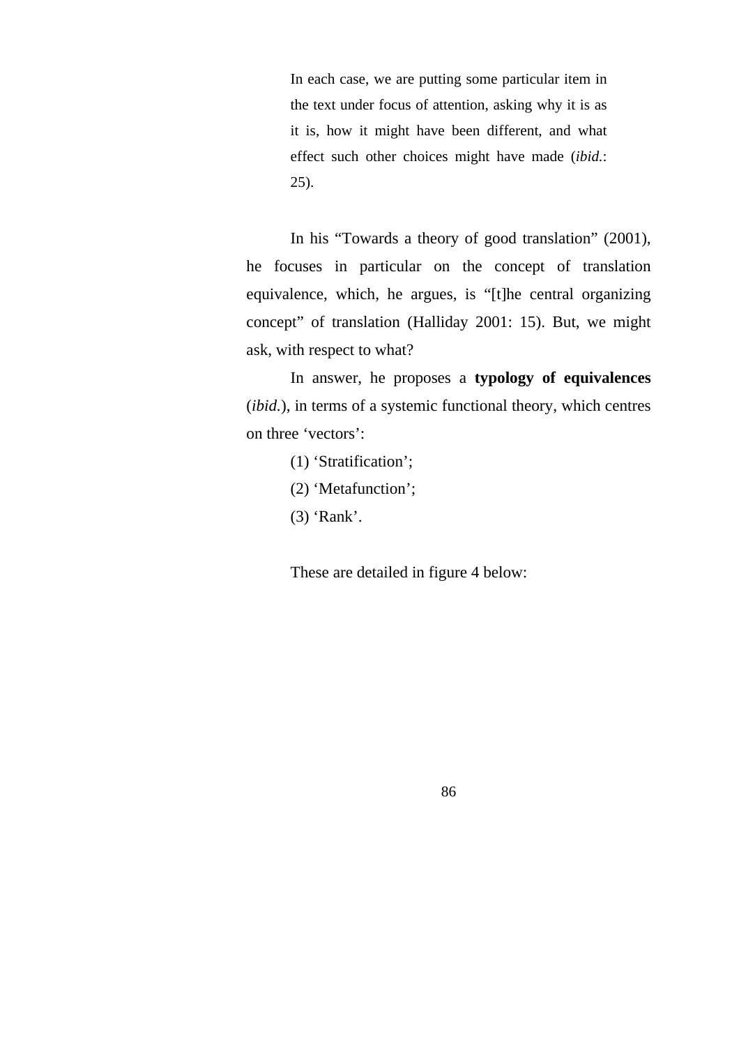> In each case, we are putting some particular item in the text under focus of attention, asking why it is as it is, how it might have been different, and what effect such other choices might have made (*ibid.*: 25).

In his "Towards a theory of good translation" (2001), he focuses in particular on the concept of translation equivalence, which, he argues, is "[t]he central organizing concept" of translation (Halliday 2001: 15). But, we might ask, with respect to what?

In answer, he proposes a **typology of equivalences** (*ibid.*), in terms of a systemic functional theory, which centres on three 'vectors':

(1) 'Stratification';

(2) 'Metafunction';

(3) 'Rank'.

These are detailed in figure 4 below: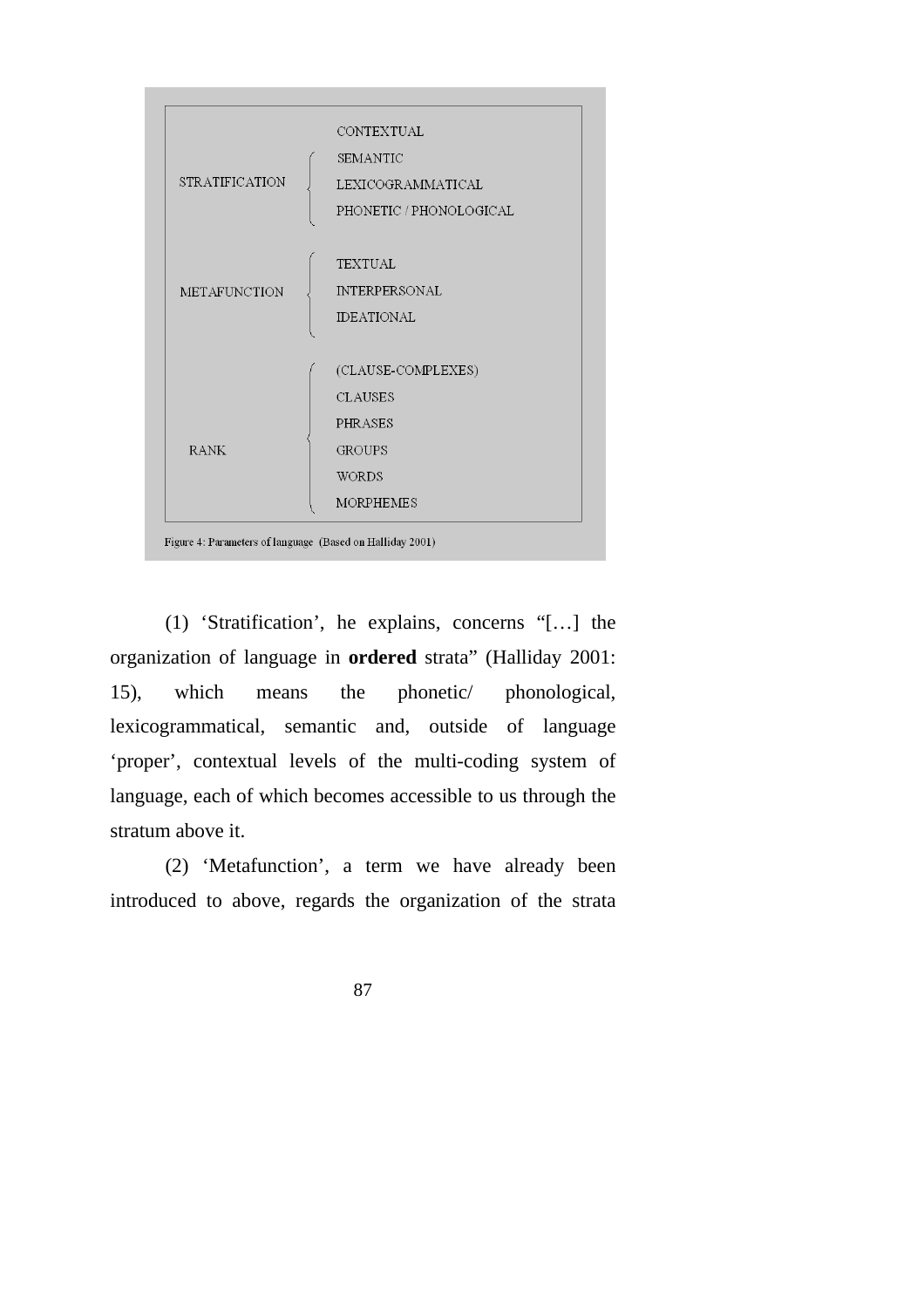| | |
|---|---|
| | CONTEXTUAL |
| STRATIFICATION | SEMANTIC |
| | LEXICOGRAMMATICAL |
| | PHONETIC / PHONOLOGICAL |
| METAFUNCTION | TEXTUAL |
| | INTERPERSONAL |
| | IDEATIONAL |
| RANK | (CLAUSE-COMPLEXES) |
| | CLAUSES |
| | PHRASES |
| | GROUPS |
| | WORDS |
| | MORPHEMES |

Figure 4: Parameters of language (Based on Halliday 2001)

(1) 'Stratification', he explains, concerns "[…] the organization of language in **ordered** strata" (Halliday 2001: 15), which means the phonetic/ phonological, lexicogrammatical, semantic and, outside of language 'proper', contextual levels of the multi-coding system of language, each of which becomes accessible to us through the stratum above it.

(2) 'Metafunction', a term we have already been introduced to above, regards the organization of the strata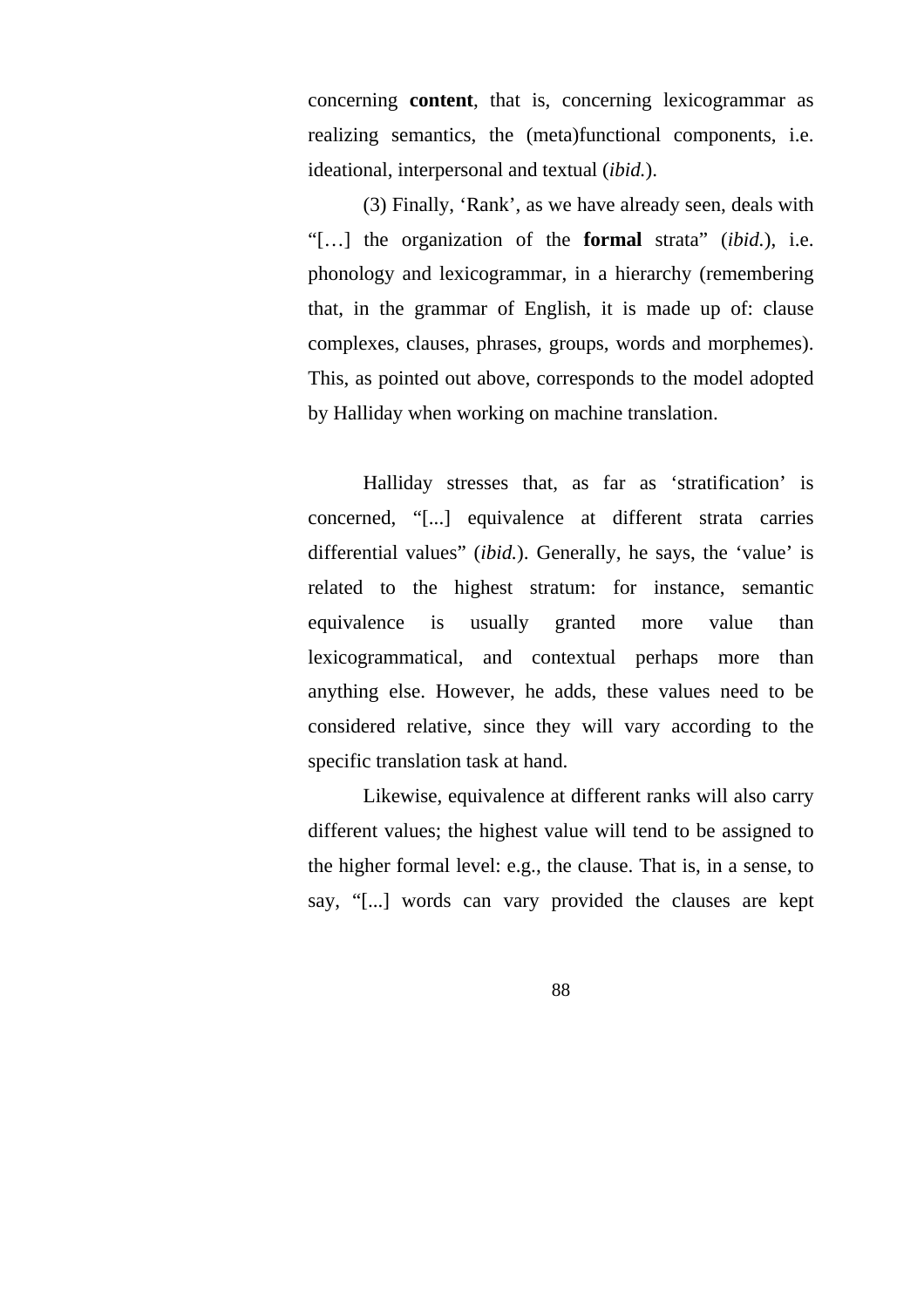concerning **content**, that is, concerning lexicogrammar as realizing semantics, the (meta)functional components, i.e. ideational, interpersonal and textual (*ibid.*).

(3) Finally, 'Rank', as we have already seen, deals with "[…] the organization of the **formal** strata" (*ibid.*), i.e. phonology and lexicogrammar, in a hierarchy (remembering that, in the grammar of English, it is made up of: clause complexes, clauses, phrases, groups, words and morphemes). This, as pointed out above, corresponds to the model adopted by Halliday when working on machine translation.

Halliday stresses that, as far as 'stratification' is concerned, "[...] equivalence at different strata carries differential values" (*ibid.*). Generally, he says, the 'value' is related to the highest stratum: for instance, semantic equivalence is usually granted more value than lexicogrammatical, and contextual perhaps more than anything else. However, he adds, these values need to be considered relative, since they will vary according to the specific translation task at hand.

Likewise, equivalence at different ranks will also carry different values; the highest value will tend to be assigned to the higher formal level: e.g., the clause. That is, in a sense, to say, "[...] words can vary provided the clauses are kept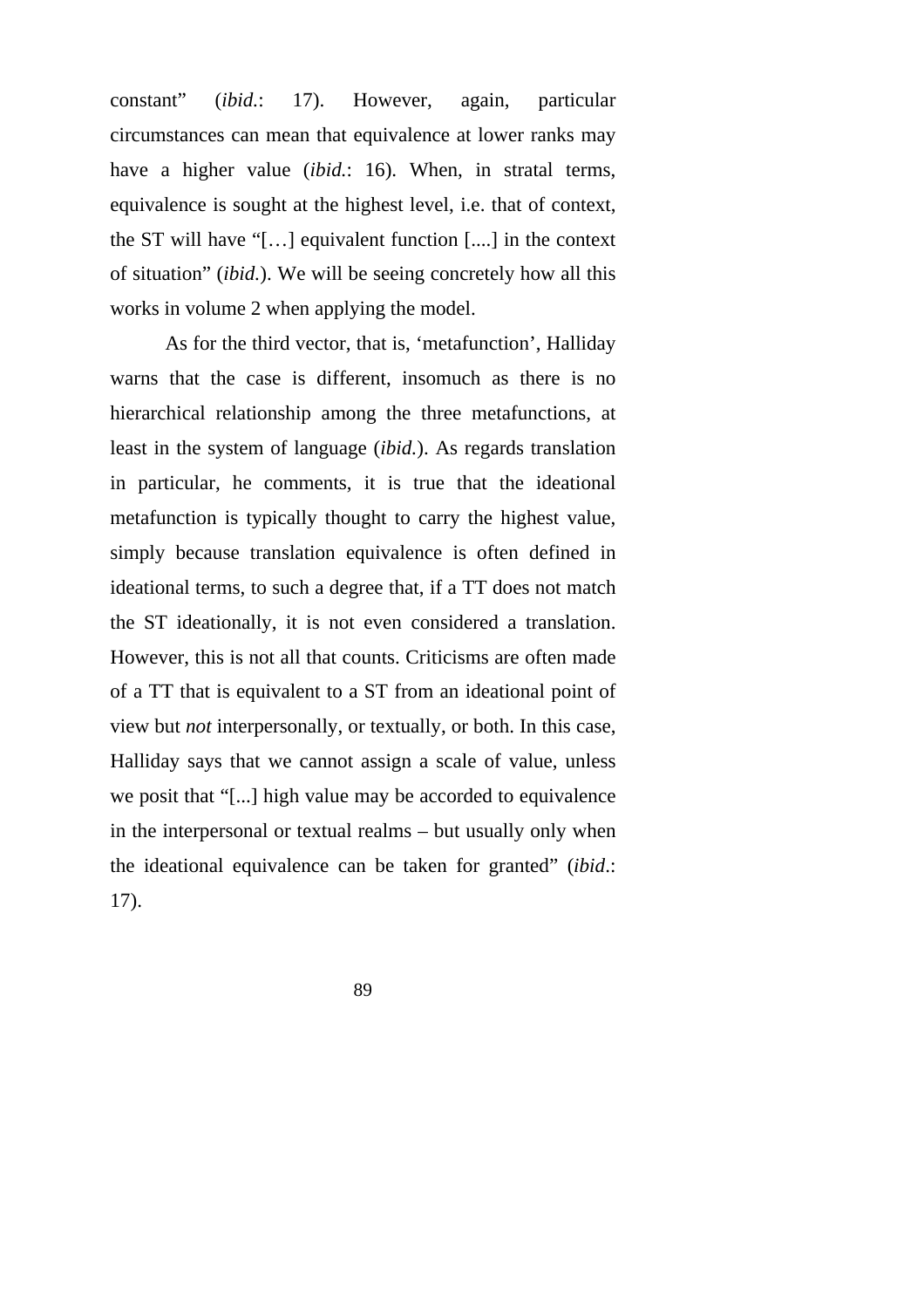constant" (*ibid.*: 17). However, again, particular circumstances can mean that equivalence at lower ranks may have a higher value (*ibid.*: 16). When, in stratal terms, equivalence is sought at the highest level, i.e. that of context, the ST will have "[…] equivalent function [....] in the context of situation" (*ibid.*). We will be seeing concretely how all this works in volume 2 when applying the model.

As for the third vector, that is, 'metafunction', Halliday warns that the case is different, insomuch as there is no hierarchical relationship among the three metafunctions, at least in the system of language (*ibid.*). As regards translation in particular, he comments, it is true that the ideational metafunction is typically thought to carry the highest value, simply because translation equivalence is often defined in ideational terms, to such a degree that, if a TT does not match the ST ideationally, it is not even considered a translation. However, this is not all that counts. Criticisms are often made of a TT that is equivalent to a ST from an ideational point of view but *not* interpersonally, or textually, or both. In this case, Halliday says that we cannot assign a scale of value, unless we posit that "[...] high value may be accorded to equivalence in the interpersonal or textual realms – but usually only when the ideational equivalence can be taken for granted" (*ibid*.: 17).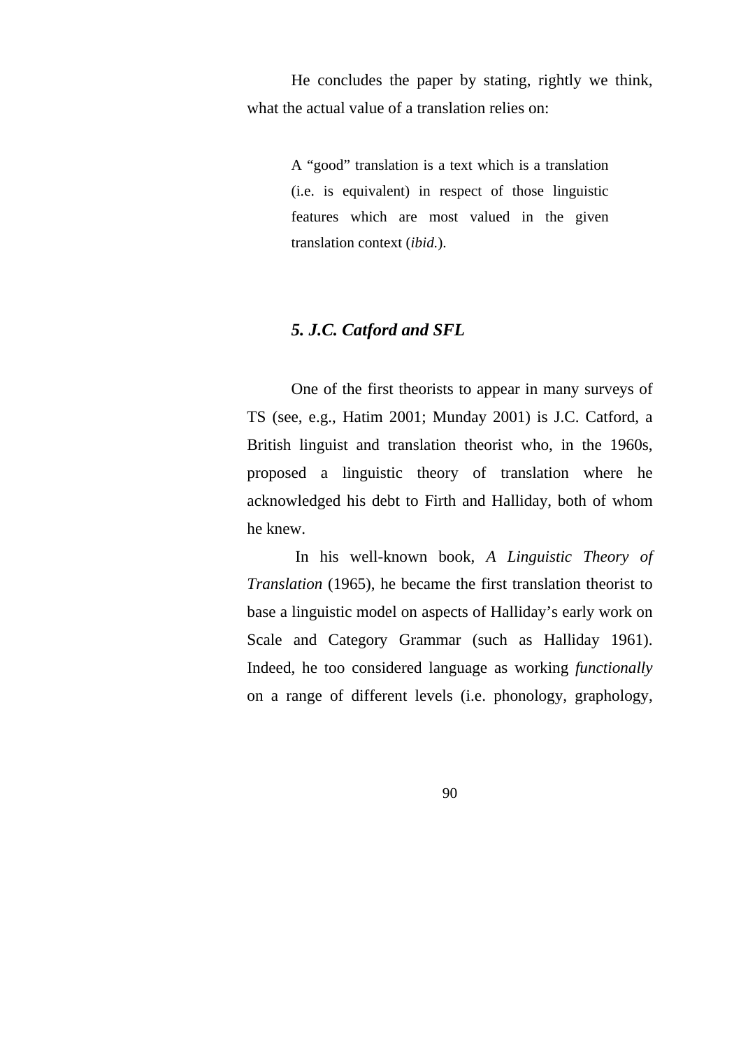He concludes the paper by stating, rightly we think, what the actual value of a translation relies on:

> A "good" translation is a text which is a translation (i.e. is equivalent) in respect of those linguistic features which are most valued in the given translation context (*ibid.*).

### *5. J.C. Catford and SFL*

One of the first theorists to appear in many surveys of TS (see, e.g., Hatim 2001; Munday 2001) is J.C. Catford, a British linguist and translation theorist who, in the 1960s, proposed a linguistic theory of translation where he acknowledged his debt to Firth and Halliday, both of whom he knew.

In his well-known book, *A Linguistic Theory of Translation* (1965), he became the first translation theorist to base a linguistic model on aspects of Halliday's early work on Scale and Category Grammar (such as Halliday 1961). Indeed, he too considered language as working *functionally* on a range of different levels (i.e. phonology, graphology,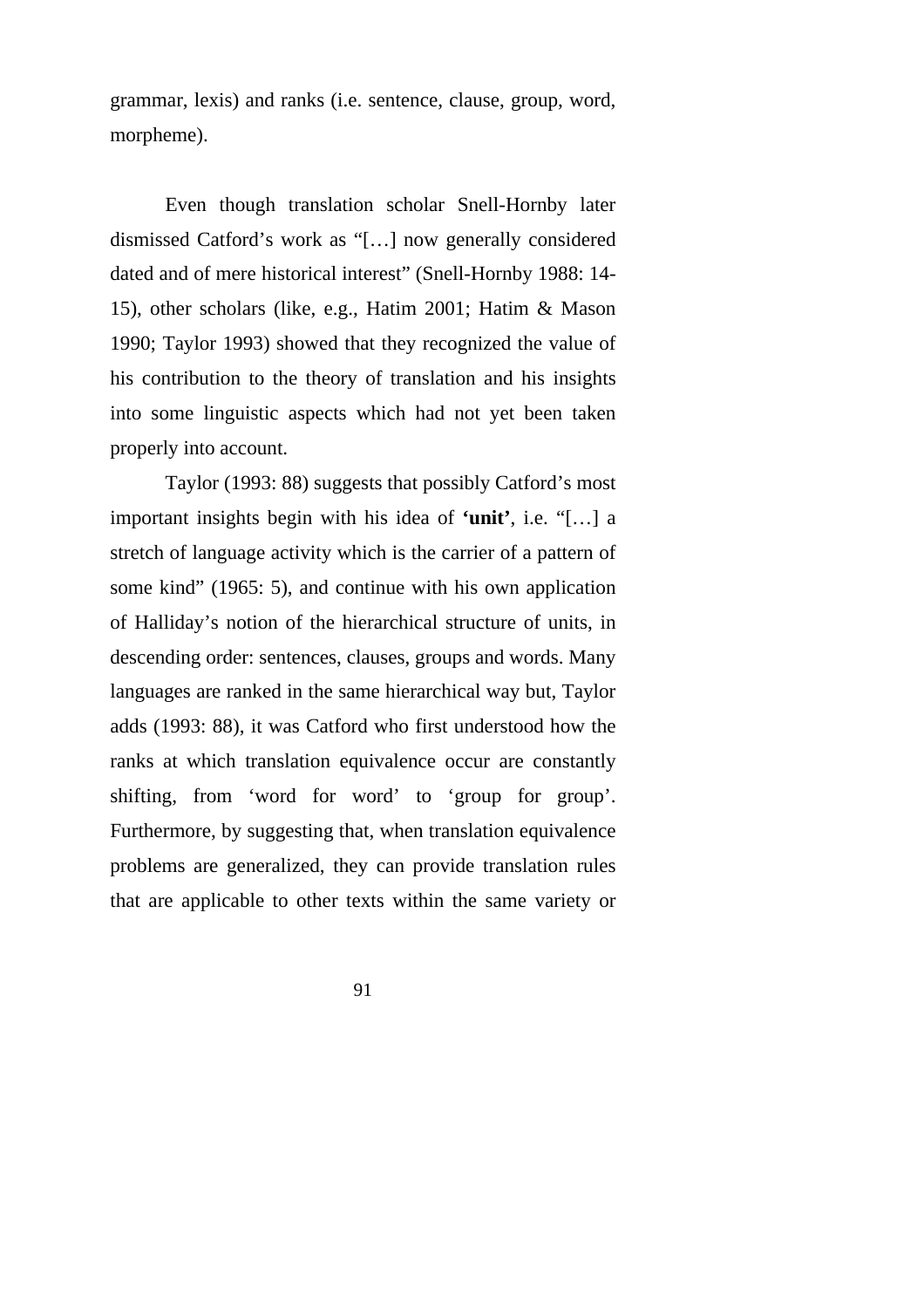grammar, lexis) and ranks (i.e. sentence, clause, group, word, morpheme).

Even though translation scholar Snell-Hornby later dismissed Catford's work as "[…] now generally considered dated and of mere historical interest" (Snell-Hornby 1988: 14-15), other scholars (like, e.g., Hatim 2001; Hatim & Mason 1990; Taylor 1993) showed that they recognized the value of his contribution to the theory of translation and his insights into some linguistic aspects which had not yet been taken properly into account.

Taylor (1993: 88) suggests that possibly Catford's most important insights begin with his idea of **'unit'**, i.e. "[…] a stretch of language activity which is the carrier of a pattern of some kind" (1965: 5), and continue with his own application of Halliday's notion of the hierarchical structure of units, in descending order: sentences, clauses, groups and words. Many languages are ranked in the same hierarchical way but, Taylor adds (1993: 88), it was Catford who first understood how the ranks at which translation equivalence occur are constantly shifting, from 'word for word' to 'group for group'. Furthermore, by suggesting that, when translation equivalence problems are generalized, they can provide translation rules that are applicable to other texts within the same variety or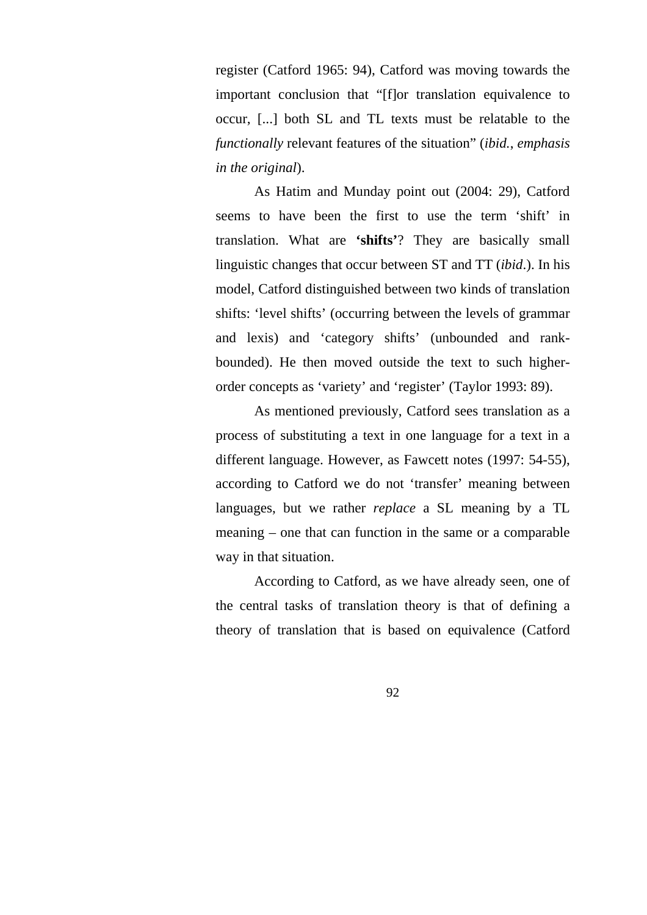register (Catford 1965: 94), Catford was moving towards the important conclusion that "[f]or translation equivalence to occur, [...] both SL and TL texts must be relatable to the *functionally* relevant features of the situation" (*ibid.*, *emphasis in the original*).

As Hatim and Munday point out (2004: 29), Catford seems to have been the first to use the term 'shift' in translation. What are **'shifts'**? They are basically small linguistic changes that occur between ST and TT (*ibid*.). In his model, Catford distinguished between two kinds of translation shifts: 'level shifts' (occurring between the levels of grammar and lexis) and 'category shifts' (unbounded and rank-bounded). He then moved outside the text to such higher-order concepts as 'variety' and 'register' (Taylor 1993: 89).

As mentioned previously, Catford sees translation as a process of substituting a text in one language for a text in a different language. However, as Fawcett notes (1997: 54-55), according to Catford we do not 'transfer' meaning between languages, but we rather *replace* a SL meaning by a TL meaning – one that can function in the same or a comparable way in that situation.

According to Catford, as we have already seen, one of the central tasks of translation theory is that of defining a theory of translation that is based on equivalence (Catford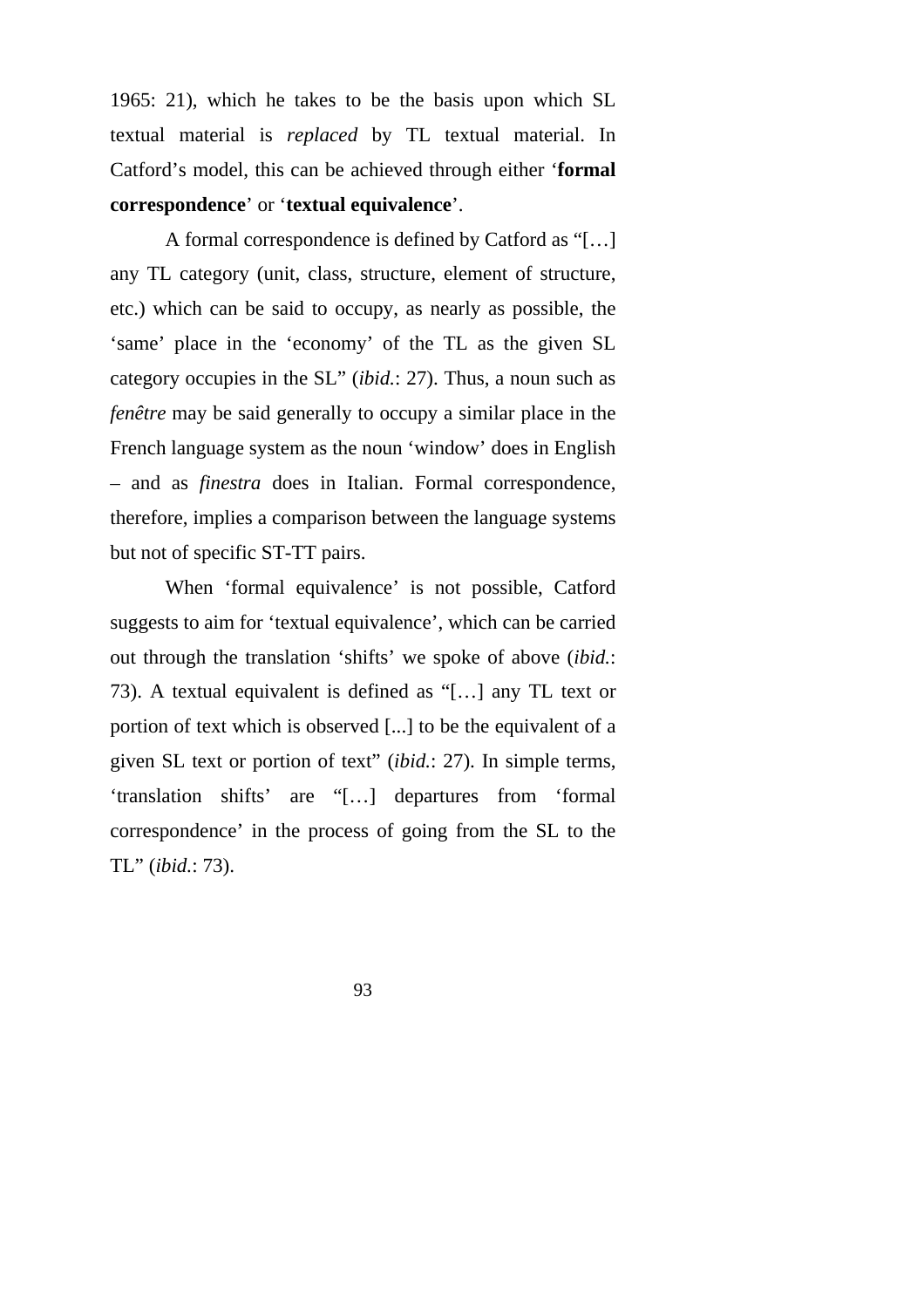1965: 21), which he takes to be the basis upon which SL textual material is *replaced* by TL textual material. In Catford's model, this can be achieved through either '**formal correspondence**' or '**textual equivalence**'.

A formal correspondence is defined by Catford as "[…] any TL category (unit, class, structure, element of structure, etc.) which can be said to occupy, as nearly as possible, the 'same' place in the 'economy' of the TL as the given SL category occupies in the SL" (*ibid.*: 27). Thus, a noun such as *fenêtre* may be said generally to occupy a similar place in the French language system as the noun 'window' does in English – and as *finestra* does in Italian. Formal correspondence, therefore, implies a comparison between the language systems but not of specific ST-TT pairs.

When 'formal equivalence' is not possible, Catford suggests to aim for 'textual equivalence', which can be carried out through the translation 'shifts' we spoke of above (*ibid.*: 73). A textual equivalent is defined as "[…] any TL text or portion of text which is observed [...] to be the equivalent of a given SL text or portion of text" (*ibid.*: 27). In simple terms, 'translation shifts' are "[…] departures from 'formal correspondence' in the process of going from the SL to the TL" (*ibid.*: 73).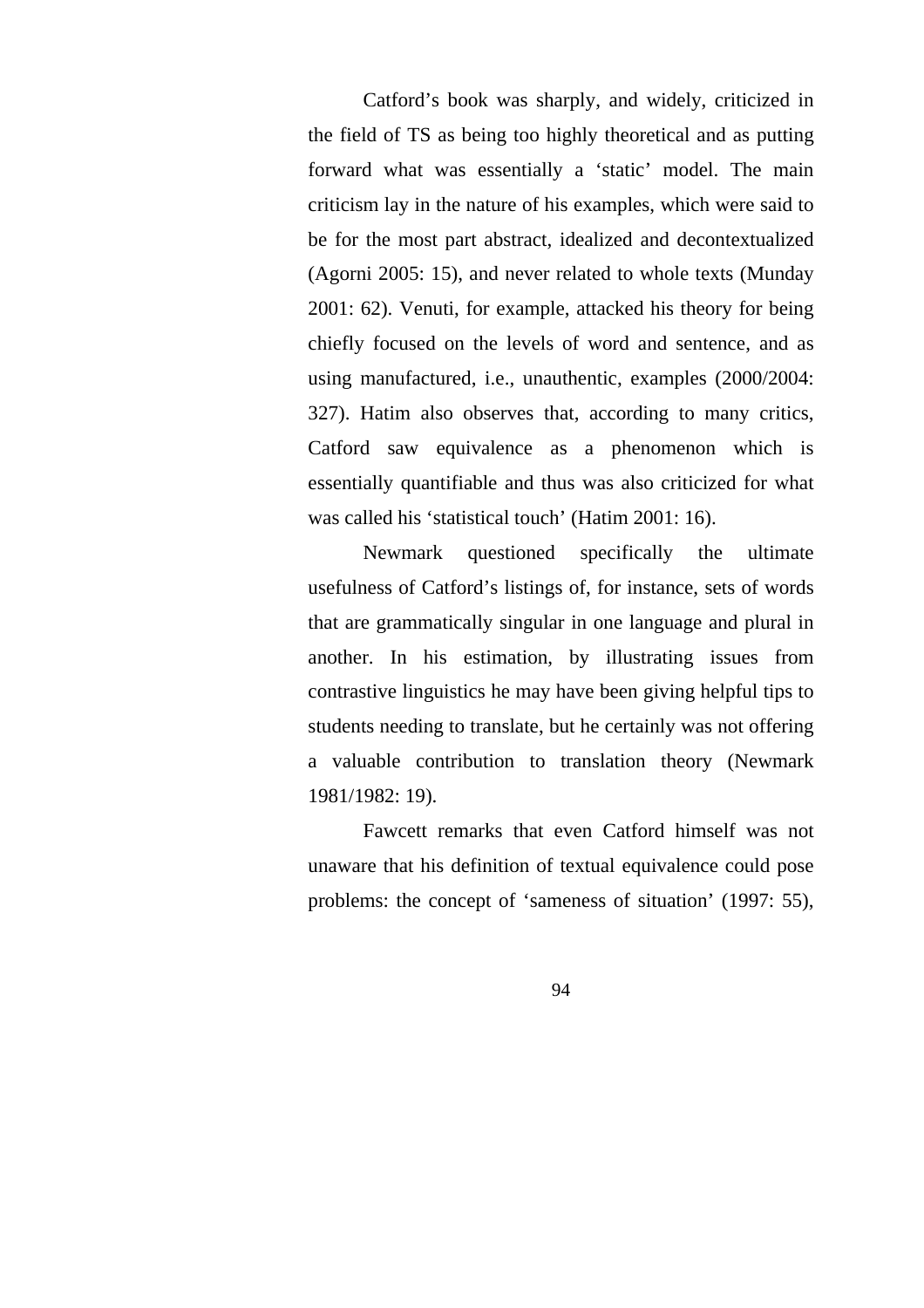Catford’s book was sharply, and widely, criticized in the field of TS as being too highly theoretical and as putting forward what was essentially a ‘static’ model. The main criticism lay in the nature of his examples, which were said to be for the most part abstract, idealized and decontextualized (Agorni 2005: 15), and never related to whole texts (Munday 2001: 62). Venuti, for example, attacked his theory for being chiefly focused on the levels of word and sentence, and as using manufactured, i.e., unauthentic, examples (2000/2004: 327). Hatim also observes that, according to many critics, Catford saw equivalence as a phenomenon which is essentially quantifiable and thus was also criticized for what was called his ‘statistical touch’ (Hatim 2001: 16).

Newmark questioned specifically the ultimate usefulness of Catford’s listings of, for instance, sets of words that are grammatically singular in one language and plural in another. In his estimation, by illustrating issues from contrastive linguistics he may have been giving helpful tips to students needing to translate, but he certainly was not offering a valuable contribution to translation theory (Newmark 1981/1982: 19).

Fawcett remarks that even Catford himself was not unaware that his definition of textual equivalence could pose problems: the concept of ‘sameness of situation’ (1997: 55),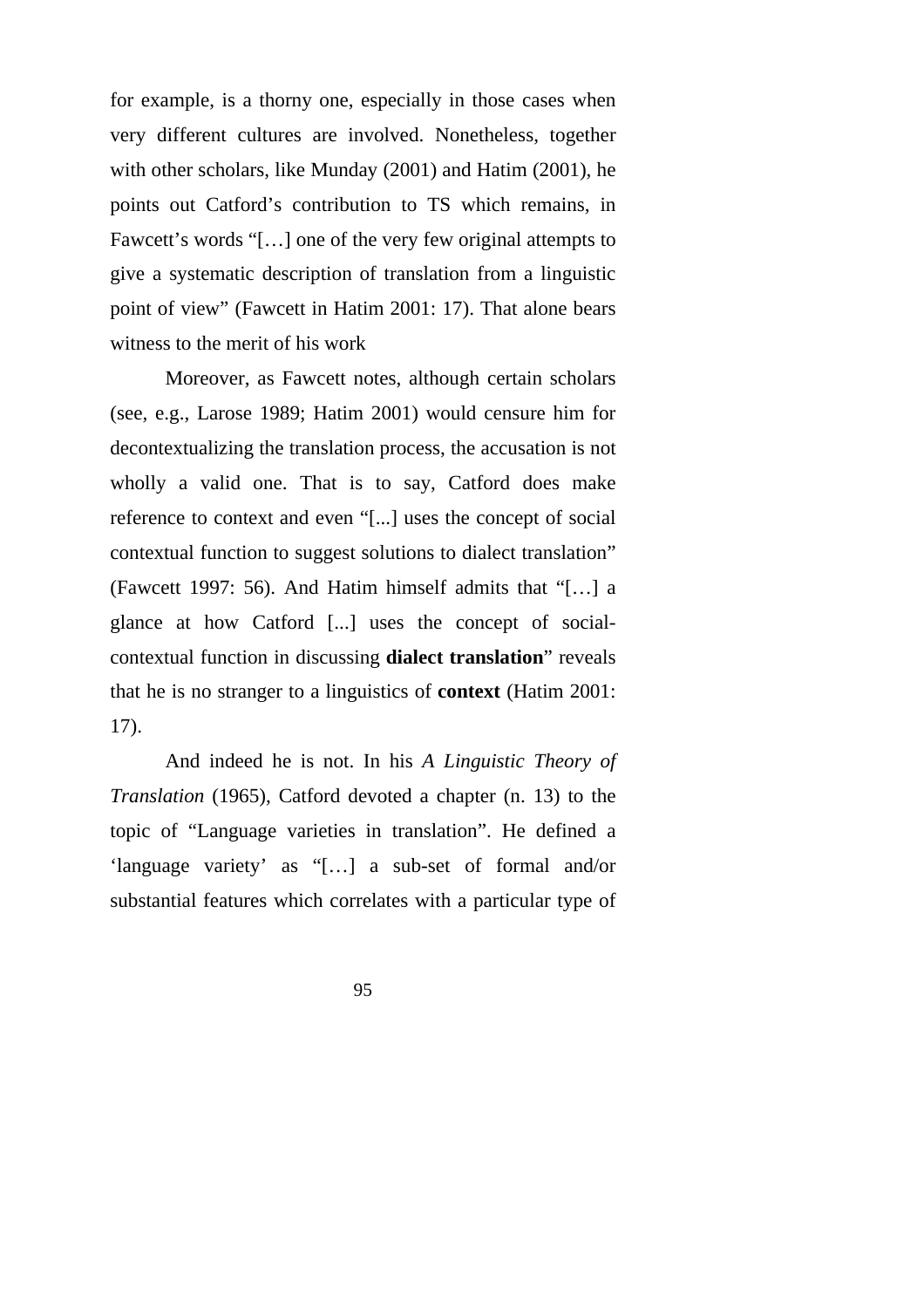for example, is a thorny one, especially in those cases when very different cultures are involved. Nonetheless, together with other scholars, like Munday (2001) and Hatim (2001), he points out Catford's contribution to TS which remains, in Fawcett's words "[…] one of the very few original attempts to give a systematic description of translation from a linguistic point of view" (Fawcett in Hatim 2001: 17). That alone bears witness to the merit of his work

Moreover, as Fawcett notes, although certain scholars (see, e.g., Larose 1989; Hatim 2001) would censure him for decontextualizing the translation process, the accusation is not wholly a valid one. That is to say, Catford does make reference to context and even "[...] uses the concept of social contextual function to suggest solutions to dialect translation" (Fawcett 1997: 56). And Hatim himself admits that "[…] a glance at how Catford [...] uses the concept of social-contextual function in discussing **dialect translation**" reveals that he is no stranger to a linguistics of **context** (Hatim 2001: 17).

And indeed he is not. In his *A Linguistic Theory of Translation* (1965), Catford devoted a chapter (n. 13) to the topic of "Language varieties in translation". He defined a 'language variety' as "[…] a sub-set of formal and/or substantial features which correlates with a particular type of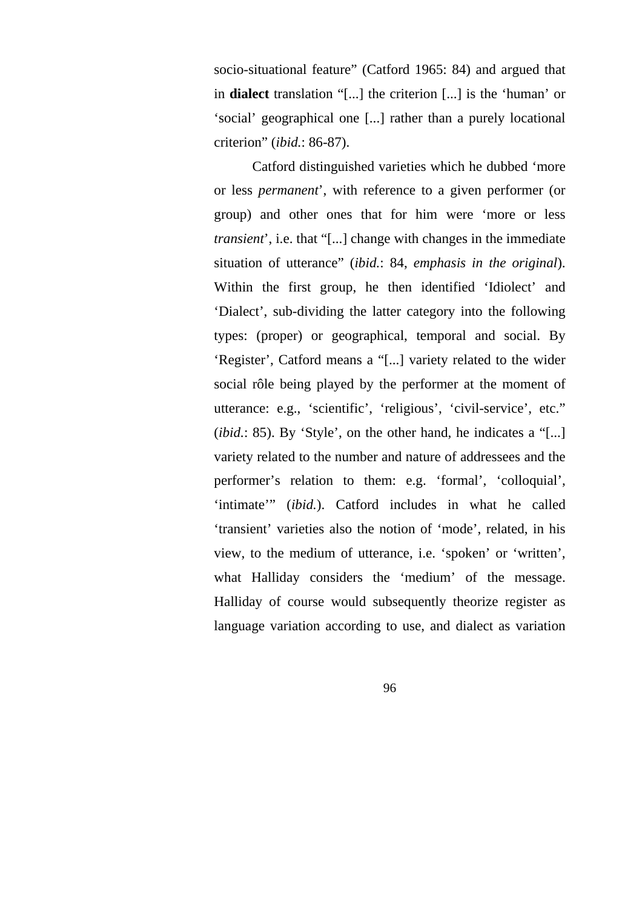socio-situational feature" (Catford 1965: 84) and argued that in **dialect** translation "[...] the criterion [...] is the 'human' or 'social' geographical one [...] rather than a purely locational criterion" (*ibid.*: 86-87).

Catford distinguished varieties which he dubbed 'more or less *permanent*', with reference to a given performer (or group) and other ones that for him were 'more or less *transient*', i.e. that "[...] change with changes in the immediate situation of utterance" (*ibid.*: 84, *emphasis in the original*). Within the first group, he then identified 'Idiolect' and 'Dialect', sub-dividing the latter category into the following types: (proper) or geographical, temporal and social. By 'Register', Catford means a "[...] variety related to the wider social rôle being played by the performer at the moment of utterance: e.g., 'scientific', 'religious', 'civil-service', etc." (*ibid.*: 85). By 'Style', on the other hand, he indicates a "[...] variety related to the number and nature of addressees and the performer's relation to them: e.g. 'formal', 'colloquial', 'intimate'" (*ibid.*). Catford includes in what he called 'transient' varieties also the notion of 'mode', related, in his view, to the medium of utterance, i.e. 'spoken' or 'written', what Halliday considers the 'medium' of the message. Halliday of course would subsequently theorize register as language variation according to use, and dialect as variation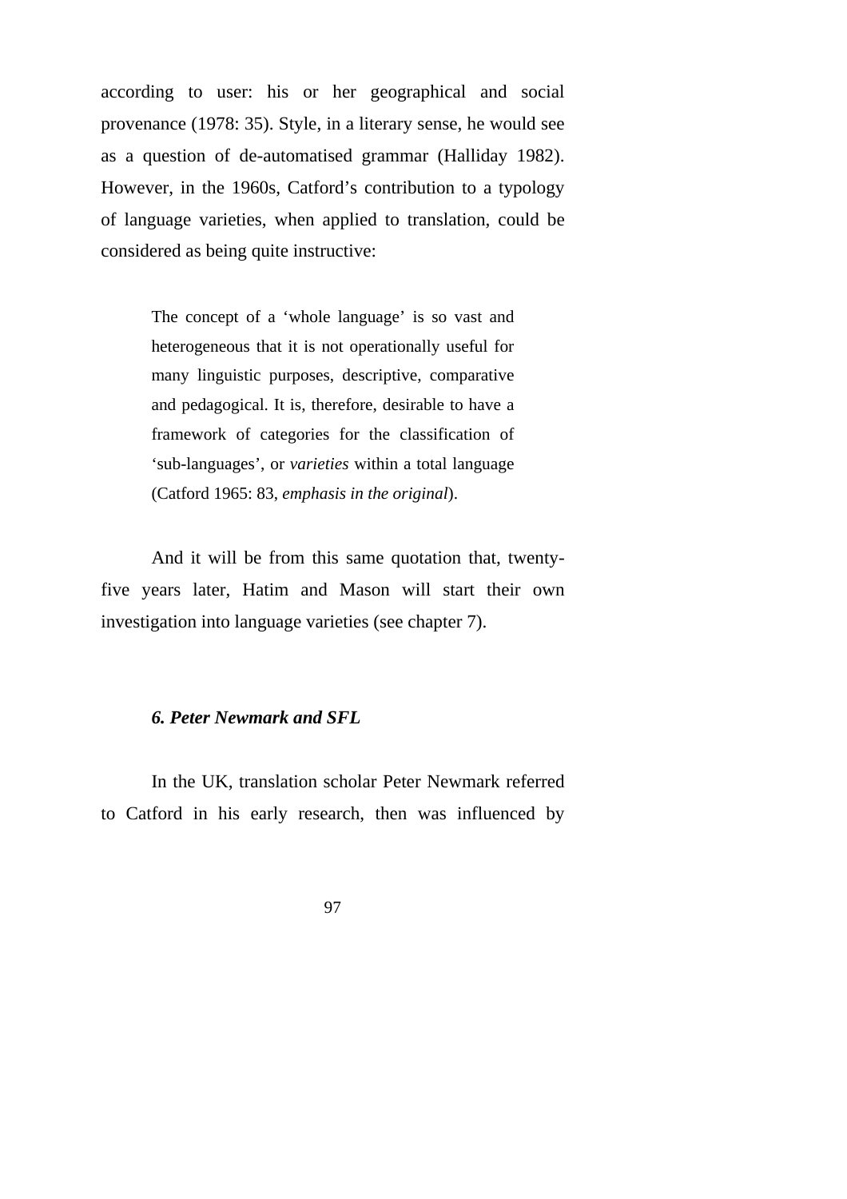according to user: his or her geographical and social provenance (1978: 35). Style, in a literary sense, he would see as a question of de-automatised grammar (Halliday 1982). However, in the 1960s, Catford's contribution to a typology of language varieties, when applied to translation, could be considered as being quite instructive:

> The concept of a 'whole language' is so vast and heterogeneous that it is not operationally useful for many linguistic purposes, descriptive, comparative and pedagogical. It is, therefore, desirable to have a framework of categories for the classification of 'sub-languages', or *varieties* within a total language (Catford 1965: 83, *emphasis in the original*).

And it will be from this same quotation that, twenty-five years later, Hatim and Mason will start their own investigation into language varieties (see chapter 7).

### *6. Peter Newmark and SFL*

In the UK, translation scholar Peter Newmark referred to Catford in his early research, then was influenced by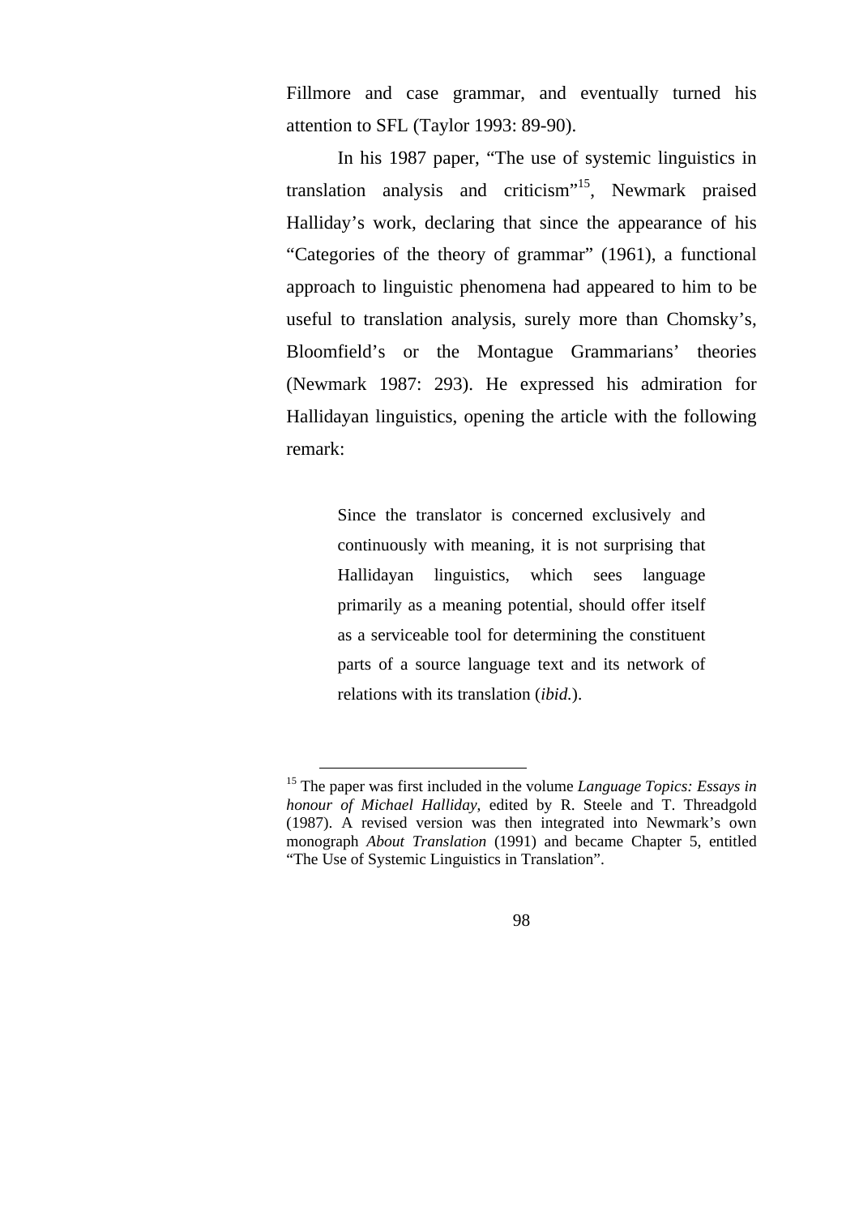Fillmore and case grammar, and eventually turned his attention to SFL (Taylor 1993: 89-90).

In his 1987 paper, "The use of systemic linguistics in translation analysis and criticism"[15], Newmark praised Halliday's work, declaring that since the appearance of his "Categories of the theory of grammar" (1961), a functional approach to linguistic phenomena had appeared to him to be useful to translation analysis, surely more than Chomsky's, Bloomfield's or the Montague Grammarians' theories (Newmark 1987: 293). He expressed his admiration for Hallidayan linguistics, opening the article with the following remark:

> Since the translator is concerned exclusively and continuously with meaning, it is not surprising that Hallidayan linguistics, which sees language primarily as a meaning potential, should offer itself as a serviceable tool for determining the constituent parts of a source language text and its network of relations with its translation (*ibid.*).

---

[15] The paper was first included in the volume *Language Topics: Essays in honour of Michael Halliday*, edited by R. Steele and T. Threadgold (1987). A revised version was then integrated into Newmark's own monograph *About Translation* (1991) and became Chapter 5, entitled "The Use of Systemic Linguistics in Translation".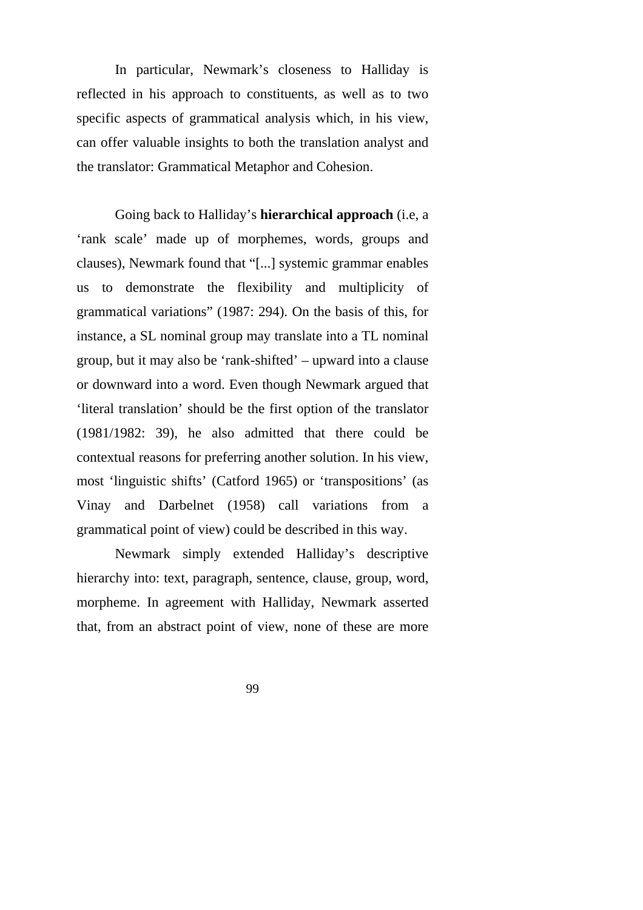In particular, Newmark's closeness to Halliday is reflected in his approach to constituents, as well as to two specific aspects of grammatical analysis which, in his view, can offer valuable insights to both the translation analyst and the translator: Grammatical Metaphor and Cohesion.

Going back to Halliday's **hierarchical approach** (i.e, a 'rank scale' made up of morphemes, words, groups and clauses), Newmark found that "[...] systemic grammar enables us to demonstrate the flexibility and multiplicity of grammatical variations" (1987: 294). On the basis of this, for instance, a SL nominal group may translate into a TL nominal group, but it may also be 'rank-shifted' – upward into a clause or downward into a word. Even though Newmark argued that 'literal translation' should be the first option of the translator (1981/1982: 39), he also admitted that there could be contextual reasons for preferring another solution. In his view, most 'linguistic shifts' (Catford 1965) or 'transpositions' (as Vinay and Darbelnet (1958) call variations from a grammatical point of view) could be described in this way.

Newmark simply extended Halliday's descriptive hierarchy into: text, paragraph, sentence, clause, group, word, morpheme. In agreement with Halliday, Newmark asserted that, from an abstract point of view, none of these are more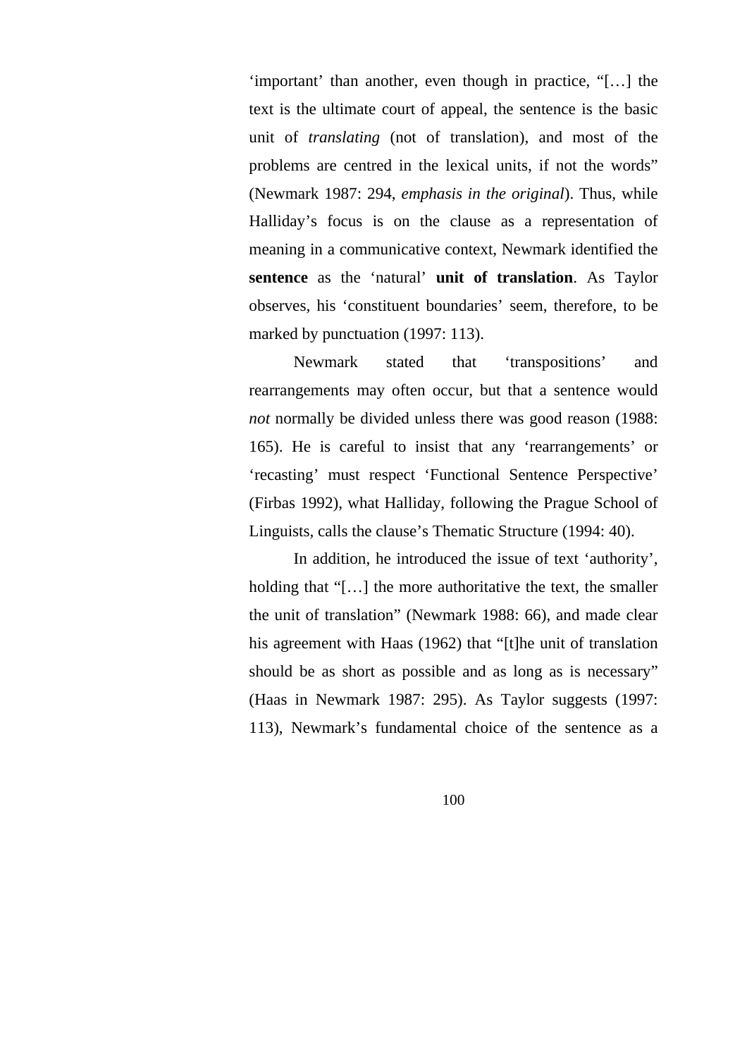'important' than another, even though in practice, "[…] the text is the ultimate court of appeal, the sentence is the basic unit of *translating* (not of translation), and most of the problems are centred in the lexical units, if not the words" (Newmark 1987: 294, *emphasis in the original*). Thus, while Halliday's focus is on the clause as a representation of meaning in a communicative context, Newmark identified the **sentence** as the 'natural' **unit of translation**. As Taylor observes, his 'constituent boundaries' seem, therefore, to be marked by punctuation (1997: 113).

Newmark stated that 'transpositions' and rearrangements may often occur, but that a sentence would *not* normally be divided unless there was good reason (1988: 165). He is careful to insist that any 'rearrangements' or 'recasting' must respect 'Functional Sentence Perspective' (Firbas 1992), what Halliday, following the Prague School of Linguists, calls the clause's Thematic Structure (1994: 40).

In addition, he introduced the issue of text 'authority', holding that "[…] the more authoritative the text, the smaller the unit of translation" (Newmark 1988: 66), and made clear his agreement with Haas (1962) that "[t]he unit of translation should be as short as possible and as long as is necessary" (Haas in Newmark 1987: 295). As Taylor suggests (1997: 113), Newmark's fundamental choice of the sentence as a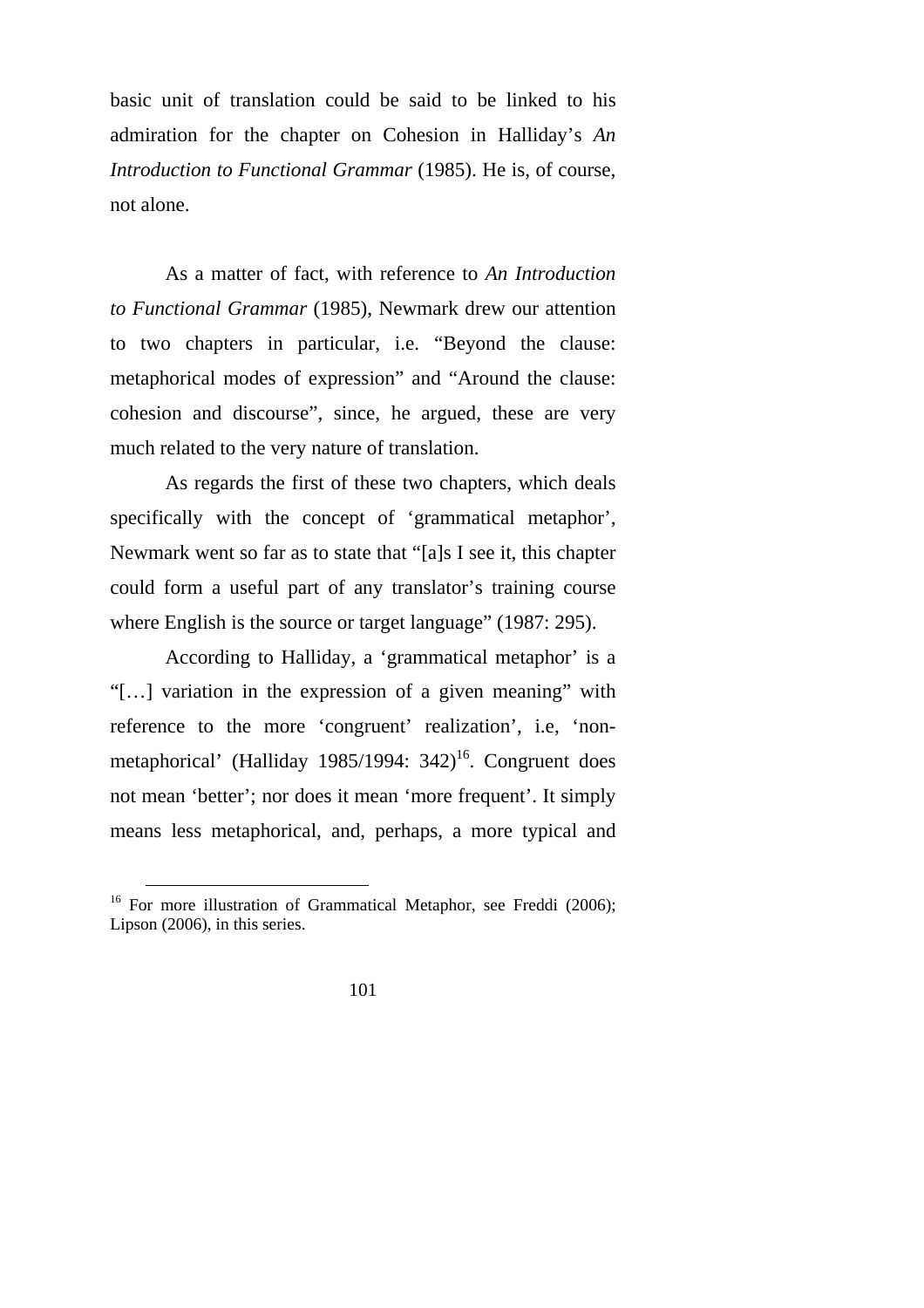basic unit of translation could be said to be linked to his admiration for the chapter on Cohesion in Halliday's *An Introduction to Functional Grammar* (1985). He is, of course, not alone.

As a matter of fact, with reference to *An Introduction to Functional Grammar* (1985), Newmark drew our attention to two chapters in particular, i.e. "Beyond the clause: metaphorical modes of expression" and "Around the clause: cohesion and discourse", since, he argued, these are very much related to the very nature of translation.

As regards the first of these two chapters, which deals specifically with the concept of 'grammatical metaphor', Newmark went so far as to state that "[a]s I see it, this chapter could form a useful part of any translator's training course where English is the source or target language" (1987: 295).

According to Halliday, a 'grammatical metaphor' is a "[…] variation in the expression of a given meaning" with reference to the more 'congruent' realization', i.e, 'non-metaphorical' (Halliday 1985/1994: 342)[16]. Congruent does not mean 'better'; nor does it mean 'more frequent'. It simply means less metaphorical, and, perhaps, a more typical and

---

[16] For more illustration of Grammatical Metaphor, see Freddi (2006); Lipson (2006), in this series.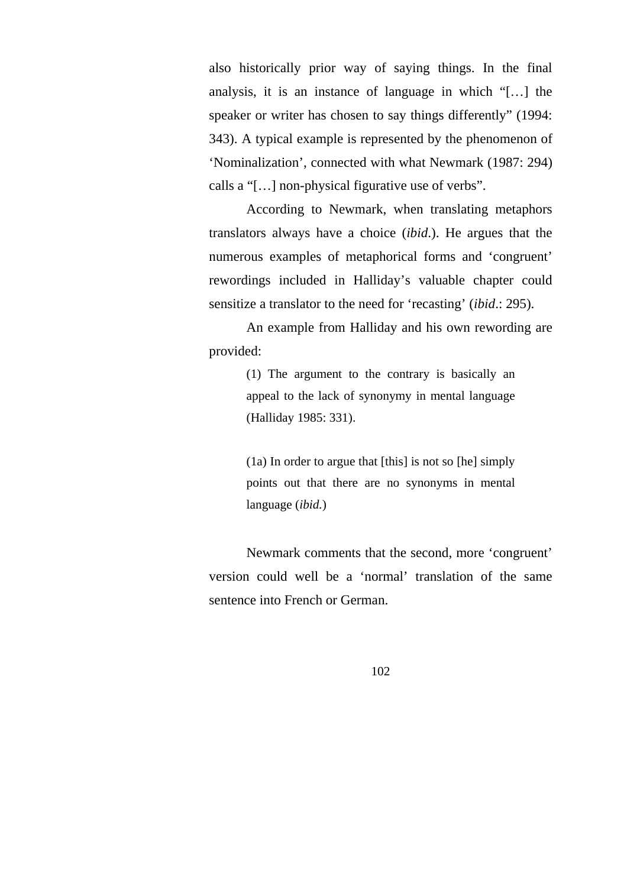also historically prior way of saying things. In the final analysis, it is an instance of language in which "[…] the speaker or writer has chosen to say things differently" (1994: 343). A typical example is represented by the phenomenon of 'Nominalization', connected with what Newmark (1987: 294) calls a "[…] non-physical figurative use of verbs".

According to Newmark, when translating metaphors translators always have a choice (*ibid*.). He argues that the numerous examples of metaphorical forms and 'congruent' rewordings included in Halliday's valuable chapter could sensitize a translator to the need for 'recasting' (*ibid*.: 295).

An example from Halliday and his own rewording are provided:

> (1) The argument to the contrary is basically an appeal to the lack of synonymy in mental language (Halliday 1985: 331).
>
> (1a) In order to argue that [this] is not so [he] simply points out that there are no synonyms in mental language (*ibid.*)

Newmark comments that the second, more 'congruent' version could well be a 'normal' translation of the same sentence into French or German.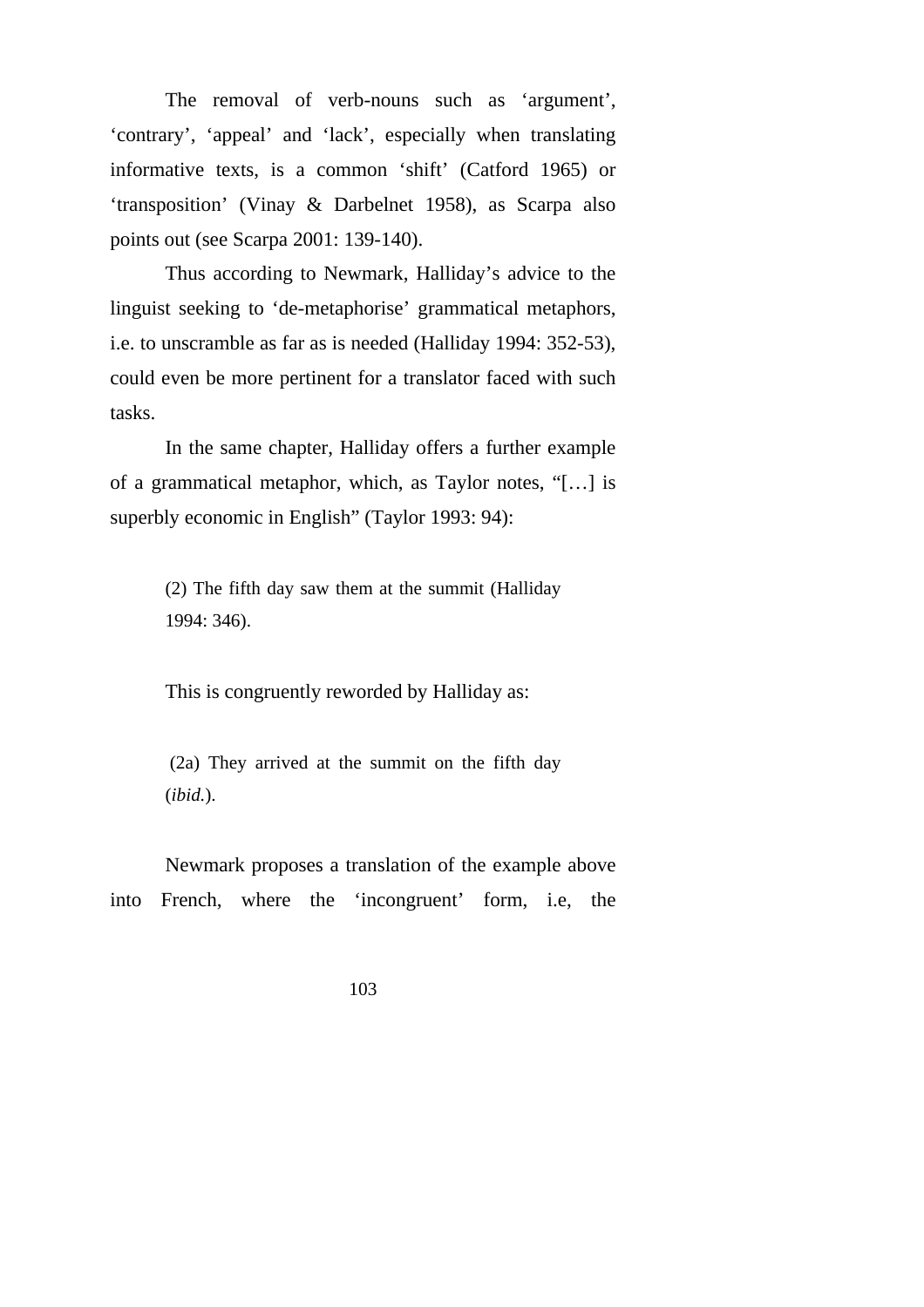The removal of verb-nouns such as 'argument', 'contrary', 'appeal' and 'lack', especially when translating informative texts, is a common 'shift' (Catford 1965) or 'transposition' (Vinay & Darbelnet 1958), as Scarpa also points out (see Scarpa 2001: 139-140).

Thus according to Newmark, Halliday's advice to the linguist seeking to 'de-metaphorise' grammatical metaphors, i.e. to unscramble as far as is needed (Halliday 1994: 352-53), could even be more pertinent for a translator faced with such tasks.

In the same chapter, Halliday offers a further example of a grammatical metaphor, which, as Taylor notes, "[…] is superbly economic in English" (Taylor 1993: 94):

> (2) The fifth day saw them at the summit (Halliday 1994: 346).

This is congruently reworded by Halliday as:

> (2a) They arrived at the summit on the fifth day (*ibid.*).

Newmark proposes a translation of the example above into French, where the 'incongruent' form, i.e, the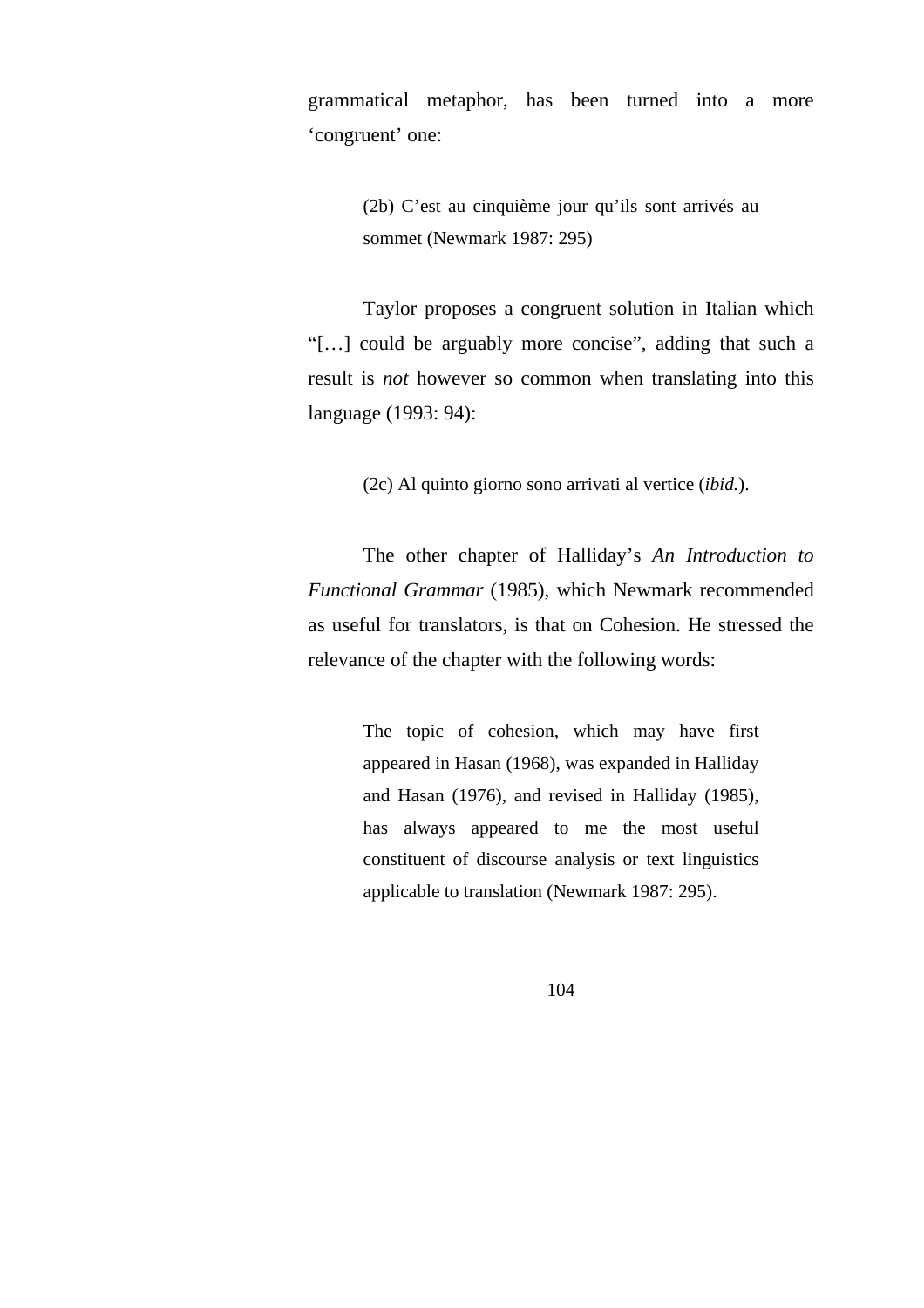grammatical metaphor, has been turned into a more ‘congruent’ one:

> (2b) C’est au cinquième jour qu’ils sont arrivés au sommet (Newmark 1987: 295)

Taylor proposes a congruent solution in Italian which “[…] could be arguably more concise”, adding that such a result is *not* however so common when translating into this language (1993: 94):

> (2c) Al quinto giorno sono arrivati al vertice (*ibid.*).

The other chapter of Halliday’s *An Introduction to Functional Grammar* (1985), which Newmark recommended as useful for translators, is that on Cohesion. He stressed the relevance of the chapter with the following words:

> The topic of cohesion, which may have first appeared in Hasan (1968), was expanded in Halliday and Hasan (1976), and revised in Halliday (1985), has always appeared to me the most useful constituent of discourse analysis or text linguistics applicable to translation (Newmark 1987: 295).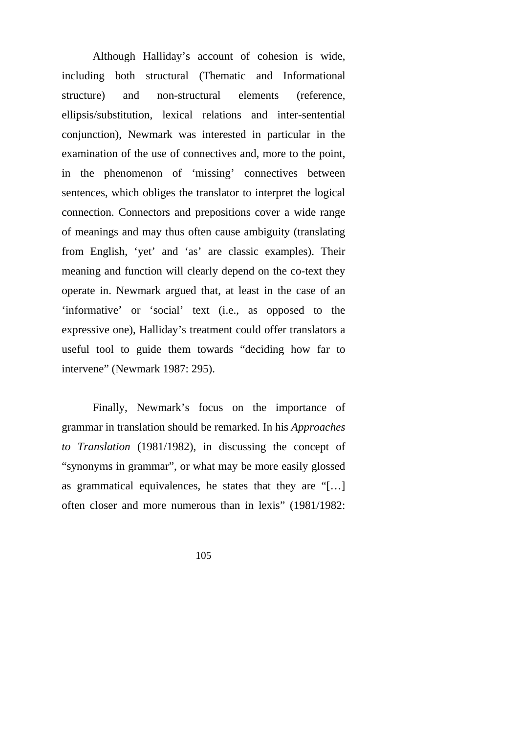Although Halliday's account of cohesion is wide, including both structural (Thematic and Informational structure) and non-structural elements (reference, ellipsis/substitution, lexical relations and inter-sentential conjunction), Newmark was interested in particular in the examination of the use of connectives and, more to the point, in the phenomenon of 'missing' connectives between sentences, which obliges the translator to interpret the logical connection. Connectors and prepositions cover a wide range of meanings and may thus often cause ambiguity (translating from English, 'yet' and 'as' are classic examples). Their meaning and function will clearly depend on the co-text they operate in. Newmark argued that, at least in the case of an 'informative' or 'social' text (i.e., as opposed to the expressive one), Halliday's treatment could offer translators a useful tool to guide them towards "deciding how far to intervene" (Newmark 1987: 295).

Finally, Newmark's focus on the importance of grammar in translation should be remarked. In his *Approaches to Translation* (1981/1982), in discussing the concept of "synonyms in grammar", or what may be more easily glossed as grammatical equivalences, he states that they are "[…] often closer and more numerous than in lexis" (1981/1982: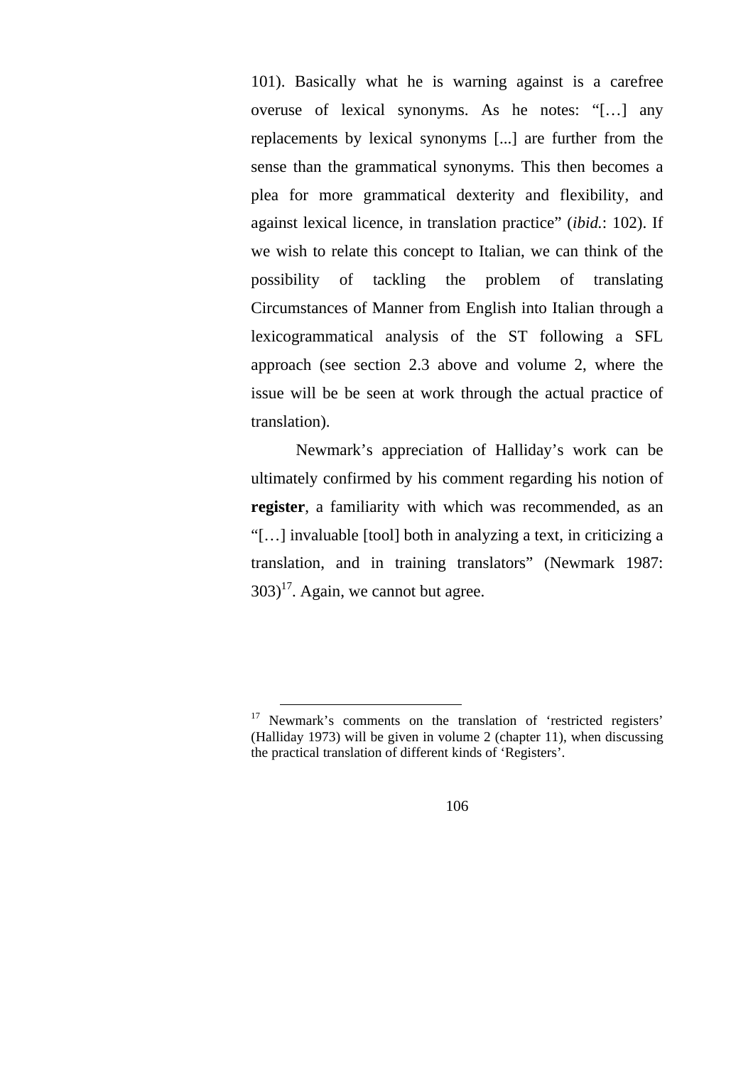101). Basically what he is warning against is a carefree overuse of lexical synonyms. As he notes: "[…] any replacements by lexical synonyms [...] are further from the sense than the grammatical synonyms. This then becomes a plea for more grammatical dexterity and flexibility, and against lexical licence, in translation practice" (*ibid.*: 102). If we wish to relate this concept to Italian, we can think of the possibility of tackling the problem of translating Circumstances of Manner from English into Italian through a lexicogrammatical analysis of the ST following a SFL approach (see section 2.3 above and volume 2, where the issue will be be seen at work through the actual practice of translation).

Newmark's appreciation of Halliday's work can be ultimately confirmed by his comment regarding his notion of **register**, a familiarity with which was recommended, as an "[…] invaluable [tool] both in analyzing a text, in criticizing a translation, and in training translators" (Newmark 1987: 303)[17]. Again, we cannot but agree.

---

[17] Newmark's comments on the translation of 'restricted registers' (Halliday 1973) will be given in volume 2 (chapter 11), when discussing the practical translation of different kinds of 'Registers'.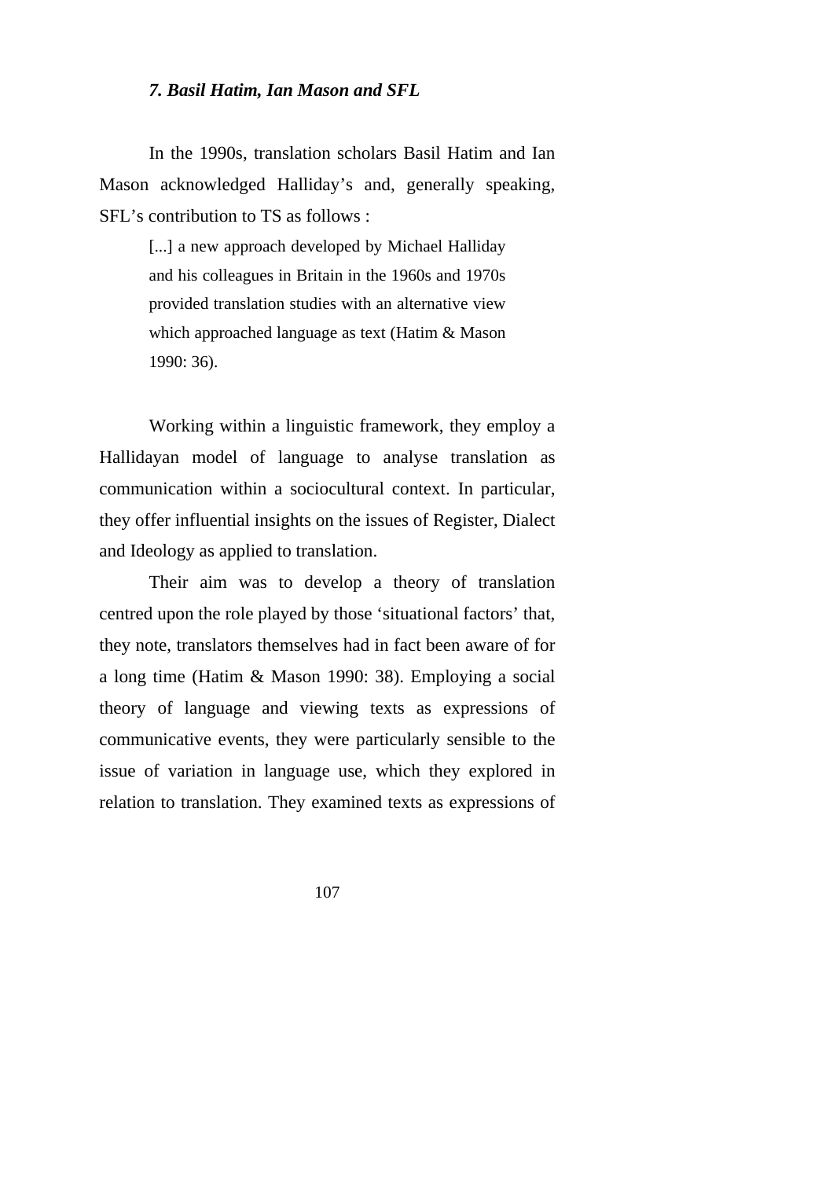### *7. Basil Hatim, Ian Mason and SFL*

In the 1990s, translation scholars Basil Hatim and Ian Mason acknowledged Halliday's and, generally speaking, SFL's contribution to TS as follows :

> [...] a new approach developed by Michael Halliday and his colleagues in Britain in the 1960s and 1970s provided translation studies with an alternative view which approached language as text (Hatim & Mason 1990: 36).

Working within a linguistic framework, they employ a Hallidayan model of language to analyse translation as communication within a sociocultural context. In particular, they offer influential insights on the issues of Register, Dialect and Ideology as applied to translation.

Their aim was to develop a theory of translation centred upon the role played by those 'situational factors' that, they note, translators themselves had in fact been aware of for a long time (Hatim & Mason 1990: 38). Employing a social theory of language and viewing texts as expressions of communicative events, they were particularly sensible to the issue of variation in language use, which they explored in relation to translation. They examined texts as expressions of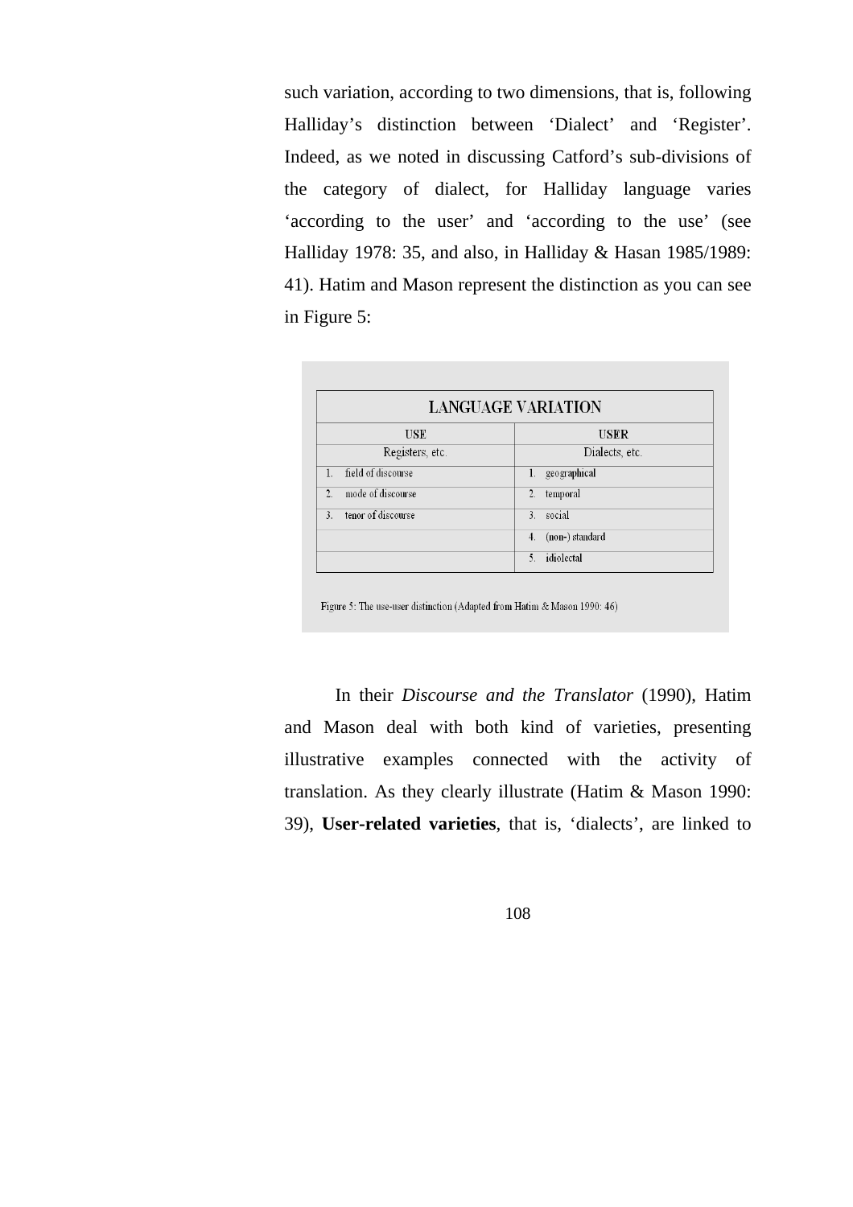such variation, according to two dimensions, that is, following Halliday's distinction between 'Dialect' and 'Register'. Indeed, as we noted in discussing Catford's sub-divisions of the category of dialect, for Halliday language varies 'according to the user' and 'according to the use' (see Halliday 1978: 35, and also, in Halliday & Hasan 1985/1989: 41). Hatim and Mason represent the distinction as you can see in Figure 5:

| LANGUAGE VARIATION | |
|---|---|
| **USE** | **USER** |
| Registers, etc. | Dialects, etc. |
| 1. field of discourse | 1. geographical |
| 2. mode of discourse | 2. temporal |
| 3. tenor of discourse | 3. social |
| | 4. (non-) standard |
| | 5. idiolectal |

Figure 5: The use-user distinction (Adapted from Hatim & Mason 1990: 46)

In their *Discourse and the Translator* (1990), Hatim and Mason deal with both kind of varieties, presenting illustrative examples connected with the activity of translation. As they clearly illustrate (Hatim & Mason 1990: 39), **User-related varieties**, that is, 'dialects', are linked to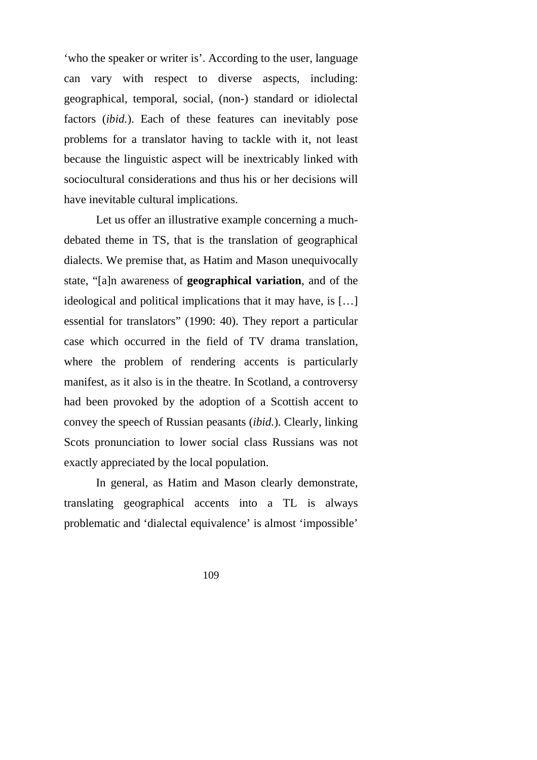‘who the speaker or writer is’. According to the user, language can vary with respect to diverse aspects, including: geographical, temporal, social, (non-) standard or idiolectal factors (*ibid.*). Each of these features can inevitably pose problems for a translator having to tackle with it, not least because the linguistic aspect will be inextricably linked with sociocultural considerations and thus his or her decisions will have inevitable cultural implications.

Let us offer an illustrative example concerning a much-debated theme in TS, that is the translation of geographical dialects. We premise that, as Hatim and Mason unequivocally state, “[a]n awareness of **geographical variation**, and of the ideological and political implications that it may have, is […] essential for translators” (1990: 40). They report a particular case which occurred in the field of TV drama translation, where the problem of rendering accents is particularly manifest, as it also is in the theatre. In Scotland, a controversy had been provoked by the adoption of a Scottish accent to convey the speech of Russian peasants (*ibid.*). Clearly, linking Scots pronunciation to lower social class Russians was not exactly appreciated by the local population.

In general, as Hatim and Mason clearly demonstrate, translating geographical accents into a TL is always problematic and ‘dialectal equivalence’ is almost ‘impossible’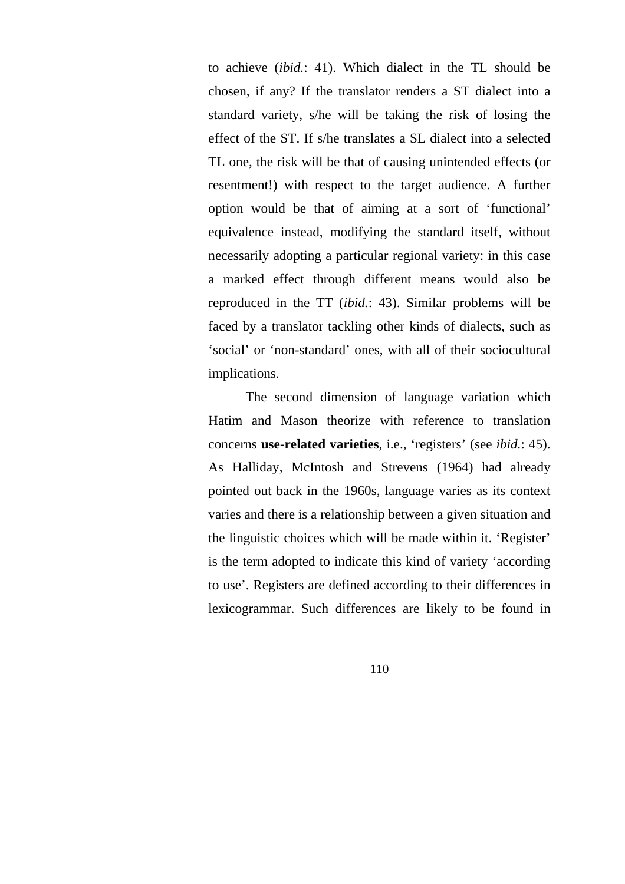to achieve (*ibid.*: 41). Which dialect in the TL should be chosen, if any? If the translator renders a ST dialect into a standard variety, s/he will be taking the risk of losing the effect of the ST. If s/he translates a SL dialect into a selected TL one, the risk will be that of causing unintended effects (or resentment!) with respect to the target audience. A further option would be that of aiming at a sort of 'functional' equivalence instead, modifying the standard itself, without necessarily adopting a particular regional variety: in this case a marked effect through different means would also be reproduced in the TT (*ibid.*: 43). Similar problems will be faced by a translator tackling other kinds of dialects, such as 'social' or 'non-standard' ones, with all of their sociocultural implications.

The second dimension of language variation which Hatim and Mason theorize with reference to translation concerns **use-related varieties**, i.e., 'registers' (see *ibid.*: 45). As Halliday, McIntosh and Strevens (1964) had already pointed out back in the 1960s, language varies as its context varies and there is a relationship between a given situation and the linguistic choices which will be made within it. 'Register' is the term adopted to indicate this kind of variety 'according to use'. Registers are defined according to their differences in lexicogrammar. Such differences are likely to be found in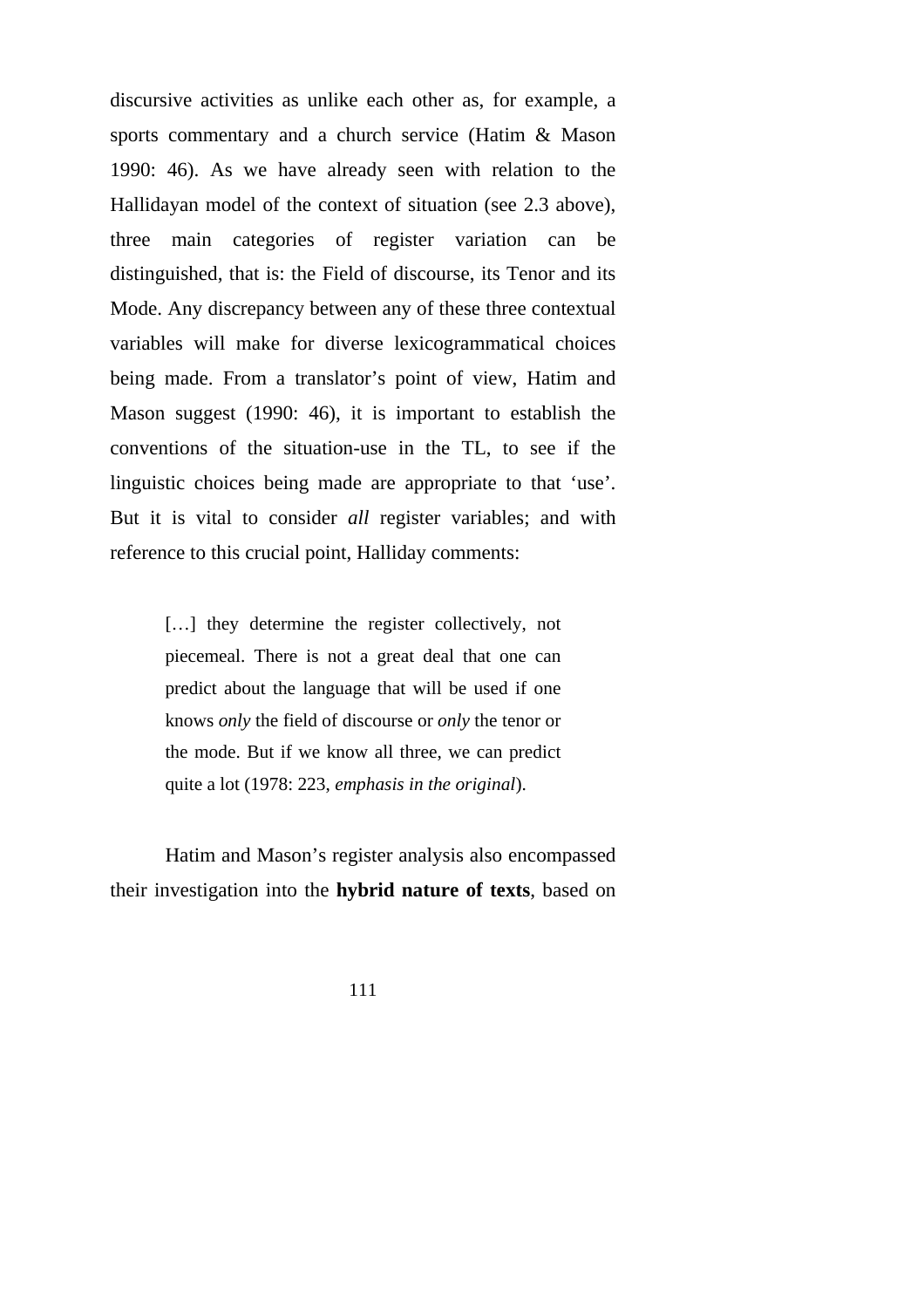discursive activities as unlike each other as, for example, a sports commentary and a church service (Hatim & Mason 1990: 46). As we have already seen with relation to the Hallidayan model of the context of situation (see 2.3 above), three main categories of register variation can be distinguished, that is: the Field of discourse, its Tenor and its Mode. Any discrepancy between any of these three contextual variables will make for diverse lexicogrammatical choices being made. From a translator's point of view, Hatim and Mason suggest (1990: 46), it is important to establish the conventions of the situation-use in the TL, to see if the linguistic choices being made are appropriate to that 'use'. But it is vital to consider *all* register variables; and with reference to this crucial point, Halliday comments:

> […] they determine the register collectively, not piecemeal. There is not a great deal that one can predict about the language that will be used if one knows *only* the field of discourse or *only* the tenor or the mode. But if we know all three, we can predict quite a lot (1978: 223, *emphasis in the original*).

Hatim and Mason's register analysis also encompassed their investigation into the **hybrid nature of texts**, based on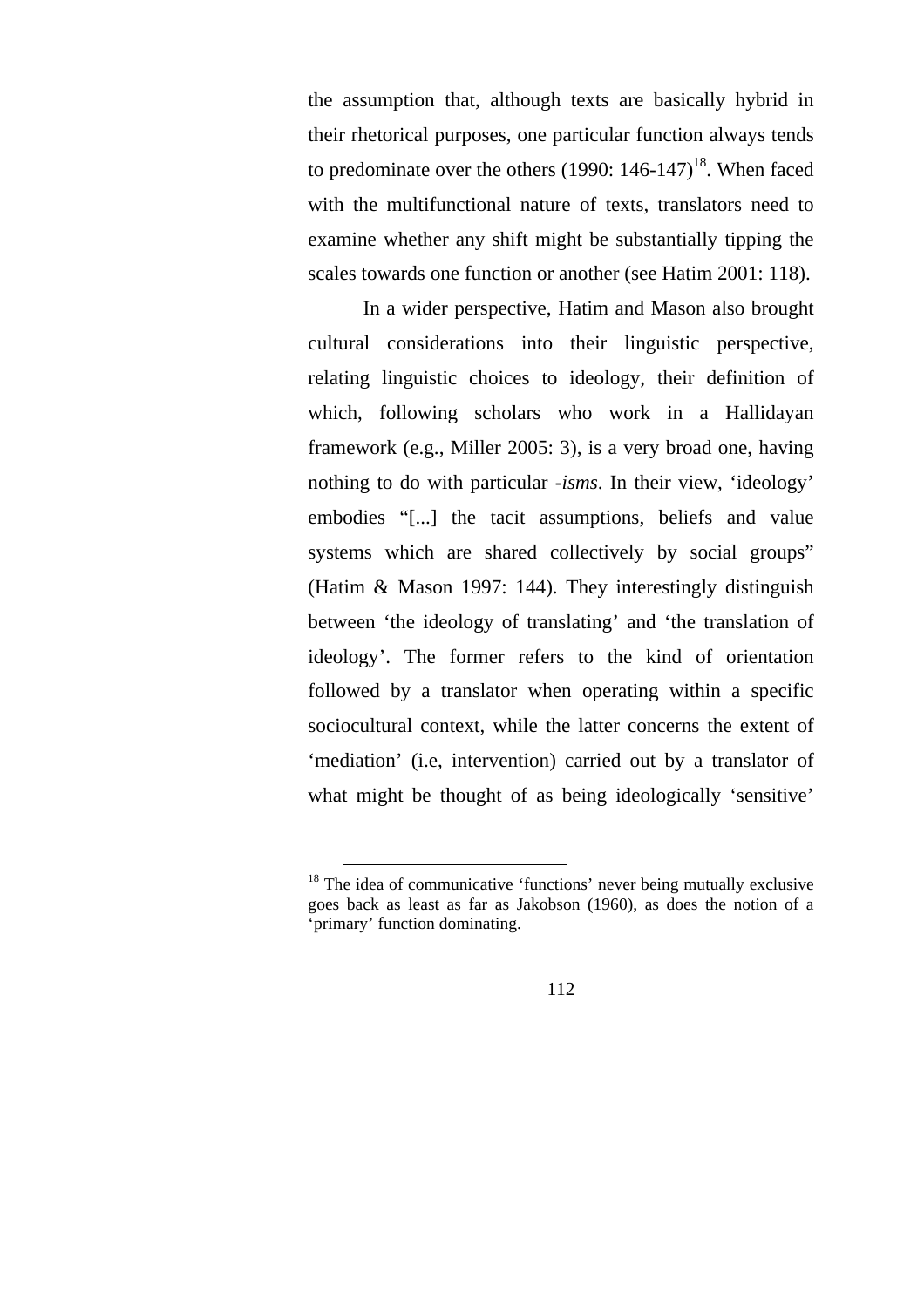the assumption that, although texts are basically hybrid in their rhetorical purposes, one particular function always tends to predominate over the others (1990: 146-147)[18]. When faced with the multifunctional nature of texts, translators need to examine whether any shift might be substantially tipping the scales towards one function or another (see Hatim 2001: 118).

In a wider perspective, Hatim and Mason also brought cultural considerations into their linguistic perspective, relating linguistic choices to ideology, their definition of which, following scholars who work in a Hallidayan framework (e.g., Miller 2005: 3), is a very broad one, having nothing to do with particular *-isms*. In their view, 'ideology' embodies "[...] the tacit assumptions, beliefs and value systems which are shared collectively by social groups" (Hatim & Mason 1997: 144). They interestingly distinguish between 'the ideology of translating' and 'the translation of ideology'. The former refers to the kind of orientation followed by a translator when operating within a specific sociocultural context, while the latter concerns the extent of 'mediation' (i.e, intervention) carried out by a translator of what might be thought of as being ideologically 'sensitive'

---

[18] The idea of communicative 'functions' never being mutually exclusive goes back as least as far as Jakobson (1960), as does the notion of a 'primary' function dominating.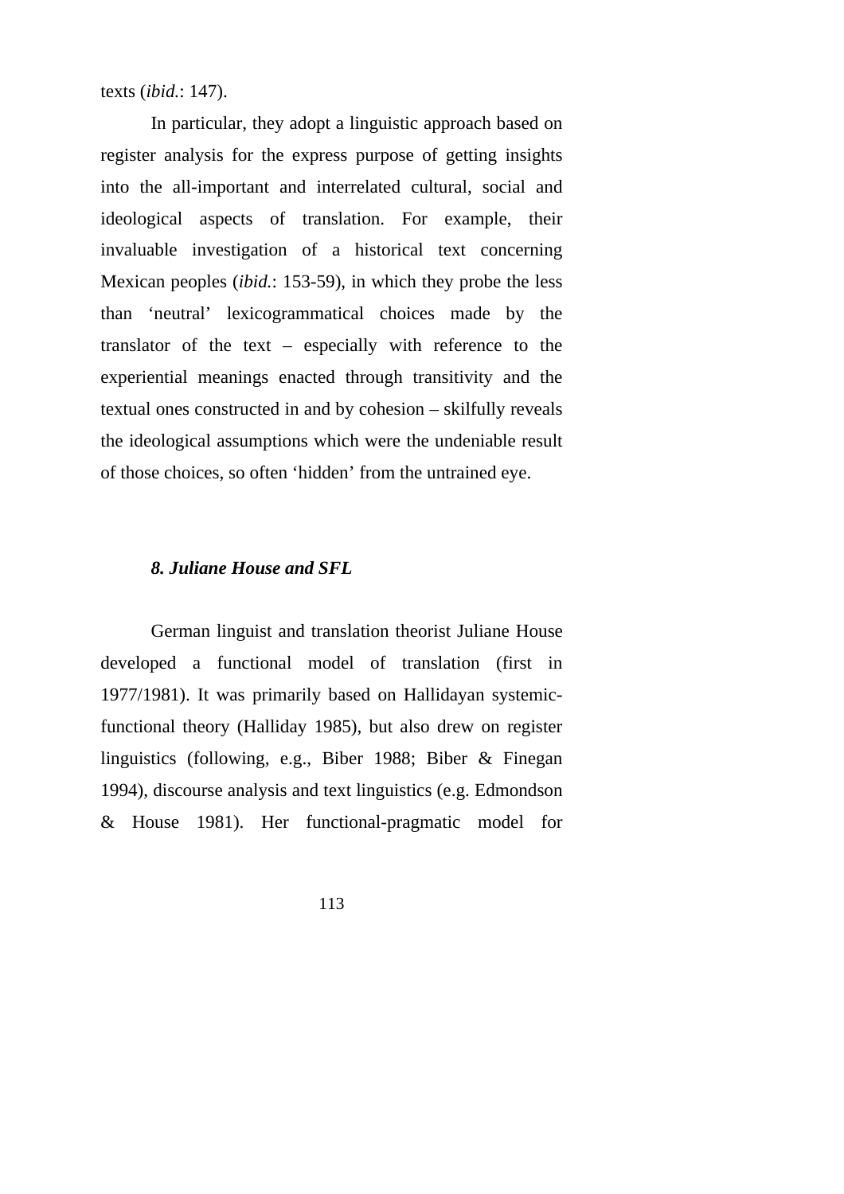texts (*ibid.*: 147).

In particular, they adopt a linguistic approach based on register analysis for the express purpose of getting insights into the all-important and interrelated cultural, social and ideological aspects of translation. For example, their invaluable investigation of a historical text concerning Mexican peoples (*ibid.*: 153-59), in which they probe the less than 'neutral' lexicogrammatical choices made by the translator of the text – especially with reference to the experiential meanings enacted through transitivity and the textual ones constructed in and by cohesion – skilfully reveals the ideological assumptions which were the undeniable result of those choices, so often 'hidden' from the untrained eye.

### *8. Juliane House and SFL*

German linguist and translation theorist Juliane House developed a functional model of translation (first in 1977/1981). It was primarily based on Hallidayan systemic-functional theory (Halliday 1985), but also drew on register linguistics (following, e.g., Biber 1988; Biber & Finegan 1994), discourse analysis and text linguistics (e.g. Edmondson & House 1981). Her functional-pragmatic model for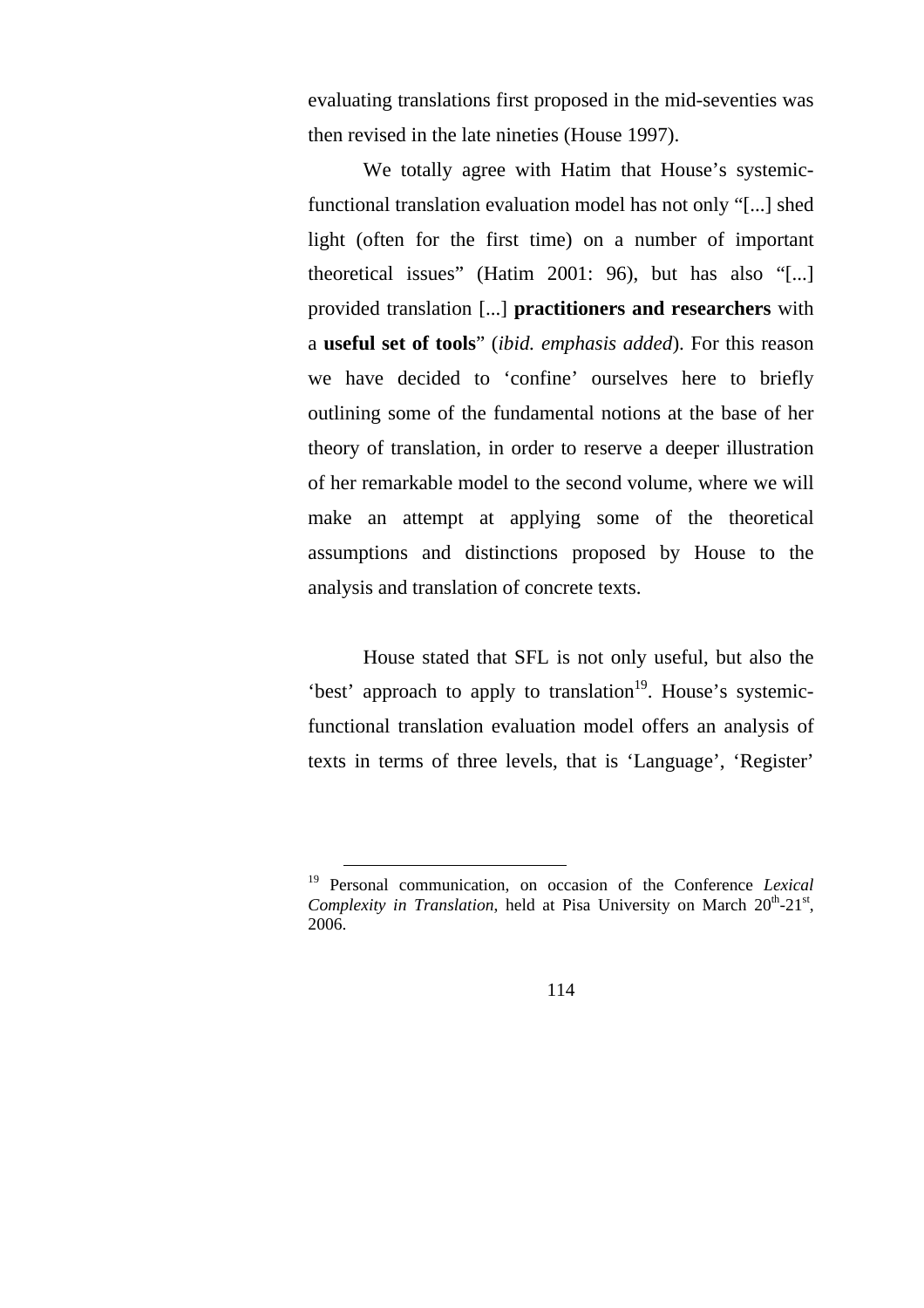evaluating translations first proposed in the mid-seventies was then revised in the late nineties (House 1997).

We totally agree with Hatim that House's systemic-functional translation evaluation model has not only "[...] shed light (often for the first time) on a number of important theoretical issues" (Hatim 2001: 96), but has also "[...] provided translation [...] **practitioners and researchers** with a **useful set of tools**" (*ibid. emphasis added*). For this reason we have decided to 'confine' ourselves here to briefly outlining some of the fundamental notions at the base of her theory of translation, in order to reserve a deeper illustration of her remarkable model to the second volume, where we will make an attempt at applying some of the theoretical assumptions and distinctions proposed by House to the analysis and translation of concrete texts.

House stated that SFL is not only useful, but also the 'best' approach to apply to translation[19]. House's systemic-functional translation evaluation model offers an analysis of texts in terms of three levels, that is 'Language', 'Register'

---

[19] Personal communication, on occasion of the Conference *Lexical Complexity in Translation*, held at Pisa University on March 20th-21st, 2006.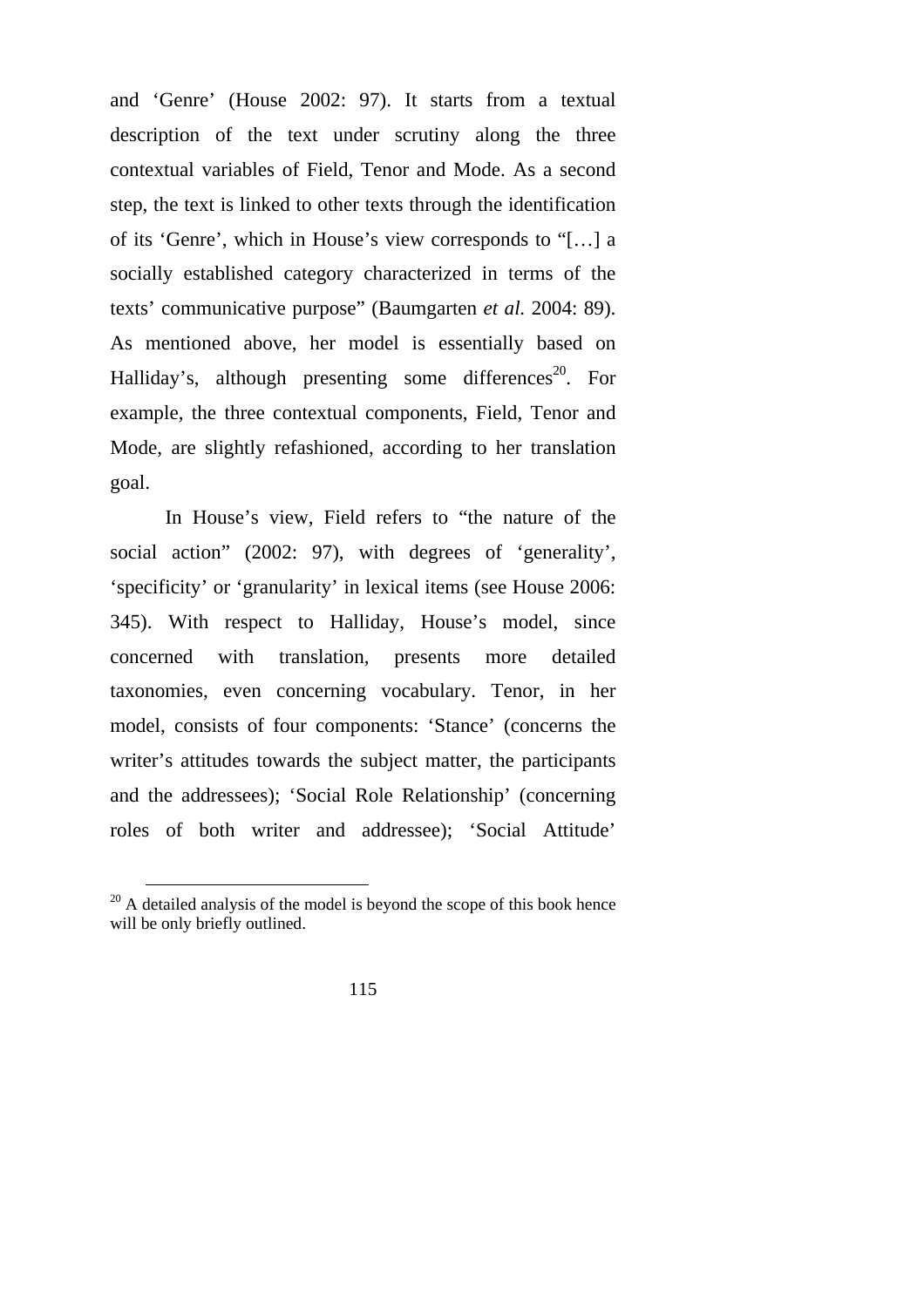and ‘Genre’ (House 2002: 97). It starts from a textual description of the text under scrutiny along the three contextual variables of Field, Tenor and Mode. As a second step, the text is linked to other texts through the identification of its ‘Genre’, which in House’s view corresponds to “[…] a socially established category characterized in terms of the texts’ communicative purpose” (Baumgarten *et al.* 2004: 89). As mentioned above, her model is essentially based on Halliday’s, although presenting some differences[20]. For example, the three contextual components, Field, Tenor and Mode, are slightly refashioned, according to her translation goal.

In House’s view, Field refers to “the nature of the social action” (2002: 97), with degrees of ‘generality’, ‘specificity’ or ‘granularity’ in lexical items (see House 2006: 345). With respect to Halliday, House’s model, since concerned with translation, presents more detailed taxonomies, even concerning vocabulary. Tenor, in her model, consists of four components: ‘Stance’ (concerns the writer’s attitudes towards the subject matter, the participants and the addressees); ‘Social Role Relationship’ (concerning roles of both writer and addressee); ‘Social Attitude’

---

[20] A detailed analysis of the model is beyond the scope of this book hence will be only briefly outlined.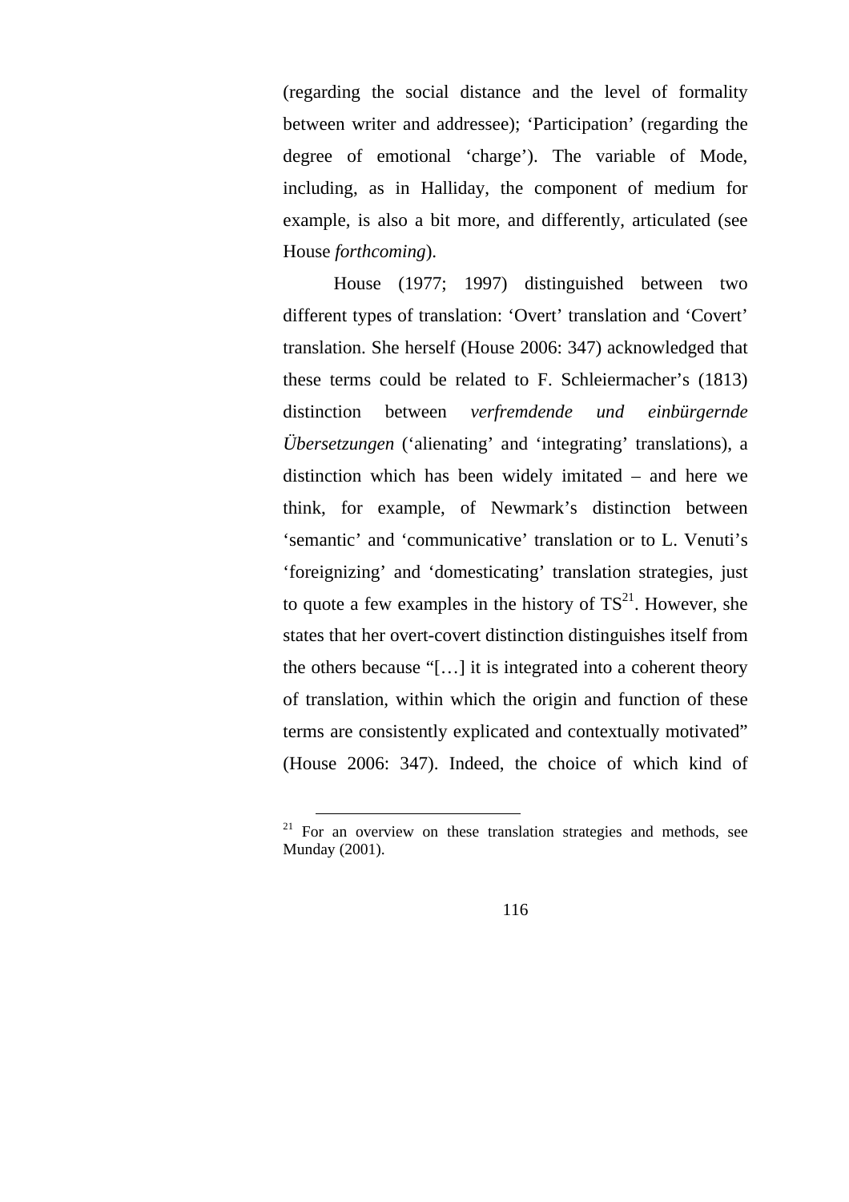(regarding the social distance and the level of formality between writer and addressee); 'Participation' (regarding the degree of emotional 'charge'). The variable of Mode, including, as in Halliday, the component of medium for example, is also a bit more, and differently, articulated (see House *forthcoming*).

House (1977; 1997) distinguished between two different types of translation: 'Overt' translation and 'Covert' translation. She herself (House 2006: 347) acknowledged that these terms could be related to F. Schleiermacher's (1813) distinction between *verfremdende und einbürgernde Übersetzungen* ('alienating' and 'integrating' translations), a distinction which has been widely imitated – and here we think, for example, of Newmark's distinction between 'semantic' and 'communicative' translation or to L. Venuti's 'foreignizing' and 'domesticating' translation strategies, just to quote a few examples in the history of TS[21]. However, she states that her overt-covert distinction distinguishes itself from the others because "[…] it is integrated into a coherent theory of translation, within which the origin and function of these terms are consistently explicated and contextually motivated" (House 2006: 347). Indeed, the choice of which kind of

---

[21] For an overview on these translation strategies and methods, see Munday (2001).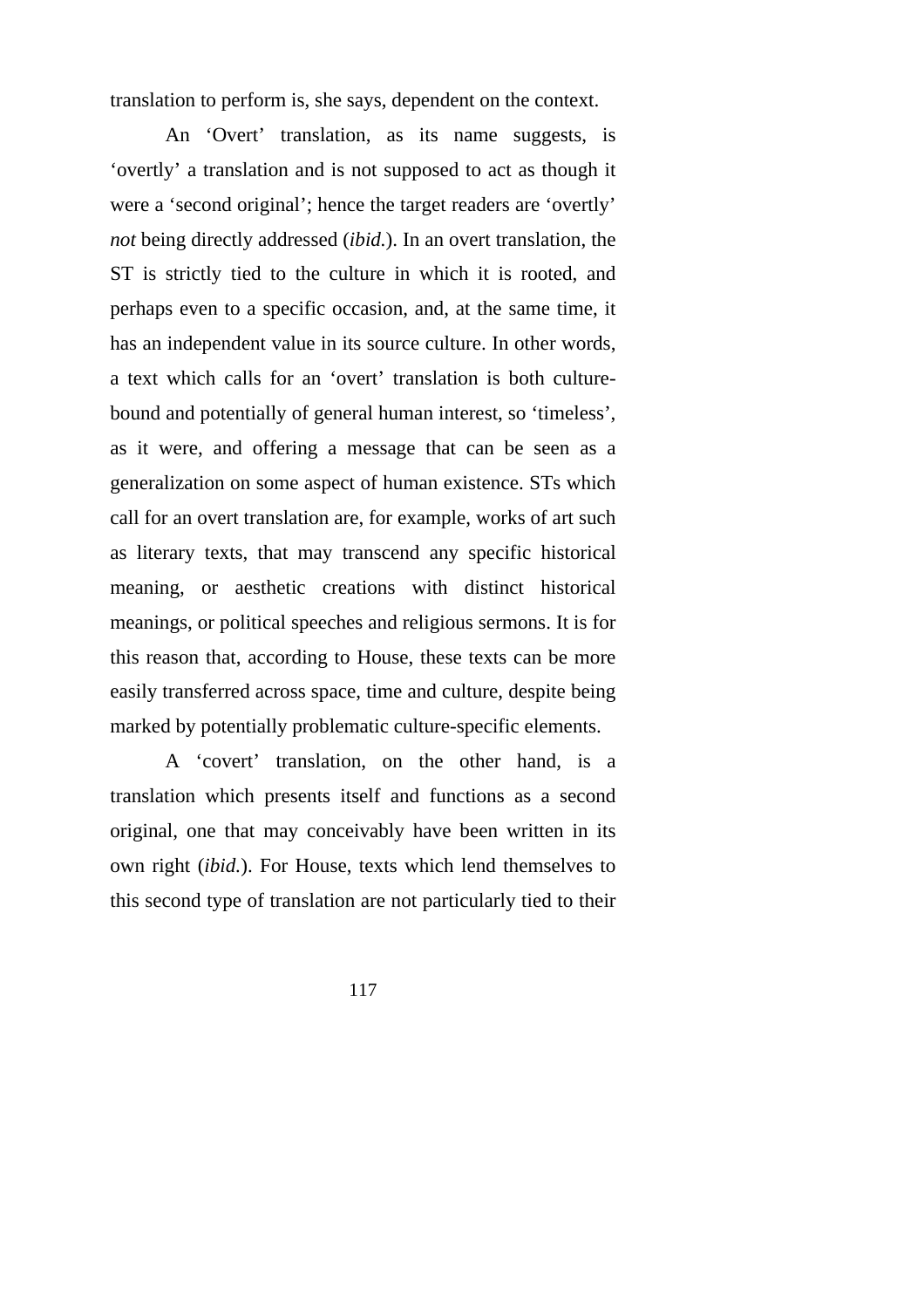translation to perform is, she says, dependent on the context.

An ‘Overt’ translation, as its name suggests, is ‘overtly’ a translation and is not supposed to act as though it were a ‘second original’; hence the target readers are ‘overtly’ *not* being directly addressed (*ibid.*). In an overt translation, the ST is strictly tied to the culture in which it is rooted, and perhaps even to a specific occasion, and, at the same time, it has an independent value in its source culture. In other words, a text which calls for an ‘overt’ translation is both culture-bound and potentially of general human interest, so ‘timeless’, as it were, and offering a message that can be seen as a generalization on some aspect of human existence. STs which call for an overt translation are, for example, works of art such as literary texts, that may transcend any specific historical meaning, or aesthetic creations with distinct historical meanings, or political speeches and religious sermons. It is for this reason that, according to House, these texts can be more easily transferred across space, time and culture, despite being marked by potentially problematic culture-specific elements.

A ‘covert’ translation, on the other hand, is a translation which presents itself and functions as a second original, one that may conceivably have been written in its own right (*ibid.*). For House, texts which lend themselves to this second type of translation are not particularly tied to their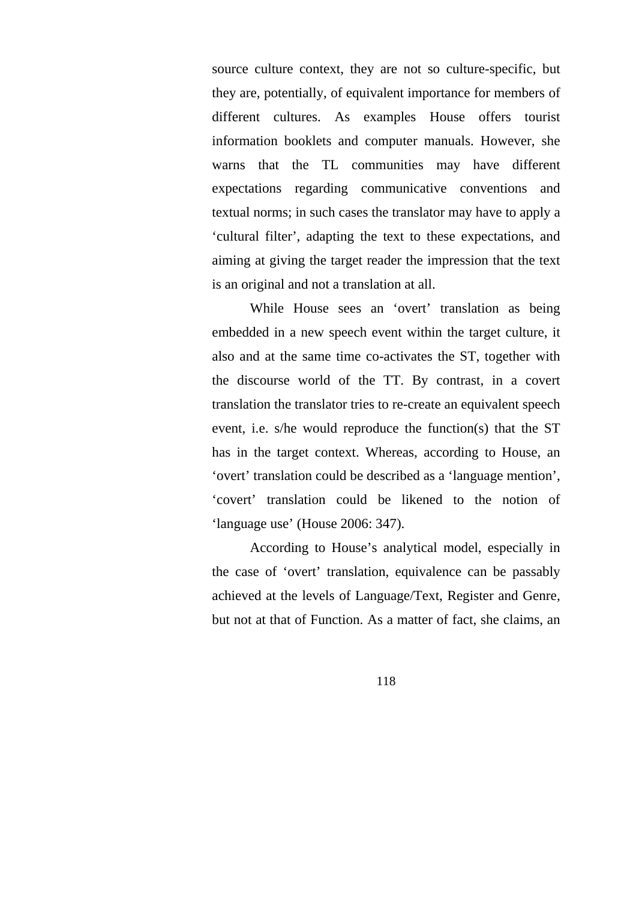source culture context, they are not so culture-specific, but they are, potentially, of equivalent importance for members of different cultures. As examples House offers tourist information booklets and computer manuals. However, she warns that the TL communities may have different expectations regarding communicative conventions and textual norms; in such cases the translator may have to apply a ‘cultural filter’, adapting the text to these expectations, and aiming at giving the target reader the impression that the text is an original and not a translation at all.

While House sees an ‘overt’ translation as being embedded in a new speech event within the target culture, it also and at the same time co-activates the ST, together with the discourse world of the TT. By contrast, in a covert translation the translator tries to re-create an equivalent speech event, i.e. s/he would reproduce the function(s) that the ST has in the target context. Whereas, according to House, an ‘overt’ translation could be described as a ‘language mention’, ‘covert’ translation could be likened to the notion of ‘language use’ (House 2006: 347).

According to House’s analytical model, especially in the case of ‘overt’ translation, equivalence can be passably achieved at the levels of Language/Text, Register and Genre, but not at that of Function. As a matter of fact, she claims, an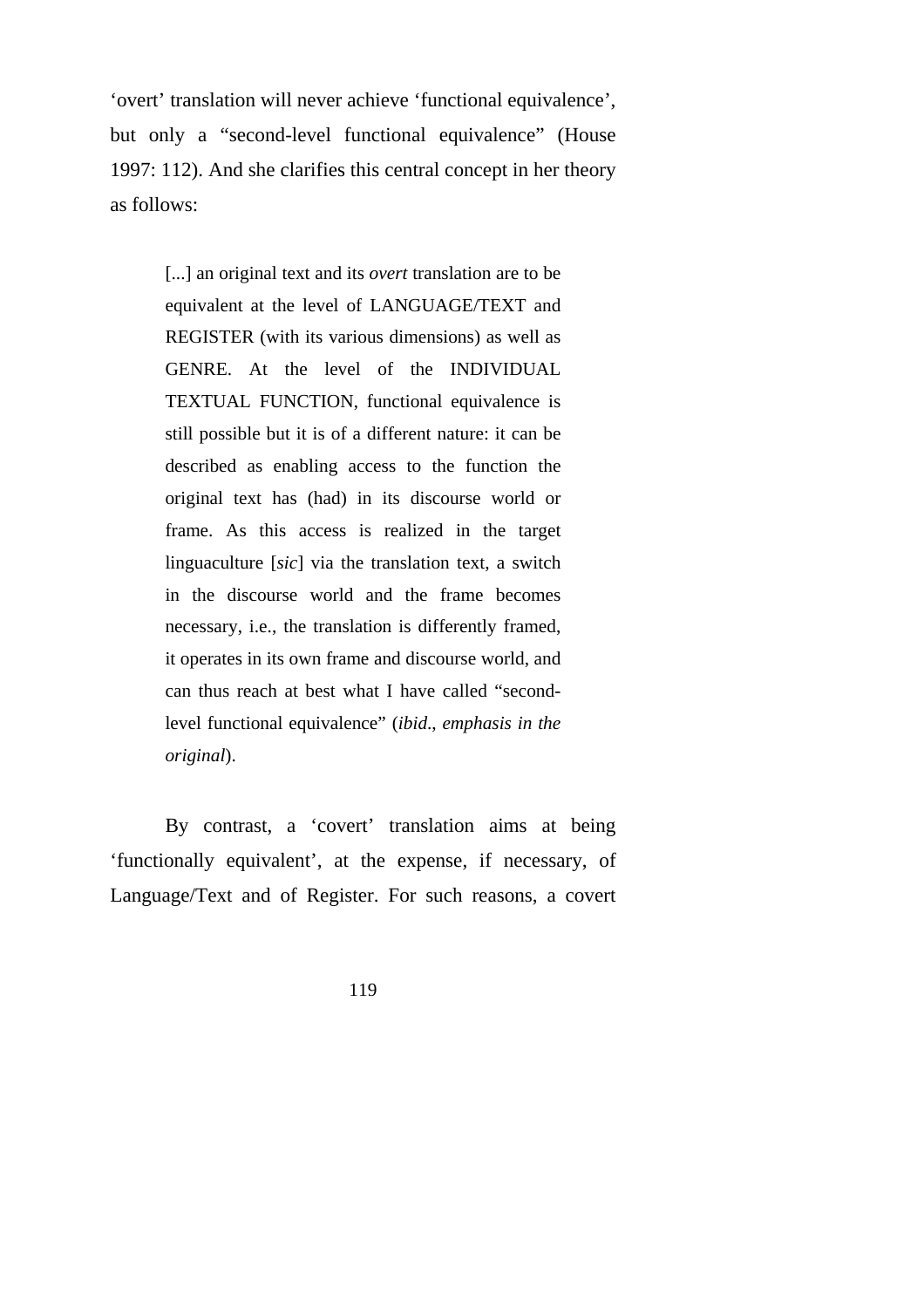‘overt’ translation will never achieve ‘functional equivalence’, but only a “second-level functional equivalence” (House 1997: 112). And she clarifies this central concept in her theory as follows:

> [...] an original text and its *overt* translation are to be equivalent at the level of LANGUAGE/TEXT and REGISTER (with its various dimensions) as well as GENRE. At the level of the INDIVIDUAL TEXTUAL FUNCTION, functional equivalence is still possible but it is of a different nature: it can be described as enabling access to the function the original text has (had) in its discourse world or frame. As this access is realized in the target linguaculture [*sic*] via the translation text, a switch in the discourse world and the frame becomes necessary, i.e., the translation is differently framed, it operates in its own frame and discourse world, and can thus reach at best what I have called “second-level functional equivalence” (*ibid*., *emphasis in the original*).

By contrast, a ‘covert’ translation aims at being ‘functionally equivalent’, at the expense, if necessary, of Language/Text and of Register. For such reasons, a covert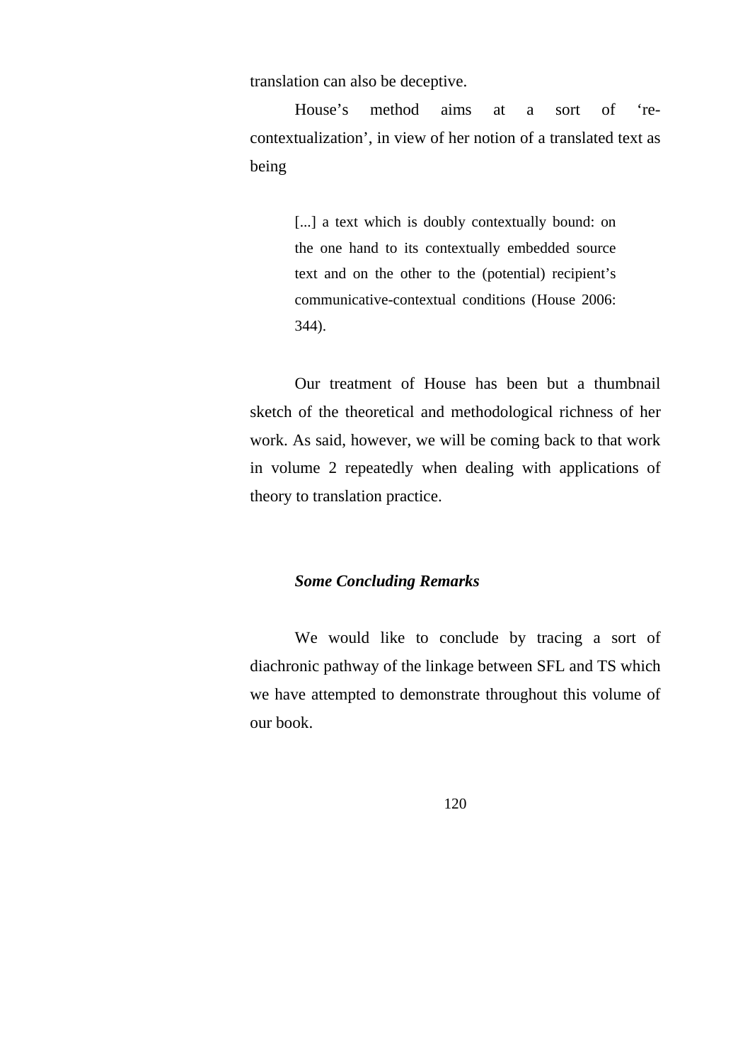translation can also be deceptive.

House's method aims at a sort of 're-contextualization', in view of her notion of a translated text as being

> [...] a text which is doubly contextually bound: on the one hand to its contextually embedded source text and on the other to the (potential) recipient's communicative-contextual conditions (House 2006: 344).

Our treatment of House has been but a thumbnail sketch of the theoretical and methodological richness of her work. As said, however, we will be coming back to that work in volume 2 repeatedly when dealing with applications of theory to translation practice.

### *Some Concluding Remarks*

We would like to conclude by tracing a sort of diachronic pathway of the linkage between SFL and TS which we have attempted to demonstrate throughout this volume of our book.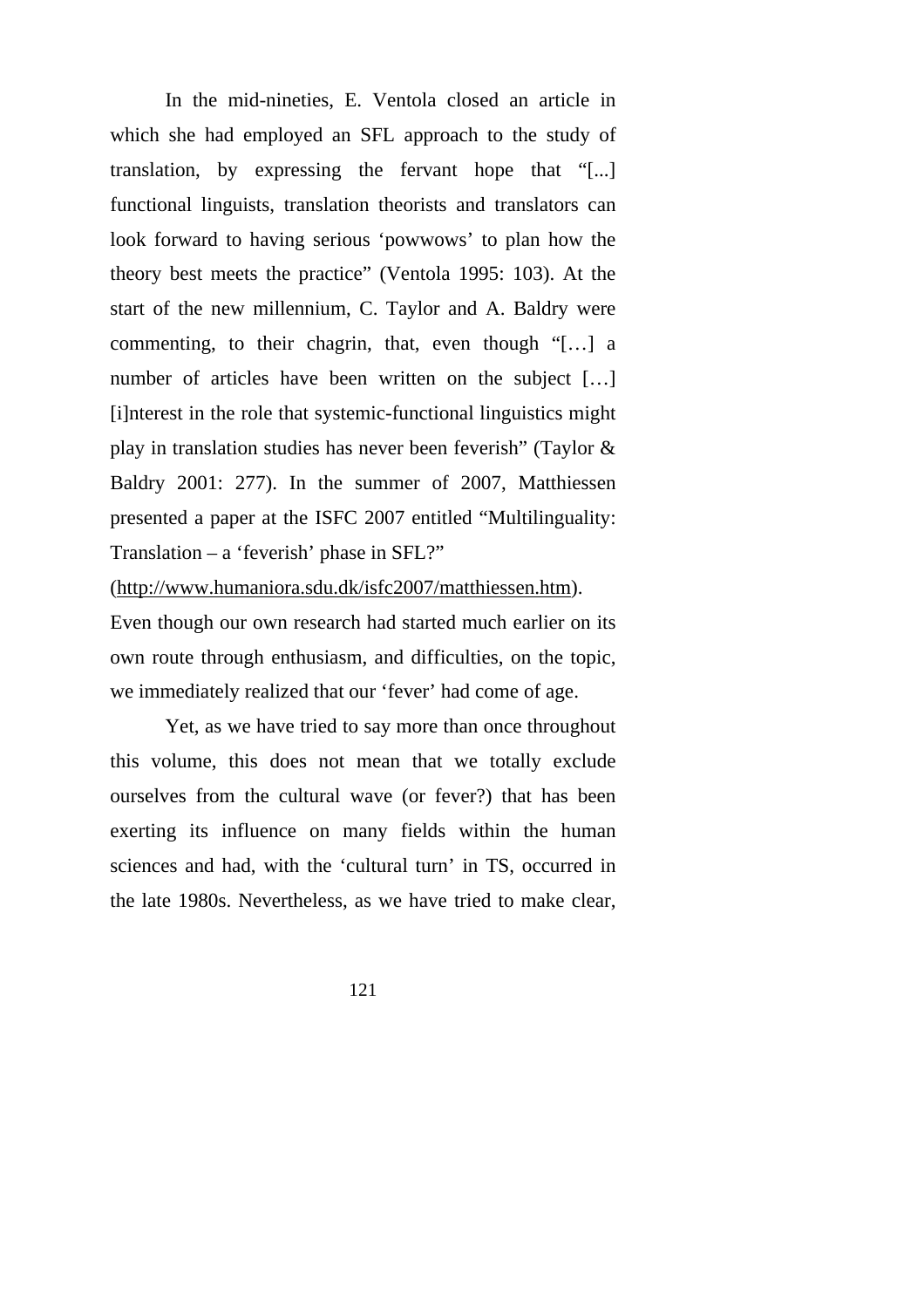In the mid-nineties, E. Ventola closed an article in which she had employed an SFL approach to the study of translation, by expressing the fervant hope that "[...] functional linguists, translation theorists and translators can look forward to having serious 'powwows' to plan how the theory best meets the practice" (Ventola 1995: 103). At the start of the new millennium, C. Taylor and A. Baldry were commenting, to their chagrin, that, even though "[…] a number of articles have been written on the subject […] [i]nterest in the role that systemic-functional linguistics might play in translation studies has never been feverish" (Taylor & Baldry 2001: 277). In the summer of 2007, Matthiessen presented a paper at the ISFC 2007 entitled "Multilinguality: Translation – a 'feverish' phase in SFL?" (http://www.humaniora.sdu.dk/isfc2007/matthiessen.htm). Even though our own research had started much earlier on its own route through enthusiasm, and difficulties, on the topic, we immediately realized that our 'fever' had come of age.

Yet, as we have tried to say more than once throughout this volume, this does not mean that we totally exclude ourselves from the cultural wave (or fever?) that has been exerting its influence on many fields within the human sciences and had, with the 'cultural turn' in TS, occurred in the late 1980s. Nevertheless, as we have tried to make clear,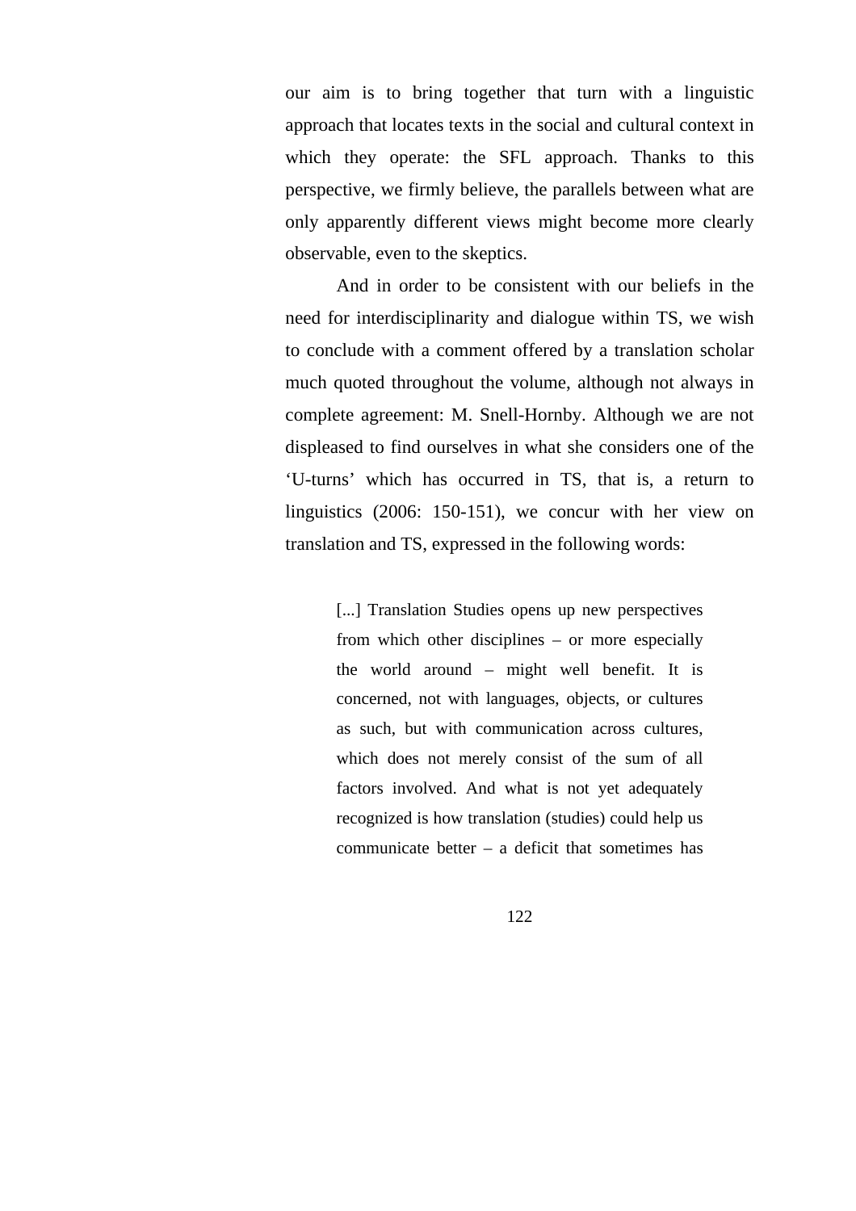our aim is to bring together that turn with a linguistic approach that locates texts in the social and cultural context in which they operate: the SFL approach. Thanks to this perspective, we firmly believe, the parallels between what are only apparently different views might become more clearly observable, even to the skeptics.

And in order to be consistent with our beliefs in the need for interdisciplinarity and dialogue within TS, we wish to conclude with a comment offered by a translation scholar much quoted throughout the volume, although not always in complete agreement: M. Snell-Hornby. Although we are not displeased to find ourselves in what she considers one of the ‘U-turns’ which has occurred in TS, that is, a return to linguistics (2006: 150-151), we concur with her view on translation and TS, expressed in the following words:

> [...] Translation Studies opens up new perspectives from which other disciplines – or more especially the world around – might well benefit. It is concerned, not with languages, objects, or cultures as such, but with communication across cultures, which does not merely consist of the sum of all factors involved. And what is not yet adequately recognized is how translation (studies) could help us communicate better – a deficit that sometimes has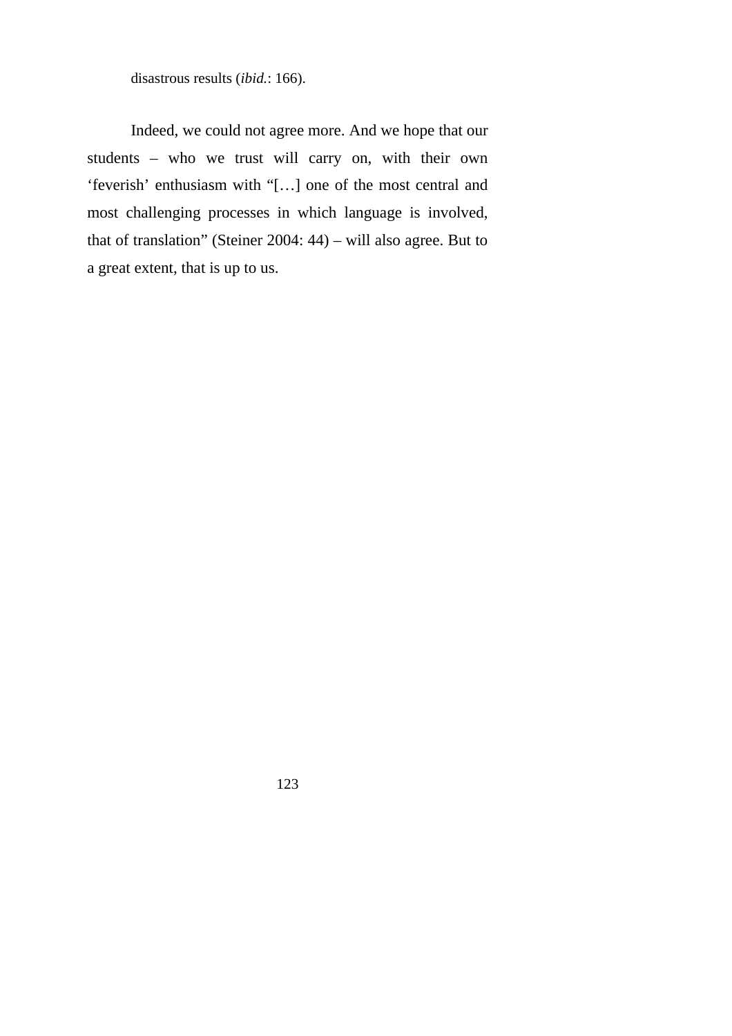disastrous results (*ibid.*: 166).

Indeed, we could not agree more. And we hope that our students – who we trust will carry on, with their own 'feverish' enthusiasm with "[…] one of the most central and most challenging processes in which language is involved, that of translation" (Steiner 2004: 44) – will also agree. But to a great extent, that is up to us.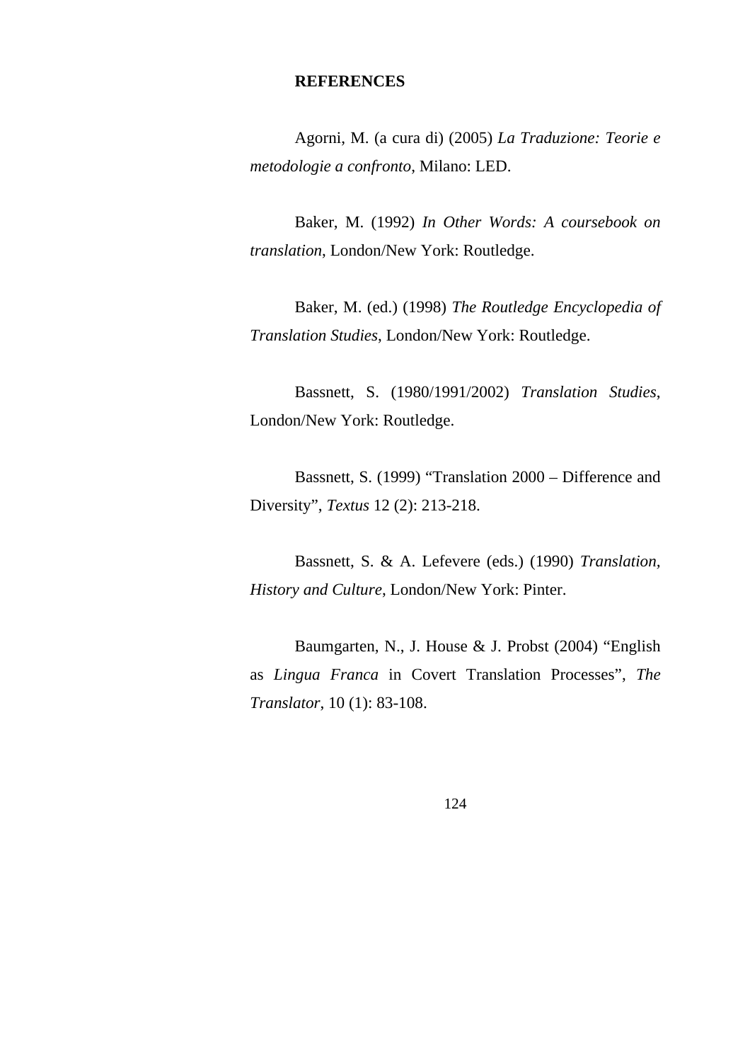**REFERENCES**

Agorni, M. (a cura di) (2005) *La Traduzione: Teorie e metodologie a confronto*, Milano: LED.

Baker, M. (1992) *In Other Words: A coursebook on translation*, London/New York: Routledge.

Baker, M. (ed.) (1998) *The Routledge Encyclopedia of Translation Studies*, London/New York: Routledge.

Bassnett, S. (1980/1991/2002) *Translation Studies*, London/New York: Routledge.

Bassnett, S. (1999) "Translation 2000 – Difference and Diversity", *Textus* 12 (2): 213-218.

Bassnett, S. & A. Lefevere (eds.) (1990) *Translation, History and Culture*, London/New York: Pinter.

Baumgarten, N., J. House & J. Probst (2004) "English as *Lingua Franca* in Covert Translation Processes", *The Translator*, 10 (1): 83-108.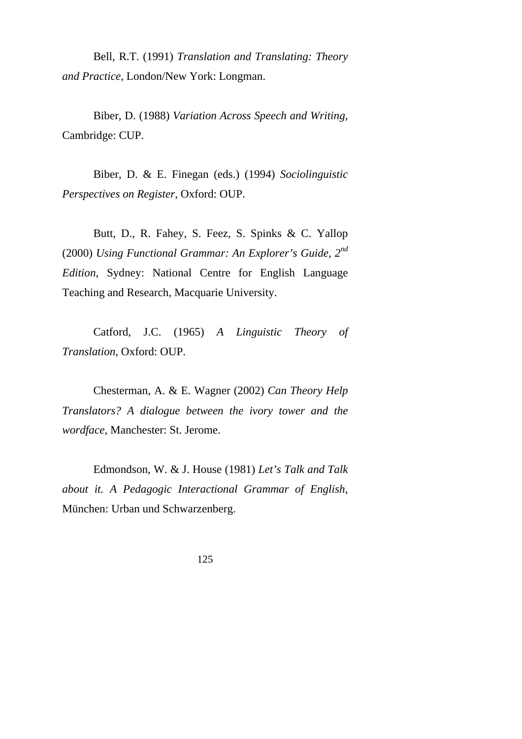Bell, R.T. (1991) *Translation and Translating: Theory and Practice*, London/New York: Longman.

Biber, D. (1988) *Variation Across Speech and Writing*, Cambridge: CUP.

Biber, D. & E. Finegan (eds.) (1994) *Sociolinguistic Perspectives on Register*, Oxford: OUP.

Butt, D., R. Fahey, S. Feez, S. Spinks & C. Yallop (2000) *Using Functional Grammar: An Explorer's Guide, 2nd Edition*, Sydney: National Centre for English Language Teaching and Research, Macquarie University.

Catford, J.C. (1965) *A Linguistic Theory of Translation*, Oxford: OUP.

Chesterman, A. & E. Wagner (2002) *Can Theory Help Translators? A dialogue between the ivory tower and the wordface*, Manchester: St. Jerome.

Edmondson, W. & J. House (1981) *Let's Talk and Talk about it. A Pedagogic Interactional Grammar of English*, München: Urban und Schwarzenberg.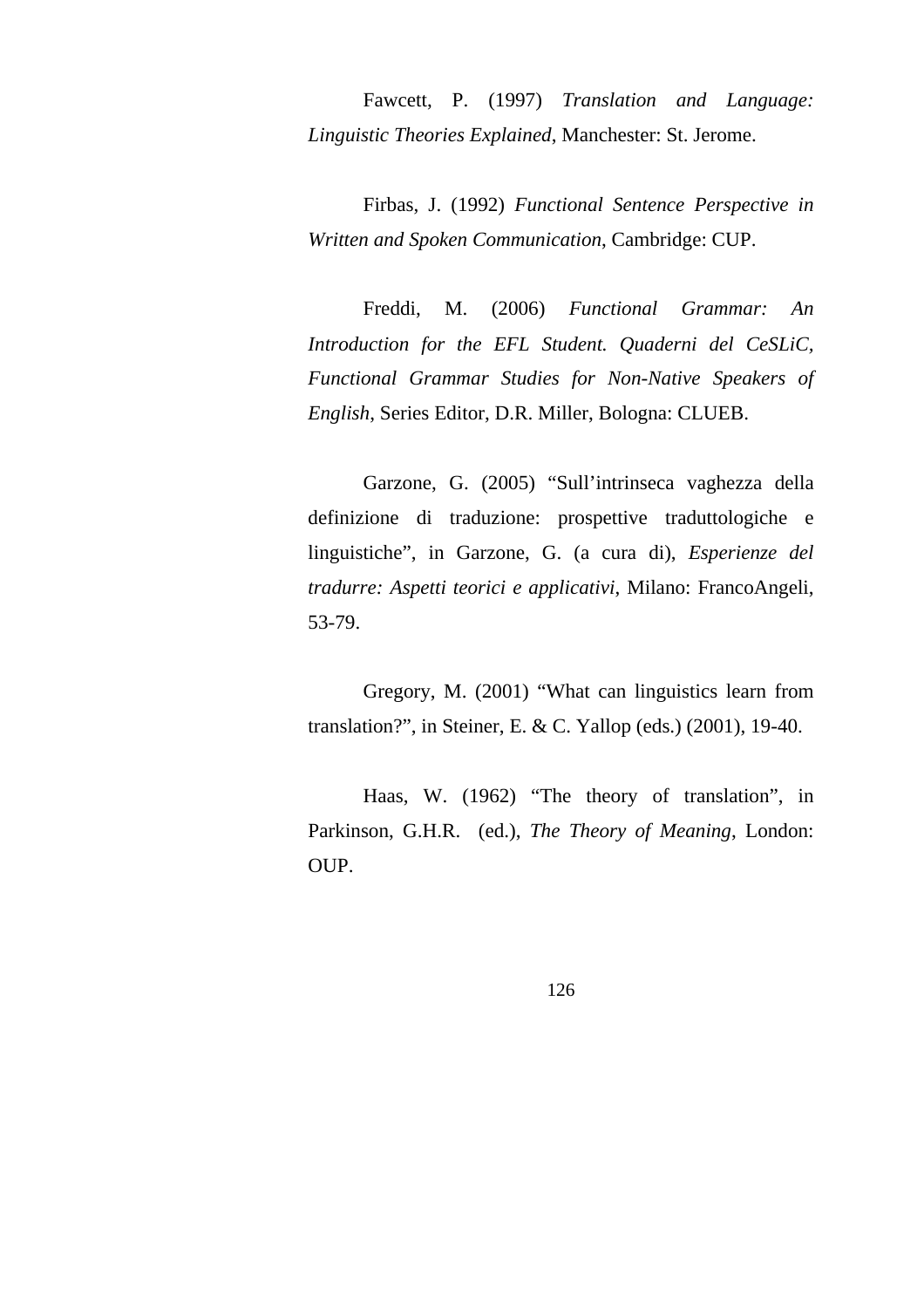Fawcett, P. (1997) *Translation and Language: Linguistic Theories Explained*, Manchester: St. Jerome.

Firbas, J. (1992) *Functional Sentence Perspective in Written and Spoken Communication*, Cambridge: CUP.

Freddi, M. (2006) *Functional Grammar: An Introduction for the EFL Student. Quaderni del CeSLiC, Functional Grammar Studies for Non-Native Speakers of English*, Series Editor, D.R. Miller, Bologna: CLUEB.

Garzone, G. (2005) "Sull'intrinseca vaghezza della definizione di traduzione: prospettive traduttologiche e linguistiche", in Garzone, G. (a cura di), *Esperienze del tradurre: Aspetti teorici e applicativi*, Milano: FrancoAngeli, 53-79.

Gregory, M. (2001) "What can linguistics learn from translation?", in Steiner, E. & C. Yallop (eds.) (2001), 19-40.

Haas, W. (1962) "The theory of translation", in Parkinson, G.H.R. (ed.), *The Theory of Meaning*, London: OUP.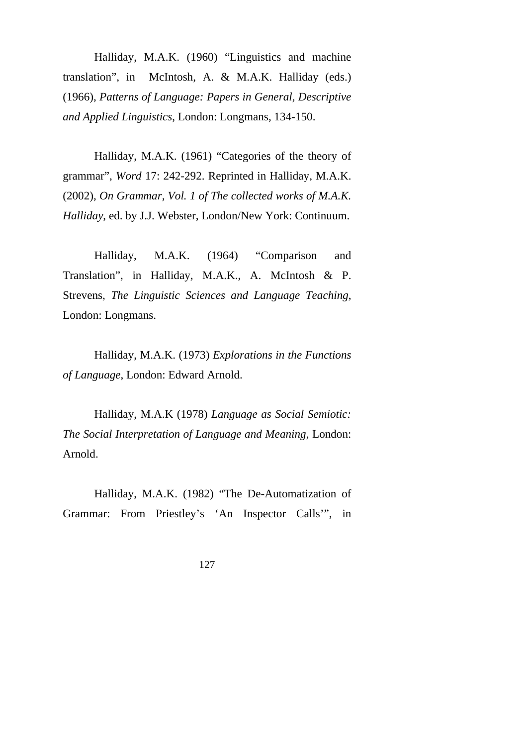Halliday, M.A.K. (1960) “Linguistics and machine translation”, in McIntosh, A. & M.A.K. Halliday (eds.) (1966), *Patterns of Language: Papers in General, Descriptive and Applied Linguistics*, London: Longmans, 134-150.

Halliday, M.A.K. (1961) “Categories of the theory of grammar”, *Word* 17: 242-292. Reprinted in Halliday, M.A.K. (2002), *On Grammar, Vol. 1 of The collected works of M.A.K. Halliday*, ed. by J.J. Webster, London/New York: Continuum.

Halliday, M.A.K. (1964) “Comparison and Translation”, in Halliday, M.A.K., A. McIntosh & P. Strevens, *The Linguistic Sciences and Language Teaching*, London: Longmans.

Halliday, M.A.K. (1973) *Explorations in the Functions of Language*, London: Edward Arnold.

Halliday, M.A.K (1978) *Language as Social Semiotic: The Social Interpretation of Language and Meaning*, London: Arnold.

Halliday, M.A.K. (1982) “The De-Automatization of Grammar: From Priestley’s ‘An Inspector Calls’”, in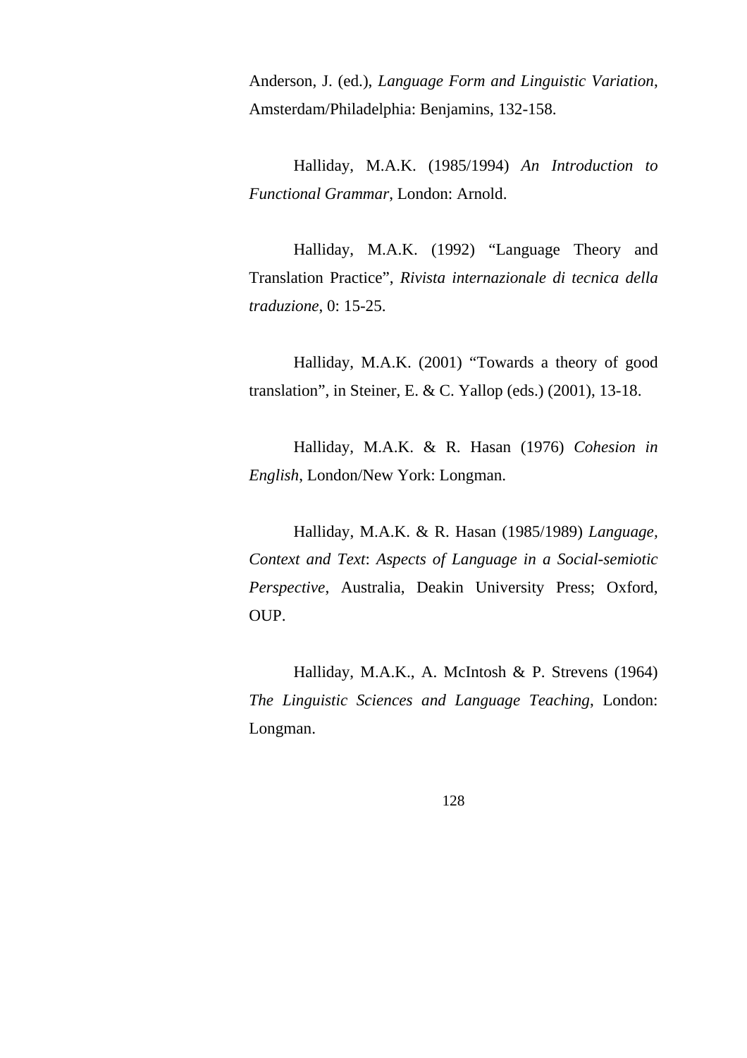Anderson, J. (ed.), *Language Form and Linguistic Variation*, Amsterdam/Philadelphia: Benjamins, 132-158.

Halliday, M.A.K. (1985/1994) *An Introduction to Functional Grammar*, London: Arnold.

Halliday, M.A.K. (1992) “Language Theory and Translation Practice”, *Rivista internazionale di tecnica della traduzione*, 0: 15-25.

Halliday, M.A.K. (2001) “Towards a theory of good translation”, in Steiner, E. & C. Yallop (eds.) (2001), 13-18.

Halliday, M.A.K. & R. Hasan (1976) *Cohesion in English*, London/New York: Longman.

Halliday, M.A.K. & R. Hasan (1985/1989) *Language, Context and Text*: *Aspects of Language in a Social-semiotic Perspective*, Australia, Deakin University Press; Oxford, OUP.

Halliday, M.A.K., A. McIntosh & P. Strevens (1964) *The Linguistic Sciences and Language Teaching*, London: Longman.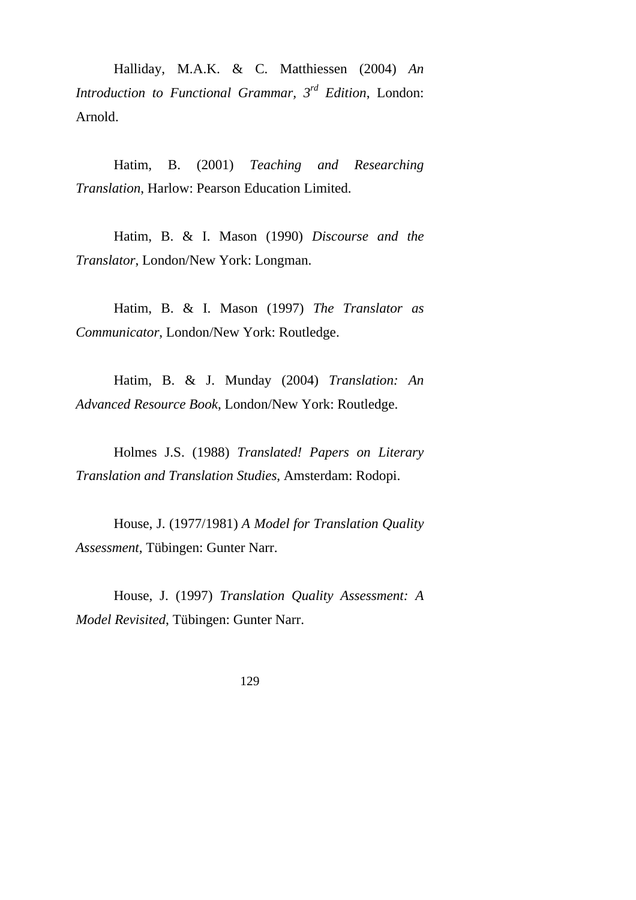Halliday, M.A.K. & C. Matthiessen (2004) *An Introduction to Functional Grammar, 3rd Edition*, London: Arnold.

Hatim, B. (2001) *Teaching and Researching Translation*, Harlow: Pearson Education Limited.

Hatim, B. & I. Mason (1990) *Discourse and the Translator*, London/New York: Longman.

Hatim, B. & I. Mason (1997) *The Translator as Communicator*, London/New York: Routledge.

Hatim, B. & J. Munday (2004) *Translation: An Advanced Resource Book*, London/New York: Routledge.

Holmes J.S. (1988) *Translated! Papers on Literary Translation and Translation Studies*, Amsterdam: Rodopi.

House, J. (1977/1981) *A Model for Translation Quality Assessment*, Tübingen: Gunter Narr.

House, J. (1997) *Translation Quality Assessment: A Model Revisited*, Tübingen: Gunter Narr.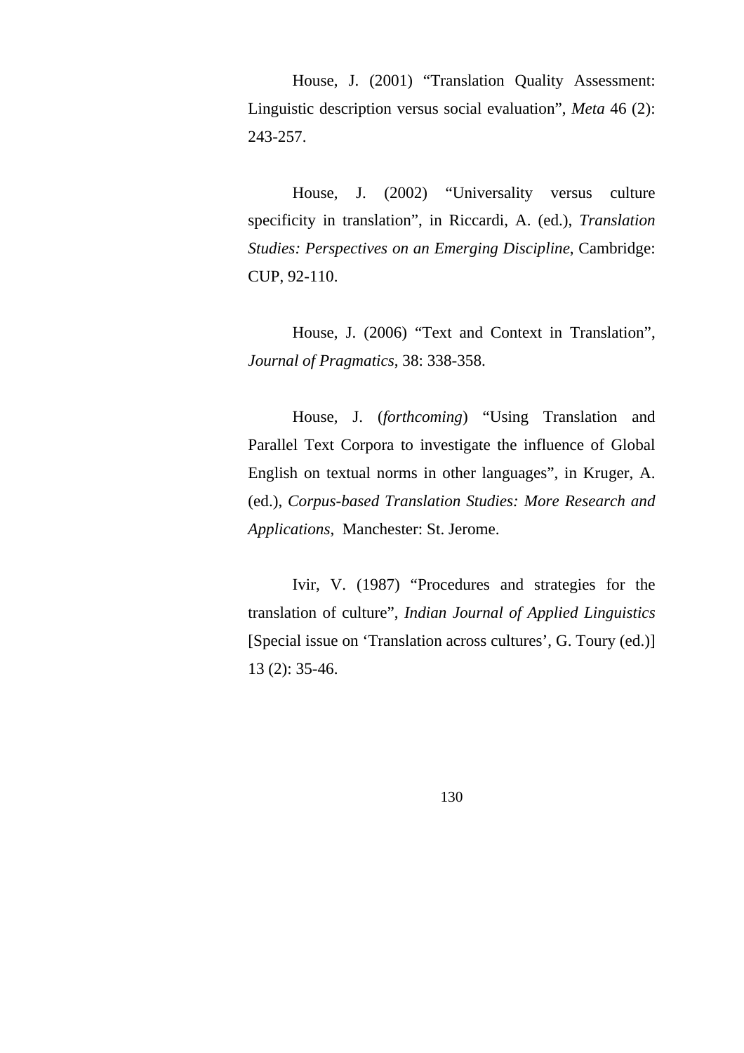House, J. (2001) “Translation Quality Assessment: Linguistic description versus social evaluation”, *Meta* 46 (2): 243-257.

House, J. (2002) “Universality versus culture specificity in translation”, in Riccardi, A. (ed.), *Translation Studies: Perspectives on an Emerging Discipline*, Cambridge: CUP, 92-110.

House, J. (2006) “Text and Context in Translation”, *Journal of Pragmatics*, 38: 338-358.

House, J. (*forthcoming*) “Using Translation and Parallel Text Corpora to investigate the influence of Global English on textual norms in other languages”, in Kruger, A. (ed.), *Corpus-based Translation Studies: More Research and Applications*, Manchester: St. Jerome.

Ivir, V. (1987) “Procedures and strategies for the translation of culture”, *Indian Journal of Applied Linguistics* [Special issue on ‘Translation across cultures’, G. Toury (ed.)] 13 (2): 35-46.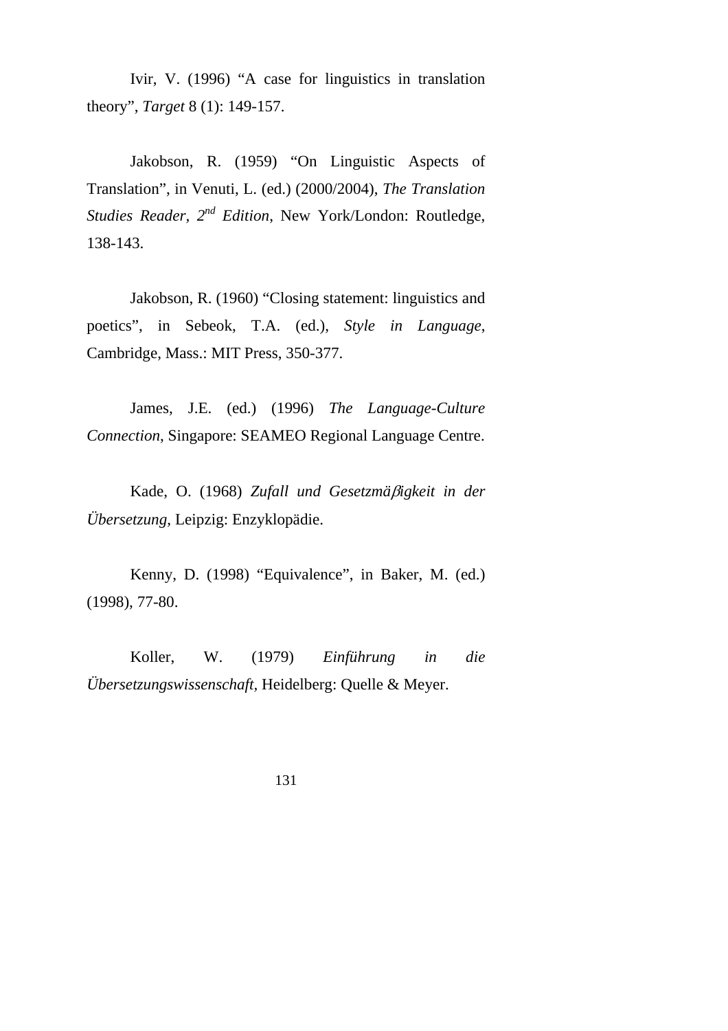Ivir, V. (1996) “A case for linguistics in translation theory”, *Target* 8 (1): 149-157.

Jakobson, R. (1959) “On Linguistic Aspects of Translation”, in Venuti, L. (ed.) (2000/2004), *The Translation Studies Reader, 2nd Edition*, New York/London: Routledge, 138-143.

Jakobson, R. (1960) “Closing statement: linguistics and poetics”, in Sebeok, T.A. (ed.), *Style in Language*, Cambridge, Mass.: MIT Press, 350-377.

James, J.E. (ed.) (1996) *The Language-Culture Connection*, Singapore: SEAMEO Regional Language Centre.

Kade, O. (1968) *Zufall und Gesetzmäβigkeit in der Übersetzung*, Leipzig: Enzyklopädie.

Kenny, D. (1998) “Equivalence”, in Baker, M. (ed.) (1998), 77-80.

Koller, W. (1979) *Einführung in die Übersetzungswissenschaft*, Heidelberg: Quelle & Meyer.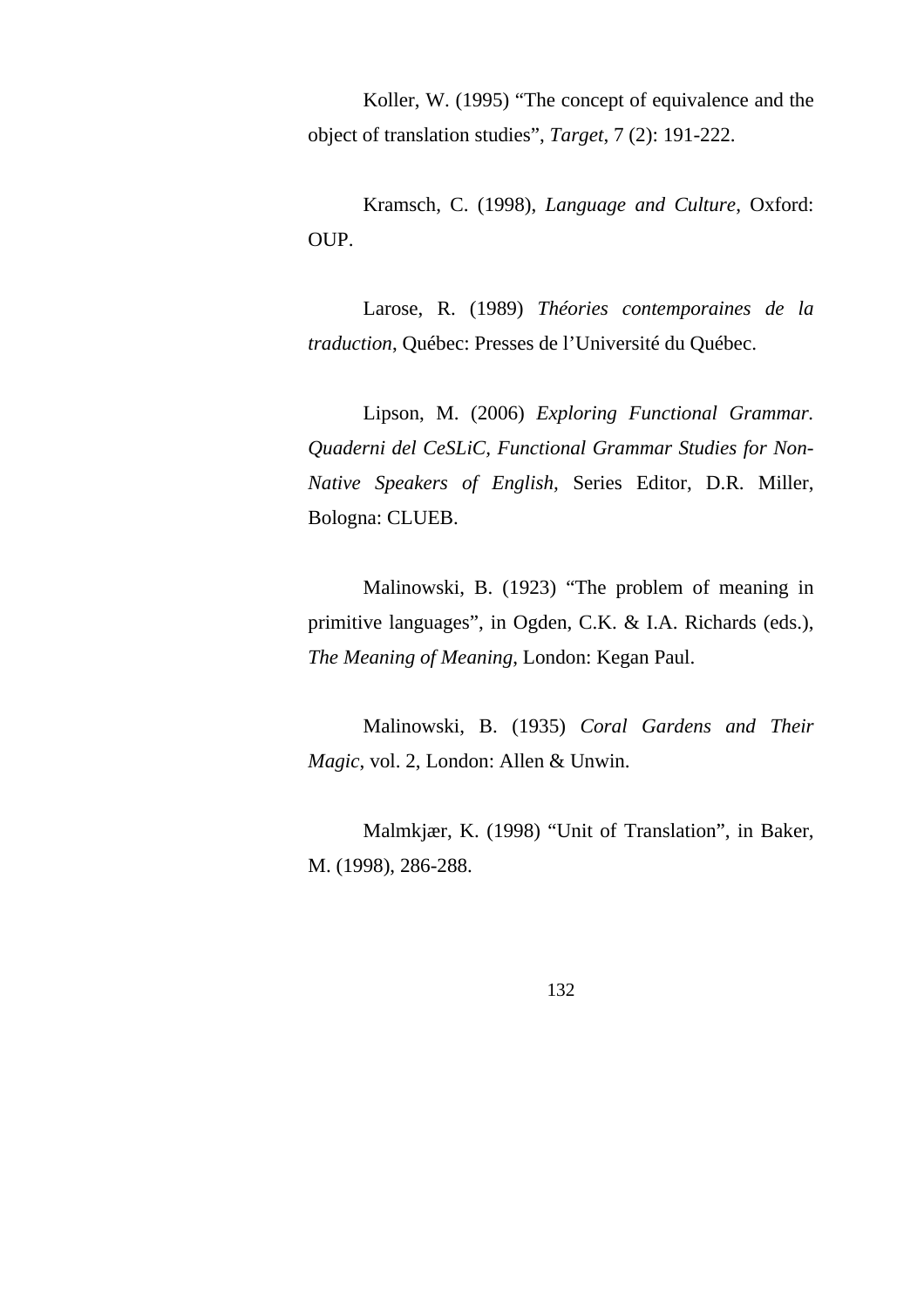Koller, W. (1995) “The concept of equivalence and the object of translation studies”, *Target*, 7 (2): 191-222.

Kramsch, C. (1998), *Language and Culture*, Oxford: OUP.

Larose, R. (1989) *Théories contemporaines de la traduction*, Québec: Presses de l’Université du Québec.

Lipson, M. (2006) *Exploring Functional Grammar. Quaderni del CeSLiC, Functional Grammar Studies for Non-Native Speakers of English*, Series Editor, D.R. Miller, Bologna: CLUEB.

Malinowski, B. (1923) “The problem of meaning in primitive languages”, in Ogden, C.K. & I.A. Richards (eds.), *The Meaning of Meaning*, London: Kegan Paul.

Malinowski, B. (1935) *Coral Gardens and Their Magic*, vol. 2, London: Allen & Unwin.

Malmkjær, K. (1998) “Unit of Translation”, in Baker, M. (1998), 286-288.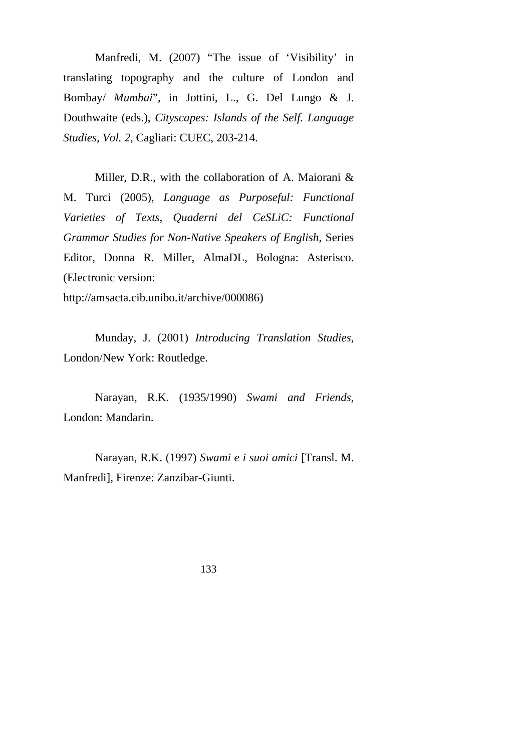Manfredi, M. (2007) “The issue of ‘Visibility’ in translating topography and the culture of London and Bombay/ *Mumbai*”, in Jottini, L., G. Del Lungo & J. Douthwaite (eds.), *Cityscapes: Islands of the Self. Language Studies, Vol. 2*, Cagliari: CUEC, 203-214.

Miller, D.R., with the collaboration of A. Maiorani & M. Turci (2005), *Language as Purposeful: Functional Varieties of Texts*, *Quaderni del CeSLiC: Functional Grammar Studies for Non-Native Speakers of English*, Series Editor, Donna R. Miller, AlmaDL, Bologna: Asterisco. (Electronic version: http://amsacta.cib.unibo.it/archive/000086)

Munday, J. (2001) *Introducing Translation Studies*, London/New York: Routledge.

Narayan, R.K. (1935/1990) *Swami and Friends*, London: Mandarin.

Narayan, R.K. (1997) *Swami e i suoi amici* [Transl. M. Manfredi], Firenze: Zanzibar-Giunti.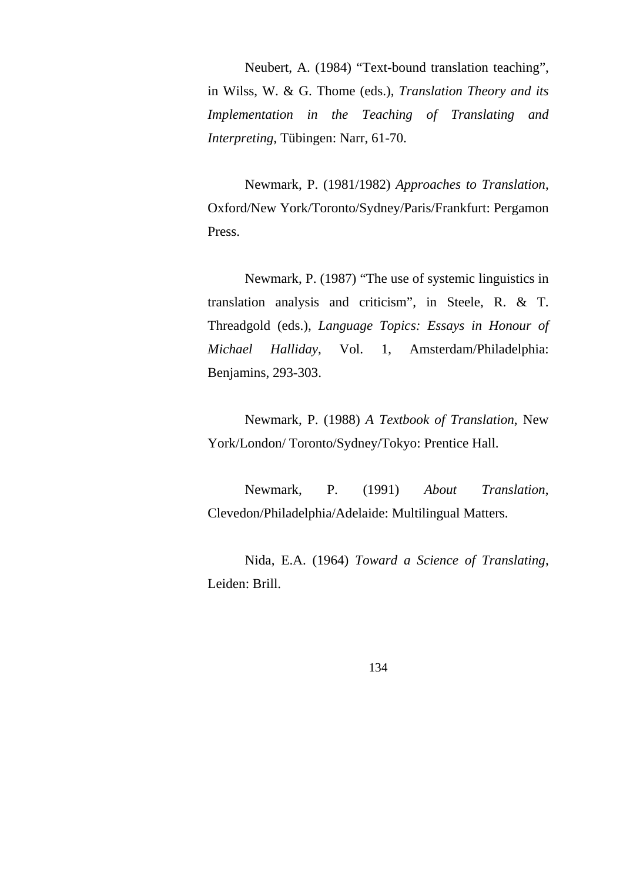Neubert, A. (1984) "Text-bound translation teaching", in Wilss, W. & G. Thome (eds.), *Translation Theory and its Implementation in the Teaching of Translating and Interpreting*, Tübingen: Narr, 61-70.

Newmark, P. (1981/1982) *Approaches to Translation*, Oxford/New York/Toronto/Sydney/Paris/Frankfurt: Pergamon Press.

Newmark, P. (1987) "The use of systemic linguistics in translation analysis and criticism", in Steele, R. & T. Threadgold (eds.), *Language Topics: Essays in Honour of Michael Halliday*, Vol. 1, Amsterdam/Philadelphia: Benjamins, 293-303.

Newmark, P. (1988) *A Textbook of Translation*, New York/London/ Toronto/Sydney/Tokyo: Prentice Hall.

Newmark, P. (1991) *About Translation*, Clevedon/Philadelphia/Adelaide: Multilingual Matters.

Nida, E.A. (1964) *Toward a Science of Translating*, Leiden: Brill.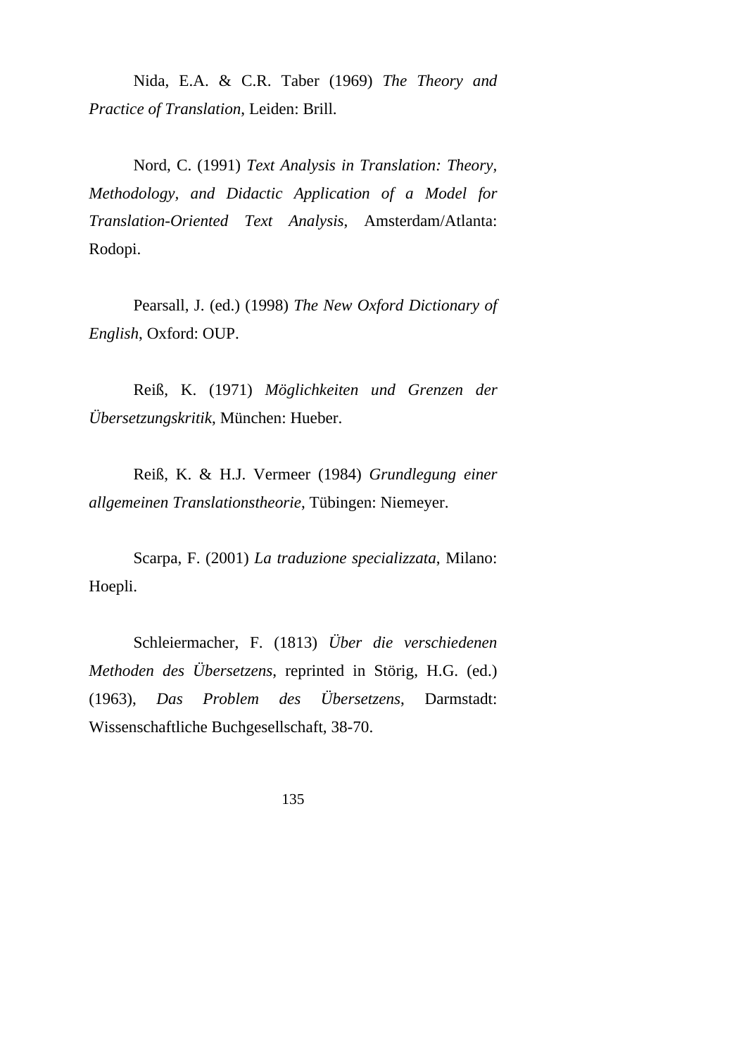Nida, E.A. & C.R. Taber (1969) *The Theory and Practice of Translation*, Leiden: Brill.

Nord, C. (1991) *Text Analysis in Translation: Theory, Methodology, and Didactic Application of a Model for Translation-Oriented Text Analysis*, Amsterdam/Atlanta: Rodopi.

Pearsall, J. (ed.) (1998) *The New Oxford Dictionary of English*, Oxford: OUP.

Reiß, K. (1971) *Möglichkeiten und Grenzen der Übersetzungskritik*, München: Hueber.

Reiß, K. & H.J. Vermeer (1984) *Grundlegung einer allgemeinen Translationstheorie*, Tübingen: Niemeyer.

Scarpa, F. (2001) *La traduzione specializzata*, Milano: Hoepli.

Schleiermacher, F. (1813) *Über die verschiedenen Methoden des Übersetzens*, reprinted in Störig, H.G. (ed.) (1963), *Das Problem des Übersetzens*, Darmstadt: Wissenschaftliche Buchgesellschaft, 38-70.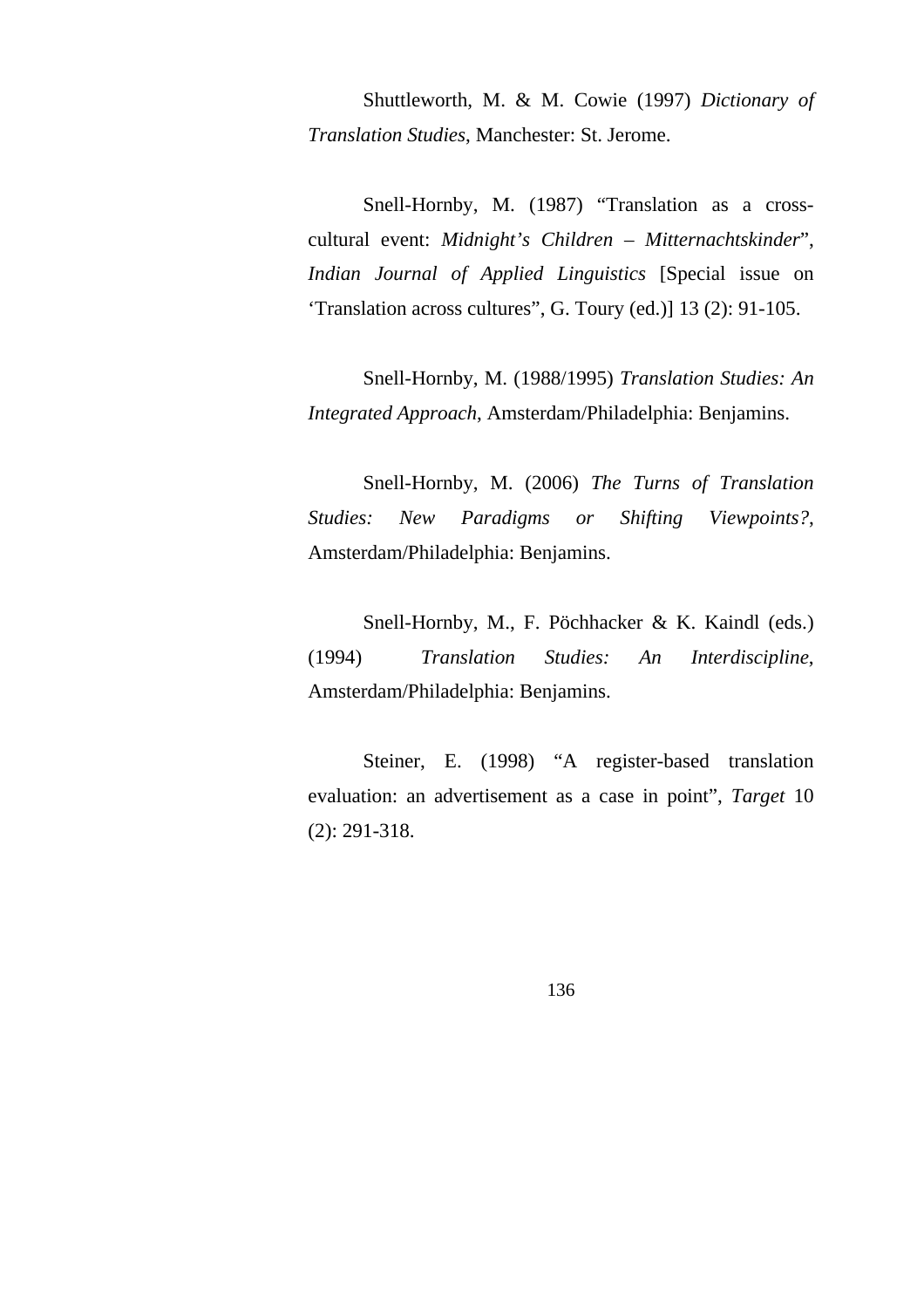Shuttleworth, M. & M. Cowie (1997) *Dictionary of Translation Studies*, Manchester: St. Jerome.

Snell-Hornby, M. (1987) “Translation as a cross-cultural event: *Midnight’s Children – Mitternachtskinder*”, *Indian Journal of Applied Linguistics* [Special issue on ‘Translation across cultures”, G. Toury (ed.)] 13 (2): 91-105.

Snell-Hornby, M. (1988/1995) *Translation Studies: An Integrated Approach*, Amsterdam/Philadelphia: Benjamins.

Snell-Hornby, M. (2006) *The Turns of Translation Studies: New Paradigms or Shifting Viewpoints?*, Amsterdam/Philadelphia: Benjamins.

Snell-Hornby, M., F. Pöchhacker & K. Kaindl (eds.) (1994) *Translation Studies: An Interdiscipline*, Amsterdam/Philadelphia: Benjamins.

Steiner, E. (1998) “A register-based translation evaluation: an advertisement as a case in point”, *Target* 10 (2): 291-318.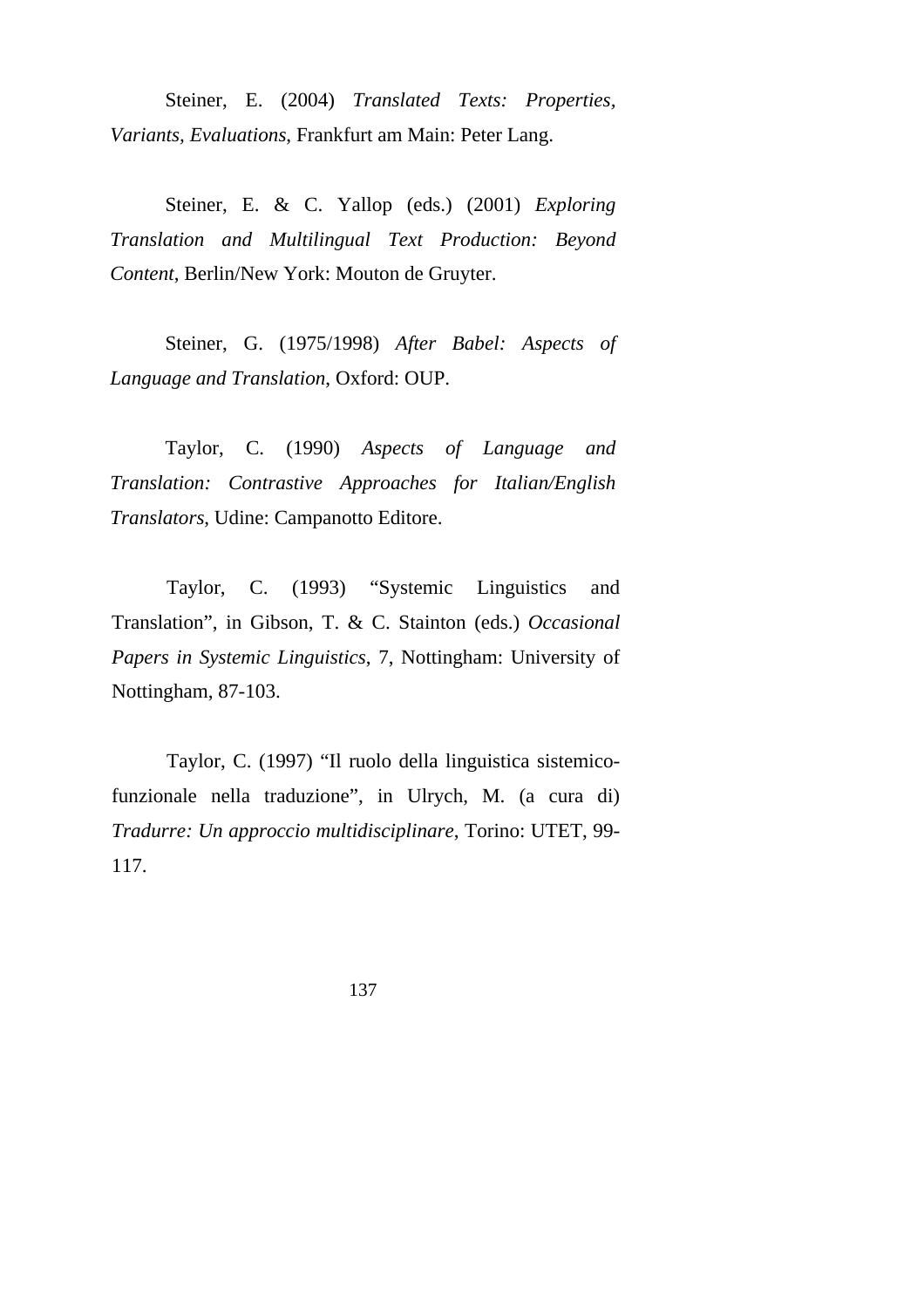Steiner, E. (2004) *Translated Texts: Properties, Variants, Evaluations*, Frankfurt am Main: Peter Lang.

Steiner, E. & C. Yallop (eds.) (2001) *Exploring Translation and Multilingual Text Production: Beyond Content*, Berlin/New York: Mouton de Gruyter.

Steiner, G. (1975/1998) *After Babel: Aspects of Language and Translation*, Oxford: OUP.

Taylor, C. (1990) *Aspects of Language and Translation: Contrastive Approaches for Italian/English Translators*, Udine: Campanotto Editore.

Taylor, C. (1993) "Systemic Linguistics and Translation", in Gibson, T. & C. Stainton (eds.) *Occasional Papers in Systemic Linguistics*, 7, Nottingham: University of Nottingham, 87-103.

Taylor, C. (1997) "Il ruolo della linguistica sistemico-funzionale nella traduzione", in Ulrych, M. (a cura di) *Tradurre: Un approccio multidisciplinare*, Torino: UTET, 99-117.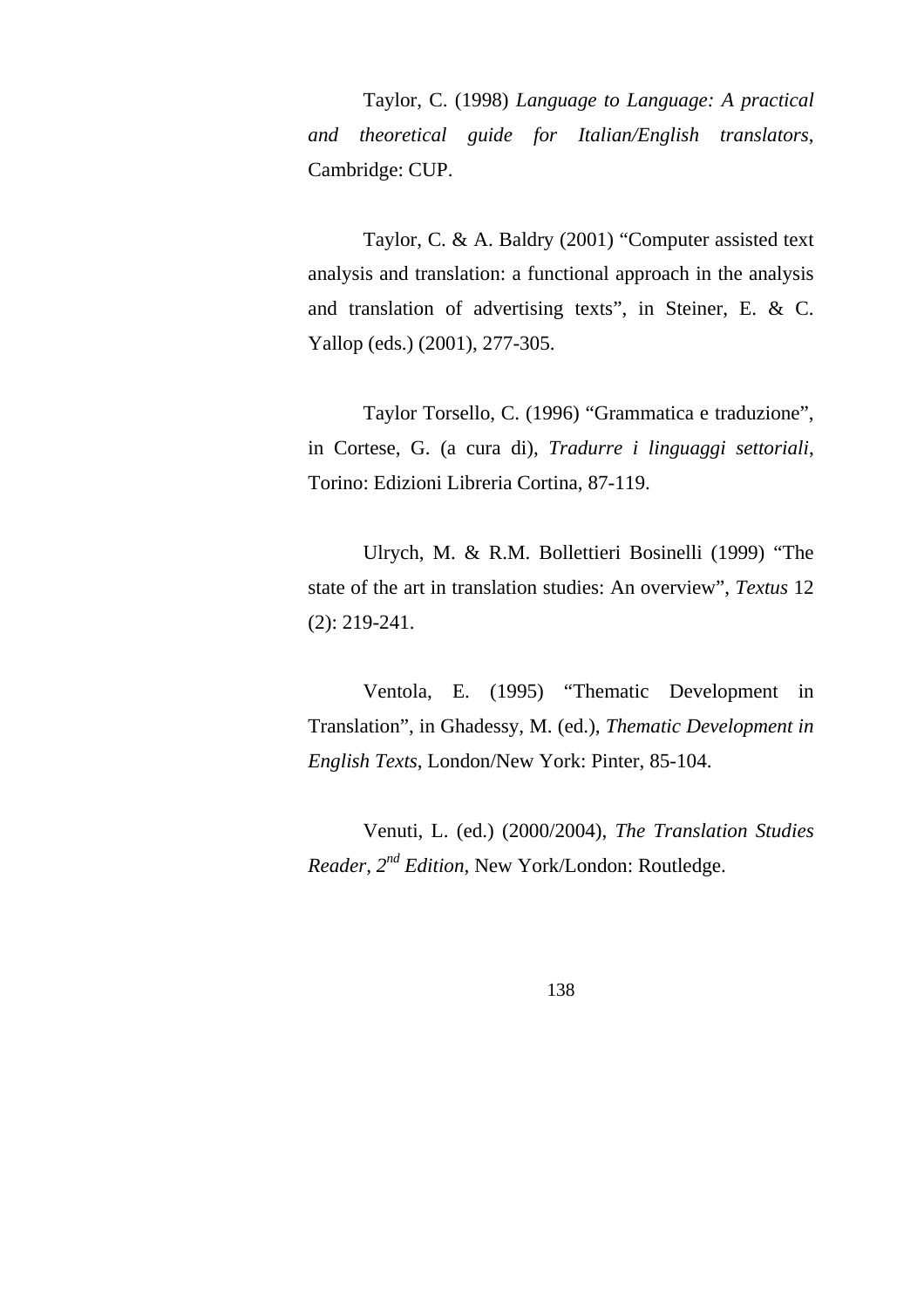Taylor, C. (1998) *Language to Language: A practical and theoretical guide for Italian/English translators*, Cambridge: CUP.

Taylor, C. & A. Baldry (2001) "Computer assisted text analysis and translation: a functional approach in the analysis and translation of advertising texts", in Steiner, E. & C. Yallop (eds.) (2001), 277-305.

Taylor Torsello, C. (1996) "Grammatica e traduzione", in Cortese, G. (a cura di), *Tradurre i linguaggi settoriali*, Torino: Edizioni Libreria Cortina, 87-119.

Ulrych, M. & R.M. Bollettieri Bosinelli (1999) "The state of the art in translation studies: An overview", *Textus* 12 (2): 219-241.

Ventola, E. (1995) "Thematic Development in Translation", in Ghadessy, M. (ed.), *Thematic Development in English Texts*, London/New York: Pinter, 85-104.

Venuti, L. (ed.) (2000/2004), *The Translation Studies Reader, 2nd Edition*, New York/London: Routledge.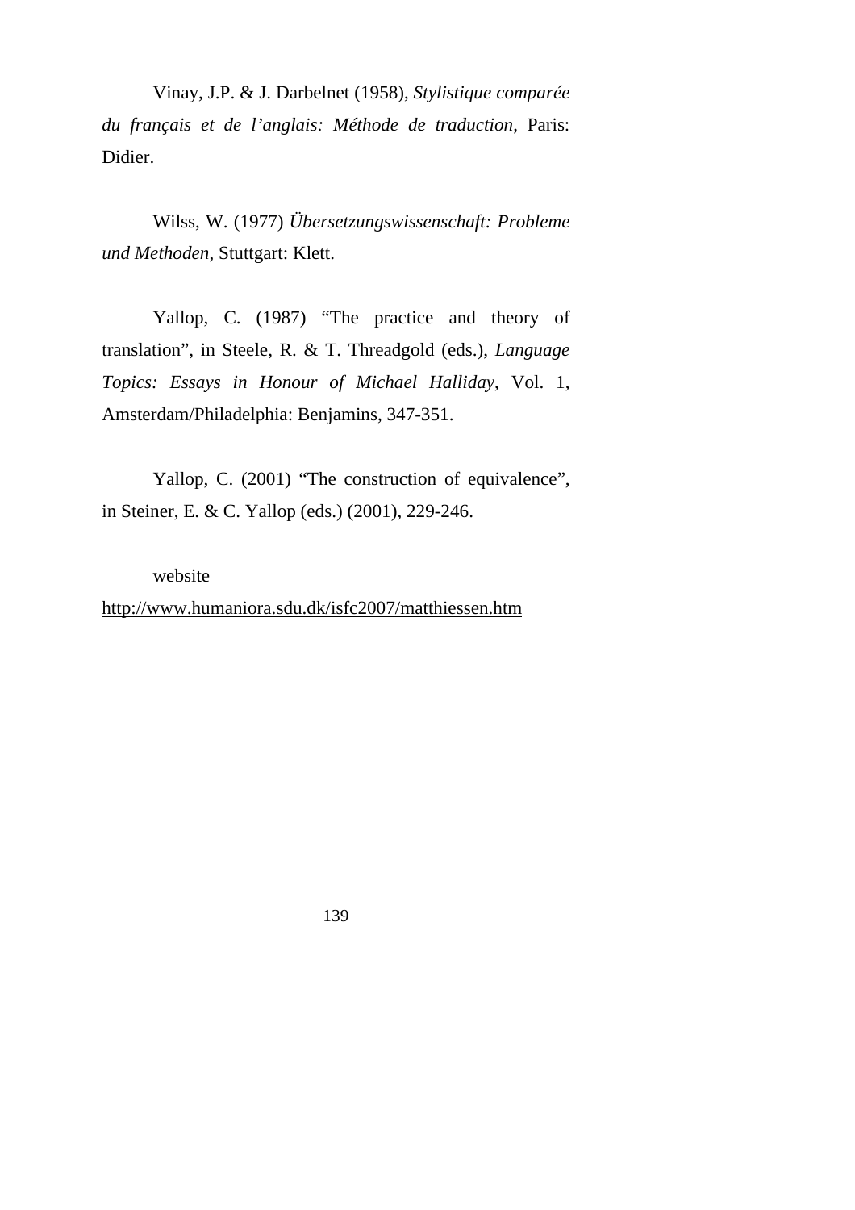Vinay, J.P. & J. Darbelnet (1958), *Stylistique comparée du français et de l'anglais: Méthode de traduction*, Paris: Didier.

Wilss, W. (1977) *Übersetzungswissenschaft: Probleme und Methoden*, Stuttgart: Klett.

Yallop, C. (1987) "The practice and theory of translation", in Steele, R. & T. Threadgold (eds.), *Language Topics: Essays in Honour of Michael Halliday*, Vol. 1, Amsterdam/Philadelphia: Benjamins, 347-351.

Yallop, C. (2001) "The construction of equivalence", in Steiner, E. & C. Yallop (eds.) (2001), 229-246.

website
http://www.humaniora.sdu.dk/isfc2007/matthiessen.htm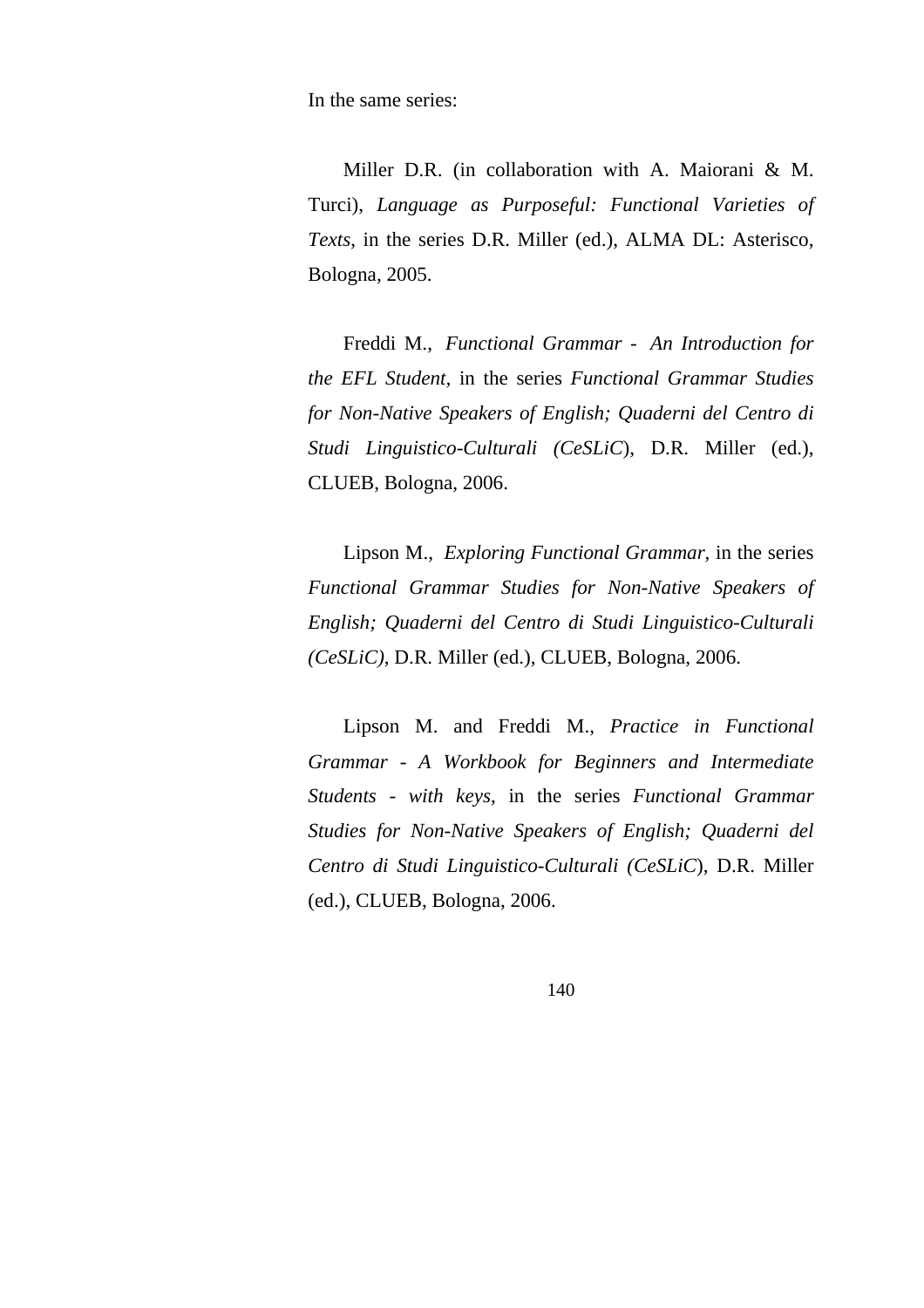In the same series:

Miller D.R. (in collaboration with A. Maiorani & M. Turci), *Language as Purposeful: Functional Varieties of Texts*, in the series D.R. Miller (ed.), ALMA DL: Asterisco, Bologna, 2005.

Freddi M., *Functional Grammar - An Introduction for the EFL Student*, in the series *Functional Grammar Studies for Non-Native Speakers of English; Quaderni del Centro di Studi Linguistico-Culturali (CeSLiC*), D.R. Miller (ed.), CLUEB, Bologna, 2006.

Lipson M., *Exploring Functional Grammar*, in the series *Functional Grammar Studies for Non-Native Speakers of English; Quaderni del Centro di Studi Linguistico-Culturali (CeSLiC)*, D.R. Miller (ed.), CLUEB, Bologna, 2006.

Lipson M. and Freddi M., *Practice in Functional Grammar - A Workbook for Beginners and Intermediate Students - with keys*, in the series *Functional Grammar Studies for Non-Native Speakers of English; Quaderni del Centro di Studi Linguistico-Culturali (CeSLiC*), D.R. Miller (ed.), CLUEB, Bologna, 2006.